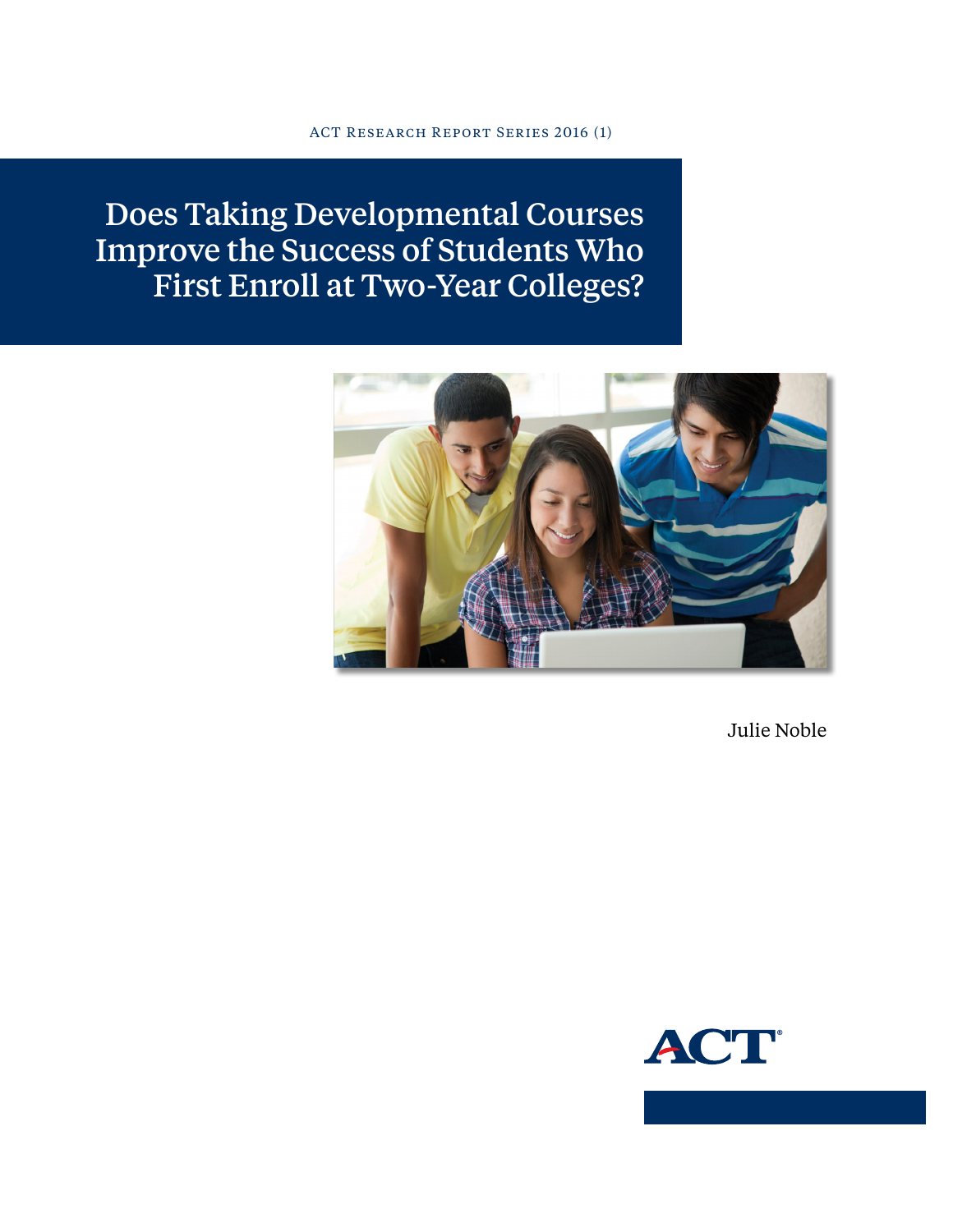ACT Research Report Series 2016 (1)

# Does Taking Developmental Courses Improve the Success of Students Who First Enroll at Two-Year Colleges?

Julie Noble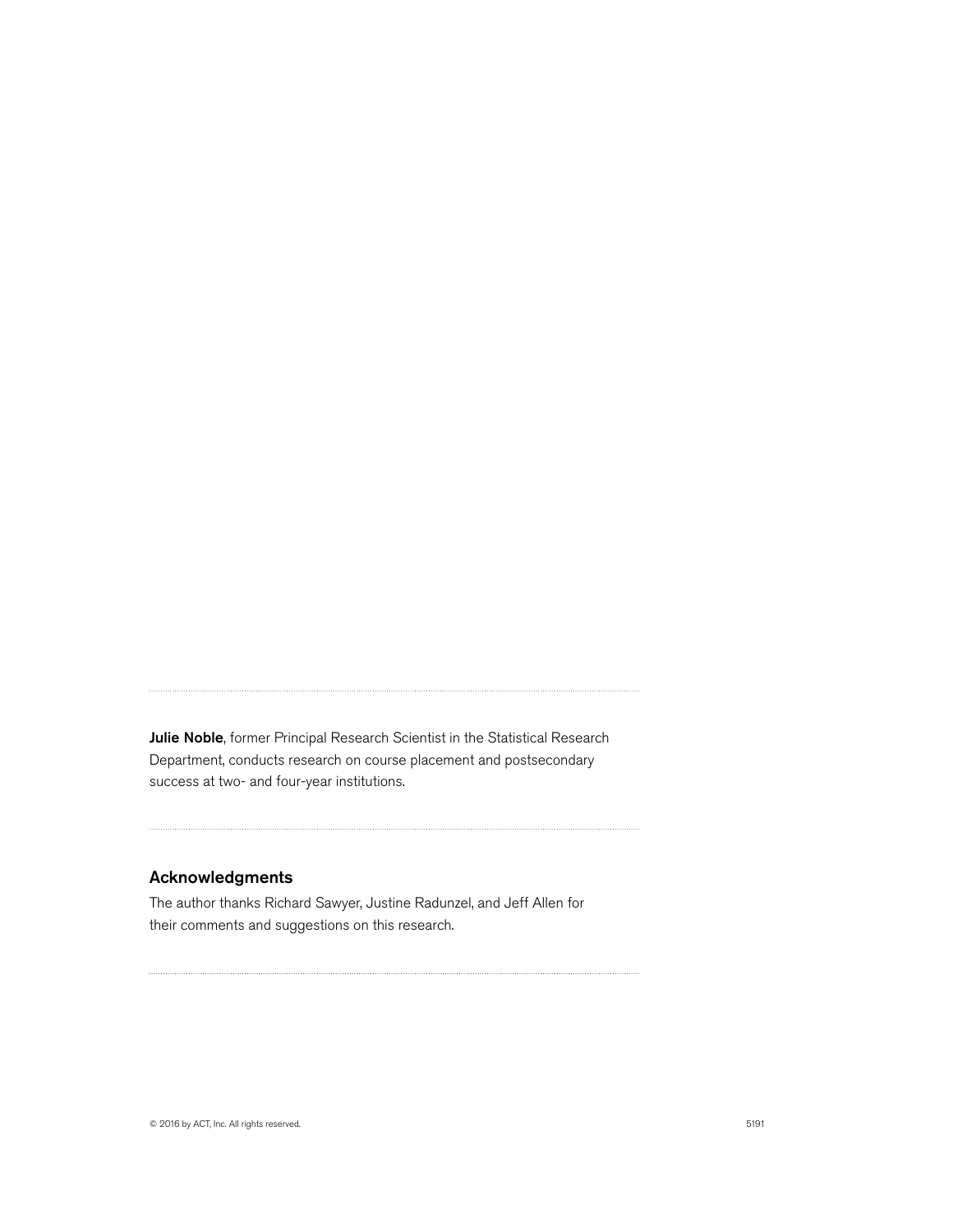**Julie Noble**, former Principal Research Scientist in the Statistical Research Department, conducts research on course placement and postsecondary success at two- and four-year institutions.

## Acknowledgments

The author thanks Richard Sawyer, Justine Radunzel, and Jeff Allen for their comments and suggestions on this research.

© 2016 by ACT, Inc. All rights reserved.

5191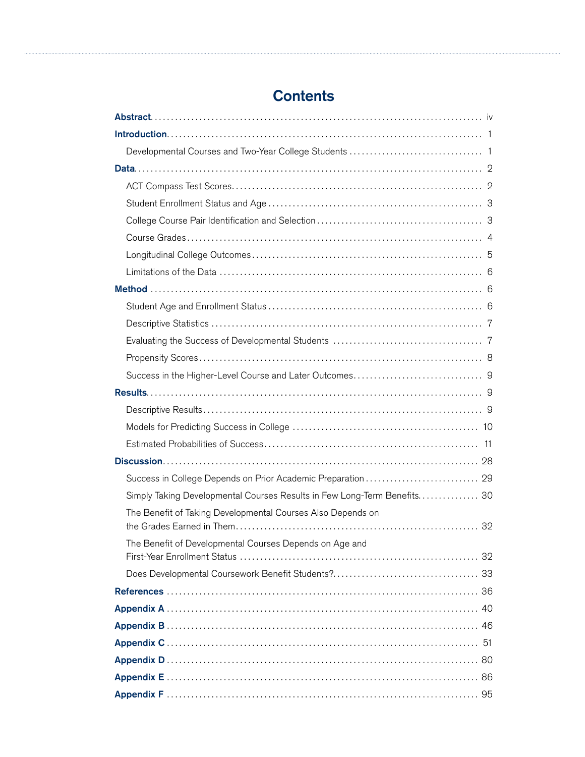# Contents

**Abstract** ..... iv

**Introduction** ..... 1

- Developmental Courses and Two-Year College Students ..... 1

**Data** ..... 2

- ACT Compass Test Scores ..... 2
- Student Enrollment Status and Age ..... 3
- College Course Pair Identification and Selection ..... 3
- Course Grades ..... 4
- Longitudinal College Outcomes ..... 5
- Limitations of the Data ..... 6

**Method** ..... 6

- Student Age and Enrollment Status ..... 6
- Descriptive Statistics ..... 7
- Evaluating the Success of Developmental Students ..... 7
- Propensity Scores ..... 8
- Success in the Higher-Level Course and Later Outcomes ..... 9

**Results** ..... 9

- Descriptive Results ..... 9
- Models for Predicting Success in College ..... 10
- Estimated Probabilities of Success ..... 11

**Discussion** ..... 28

- Success in College Depends on Prior Academic Preparation ..... 29
- Simply Taking Developmental Courses Results in Few Long-Term Benefits ..... 30
- The Benefit of Taking Developmental Courses Also Depends on the Grades Earned in Them ..... 32
- The Benefit of Developmental Courses Depends on Age and First-Year Enrollment Status ..... 32
- Does Developmental Coursework Benefit Students? ..... 33

**References** ..... 36

**Appendix A** ..... 40

**Appendix B** ..... 46

**Appendix C** ..... 51

**Appendix D** ..... 80

**Appendix E** ..... 86

**Appendix F** ..... 95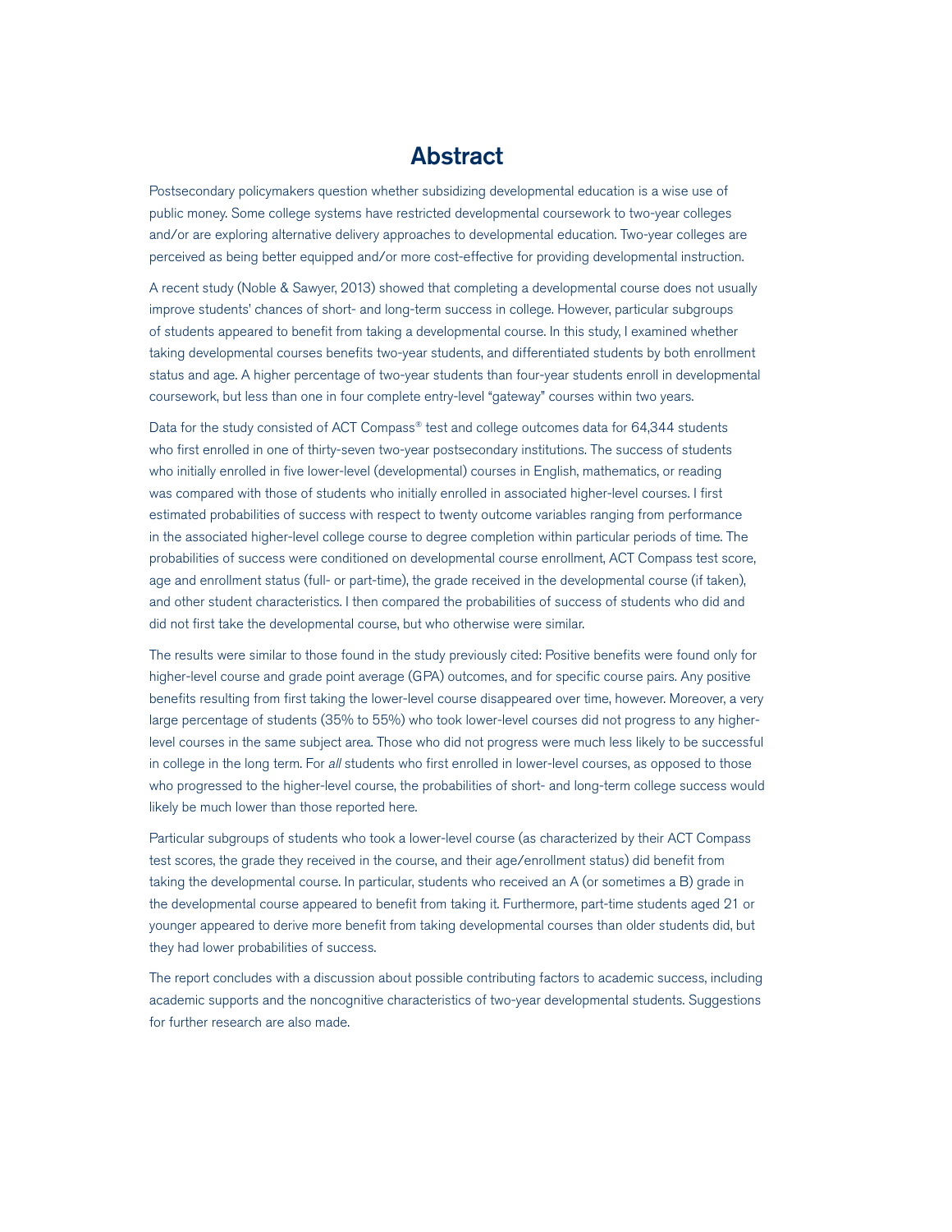# Abstract

Postsecondary policymakers question whether subsidizing developmental education is a wise use of public money. Some college systems have restricted developmental coursework to two-year colleges and/or are exploring alternative delivery approaches to developmental education. Two-year colleges are perceived as being better equipped and/or more cost-effective for providing developmental instruction.

A recent study (Noble & Sawyer, 2013) showed that completing a developmental course does not usually improve students' chances of short- and long-term success in college. However, particular subgroups of students appeared to benefit from taking a developmental course. In this study, I examined whether taking developmental courses benefits two-year students, and differentiated students by both enrollment status and age. A higher percentage of two-year students than four-year students enroll in developmental coursework, but less than one in four complete entry-level "gateway" courses within two years.

Data for the study consisted of ACT Compass® test and college outcomes data for 64,344 students who first enrolled in one of thirty-seven two-year postsecondary institutions. The success of students who initially enrolled in five lower-level (developmental) courses in English, mathematics, or reading was compared with those of students who initially enrolled in associated higher-level courses. I first estimated probabilities of success with respect to twenty outcome variables ranging from performance in the associated higher-level college course to degree completion within particular periods of time. The probabilities of success were conditioned on developmental course enrollment, ACT Compass test score, age and enrollment status (full- or part-time), the grade received in the developmental course (if taken), and other student characteristics. I then compared the probabilities of success of students who did and did not first take the developmental course, but who otherwise were similar.

The results were similar to those found in the study previously cited: Positive benefits were found only for higher-level course and grade point average (GPA) outcomes, and for specific course pairs. Any positive benefits resulting from first taking the lower-level course disappeared over time, however. Moreover, a very large percentage of students (35% to 55%) who took lower-level courses did not progress to any higher-level courses in the same subject area. Those who did not progress were much less likely to be successful in college in the long term. For *all* students who first enrolled in lower-level courses, as opposed to those who progressed to the higher-level course, the probabilities of short- and long-term college success would likely be much lower than those reported here.

Particular subgroups of students who took a lower-level course (as characterized by their ACT Compass test scores, the grade they received in the course, and their age/enrollment status) did benefit from taking the developmental course. In particular, students who received an A (or sometimes a B) grade in the developmental course appeared to benefit from taking it. Furthermore, part-time students aged 21 or younger appeared to derive more benefit from taking developmental courses than older students did, but they had lower probabilities of success.

The report concludes with a discussion about possible contributing factors to academic success, including academic supports and the noncognitive characteristics of two-year developmental students. Suggestions for further research are also made.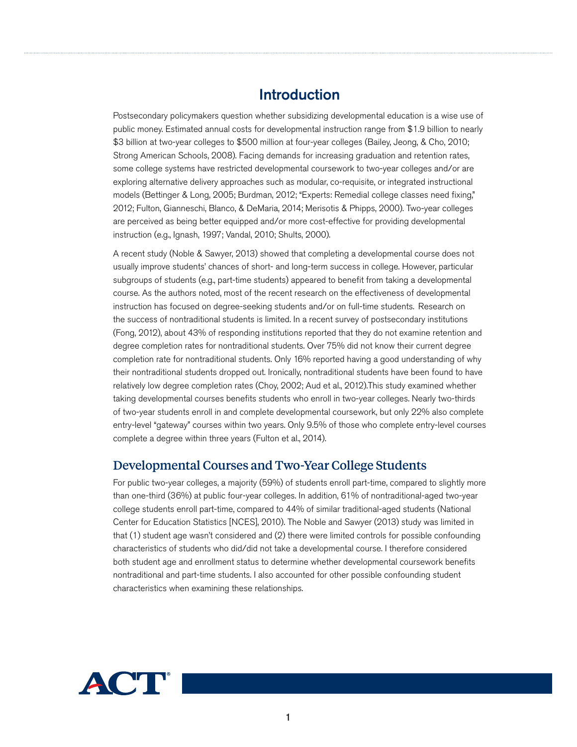# Introduction

Postsecondary policymakers question whether subsidizing developmental education is a wise use of public money. Estimated annual costs for developmental instruction range from $1.9 billion to nearly $3 billion at two-year colleges to $500 million at four-year colleges (Bailey, Jeong, & Cho, 2010; Strong American Schools, 2008). Facing demands for increasing graduation and retention rates, some college systems have restricted developmental coursework to two-year colleges and/or are exploring alternative delivery approaches such as modular, co-requisite, or integrated instructional models (Bettinger & Long, 2005; Burdman, 2012; "Experts: Remedial college classes need fixing," 2012; Fulton, Gianneschi, Blanco, & DeMaria, 2014; Merisotis & Phipps, 2000). Two-year colleges are perceived as being better equipped and/or more cost-effective for providing developmental instruction (e.g., Ignash, 1997; Vandal, 2010; Shults, 2000).

A recent study (Noble & Sawyer, 2013) showed that completing a developmental course does not usually improve students' chances of short- and long-term success in college. However, particular subgroups of students (e.g., part-time students) appeared to benefit from taking a developmental course. As the authors noted, most of the recent research on the effectiveness of developmental instruction has focused on degree-seeking students and/or on full-time students. Research on the success of nontraditional students is limited. In a recent survey of postsecondary institutions (Fong, 2012), about 43% of responding institutions reported that they do not examine retention and degree completion rates for nontraditional students. Over 75% did not know their current degree completion rate for nontraditional students. Only 16% reported having a good understanding of why their nontraditional students dropped out. Ironically, nontraditional students have been found to have relatively low degree completion rates (Choy, 2002; Aud et al., 2012).This study examined whether taking developmental courses benefits students who enroll in two-year colleges. Nearly two-thirds of two-year students enroll in and complete developmental coursework, but only 22% also complete entry-level "gateway" courses within two years. Only 9.5% of those who complete entry-level courses complete a degree within three years (Fulton et al., 2014).

## Developmental Courses and Two-Year College Students

For public two-year colleges, a majority (59%) of students enroll part-time, compared to slightly more than one-third (36%) at public four-year colleges. In addition, 61% of nontraditional-aged two-year college students enroll part-time, compared to 44% of similar traditional-aged students (National Center for Education Statistics [NCES], 2010). The Noble and Sawyer (2013) study was limited in that (1) student age wasn't considered and (2) there were limited controls for possible confounding characteristics of students who did/did not take a developmental course. I therefore considered both student age and enrollment status to determine whether developmental coursework benefits nontraditional and part-time students. I also accounted for other possible confounding student characteristics when examining these relationships.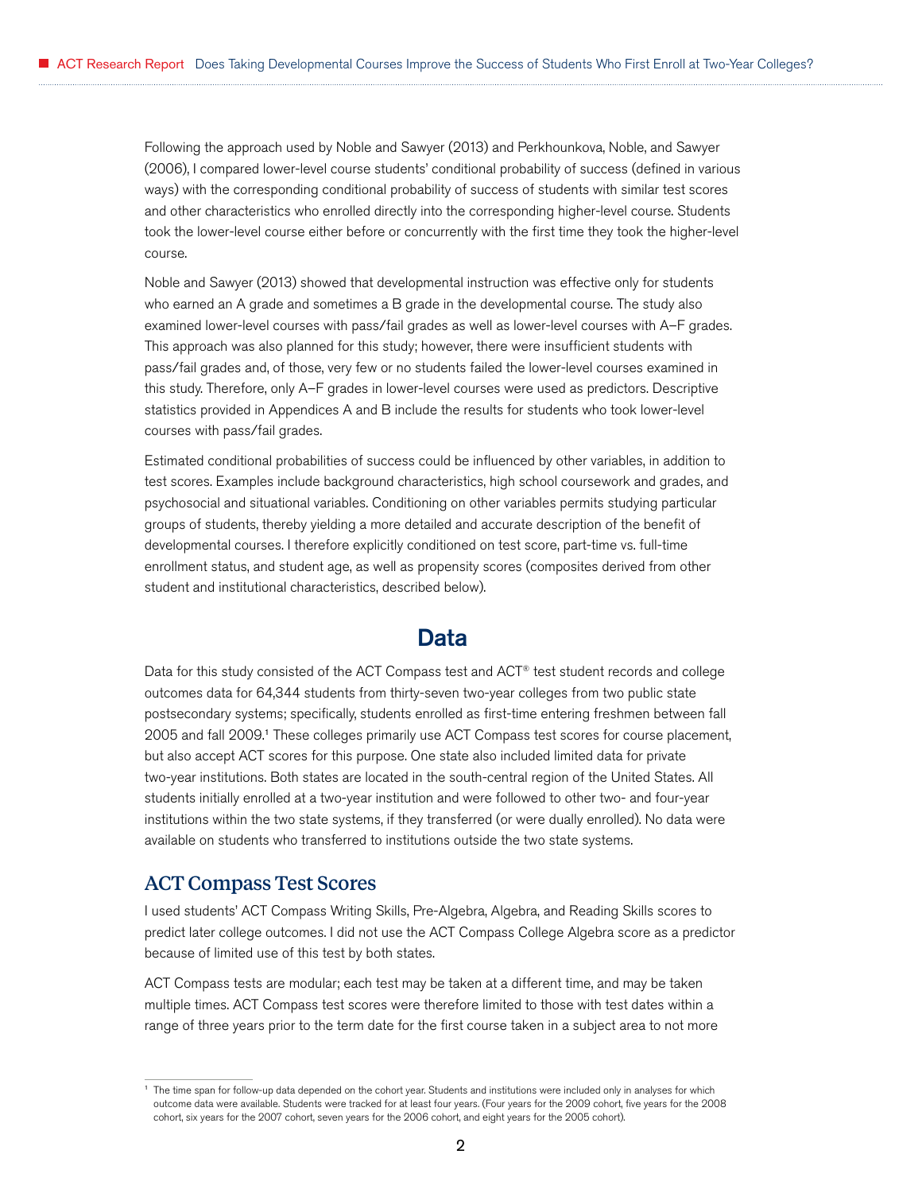Following the approach used by Noble and Sawyer (2013) and Perkhounkova, Noble, and Sawyer (2006), I compared lower-level course students' conditional probability of success (defined in various ways) with the corresponding conditional probability of success of students with similar test scores and other characteristics who enrolled directly into the corresponding higher-level course. Students took the lower-level course either before or concurrently with the first time they took the higher-level course.

Noble and Sawyer (2013) showed that developmental instruction was effective only for students who earned an A grade and sometimes a B grade in the developmental course. The study also examined lower-level courses with pass/fail grades as well as lower-level courses with A–F grades. This approach was also planned for this study; however, there were insufficient students with pass/fail grades and, of those, very few or no students failed the lower-level courses examined in this study. Therefore, only A–F grades in lower-level courses were used as predictors. Descriptive statistics provided in Appendices A and B include the results for students who took lower-level courses with pass/fail grades.

Estimated conditional probabilities of success could be influenced by other variables, in addition to test scores. Examples include background characteristics, high school coursework and grades, and psychosocial and situational variables. Conditioning on other variables permits studying particular groups of students, thereby yielding a more detailed and accurate description of the benefit of developmental courses. I therefore explicitly conditioned on test score, part-time vs. full-time enrollment status, and student age, as well as propensity scores (composites derived from other student and institutional characteristics, described below).

## Data

Data for this study consisted of the ACT Compass test and ACT® test student records and college outcomes data for 64,344 students from thirty-seven two-year colleges from two public state postsecondary systems; specifically, students enrolled as first-time entering freshmen between fall 2005 and fall 2009.[1] These colleges primarily use ACT Compass test scores for course placement, but also accept ACT scores for this purpose. One state also included limited data for private two-year institutions. Both states are located in the south-central region of the United States. All students initially enrolled at a two-year institution and were followed to other two- and four-year institutions within the two state systems, if they transferred (or were dually enrolled). No data were available on students who transferred to institutions outside the two state systems.

### ACT Compass Test Scores

I used students' ACT Compass Writing Skills, Pre-Algebra, Algebra, and Reading Skills scores to predict later college outcomes. I did not use the ACT Compass College Algebra score as a predictor because of limited use of this test by both states.

ACT Compass tests are modular; each test may be taken at a different time, and may be taken multiple times. ACT Compass test scores were therefore limited to those with test dates within a range of three years prior to the term date for the first course taken in a subject area to not more

[1] The time span for follow-up data depended on the cohort year. Students and institutions were included only in analyses for which outcome data were available. Students were tracked for at least four years. (Four years for the 2009 cohort, five years for the 2008 cohort, six years for the 2007 cohort, seven years for the 2006 cohort, and eight years for the 2005 cohort).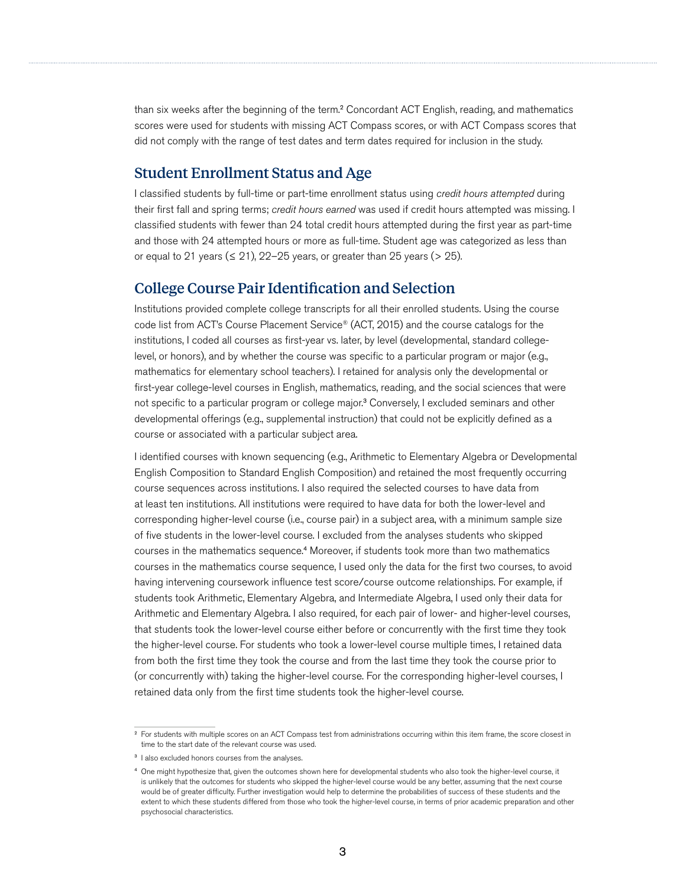than six weeks after the beginning of the term.[2] Concordant ACT English, reading, and mathematics scores were used for students with missing ACT Compass scores, or with ACT Compass scores that did not comply with the range of test dates and term dates required for inclusion in the study.

## Student Enrollment Status and Age

I classified students by full-time or part-time enrollment status using *credit hours attempted* during their first fall and spring terms; *credit hours earned* was used if credit hours attempted was missing. I classified students with fewer than 24 total credit hours attempted during the first year as part-time and those with 24 attempted hours or more as full-time. Student age was categorized as less than or equal to 21 years (≤ 21), 22–25 years, or greater than 25 years (> 25).

## College Course Pair Identification and Selection

Institutions provided complete college transcripts for all their enrolled students. Using the course code list from ACT's Course Placement Service® (ACT, 2015) and the course catalogs for the institutions, I coded all courses as first-year vs. later, by level (developmental, standard college-level, or honors), and by whether the course was specific to a particular program or major (e.g., mathematics for elementary school teachers). I retained for analysis only the developmental or first-year college-level courses in English, mathematics, reading, and the social sciences that were not specific to a particular program or college major.[3] Conversely, I excluded seminars and other developmental offerings (e.g., supplemental instruction) that could not be explicitly defined as a course or associated with a particular subject area.

I identified courses with known sequencing (e.g., Arithmetic to Elementary Algebra or Developmental English Composition to Standard English Composition) and retained the most frequently occurring course sequences across institutions. I also required the selected courses to have data from at least ten institutions. All institutions were required to have data for both the lower-level and corresponding higher-level course (i.e., course pair) in a subject area, with a minimum sample size of five students in the lower-level course. I excluded from the analyses students who skipped courses in the mathematics sequence.[4] Moreover, if students took more than two mathematics courses in the mathematics course sequence, I used only the data for the first two courses, to avoid having intervening coursework influence test score/course outcome relationships. For example, if students took Arithmetic, Elementary Algebra, and Intermediate Algebra, I used only their data for Arithmetic and Elementary Algebra. I also required, for each pair of lower- and higher-level courses, that students took the lower-level course either before or concurrently with the first time they took the higher-level course. For students who took a lower-level course multiple times, I retained data from both the first time they took the course and from the last time they took the course prior to (or concurrently with) taking the higher-level course. For the corresponding higher-level courses, I retained data only from the first time students took the higher-level course.

---

[2] For students with multiple scores on an ACT Compass test from administrations occurring within this item frame, the score closest in time to the start date of the relevant course was used.

[3] I also excluded honors courses from the analyses.

[4] One might hypothesize that, given the outcomes shown here for developmental students who also took the higher-level course, it is unlikely that the outcomes for students who skipped the higher-level course would be any better, assuming that the next course would be of greater difficulty. Further investigation would help to determine the probabilities of success of these students and the extent to which these students differed from those who took the higher-level course, in terms of prior academic preparation and other psychosocial characteristics.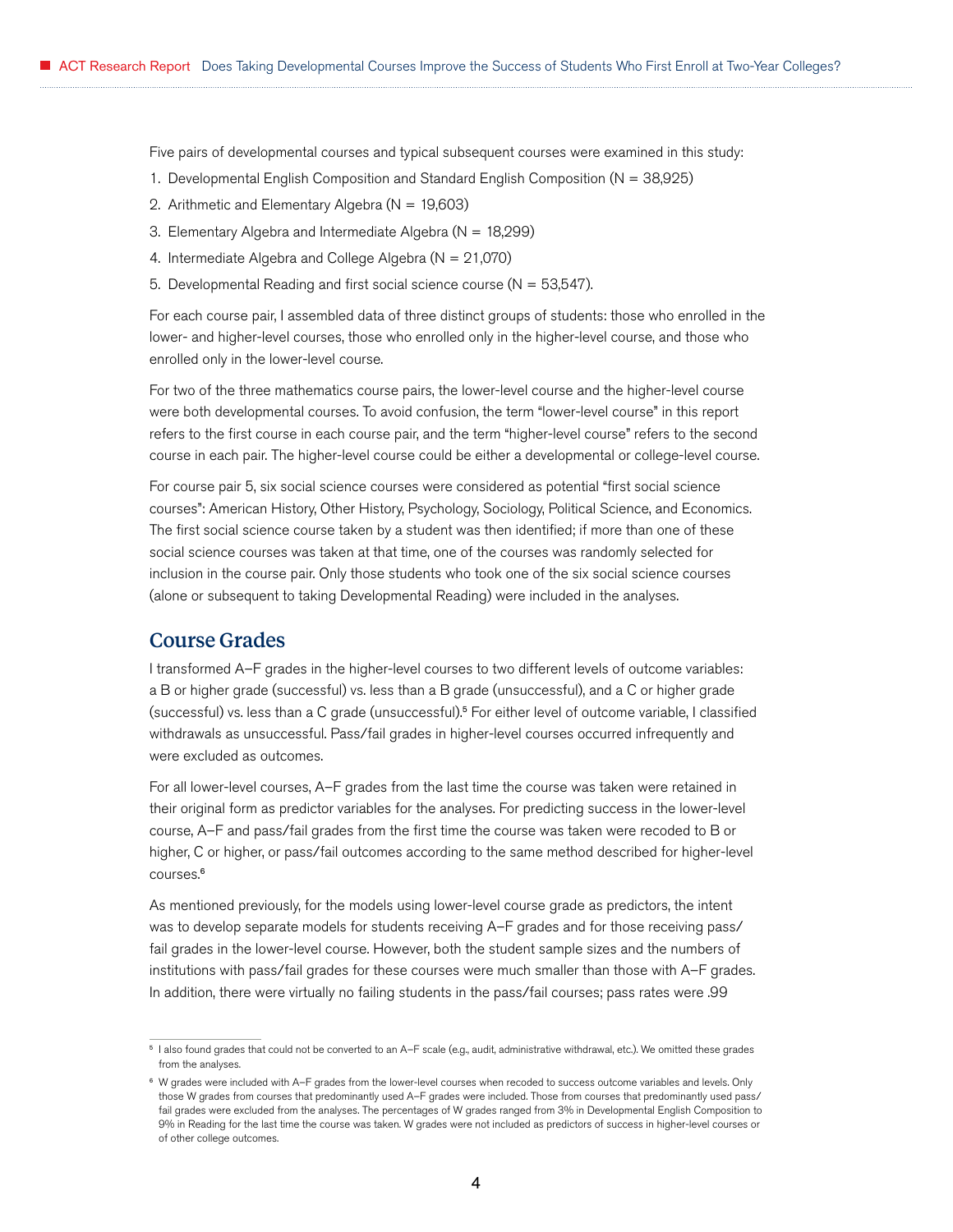Five pairs of developmental courses and typical subsequent courses were examined in this study:

1. Developmental English Composition and Standard English Composition (N = 38,925)
2. Arithmetic and Elementary Algebra (N = 19,603)
3. Elementary Algebra and Intermediate Algebra (N = 18,299)
4. Intermediate Algebra and College Algebra (N = 21,070)
5. Developmental Reading and first social science course (N = 53,547).

For each course pair, I assembled data of three distinct groups of students: those who enrolled in the lower- and higher-level courses, those who enrolled only in the higher-level course, and those who enrolled only in the lower-level course.

For two of the three mathematics course pairs, the lower-level course and the higher-level course were both developmental courses. To avoid confusion, the term "lower-level course" in this report refers to the first course in each course pair, and the term "higher-level course" refers to the second course in each pair. The higher-level course could be either a developmental or college-level course.

For course pair 5, six social science courses were considered as potential "first social science courses": American History, Other History, Psychology, Sociology, Political Science, and Economics. The first social science course taken by a student was then identified; if more than one of these social science courses was taken at that time, one of the courses was randomly selected for inclusion in the course pair. Only those students who took one of the six social science courses (alone or subsequent to taking Developmental Reading) were included in the analyses.

## Course Grades

I transformed A–F grades in the higher-level courses to two different levels of outcome variables: a B or higher grade (successful) vs. less than a B grade (unsuccessful), and a C or higher grade (successful) vs. less than a C grade (unsuccessful).[5] For either level of outcome variable, I classified withdrawals as unsuccessful. Pass/fail grades in higher-level courses occurred infrequently and were excluded as outcomes.

For all lower-level courses, A–F grades from the last time the course was taken were retained in their original form as predictor variables for the analyses. For predicting success in the lower-level course, A–F and pass/fail grades from the first time the course was taken were recoded to B or higher, C or higher, or pass/fail outcomes according to the same method described for higher-level courses.[6]

As mentioned previously, for the models using lower-level course grade as predictors, the intent was to develop separate models for students receiving A–F grades and for those receiving pass/fail grades in the lower-level course. However, both the student sample sizes and the numbers of institutions with pass/fail grades for these courses were much smaller than those with A–F grades. In addition, there were virtually no failing students in the pass/fail courses; pass rates were .99

---

[5] I also found grades that could not be converted to an A–F scale (e.g., audit, administrative withdrawal, etc.). We omitted these grades from the analyses.

[6] W grades were included with A–F grades from the lower-level courses when recoded to success outcome variables and levels. Only those W grades from courses that predominantly used A–F grades were included. Those from courses that predominantly used pass/fail grades were excluded from the analyses. The percentages of W grades ranged from 3% in Developmental English Composition to 9% in Reading for the last time the course was taken. W grades were not included as predictors of success in higher-level courses or of other college outcomes.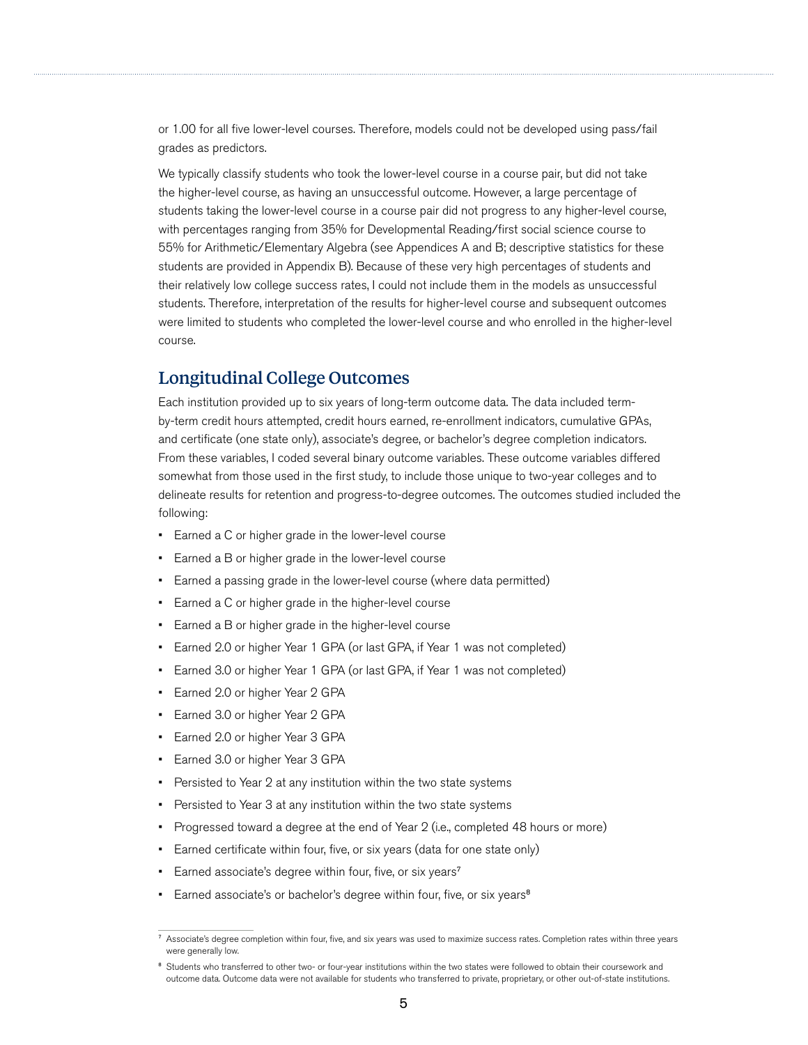or 1.00 for all five lower-level courses. Therefore, models could not be developed using pass/fail grades as predictors.

We typically classify students who took the lower-level course in a course pair, but did not take the higher-level course, as having an unsuccessful outcome. However, a large percentage of students taking the lower-level course in a course pair did not progress to any higher-level course, with percentages ranging from 35% for Developmental Reading/first social science course to 55% for Arithmetic/Elementary Algebra (see Appendices A and B; descriptive statistics for these students are provided in Appendix B). Because of these very high percentages of students and their relatively low college success rates, I could not include them in the models as unsuccessful students. Therefore, interpretation of the results for higher-level course and subsequent outcomes were limited to students who completed the lower-level course and who enrolled in the higher-level course.

## Longitudinal College Outcomes

Each institution provided up to six years of long-term outcome data. The data included term-by-term credit hours attempted, credit hours earned, re-enrollment indicators, cumulative GPAs, and certificate (one state only), associate's degree, or bachelor's degree completion indicators. From these variables, I coded several binary outcome variables. These outcome variables differed somewhat from those used in the first study, to include those unique to two-year colleges and to delineate results for retention and progress-to-degree outcomes. The outcomes studied included the following:

- Earned a C or higher grade in the lower-level course
- Earned a B or higher grade in the lower-level course
- Earned a passing grade in the lower-level course (where data permitted)
- Earned a C or higher grade in the higher-level course
- Earned a B or higher grade in the higher-level course
- Earned 2.0 or higher Year 1 GPA (or last GPA, if Year 1 was not completed)
- Earned 3.0 or higher Year 1 GPA (or last GPA, if Year 1 was not completed)
- Earned 2.0 or higher Year 2 GPA
- Earned 3.0 or higher Year 2 GPA
- Earned 2.0 or higher Year 3 GPA
- Earned 3.0 or higher Year 3 GPA
- Persisted to Year 2 at any institution within the two state systems
- Persisted to Year 3 at any institution within the two state systems
- Progressed toward a degree at the end of Year 2 (i.e., completed 48 hours or more)
- Earned certificate within four, five, or six years (data for one state only)
- Earned associate's degree within four, five, or six years[7]
- Earned associate's or bachelor's degree within four, five, or six years[8]

[7] Associate's degree completion within four, five, and six years was used to maximize success rates. Completion rates within three years were generally low.

[8] Students who transferred to other two- or four-year institutions within the two states were followed to obtain their coursework and outcome data. Outcome data were not available for students who transferred to private, proprietary, or other out-of-state institutions.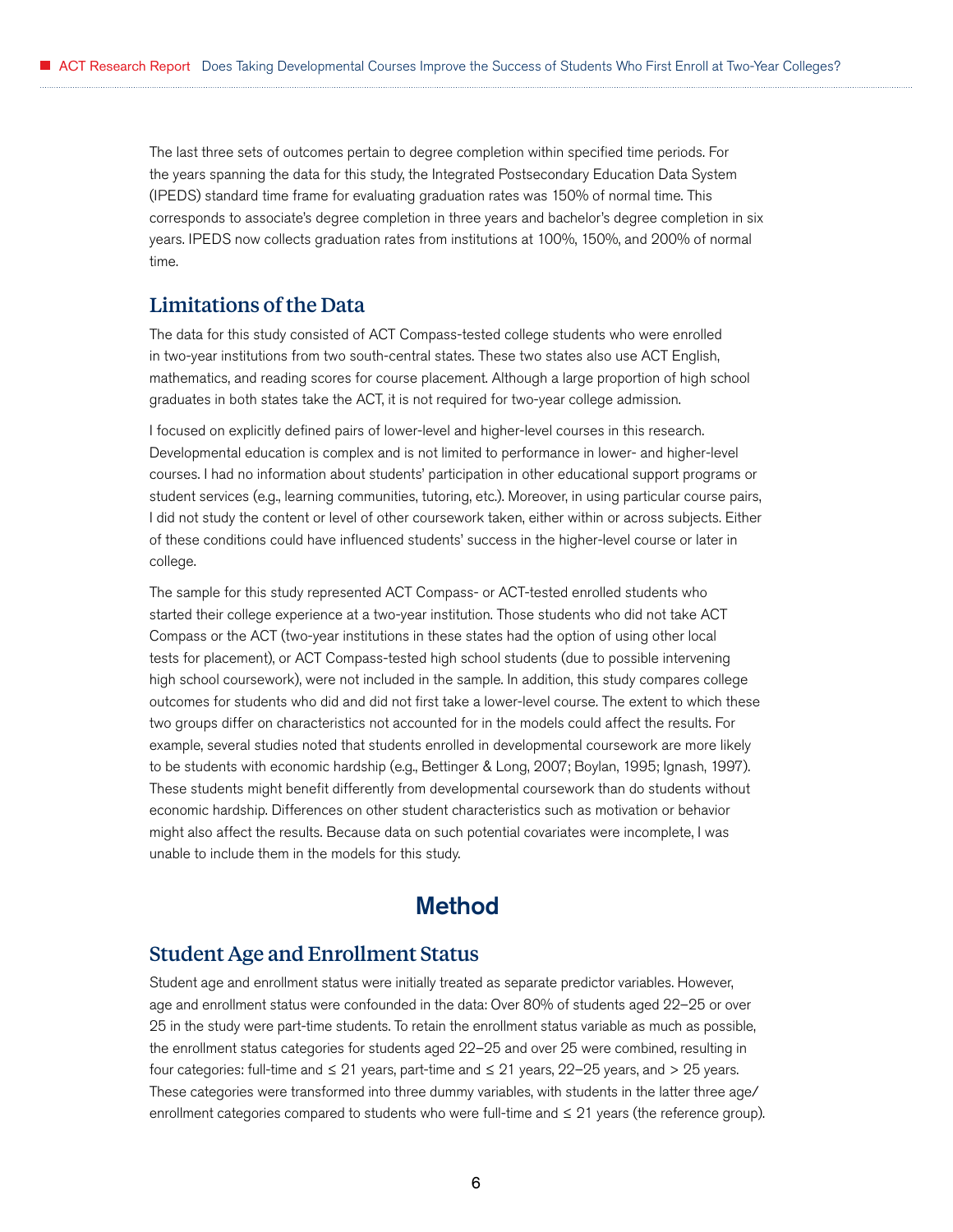The last three sets of outcomes pertain to degree completion within specified time periods. For the years spanning the data for this study, the Integrated Postsecondary Education Data System (IPEDS) standard time frame for evaluating graduation rates was 150% of normal time. This corresponds to associate's degree completion in three years and bachelor's degree completion in six years. IPEDS now collects graduation rates from institutions at 100%, 150%, and 200% of normal time.

## Limitations of the Data

The data for this study consisted of ACT Compass-tested college students who were enrolled in two-year institutions from two south-central states. These two states also use ACT English, mathematics, and reading scores for course placement. Although a large proportion of high school graduates in both states take the ACT, it is not required for two-year college admission.

I focused on explicitly defined pairs of lower-level and higher-level courses in this research. Developmental education is complex and is not limited to performance in lower- and higher-level courses. I had no information about students' participation in other educational support programs or student services (e.g., learning communities, tutoring, etc.). Moreover, in using particular course pairs, I did not study the content or level of other coursework taken, either within or across subjects. Either of these conditions could have influenced students' success in the higher-level course or later in college.

The sample for this study represented ACT Compass- or ACT-tested enrolled students who started their college experience at a two-year institution. Those students who did not take ACT Compass or the ACT (two-year institutions in these states had the option of using other local tests for placement), or ACT Compass-tested high school students (due to possible intervening high school coursework), were not included in the sample. In addition, this study compares college outcomes for students who did and did not first take a lower-level course. The extent to which these two groups differ on characteristics not accounted for in the models could affect the results. For example, several studies noted that students enrolled in developmental coursework are more likely to be students with economic hardship (e.g., Bettinger & Long, 2007; Boylan, 1995; Ignash, 1997). These students might benefit differently from developmental coursework than do students without economic hardship. Differences on other student characteristics such as motivation or behavior might also affect the results. Because data on such potential covariates were incomplete, I was unable to include them in the models for this study.

# Method

## Student Age and Enrollment Status

Student age and enrollment status were initially treated as separate predictor variables. However, age and enrollment status were confounded in the data: Over 80% of students aged 22–25 or over 25 in the study were part-time students. To retain the enrollment status variable as much as possible, the enrollment status categories for students aged 22–25 and over 25 were combined, resulting in four categories: full-time and ≤ 21 years, part-time and ≤ 21 years, 22–25 years, and > 25 years. These categories were transformed into three dummy variables, with students in the latter three age/enrollment categories compared to students who were full-time and ≤ 21 years (the reference group).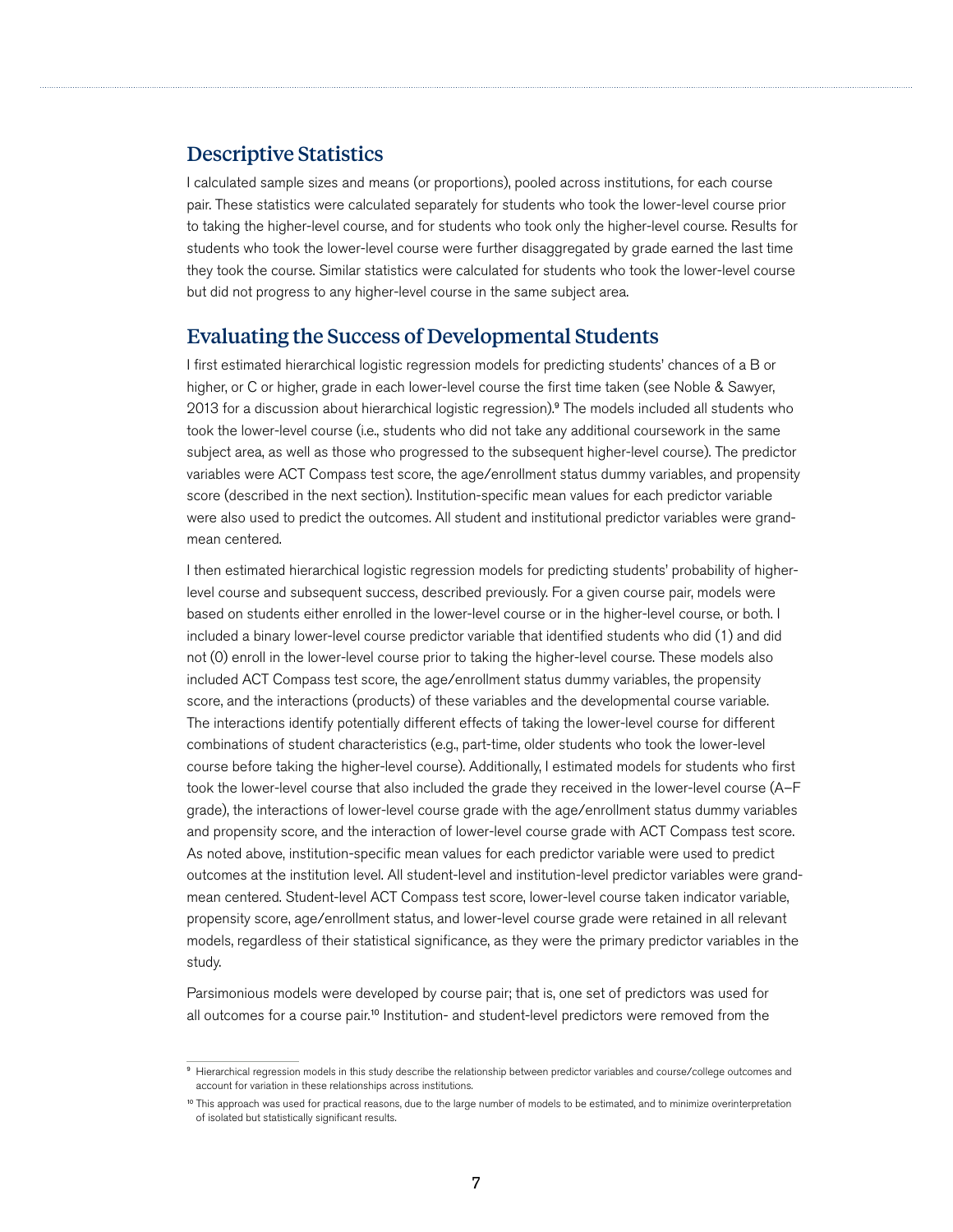## Descriptive Statistics

I calculated sample sizes and means (or proportions), pooled across institutions, for each course pair. These statistics were calculated separately for students who took the lower-level course prior to taking the higher-level course, and for students who took only the higher-level course. Results for students who took the lower-level course were further disaggregated by grade earned the last time they took the course. Similar statistics were calculated for students who took the lower-level course but did not progress to any higher-level course in the same subject area.

## Evaluating the Success of Developmental Students

I first estimated hierarchical logistic regression models for predicting students' chances of a B or higher, or C or higher, grade in each lower-level course the first time taken (see Noble & Sawyer, 2013 for a discussion about hierarchical logistic regression).[9] The models included all students who took the lower-level course (i.e., students who did not take any additional coursework in the same subject area, as well as those who progressed to the subsequent higher-level course). The predictor variables were ACT Compass test score, the age/enrollment status dummy variables, and propensity score (described in the next section). Institution-specific mean values for each predictor variable were also used to predict the outcomes. All student and institutional predictor variables were grand-mean centered.

I then estimated hierarchical logistic regression models for predicting students' probability of higher-level course and subsequent success, described previously. For a given course pair, models were based on students either enrolled in the lower-level course or in the higher-level course, or both. I included a binary lower-level course predictor variable that identified students who did (1) and did not (0) enroll in the lower-level course prior to taking the higher-level course. These models also included ACT Compass test score, the age/enrollment status dummy variables, the propensity score, and the interactions (products) of these variables and the developmental course variable. The interactions identify potentially different effects of taking the lower-level course for different combinations of student characteristics (e.g., part-time, older students who took the lower-level course before taking the higher-level course). Additionally, I estimated models for students who first took the lower-level course that also included the grade they received in the lower-level course (A–F grade), the interactions of lower-level course grade with the age/enrollment status dummy variables and propensity score, and the interaction of lower-level course grade with ACT Compass test score. As noted above, institution-specific mean values for each predictor variable were used to predict outcomes at the institution level. All student-level and institution-level predictor variables were grand-mean centered. Student-level ACT Compass test score, lower-level course taken indicator variable, propensity score, age/enrollment status, and lower-level course grade were retained in all relevant models, regardless of their statistical significance, as they were the primary predictor variables in the study.

Parsimonious models were developed by course pair; that is, one set of predictors was used for all outcomes for a course pair.[10] Institution- and student-level predictors were removed from the

[9] Hierarchical regression models in this study describe the relationship between predictor variables and course/college outcomes and account for variation in these relationships across institutions.

[10] This approach was used for practical reasons, due to the large number of models to be estimated, and to minimize overinterpretation of isolated but statistically significant results.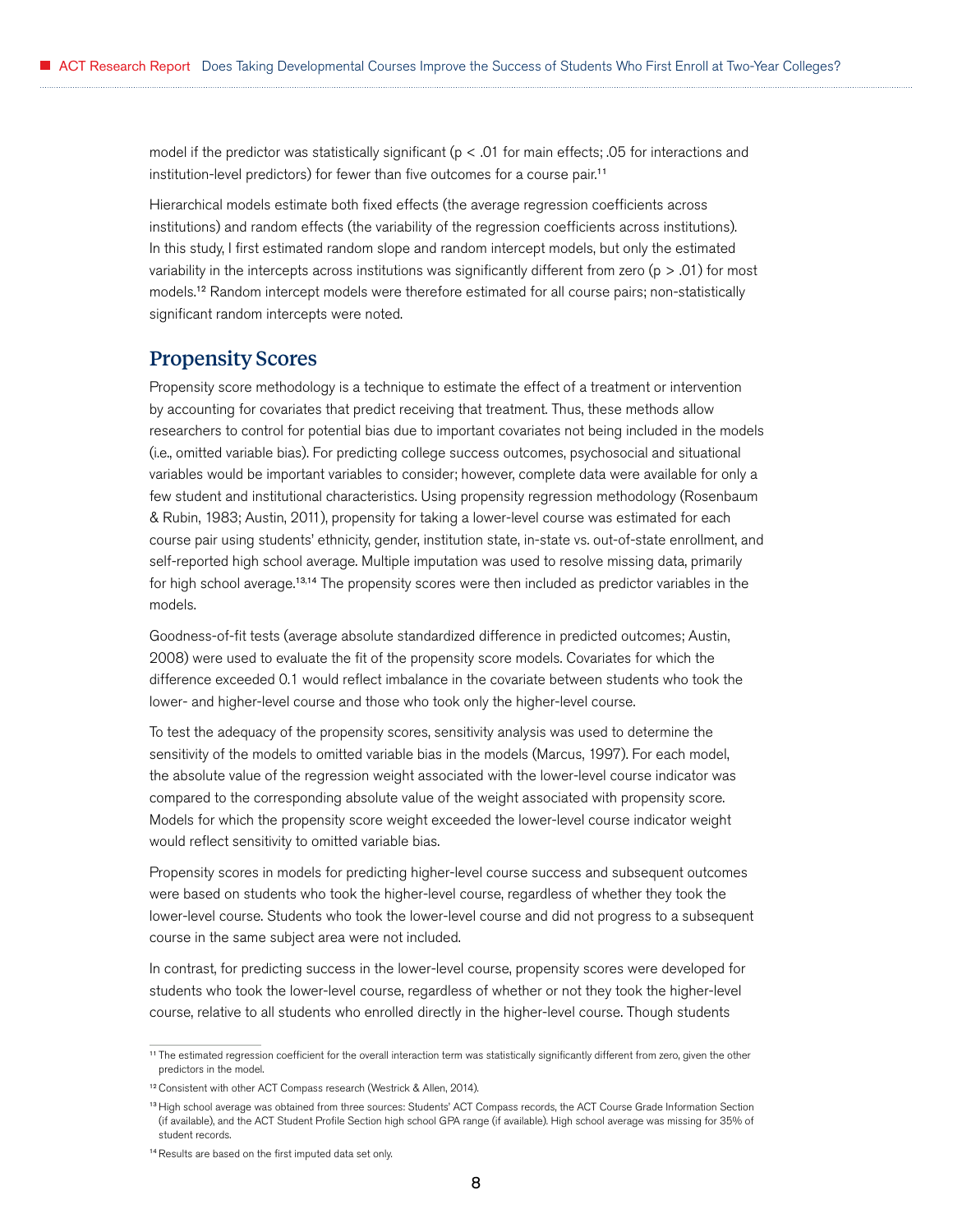model if the predictor was statistically significant ($p < .01$ for main effects; .05 for interactions and institution-level predictors) for fewer than five outcomes for a course pair.[11]

Hierarchical models estimate both fixed effects (the average regression coefficients across institutions) and random effects (the variability of the regression coefficients across institutions). In this study, I first estimated random slope and random intercept models, but only the estimated variability in the intercepts across institutions was significantly different from zero ($p > .01$) for most models.[12] Random intercept models were therefore estimated for all course pairs; non-statistically significant random intercepts were noted.

## Propensity Scores

Propensity score methodology is a technique to estimate the effect of a treatment or intervention by accounting for covariates that predict receiving that treatment. Thus, these methods allow researchers to control for potential bias due to important covariates not being included in the models (i.e., omitted variable bias). For predicting college success outcomes, psychosocial and situational variables would be important variables to consider; however, complete data were available for only a few student and institutional characteristics. Using propensity regression methodology (Rosenbaum & Rubin, 1983; Austin, 2011), propensity for taking a lower-level course was estimated for each course pair using students' ethnicity, gender, institution state, in-state vs. out-of-state enrollment, and self-reported high school average. Multiple imputation was used to resolve missing data, primarily for high school average.[13,14] The propensity scores were then included as predictor variables in the models.

Goodness-of-fit tests (average absolute standardized difference in predicted outcomes; Austin, 2008) were used to evaluate the fit of the propensity score models. Covariates for which the difference exceeded 0.1 would reflect imbalance in the covariate between students who took the lower- and higher-level course and those who took only the higher-level course.

To test the adequacy of the propensity scores, sensitivity analysis was used to determine the sensitivity of the models to omitted variable bias in the models (Marcus, 1997). For each model, the absolute value of the regression weight associated with the lower-level course indicator was compared to the corresponding absolute value of the weight associated with propensity score. Models for which the propensity score weight exceeded the lower-level course indicator weight would reflect sensitivity to omitted variable bias.

Propensity scores in models for predicting higher-level course success and subsequent outcomes were based on students who took the higher-level course, regardless of whether they took the lower-level course. Students who took the lower-level course and did not progress to a subsequent course in the same subject area were not included.

In contrast, for predicting success in the lower-level course, propensity scores were developed for students who took the lower-level course, regardless of whether or not they took the higher-level course, relative to all students who enrolled directly in the higher-level course. Though students

---

[11] The estimated regression coefficient for the overall interaction term was statistically significantly different from zero, given the other predictors in the model.

[12] Consistent with other ACT Compass research (Westrick & Allen, 2014).

[13] High school average was obtained from three sources: Students' ACT Compass records, the ACT Course Grade Information Section (if available), and the ACT Student Profile Section high school GPA range (if available). High school average was missing for 35% of student records.

[14] Results are based on the first imputed data set only.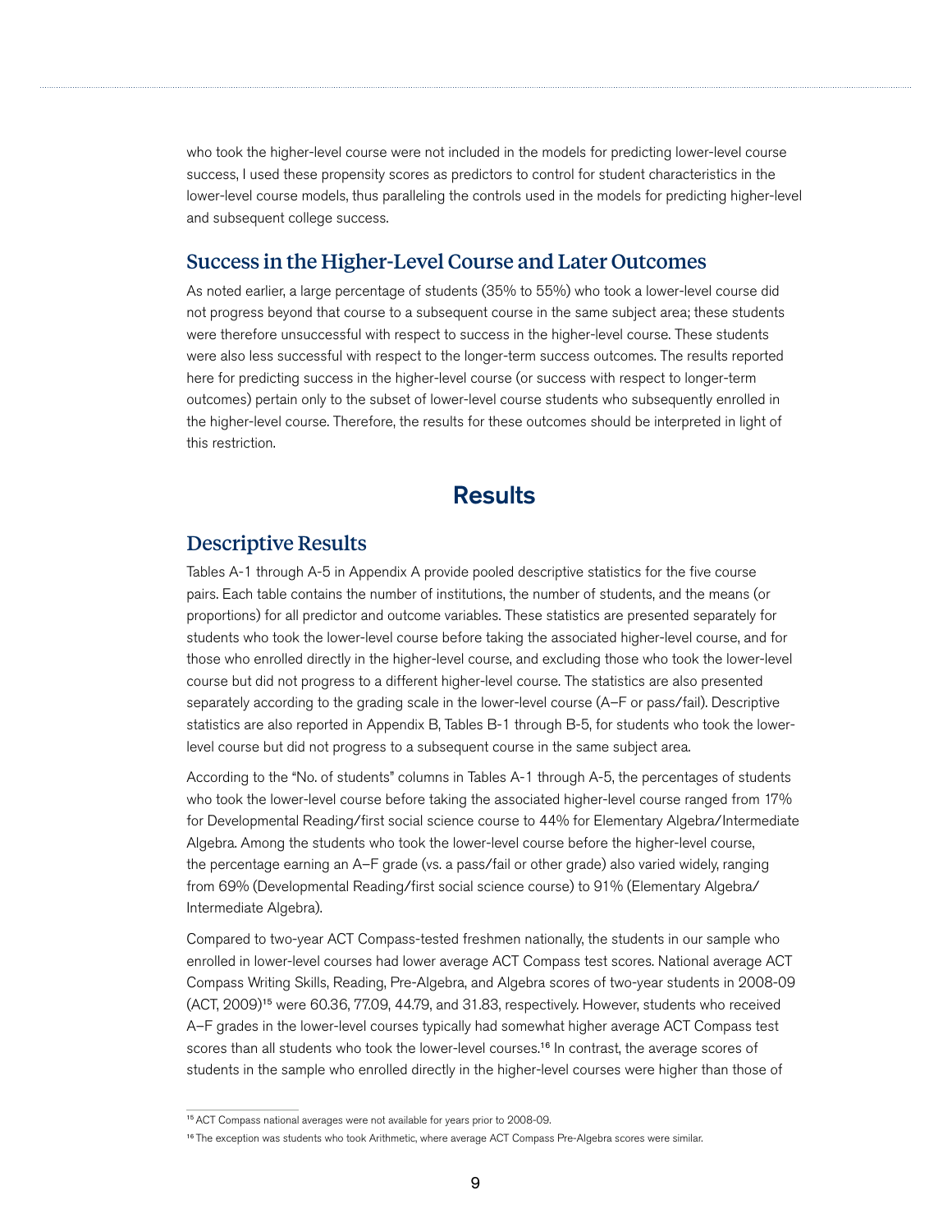who took the higher-level course were not included in the models for predicting lower-level course success, I used these propensity scores as predictors to control for student characteristics in the lower-level course models, thus paralleling the controls used in the models for predicting higher-level and subsequent college success.

### Success in the Higher-Level Course and Later Outcomes

As noted earlier, a large percentage of students (35% to 55%) who took a lower-level course did not progress beyond that course to a subsequent course in the same subject area; these students were therefore unsuccessful with respect to success in the higher-level course. These students were also less successful with respect to the longer-term success outcomes. The results reported here for predicting success in the higher-level course (or success with respect to longer-term outcomes) pertain only to the subset of lower-level course students who subsequently enrolled in the higher-level course. Therefore, the results for these outcomes should be interpreted in light of this restriction.

## Results

### Descriptive Results

Tables A-1 through A-5 in Appendix A provide pooled descriptive statistics for the five course pairs. Each table contains the number of institutions, the number of students, and the means (or proportions) for all predictor and outcome variables. These statistics are presented separately for students who took the lower-level course before taking the associated higher-level course, and for those who enrolled directly in the higher-level course, and excluding those who took the lower-level course but did not progress to a different higher-level course. The statistics are also presented separately according to the grading scale in the lower-level course (A–F or pass/fail). Descriptive statistics are also reported in Appendix B, Tables B-1 through B-5, for students who took the lower-level course but did not progress to a subsequent course in the same subject area.

According to the "No. of students" columns in Tables A-1 through A-5, the percentages of students who took the lower-level course before taking the associated higher-level course ranged from 17% for Developmental Reading/first social science course to 44% for Elementary Algebra/Intermediate Algebra. Among the students who took the lower-level course before the higher-level course, the percentage earning an A–F grade (vs. a pass/fail or other grade) also varied widely, ranging from 69% (Developmental Reading/first social science course) to 91% (Elementary Algebra/Intermediate Algebra).

Compared to two-year ACT Compass-tested freshmen nationally, the students in our sample who enrolled in lower-level courses had lower average ACT Compass test scores. National average ACT Compass Writing Skills, Reading, Pre-Algebra, and Algebra scores of two-year students in 2008-09 (ACT, 2009)[15] were 60.36, 77.09, 44.79, and 31.83, respectively. However, students who received A–F grades in the lower-level courses typically had somewhat higher average ACT Compass test scores than all students who took the lower-level courses.[16] In contrast, the average scores of students in the sample who enrolled directly in the higher-level courses were higher than those of

[15] ACT Compass national averages were not available for years prior to 2008-09.

[16] The exception was students who took Arithmetic, where average ACT Compass Pre-Algebra scores were similar.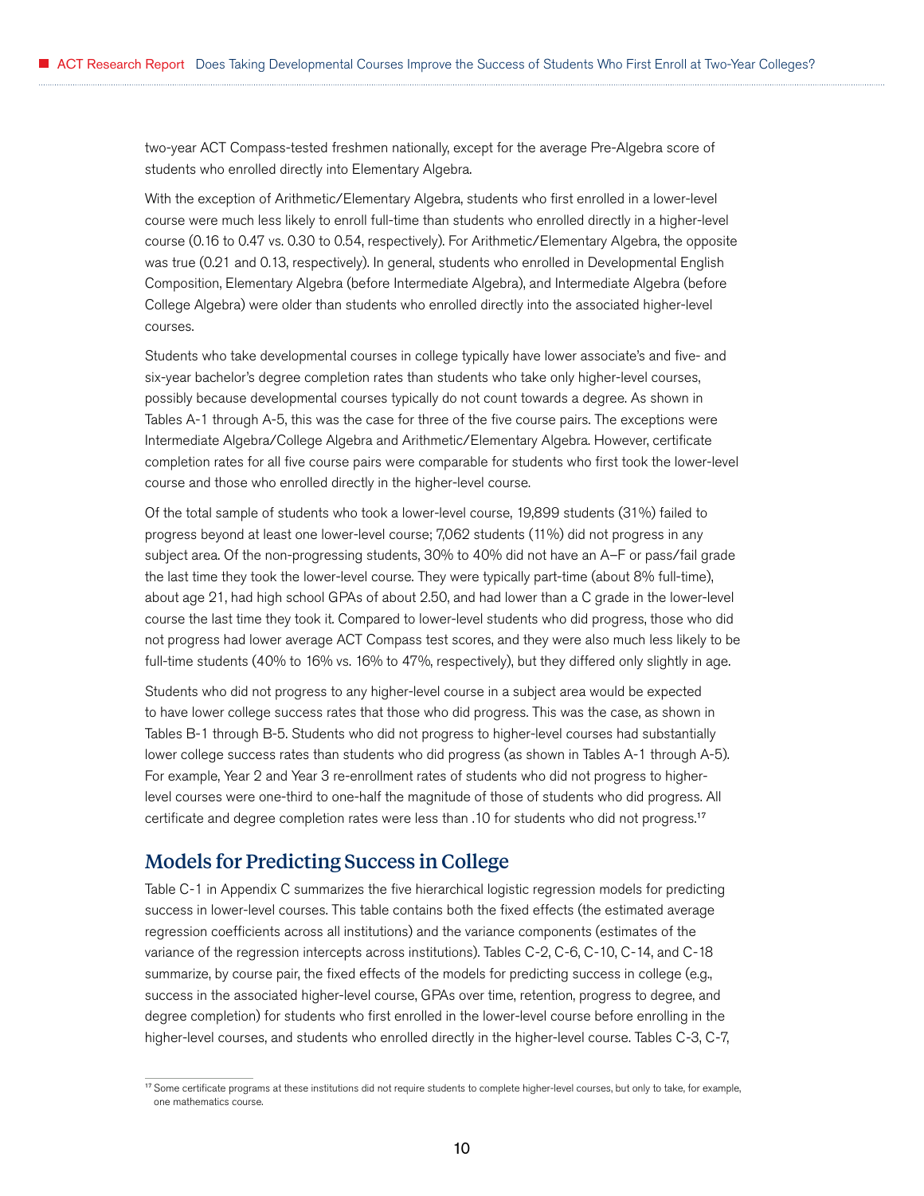two-year ACT Compass-tested freshmen nationally, except for the average Pre-Algebra score of students who enrolled directly into Elementary Algebra.

With the exception of Arithmetic/Elementary Algebra, students who first enrolled in a lower-level course were much less likely to enroll full-time than students who enrolled directly in a higher-level course (0.16 to 0.47 vs. 0.30 to 0.54, respectively). For Arithmetic/Elementary Algebra, the opposite was true (0.21 and 0.13, respectively). In general, students who enrolled in Developmental English Composition, Elementary Algebra (before Intermediate Algebra), and Intermediate Algebra (before College Algebra) were older than students who enrolled directly into the associated higher-level courses.

Students who take developmental courses in college typically have lower associate's and five- and six-year bachelor's degree completion rates than students who take only higher-level courses, possibly because developmental courses typically do not count towards a degree. As shown in Tables A-1 through A-5, this was the case for three of the five course pairs. The exceptions were Intermediate Algebra/College Algebra and Arithmetic/Elementary Algebra. However, certificate completion rates for all five course pairs were comparable for students who first took the lower-level course and those who enrolled directly in the higher-level course.

Of the total sample of students who took a lower-level course, 19,899 students (31%) failed to progress beyond at least one lower-level course; 7,062 students (11%) did not progress in any subject area. Of the non-progressing students, 30% to 40% did not have an A–F or pass/fail grade the last time they took the lower-level course. They were typically part-time (about 8% full-time), about age 21, had high school GPAs of about 2.50, and had lower than a C grade in the lower-level course the last time they took it. Compared to lower-level students who did progress, those who did not progress had lower average ACT Compass test scores, and they were also much less likely to be full-time students (40% to 16% vs. 16% to 47%, respectively), but they differed only slightly in age.

Students who did not progress to any higher-level course in a subject area would be expected to have lower college success rates that those who did progress. This was the case, as shown in Tables B-1 through B-5. Students who did not progress to higher-level courses had substantially lower college success rates than students who did progress (as shown in Tables A-1 through A-5). For example, Year 2 and Year 3 re-enrollment rates of students who did not progress to higher-level courses were one-third to one-half the magnitude of those of students who did progress. All certificate and degree completion rates were less than .10 for students who did not progress.[17]

## Models for Predicting Success in College

Table C-1 in Appendix C summarizes the five hierarchical logistic regression models for predicting success in lower-level courses. This table contains both the fixed effects (the estimated average regression coefficients across all institutions) and the variance components (estimates of the variance of the regression intercepts across institutions). Tables C-2, C-6, C-10, C-14, and C-18 summarize, by course pair, the fixed effects of the models for predicting success in college (e.g., success in the associated higher-level course, GPAs over time, retention, progress to degree, and degree completion) for students who first enrolled in the lower-level course before enrolling in the higher-level courses, and students who enrolled directly in the higher-level course. Tables C-3, C-7,

[17] Some certificate programs at these institutions did not require students to complete higher-level courses, but only to take, for example, one mathematics course.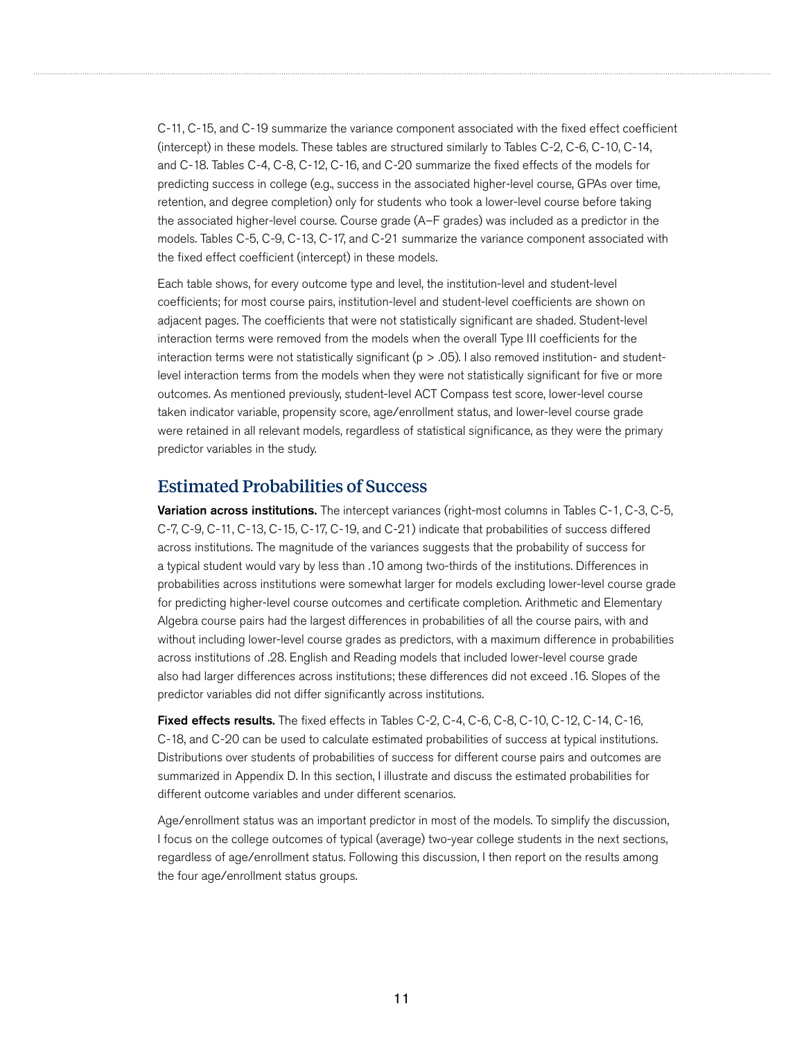C-11, C-15, and C-19 summarize the variance component associated with the fixed effect coefficient (intercept) in these models. These tables are structured similarly to Tables C-2, C-6, C-10, C-14, and C-18. Tables C-4, C-8, C-12, C-16, and C-20 summarize the fixed effects of the models for predicting success in college (e.g., success in the associated higher-level course, GPAs over time, retention, and degree completion) only for students who took a lower-level course before taking the associated higher-level course. Course grade (A–F grades) was included as a predictor in the models. Tables C-5, C-9, C-13, C-17, and C-21 summarize the variance component associated with the fixed effect coefficient (intercept) in these models.

Each table shows, for every outcome type and level, the institution-level and student-level coefficients; for most course pairs, institution-level and student-level coefficients are shown on adjacent pages. The coefficients that were not statistically significant are shaded. Student-level interaction terms were removed from the models when the overall Type III coefficients for the interaction terms were not statistically significant ($p > .05$). I also removed institution- and student-level interaction terms from the models when they were not statistically significant for five or more outcomes. As mentioned previously, student-level ACT Compass test score, lower-level course taken indicator variable, propensity score, age/enrollment status, and lower-level course grade were retained in all relevant models, regardless of statistical significance, as they were the primary predictor variables in the study.

## Estimated Probabilities of Success

**Variation across institutions.** The intercept variances (right-most columns in Tables C-1, C-3, C-5, C-7, C-9, C-11, C-13, C-15, C-17, C-19, and C-21) indicate that probabilities of success differed across institutions. The magnitude of the variances suggests that the probability of success for a typical student would vary by less than .10 among two-thirds of the institutions. Differences in probabilities across institutions were somewhat larger for models excluding lower-level course grade for predicting higher-level course outcomes and certificate completion. Arithmetic and Elementary Algebra course pairs had the largest differences in probabilities of all the course pairs, with and without including lower-level course grades as predictors, with a maximum difference in probabilities across institutions of .28. English and Reading models that included lower-level course grade also had larger differences across institutions; these differences did not exceed .16. Slopes of the predictor variables did not differ significantly across institutions.

**Fixed effects results.** The fixed effects in Tables C-2, C-4, C-6, C-8, C-10, C-12, C-14, C-16, C-18, and C-20 can be used to calculate estimated probabilities of success at typical institutions. Distributions over students of probabilities of success for different course pairs and outcomes are summarized in Appendix D. In this section, I illustrate and discuss the estimated probabilities for different outcome variables and under different scenarios.

Age/enrollment status was an important predictor in most of the models. To simplify the discussion, I focus on the college outcomes of typical (average) two-year college students in the next sections, regardless of age/enrollment status. Following this discussion, I then report on the results among the four age/enrollment status groups.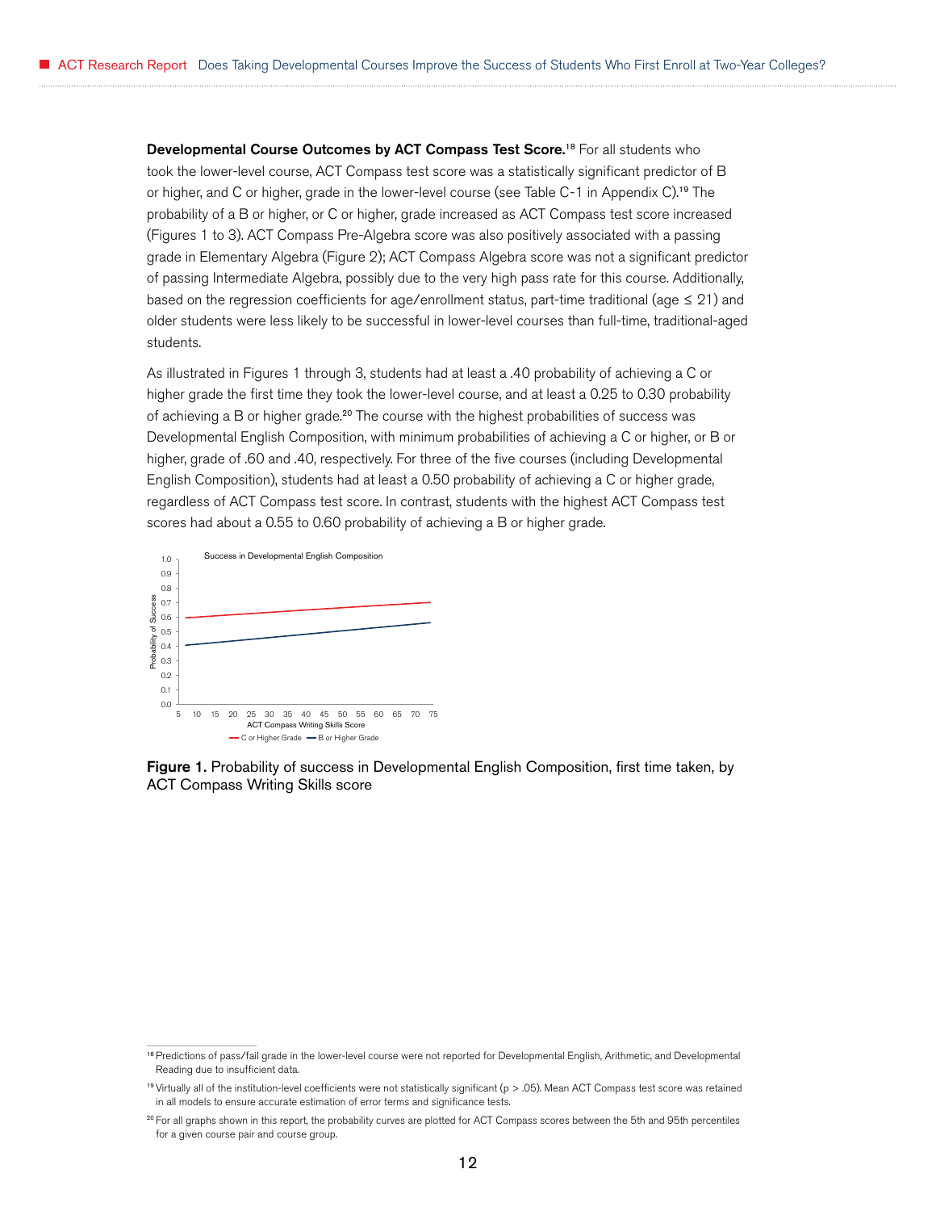**Developmental Course Outcomes by ACT Compass Test Score.**[18] For all students who took the lower-level course, ACT Compass test score was a statistically significant predictor of B or higher, and C or higher, grade in the lower-level course (see Table C-1 in Appendix C).[19] The probability of a B or higher, or C or higher, grade increased as ACT Compass test score increased (Figures 1 to 3). ACT Compass Pre-Algebra score was also positively associated with a passing grade in Elementary Algebra (Figure 2); ACT Compass Algebra score was not a significant predictor of passing Intermediate Algebra, possibly due to the very high pass rate for this course. Additionally, based on the regression coefficients for age/enrollment status, part-time traditional (age ≤ 21) and older students were less likely to be successful in lower-level courses than full-time, traditional-aged students.

As illustrated in Figures 1 through 3, students had at least a .40 probability of achieving a C or higher grade the first time they took the lower-level course, and at least a 0.25 to 0.30 probability of achieving a B or higher grade.[20] The course with the highest probabilities of success was Developmental English Composition, with minimum probabilities of achieving a C or higher, or B or higher, grade of .60 and .40, respectively. For three of the five courses (including Developmental English Composition), students had at least a 0.50 probability of achieving a C or higher grade, regardless of ACT Compass test score. In contrast, students with the highest ACT Compass test scores had about a 0.55 to 0.60 probability of achieving a B or higher grade.

**Figure 1.** Probability of success in Developmental English Composition, first time taken, by ACT Compass Writing Skills score

---

[18] Predictions of pass/fail grade in the lower-level course were not reported for Developmental English, Arithmetic, and Developmental Reading due to insufficient data.

[19] Virtually all of the institution-level coefficients were not statistically significant ($p > .05$). Mean ACT Compass test score was retained in all models to ensure accurate estimation of error terms and significance tests.

[20] For all graphs shown in this report, the probability curves are plotted for ACT Compass scores between the 5th and 95th percentiles for a given course pair and course group.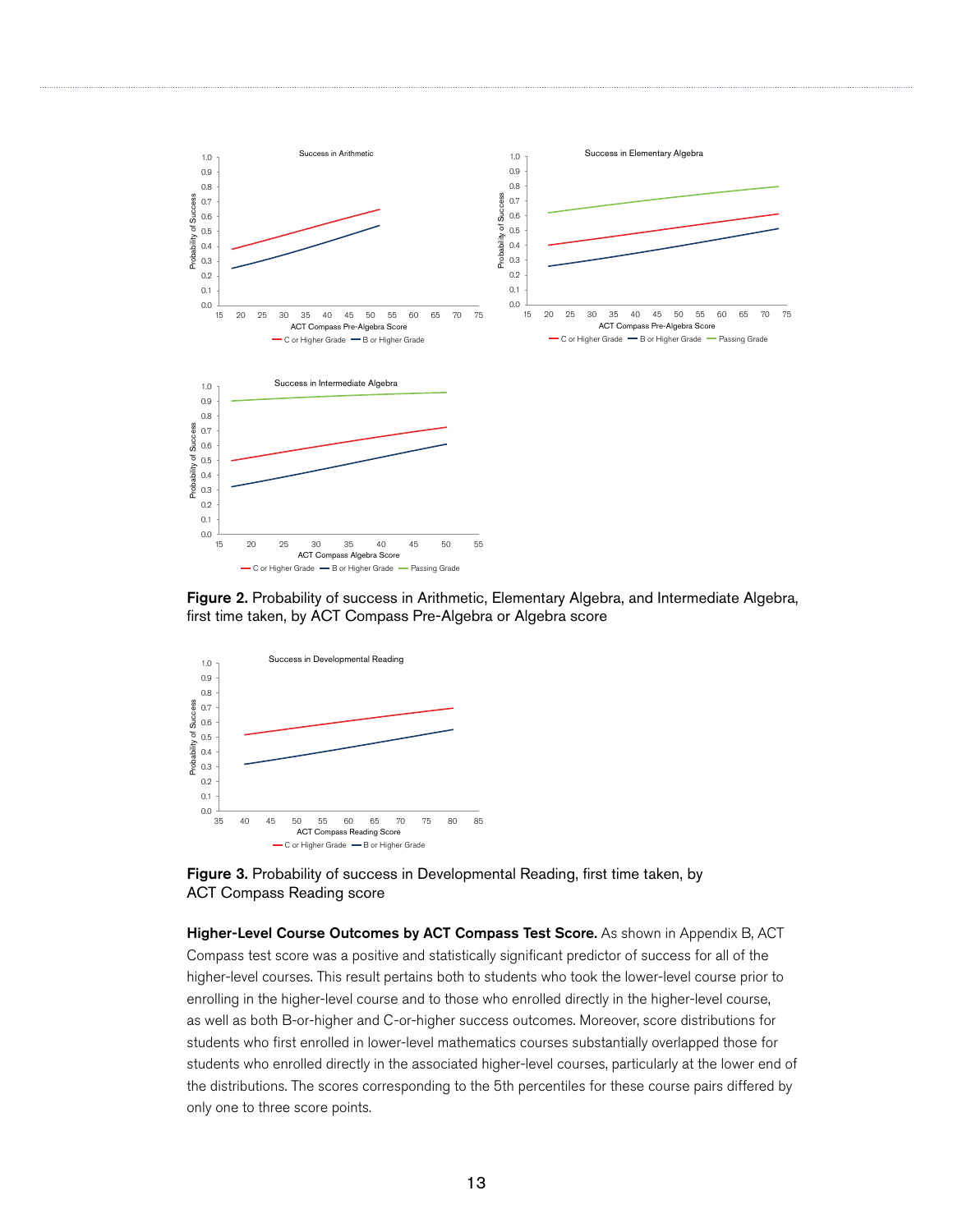**Figure 2.** Probability of success in Arithmetic, Elementary Algebra, and Intermediate Algebra, first time taken, by ACT Compass Pre-Algebra or Algebra score

**Figure 3.** Probability of success in Developmental Reading, first time taken, by ACT Compass Reading score

**Higher-Level Course Outcomes by ACT Compass Test Score.** As shown in Appendix B, ACT Compass test score was a positive and statistically significant predictor of success for all of the higher-level courses. This result pertains both to students who took the lower-level course prior to enrolling in the higher-level course and to those who enrolled directly in the higher-level course, as well as both B-or-higher and C-or-higher success outcomes. Moreover, score distributions for students who first enrolled in lower-level mathematics courses substantially overlapped those for students who enrolled directly in the associated higher-level courses, particularly at the lower end of the distributions. The scores corresponding to the 5th percentiles for these course pairs differed by only one to three score points.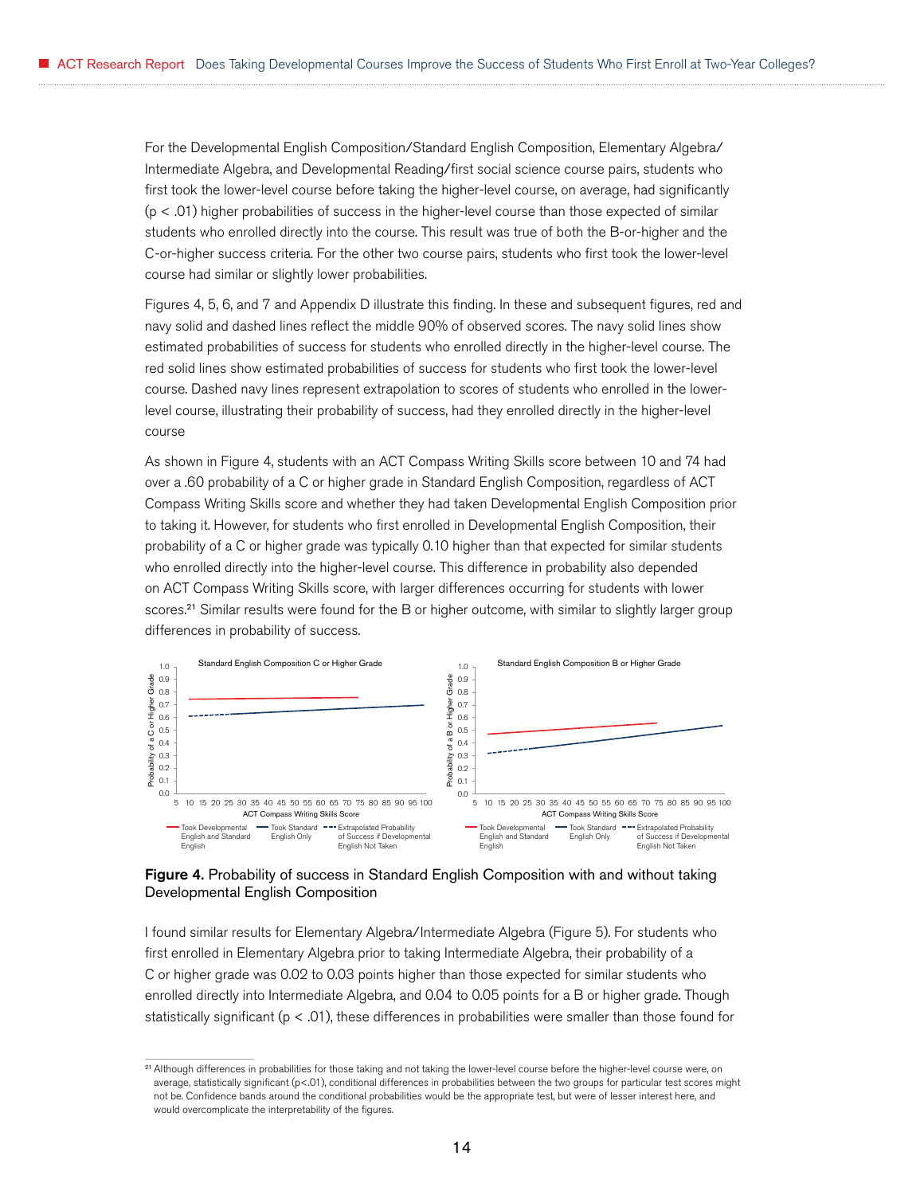For the Developmental English Composition/Standard English Composition, Elementary Algebra/ Intermediate Algebra, and Developmental Reading/first social science course pairs, students who first took the lower-level course before taking the higher-level course, on average, had significantly ($p < .01$) higher probabilities of success in the higher-level course than those expected of similar students who enrolled directly into the course. This result was true of both the B-or-higher and the C-or-higher success criteria. For the other two course pairs, students who first took the lower-level course had similar or slightly lower probabilities.

Figures 4, 5, 6, and 7 and Appendix D illustrate this finding. In these and subsequent figures, red and navy solid and dashed lines reflect the middle 90% of observed scores. The navy solid lines show estimated probabilities of success for students who enrolled directly in the higher-level course. The red solid lines show estimated probabilities of success for students who first took the lower-level course. Dashed navy lines represent extrapolation to scores of students who enrolled in the lower-level course, illustrating their probability of success, had they enrolled directly in the higher-level course

As shown in Figure 4, students with an ACT Compass Writing Skills score between 10 and 74 had over a .60 probability of a C or higher grade in Standard English Composition, regardless of ACT Compass Writing Skills score and whether they had taken Developmental English Composition prior to taking it. However, for students who first enrolled in Developmental English Composition, their probability of a C or higher grade was typically 0.10 higher than that expected for similar students who enrolled directly into the higher-level course. This difference in probability also depended on ACT Compass Writing Skills score, with larger differences occurring for students with lower scores.[21] Similar results were found for the B or higher outcome, with similar to slightly larger group differences in probability of success.

**Figure 4.** Probability of success in Standard English Composition with and without taking Developmental English Composition

I found similar results for Elementary Algebra/Intermediate Algebra (Figure 5). For students who first enrolled in Elementary Algebra prior to taking Intermediate Algebra, their probability of a C or higher grade was 0.02 to 0.03 points higher than those expected for similar students who enrolled directly into Intermediate Algebra, and 0.04 to 0.05 points for a B or higher grade. Though statistically significant ($p < .01$), these differences in probabilities were smaller than those found for

[21] Although differences in probabilities for those taking and not taking the lower-level course before the higher-level course were, on average, statistically significant ($p<.01$), conditional differences in probabilities between the two groups for particular test scores might not be. Confidence bands around the conditional probabilities would be the appropriate test, but were of lesser interest here, and would overcomplicate the interpretability of the figures.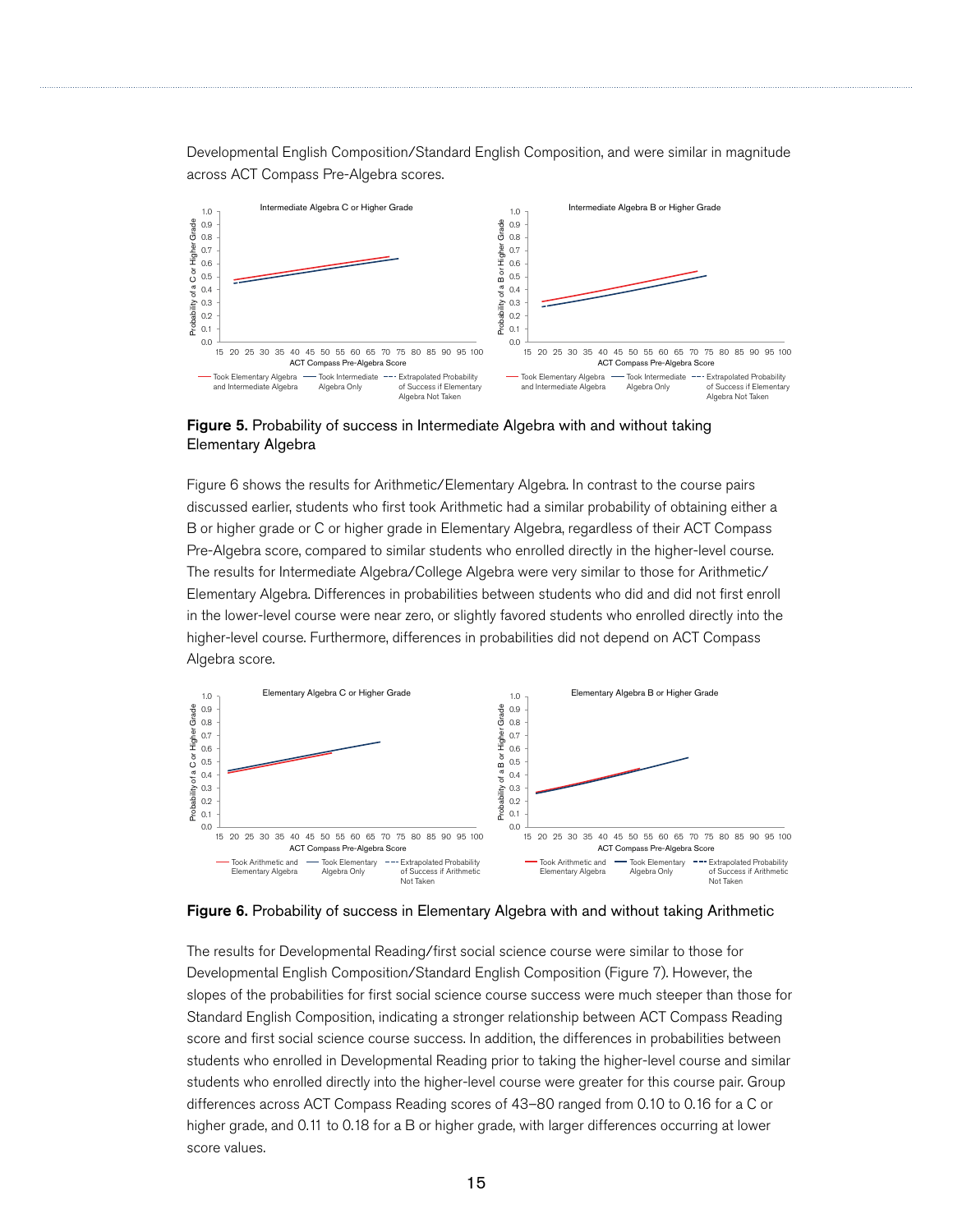Developmental English Composition/Standard English Composition, and were similar in magnitude across ACT Compass Pre-Algebra scores.

**Figure 5.** Probability of success in Intermediate Algebra with and without taking Elementary Algebra

Figure 6 shows the results for Arithmetic/Elementary Algebra. In contrast to the course pairs discussed earlier, students who first took Arithmetic had a similar probability of obtaining either a B or higher grade or C or higher grade in Elementary Algebra, regardless of their ACT Compass Pre-Algebra score, compared to similar students who enrolled directly in the higher-level course. The results for Intermediate Algebra/College Algebra were very similar to those for Arithmetic/Elementary Algebra. Differences in probabilities between students who did and did not first enroll in the lower-level course were near zero, or slightly favored students who enrolled directly into the higher-level course. Furthermore, differences in probabilities did not depend on ACT Compass Algebra score.

**Figure 6.** Probability of success in Elementary Algebra with and without taking Arithmetic

The results for Developmental Reading/first social science course were similar to those for Developmental English Composition/Standard English Composition (Figure 7). However, the slopes of the probabilities for first social science course success were much steeper than those for Standard English Composition, indicating a stronger relationship between ACT Compass Reading score and first social science course success. In addition, the differences in probabilities between students who enrolled in Developmental Reading prior to taking the higher-level course and similar students who enrolled directly into the higher-level course were greater for this course pair. Group differences across ACT Compass Reading scores of 43–80 ranged from 0.10 to 0.16 for a C or higher grade, and 0.11 to 0.18 for a B or higher grade, with larger differences occurring at lower score values.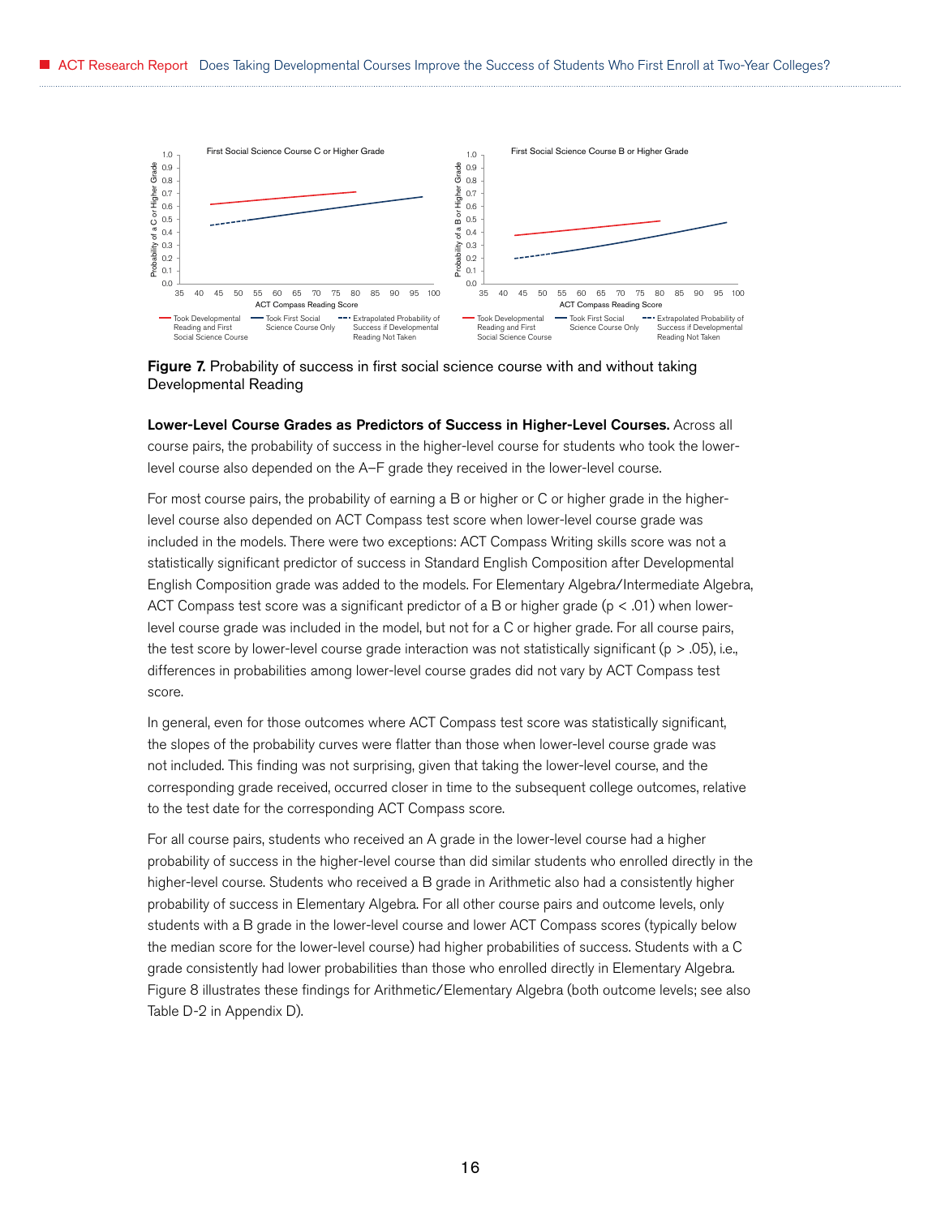**Figure 7.** Probability of success in first social science course with and without taking Developmental Reading

**Lower-Level Course Grades as Predictors of Success in Higher-Level Courses.** Across all course pairs, the probability of success in the higher-level course for students who took the lower-level course also depended on the A–F grade they received in the lower-level course.

For most course pairs, the probability of earning a B or higher or C or higher grade in the higher-level course also depended on ACT Compass test score when lower-level course grade was included in the models. There were two exceptions: ACT Compass Writing skills score was not a statistically significant predictor of success in Standard English Composition after Developmental English Composition grade was added to the models. For Elementary Algebra/Intermediate Algebra, ACT Compass test score was a significant predictor of a B or higher grade ($p < .01$) when lower-level course grade was included in the model, but not for a C or higher grade. For all course pairs, the test score by lower-level course grade interaction was not statistically significant ($p > .05$), i.e., differences in probabilities among lower-level course grades did not vary by ACT Compass test score.

In general, even for those outcomes where ACT Compass test score was statistically significant, the slopes of the probability curves were flatter than those when lower-level course grade was not included. This finding was not surprising, given that taking the lower-level course, and the corresponding grade received, occurred closer in time to the subsequent college outcomes, relative to the test date for the corresponding ACT Compass score.

For all course pairs, students who received an A grade in the lower-level course had a higher probability of success in the higher-level course than did similar students who enrolled directly in the higher-level course. Students who received a B grade in Arithmetic also had a consistently higher probability of success in Elementary Algebra. For all other course pairs and outcome levels, only students with a B grade in the lower-level course and lower ACT Compass scores (typically below the median score for the lower-level course) had higher probabilities of success. Students with a C grade consistently had lower probabilities than those who enrolled directly in Elementary Algebra. Figure 8 illustrates these findings for Arithmetic/Elementary Algebra (both outcome levels; see also Table D-2 in Appendix D).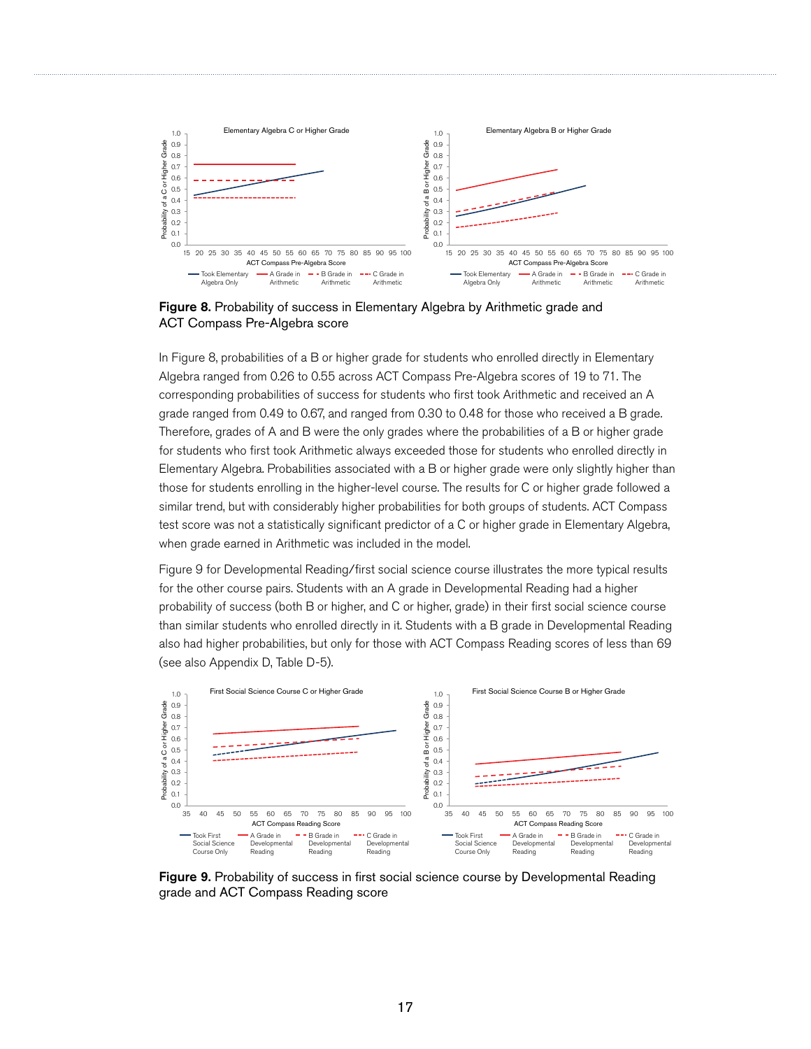**Figure 8.** Probability of success in Elementary Algebra by Arithmetic grade and ACT Compass Pre-Algebra score

In Figure 8, probabilities of a B or higher grade for students who enrolled directly in Elementary Algebra ranged from 0.26 to 0.55 across ACT Compass Pre-Algebra scores of 19 to 71. The corresponding probabilities of success for students who first took Arithmetic and received an A grade ranged from 0.49 to 0.67, and ranged from 0.30 to 0.48 for those who received a B grade. Therefore, grades of A and B were the only grades where the probabilities of a B or higher grade for students who first took Arithmetic always exceeded those for students who enrolled directly in Elementary Algebra. Probabilities associated with a B or higher grade were only slightly higher than those for students enrolling in the higher-level course. The results for C or higher grade followed a similar trend, but with considerably higher probabilities for both groups of students. ACT Compass test score was not a statistically significant predictor of a C or higher grade in Elementary Algebra, when grade earned in Arithmetic was included in the model.

Figure 9 for Developmental Reading/first social science course illustrates the more typical results for the other course pairs. Students with an A grade in Developmental Reading had a higher probability of success (both B or higher, and C or higher, grade) in their first social science course than similar students who enrolled directly in it. Students with a B grade in Developmental Reading also had higher probabilities, but only for those with ACT Compass Reading scores of less than 69 (see also Appendix D, Table D-5).

**Figure 9.** Probability of success in first social science course by Developmental Reading grade and ACT Compass Reading score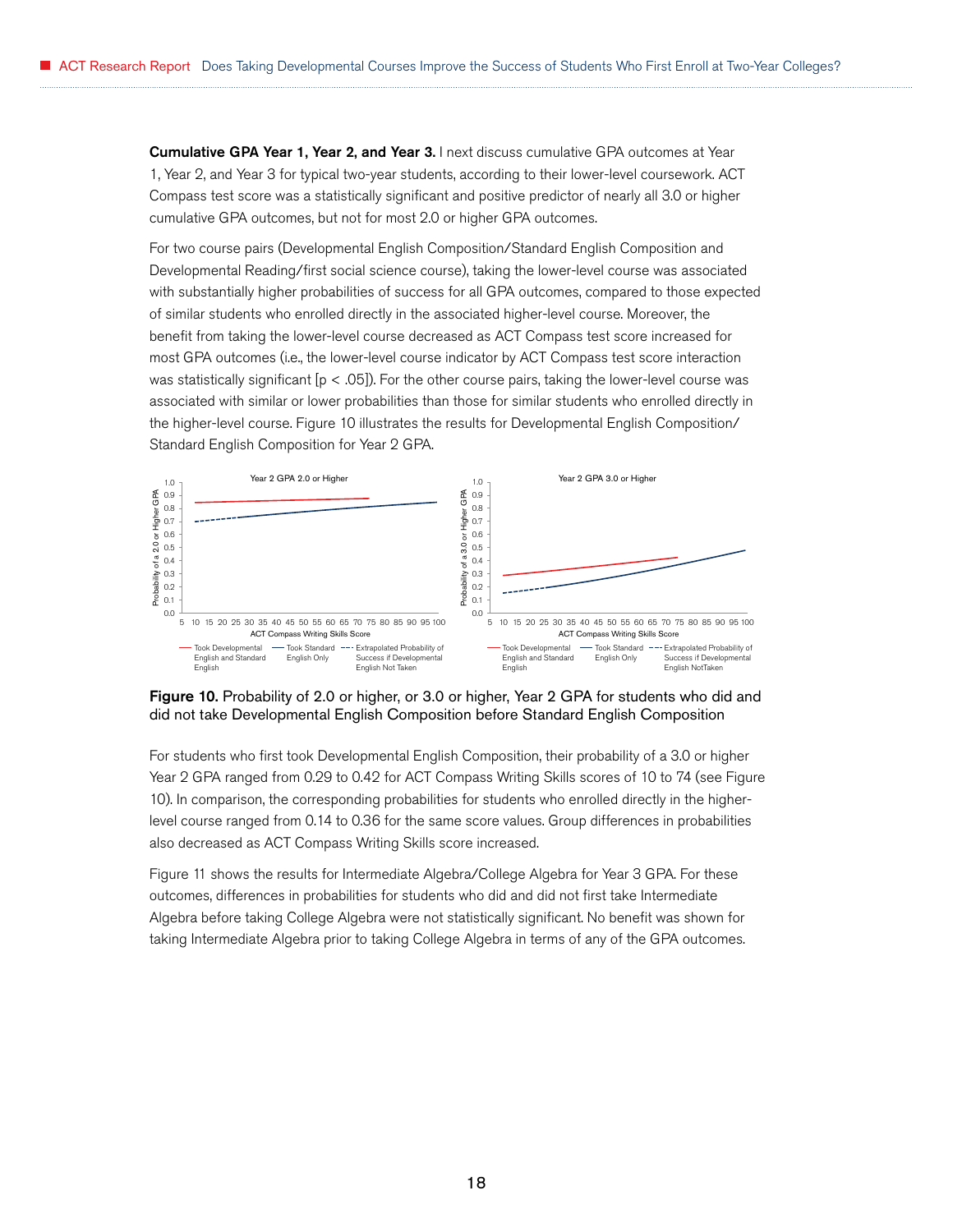**Cumulative GPA Year 1, Year 2, and Year 3.** I next discuss cumulative GPA outcomes at Year 1, Year 2, and Year 3 for typical two-year students, according to their lower-level coursework. ACT Compass test score was a statistically significant and positive predictor of nearly all 3.0 or higher cumulative GPA outcomes, but not for most 2.0 or higher GPA outcomes.

For two course pairs (Developmental English Composition/Standard English Composition and Developmental Reading/first social science course), taking the lower-level course was associated with substantially higher probabilities of success for all GPA outcomes, compared to those expected of similar students who enrolled directly in the associated higher-level course. Moreover, the benefit from taking the lower-level course decreased as ACT Compass test score increased for most GPA outcomes (i.e., the lower-level course indicator by ACT Compass test score interaction was statistically significant [$p < .05$]). For the other course pairs, taking the lower-level course was associated with similar or lower probabilities than those for similar students who enrolled directly in the higher-level course. Figure 10 illustrates the results for Developmental English Composition/Standard English Composition for Year 2 GPA.

**Figure 10.** Probability of 2.0 or higher, or 3.0 or higher, Year 2 GPA for students who did and did not take Developmental English Composition before Standard English Composition

For students who first took Developmental English Composition, their probability of a 3.0 or higher Year 2 GPA ranged from 0.29 to 0.42 for ACT Compass Writing Skills scores of 10 to 74 (see Figure 10). In comparison, the corresponding probabilities for students who enrolled directly in the higher-level course ranged from 0.14 to 0.36 for the same score values. Group differences in probabilities also decreased as ACT Compass Writing Skills score increased.

Figure 11 shows the results for Intermediate Algebra/College Algebra for Year 3 GPA. For these outcomes, differences in probabilities for students who did and did not first take Intermediate Algebra before taking College Algebra were not statistically significant. No benefit was shown for taking Intermediate Algebra prior to taking College Algebra in terms of any of the GPA outcomes.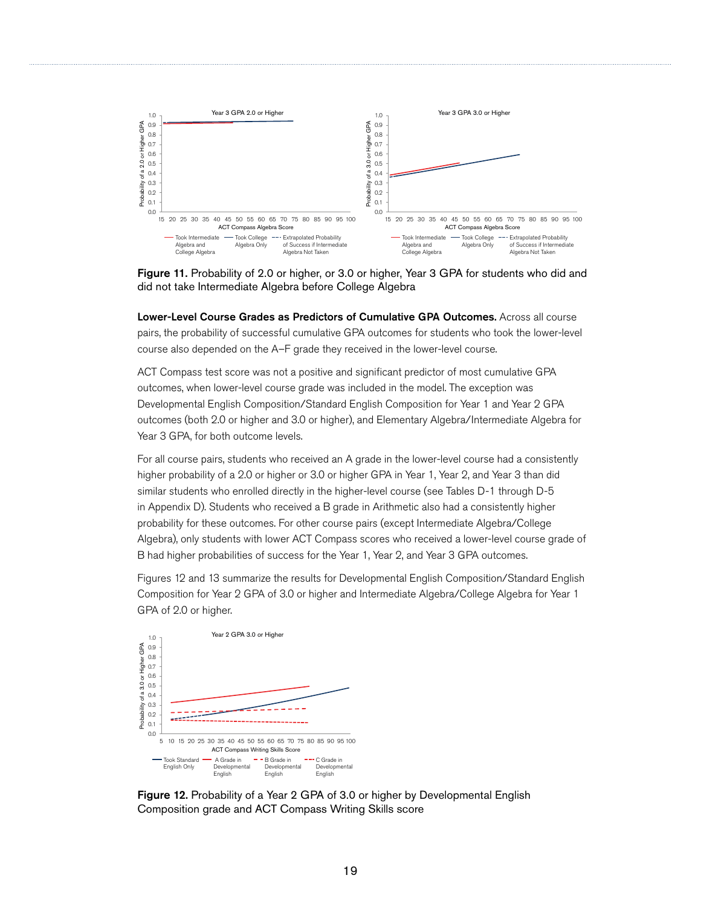Figure 11. Probability of 2.0 or higher, or 3.0 or higher, Year 3 GPA for students who did and did not take Intermediate Algebra before College Algebra

**Lower-Level Course Grades as Predictors of Cumulative GPA Outcomes.** Across all course pairs, the probability of successful cumulative GPA outcomes for students who took the lower-level course also depended on the A–F grade they received in the lower-level course.

ACT Compass test score was not a positive and significant predictor of most cumulative GPA outcomes, when lower-level course grade was included in the model. The exception was Developmental English Composition/Standard English Composition for Year 1 and Year 2 GPA outcomes (both 2.0 or higher and 3.0 or higher), and Elementary Algebra/Intermediate Algebra for Year 3 GPA, for both outcome levels.

For all course pairs, students who received an A grade in the lower-level course had a consistently higher probability of a 2.0 or higher or 3.0 or higher GPA in Year 1, Year 2, and Year 3 than did similar students who enrolled directly in the higher-level course (see Tables D-1 through D-5 in Appendix D). Students who received a B grade in Arithmetic also had a consistently higher probability for these outcomes. For other course pairs (except Intermediate Algebra/College Algebra), only students with lower ACT Compass scores who received a lower-level course grade of B had higher probabilities of success for the Year 1, Year 2, and Year 3 GPA outcomes.

Figures 12 and 13 summarize the results for Developmental English Composition/Standard English Composition for Year 2 GPA of 3.0 or higher and Intermediate Algebra/College Algebra for Year 1 GPA of 2.0 or higher.

Figure 12. Probability of a Year 2 GPA of 3.0 or higher by Developmental English Composition grade and ACT Compass Writing Skills score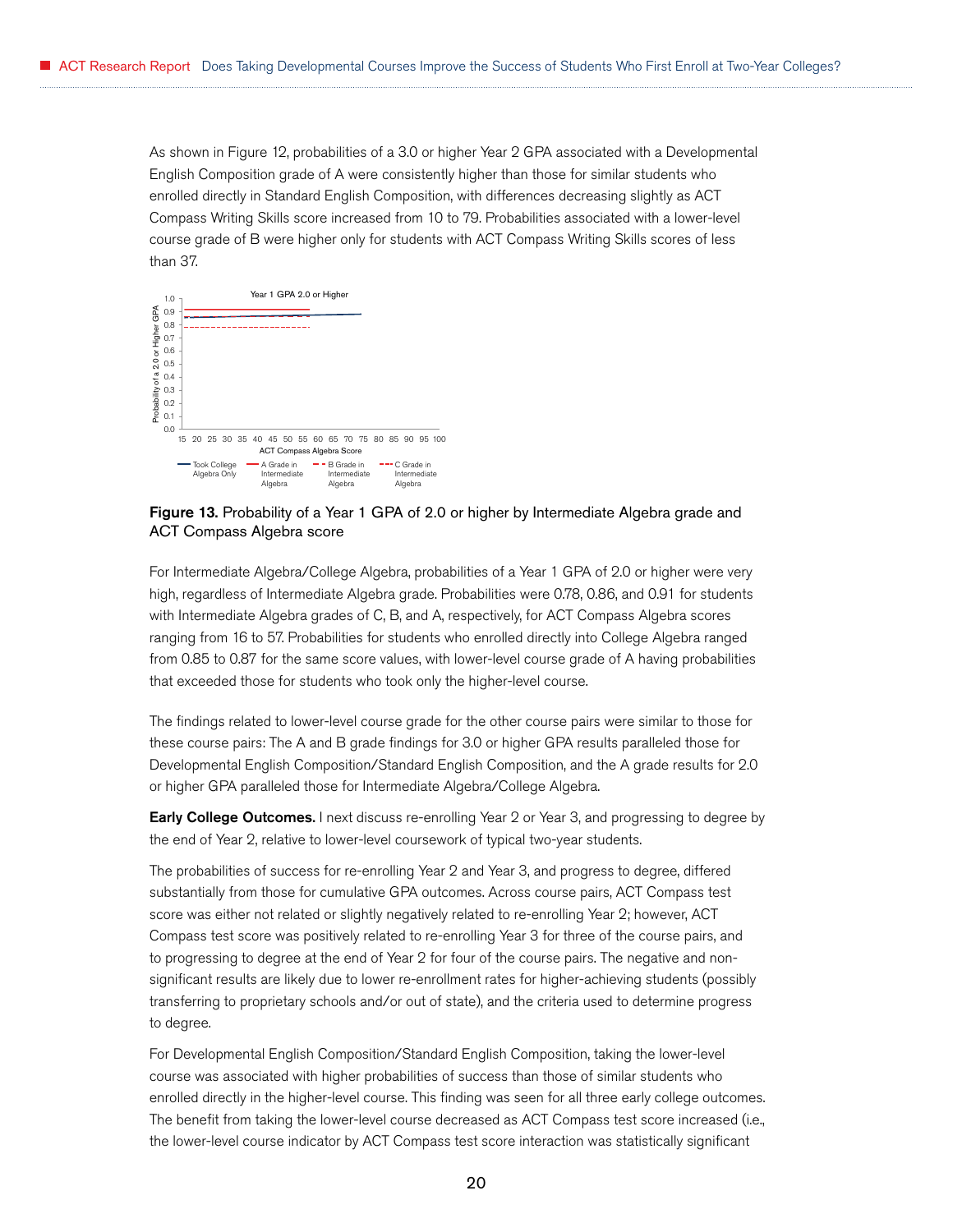As shown in Figure 12, probabilities of a 3.0 or higher Year 2 GPA associated with a Developmental English Composition grade of A were consistently higher than those for similar students who enrolled directly in Standard English Composition, with differences decreasing slightly as ACT Compass Writing Skills score increased from 10 to 79. Probabilities associated with a lower-level course grade of B were higher only for students with ACT Compass Writing Skills scores of less than 37.

**Figure 13.** Probability of a Year 1 GPA of 2.0 or higher by Intermediate Algebra grade and ACT Compass Algebra score

For Intermediate Algebra/College Algebra, probabilities of a Year 1 GPA of 2.0 or higher were very high, regardless of Intermediate Algebra grade. Probabilities were 0.78, 0.86, and 0.91 for students with Intermediate Algebra grades of C, B, and A, respectively, for ACT Compass Algebra scores ranging from 16 to 57. Probabilities for students who enrolled directly into College Algebra ranged from 0.85 to 0.87 for the same score values, with lower-level course grade of A having probabilities that exceeded those for students who took only the higher-level course.

The findings related to lower-level course grade for the other course pairs were similar to those for these course pairs: The A and B grade findings for 3.0 or higher GPA results paralleled those for Developmental English Composition/Standard English Composition, and the A grade results for 2.0 or higher GPA paralleled those for Intermediate Algebra/College Algebra.

**Early College Outcomes.** I next discuss re-enrolling Year 2 or Year 3, and progressing to degree by the end of Year 2, relative to lower-level coursework of typical two-year students.

The probabilities of success for re-enrolling Year 2 and Year 3, and progress to degree, differed substantially from those for cumulative GPA outcomes. Across course pairs, ACT Compass test score was either not related or slightly negatively related to re-enrolling Year 2; however, ACT Compass test score was positively related to re-enrolling Year 3 for three of the course pairs, and to progressing to degree at the end of Year 2 for four of the course pairs. The negative and non-significant results are likely due to lower re-enrollment rates for higher-achieving students (possibly transferring to proprietary schools and/or out of state), and the criteria used to determine progress to degree.

For Developmental English Composition/Standard English Composition, taking the lower-level course was associated with higher probabilities of success than those of similar students who enrolled directly in the higher-level course. This finding was seen for all three early college outcomes. The benefit from taking the lower-level course decreased as ACT Compass test score increased (i.e., the lower-level course indicator by ACT Compass test score interaction was statistically significant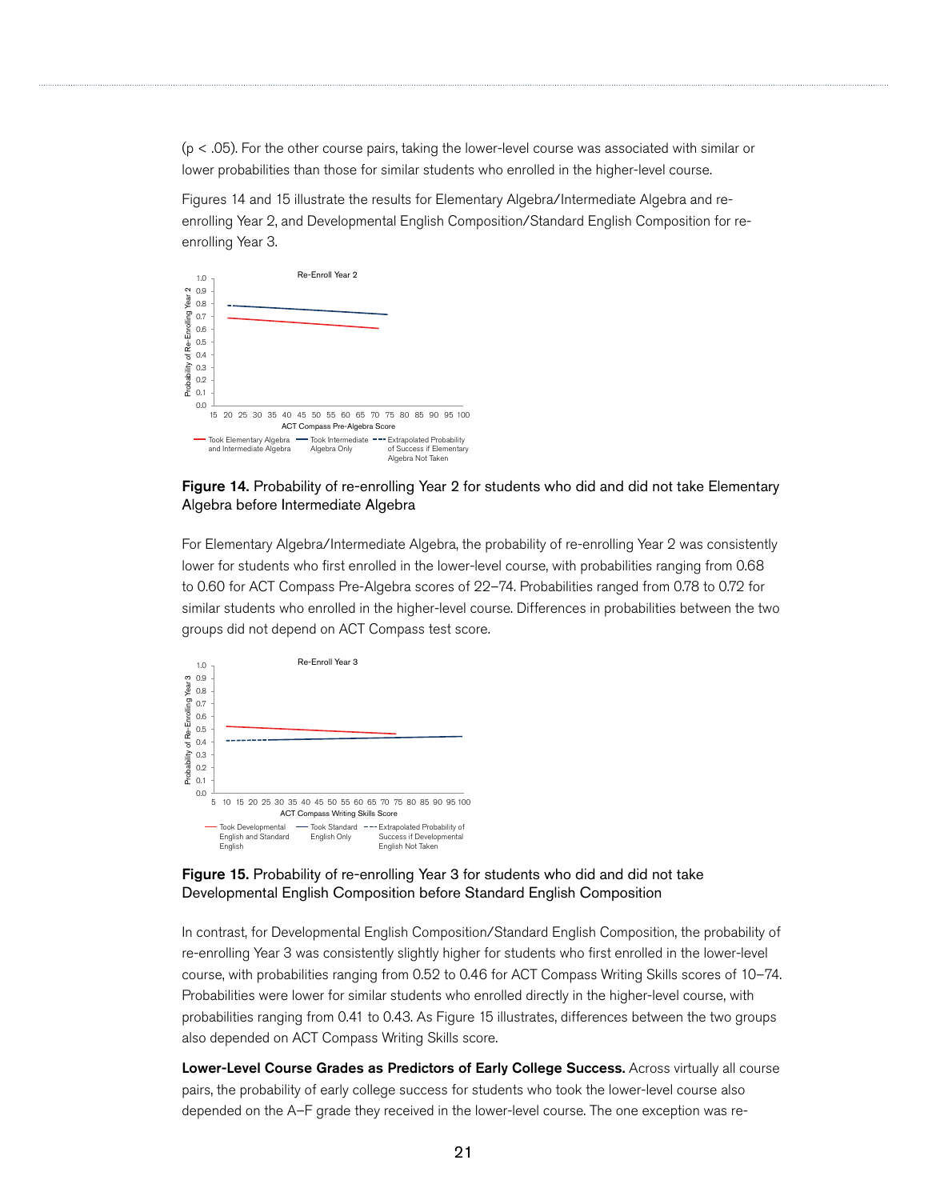(p < .05). For the other course pairs, taking the lower-level course was associated with similar or lower probabilities than those for similar students who enrolled in the higher-level course.

Figures 14 and 15 illustrate the results for Elementary Algebra/Intermediate Algebra and re-enrolling Year 2, and Developmental English Composition/Standard English Composition for re-enrolling Year 3.

**Figure 14.** Probability of re-enrolling Year 2 for students who did and did not take Elementary Algebra before Intermediate Algebra

For Elementary Algebra/Intermediate Algebra, the probability of re-enrolling Year 2 was consistently lower for students who first enrolled in the lower-level course, with probabilities ranging from 0.68 to 0.60 for ACT Compass Pre-Algebra scores of 22–74. Probabilities ranged from 0.78 to 0.72 for similar students who enrolled in the higher-level course. Differences in probabilities between the two groups did not depend on ACT Compass test score.

**Figure 15.** Probability of re-enrolling Year 3 for students who did and did not take Developmental English Composition before Standard English Composition

In contrast, for Developmental English Composition/Standard English Composition, the probability of re-enrolling Year 3 was consistently slightly higher for students who first enrolled in the lower-level course, with probabilities ranging from 0.52 to 0.46 for ACT Compass Writing Skills scores of 10–74. Probabilities were lower for similar students who enrolled directly in the higher-level course, with probabilities ranging from 0.41 to 0.43. As Figure 15 illustrates, differences between the two groups also depended on ACT Compass Writing Skills score.

**Lower-Level Course Grades as Predictors of Early College Success.** Across virtually all course pairs, the probability of early college success for students who took the lower-level course also depended on the A–F grade they received in the lower-level course. The one exception was re-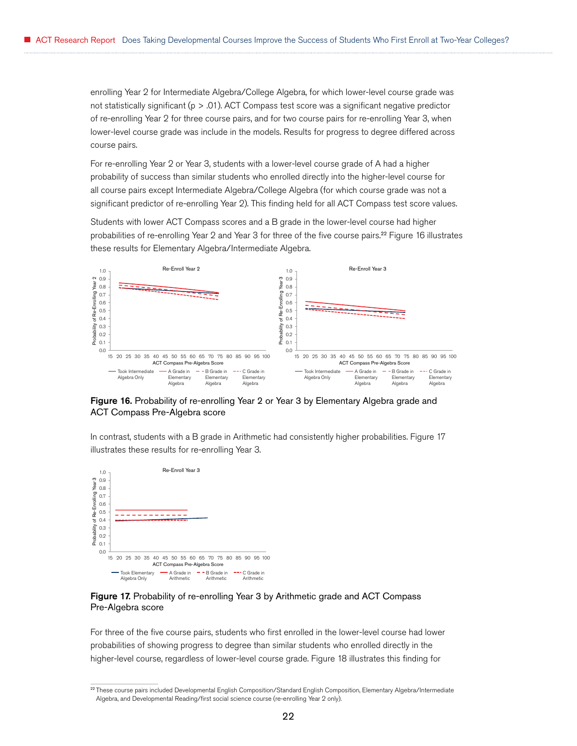enrolling Year 2 for Intermediate Algebra/College Algebra, for which lower-level course grade was not statistically significant ($p > .01$). ACT Compass test score was a significant negative predictor of re-enrolling Year 2 for three course pairs, and for two course pairs for re-enrolling Year 3, when lower-level course grade was include in the models. Results for progress to degree differed across course pairs.

For re-enrolling Year 2 or Year 3, students with a lower-level course grade of A had a higher probability of success than similar students who enrolled directly into the higher-level course for all course pairs except Intermediate Algebra/College Algebra (for which course grade was not a significant predictor of re-enrolling Year 2). This finding held for all ACT Compass test score values.

Students with lower ACT Compass scores and a B grade in the lower-level course had higher probabilities of re-enrolling Year 2 and Year 3 for three of the five course pairs.[22] Figure 16 illustrates these results for Elementary Algebra/Intermediate Algebra.

**Figure 16.** Probability of re-enrolling Year 2 or Year 3 by Elementary Algebra grade and ACT Compass Pre-Algebra score

In contrast, students with a B grade in Arithmetic had consistently higher probabilities. Figure 17 illustrates these results for re-enrolling Year 3.

**Figure 17.** Probability of re-enrolling Year 3 by Arithmetic grade and ACT Compass Pre-Algebra score

For three of the five course pairs, students who first enrolled in the lower-level course had lower probabilities of showing progress to degree than similar students who enrolled directly in the higher-level course, regardless of lower-level course grade. Figure 18 illustrates this finding for

[22] These course pairs included Developmental English Composition/Standard English Composition, Elementary Algebra/Intermediate Algebra, and Developmental Reading/first social science course (re-enrolling Year 2 only).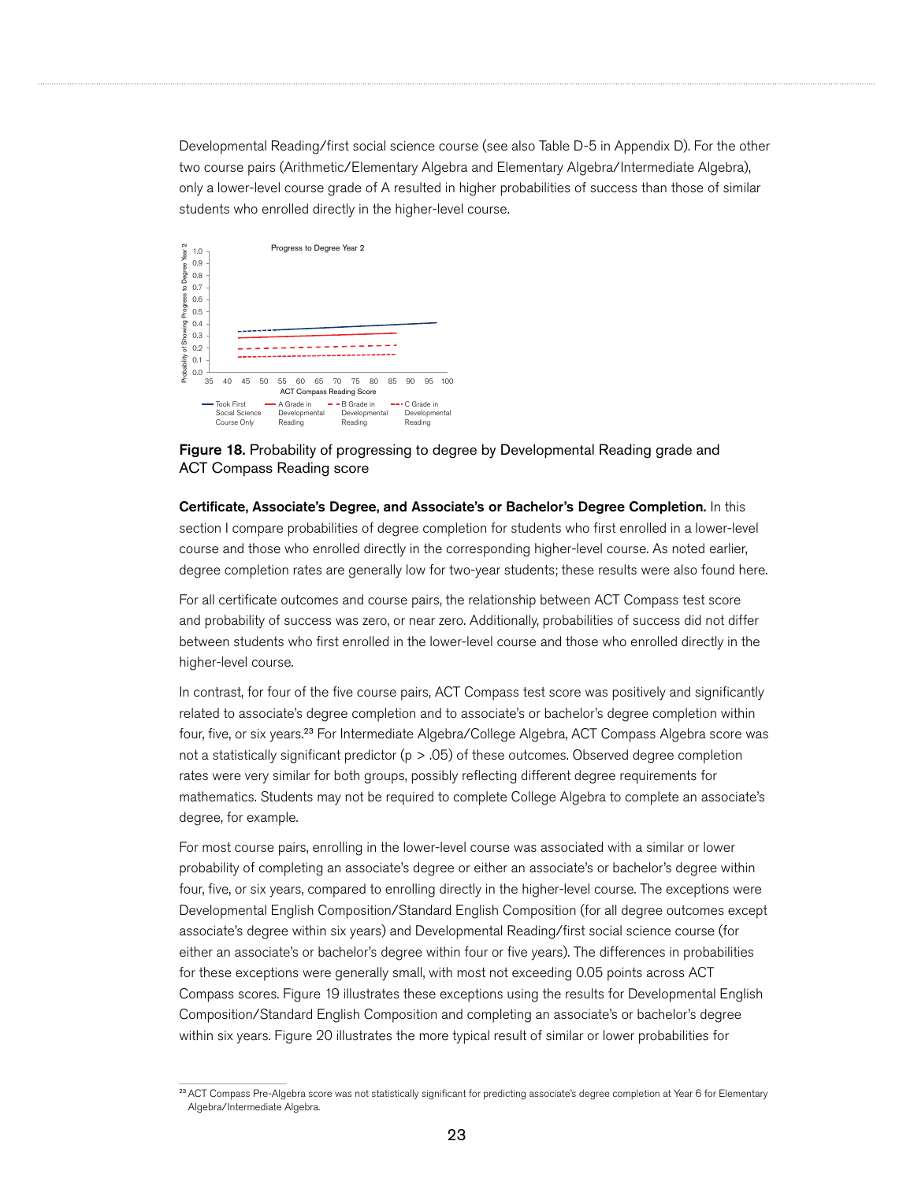Developmental Reading/first social science course (see also Table D-5 in Appendix D). For the other two course pairs (Arithmetic/Elementary Algebra and Elementary Algebra/Intermediate Algebra), only a lower-level course grade of A resulted in higher probabilities of success than those of similar students who enrolled directly in the higher-level course.

**Figure 18.** Probability of progressing to degree by Developmental Reading grade and ACT Compass Reading score

**Certificate, Associate's Degree, and Associate's or Bachelor's Degree Completion.** In this section I compare probabilities of degree completion for students who first enrolled in a lower-level course and those who enrolled directly in the corresponding higher-level course. As noted earlier, degree completion rates are generally low for two-year students; these results were also found here.

For all certificate outcomes and course pairs, the relationship between ACT Compass test score and probability of success was zero, or near zero. Additionally, probabilities of success did not differ between students who first enrolled in the lower-level course and those who enrolled directly in the higher-level course.

In contrast, for four of the five course pairs, ACT Compass test score was positively and significantly related to associate's degree completion and to associate's or bachelor's degree completion within four, five, or six years.[23] For Intermediate Algebra/College Algebra, ACT Compass Algebra score was not a statistically significant predictor ($p > .05$) of these outcomes. Observed degree completion rates were very similar for both groups, possibly reflecting different degree requirements for mathematics. Students may not be required to complete College Algebra to complete an associate's degree, for example.

For most course pairs, enrolling in the lower-level course was associated with a similar or lower probability of completing an associate's degree or either an associate's or bachelor's degree within four, five, or six years, compared to enrolling directly in the higher-level course. The exceptions were Developmental English Composition/Standard English Composition (for all degree outcomes except associate's degree within six years) and Developmental Reading/first social science course (for either an associate's or bachelor's degree within four or five years). The differences in probabilities for these exceptions were generally small, with most not exceeding 0.05 points across ACT Compass scores. Figure 19 illustrates these exceptions using the results for Developmental English Composition/Standard English Composition and completing an associate's or bachelor's degree within six years. Figure 20 illustrates the more typical result of similar or lower probabilities for

[23] ACT Compass Pre-Algebra score was not statistically significant for predicting associate's degree completion at Year 6 for Elementary Algebra/Intermediate Algebra.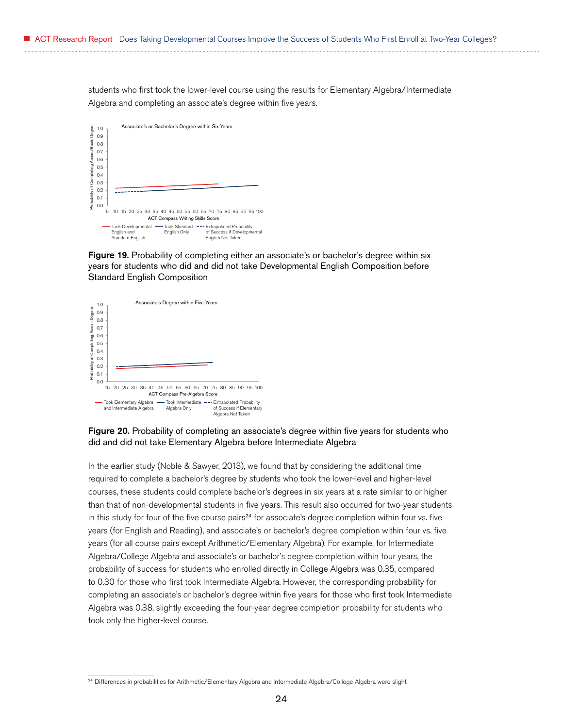students who first took the lower-level course using the results for Elementary Algebra/Intermediate Algebra and completing an associate's degree within five years.

**Figure 19.** Probability of completing either an associate's or bachelor's degree within six years for students who did and did not take Developmental English Composition before Standard English Composition

**Figure 20.** Probability of completing an associate's degree within five years for students who did and did not take Elementary Algebra before Intermediate Algebra

In the earlier study (Noble & Sawyer, 2013), we found that by considering the additional time required to complete a bachelor's degree by students who took the lower-level and higher-level courses, these students could complete bachelor's degrees in six years at a rate similar to or higher than that of non-developmental students in five years. This result also occurred for two-year students in this study for four of the five course pairs[24] for associate's degree completion within four vs. five years (for English and Reading), and associate's or bachelor's degree completion within four vs. five years (for all course pairs except Arithmetic/Elementary Algebra). For example, for Intermediate Algebra/College Algebra and associate's or bachelor's degree completion within four years, the probability of success for students who enrolled directly in College Algebra was 0.35, compared to 0.30 for those who first took Intermediate Algebra. However, the corresponding probability for completing an associate's or bachelor's degree within five years for those who first took Intermediate Algebra was 0.38, slightly exceeding the four-year degree completion probability for students who took only the higher-level course.

[24] Differences in probabilities for Arithmetic/Elementary Algebra and Intermediate Algebra/College Algebra were slight.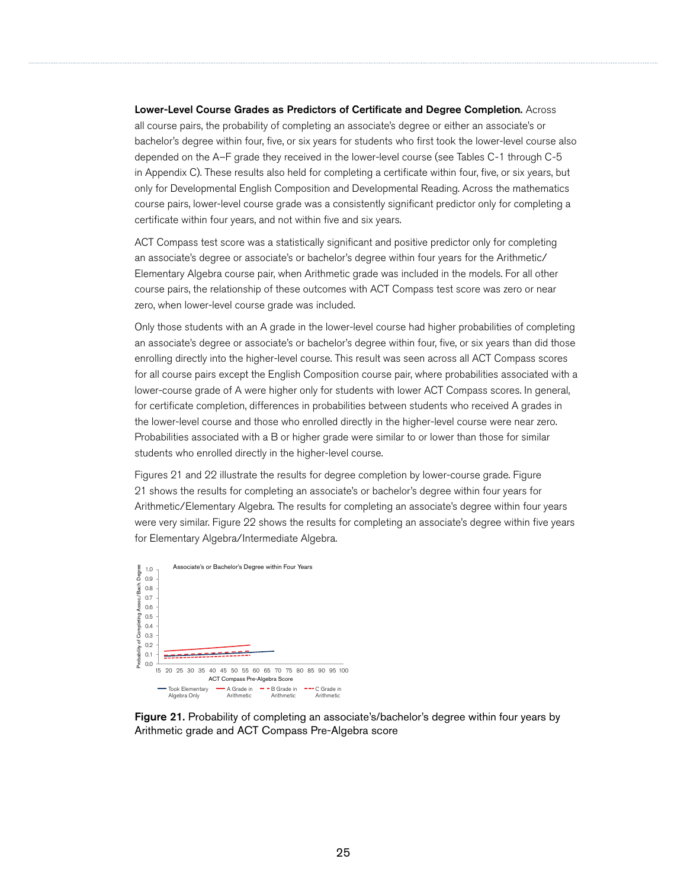**Lower-Level Course Grades as Predictors of Certificate and Degree Completion.** Across all course pairs, the probability of completing an associate's degree or either an associate's or bachelor's degree within four, five, or six years for students who first took the lower-level course also depended on the A–F grade they received in the lower-level course (see Tables C-1 through C-5 in Appendix C). These results also held for completing a certificate within four, five, or six years, but only for Developmental English Composition and Developmental Reading. Across the mathematics course pairs, lower-level course grade was a consistently significant predictor only for completing a certificate within four years, and not within five and six years.

ACT Compass test score was a statistically significant and positive predictor only for completing an associate's degree or associate's or bachelor's degree within four years for the Arithmetic/Elementary Algebra course pair, when Arithmetic grade was included in the models. For all other course pairs, the relationship of these outcomes with ACT Compass test score was zero or near zero, when lower-level course grade was included.

Only those students with an A grade in the lower-level course had higher probabilities of completing an associate's degree or associate's or bachelor's degree within four, five, or six years than did those enrolling directly into the higher-level course. This result was seen across all ACT Compass scores for all course pairs except the English Composition course pair, where probabilities associated with a lower-course grade of A were higher only for students with lower ACT Compass scores. In general, for certificate completion, differences in probabilities between students who received A grades in the lower-level course and those who enrolled directly in the higher-level course were near zero. Probabilities associated with a B or higher grade were similar to or lower than those for similar students who enrolled directly in the higher-level course.

Figures 21 and 22 illustrate the results for degree completion by lower-course grade. Figure 21 shows the results for completing an associate's or bachelor's degree within four years for Arithmetic/Elementary Algebra. The results for completing an associate's degree within four years were very similar. Figure 22 shows the results for completing an associate's degree within five years for Elementary Algebra/Intermediate Algebra.

**Figure 21.** Probability of completing an associate's/bachelor's degree within four years by Arithmetic grade and ACT Compass Pre-Algebra score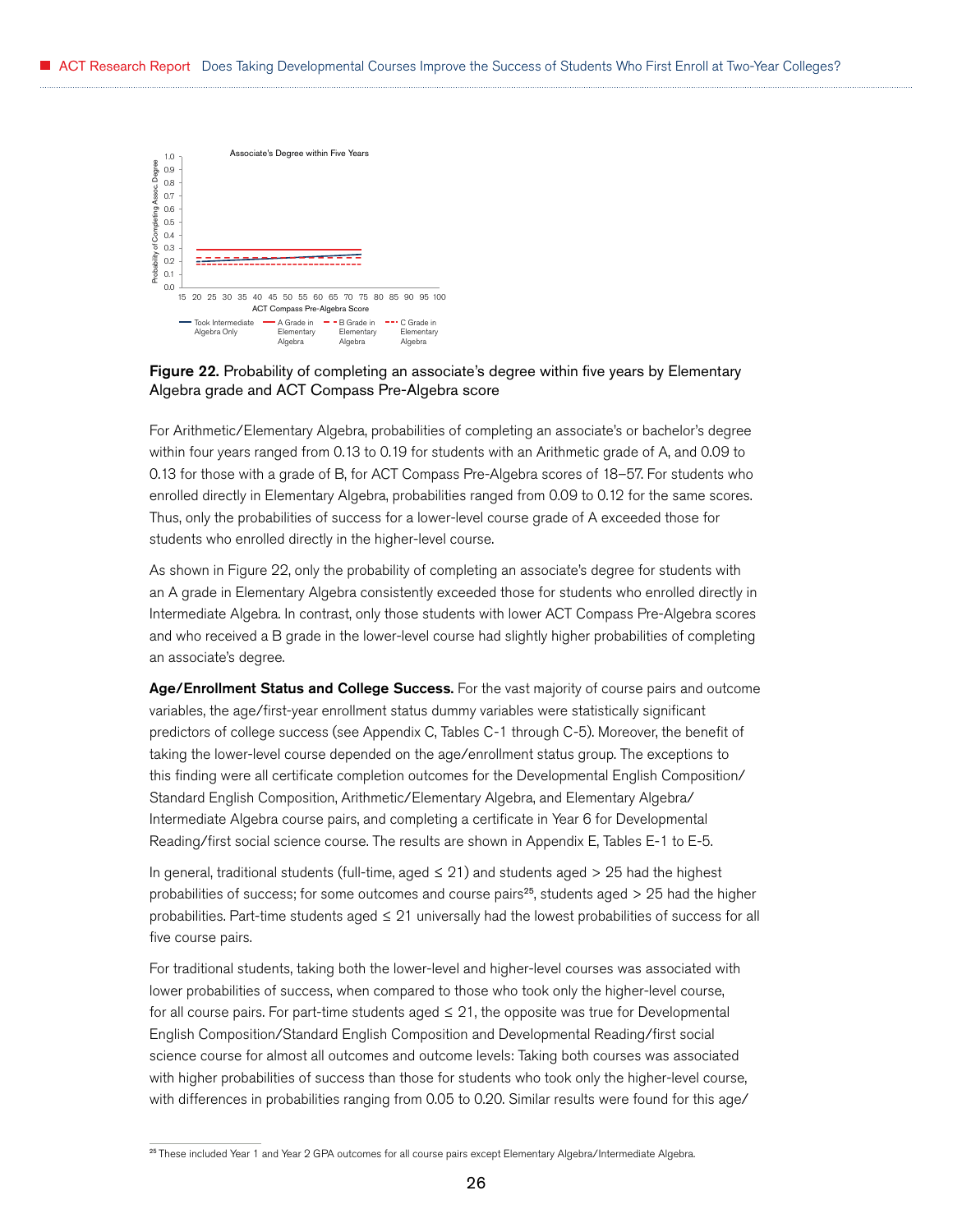Figure 22. Probability of completing an associate's degree within five years by Elementary Algebra grade and ACT Compass Pre-Algebra score

For Arithmetic/Elementary Algebra, probabilities of completing an associate's or bachelor's degree within four years ranged from 0.13 to 0.19 for students with an Arithmetic grade of A, and 0.09 to 0.13 for those with a grade of B, for ACT Compass Pre-Algebra scores of 18–57. For students who enrolled directly in Elementary Algebra, probabilities ranged from 0.09 to 0.12 for the same scores. Thus, only the probabilities of success for a lower-level course grade of A exceeded those for students who enrolled directly in the higher-level course.

As shown in Figure 22, only the probability of completing an associate's degree for students with an A grade in Elementary Algebra consistently exceeded those for students who enrolled directly in Intermediate Algebra. In contrast, only those students with lower ACT Compass Pre-Algebra scores and who received a B grade in the lower-level course had slightly higher probabilities of completing an associate's degree.

**Age/Enrollment Status and College Success.** For the vast majority of course pairs and outcome variables, the age/first-year enrollment status dummy variables were statistically significant predictors of college success (see Appendix C, Tables C-1 through C-5). Moreover, the benefit of taking the lower-level course depended on the age/enrollment status group. The exceptions to this finding were all certificate completion outcomes for the Developmental English Composition/Standard English Composition, Arithmetic/Elementary Algebra, and Elementary Algebra/Intermediate Algebra course pairs, and completing a certificate in Year 6 for Developmental Reading/first social science course. The results are shown in Appendix E, Tables E-1 to E-5.

In general, traditional students (full-time, aged ≤ 21) and students aged > 25 had the highest probabilities of success; for some outcomes and course pairs[25], students aged > 25 had the higher probabilities. Part-time students aged ≤ 21 universally had the lowest probabilities of success for all five course pairs.

For traditional students, taking both the lower-level and higher-level courses was associated with lower probabilities of success, when compared to those who took only the higher-level course, for all course pairs. For part-time students aged ≤ 21, the opposite was true for Developmental English Composition/Standard English Composition and Developmental Reading/first social science course for almost all outcomes and outcome levels: Taking both courses was associated with higher probabilities of success than those for students who took only the higher-level course, with differences in probabilities ranging from 0.05 to 0.20. Similar results were found for this age/

[25] These included Year 1 and Year 2 GPA outcomes for all course pairs except Elementary Algebra/Intermediate Algebra.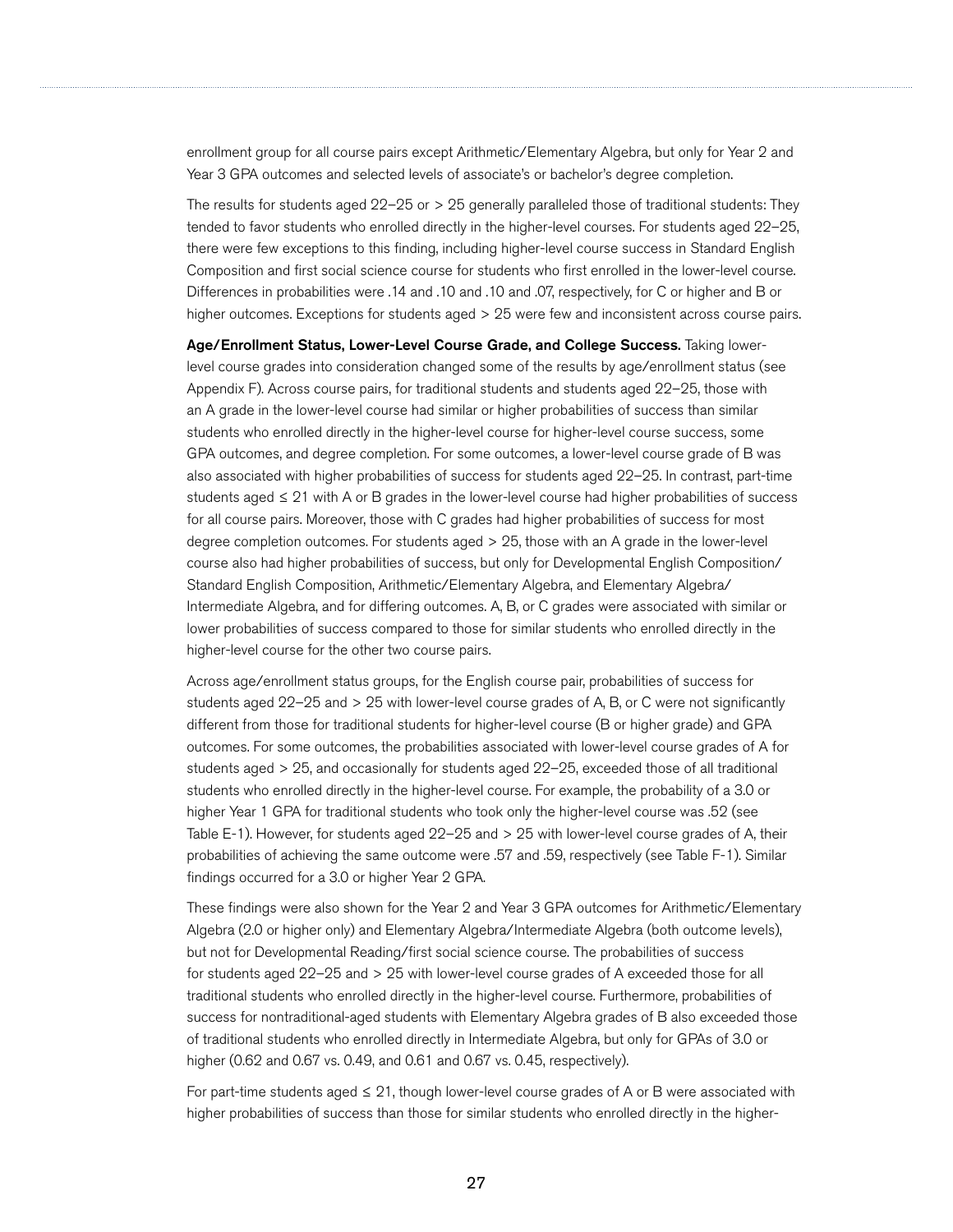enrollment group for all course pairs except Arithmetic/Elementary Algebra, but only for Year 2 and Year 3 GPA outcomes and selected levels of associate's or bachelor's degree completion.

The results for students aged 22–25 or > 25 generally paralleled those of traditional students: They tended to favor students who enrolled directly in the higher-level courses. For students aged 22–25, there were few exceptions to this finding, including higher-level course success in Standard English Composition and first social science course for students who first enrolled in the lower-level course. Differences in probabilities were .14 and .10 and .10 and .07, respectively, for C or higher and B or higher outcomes. Exceptions for students aged > 25 were few and inconsistent across course pairs.

**Age/Enrollment Status, Lower-Level Course Grade, and College Success.** Taking lower-level course grades into consideration changed some of the results by age/enrollment status (see Appendix F). Across course pairs, for traditional students and students aged 22–25, those with an A grade in the lower-level course had similar or higher probabilities of success than similar students who enrolled directly in the higher-level course for higher-level course success, some GPA outcomes, and degree completion. For some outcomes, a lower-level course grade of B was also associated with higher probabilities of success for students aged 22–25. In contrast, part-time students aged ≤ 21 with A or B grades in the lower-level course had higher probabilities of success for all course pairs. Moreover, those with C grades had higher probabilities of success for most degree completion outcomes. For students aged > 25, those with an A grade in the lower-level course also had higher probabilities of success, but only for Developmental English Composition/Standard English Composition, Arithmetic/Elementary Algebra, and Elementary Algebra/Intermediate Algebra, and for differing outcomes. A, B, or C grades were associated with similar or lower probabilities of success compared to those for similar students who enrolled directly in the higher-level course for the other two course pairs.

Across age/enrollment status groups, for the English course pair, probabilities of success for students aged 22–25 and > 25 with lower-level course grades of A, B, or C were not significantly different from those for traditional students for higher-level course (B or higher grade) and GPA outcomes. For some outcomes, the probabilities associated with lower-level course grades of A for students aged > 25, and occasionally for students aged 22–25, exceeded those of all traditional students who enrolled directly in the higher-level course. For example, the probability of a 3.0 or higher Year 1 GPA for traditional students who took only the higher-level course was .52 (see Table E-1). However, for students aged 22–25 and > 25 with lower-level course grades of A, their probabilities of achieving the same outcome were .57 and .59, respectively (see Table F-1). Similar findings occurred for a 3.0 or higher Year 2 GPA.

These findings were also shown for the Year 2 and Year 3 GPA outcomes for Arithmetic/Elementary Algebra (2.0 or higher only) and Elementary Algebra/Intermediate Algebra (both outcome levels), but not for Developmental Reading/first social science course. The probabilities of success for students aged 22–25 and > 25 with lower-level course grades of A exceeded those for all traditional students who enrolled directly in the higher-level course. Furthermore, probabilities of success for nontraditional-aged students with Elementary Algebra grades of B also exceeded those of traditional students who enrolled directly in Intermediate Algebra, but only for GPAs of 3.0 or higher (0.62 and 0.67 vs. 0.49, and 0.61 and 0.67 vs. 0.45, respectively).

For part-time students aged ≤ 21, though lower-level course grades of A or B were associated with higher probabilities of success than those for similar students who enrolled directly in the higher-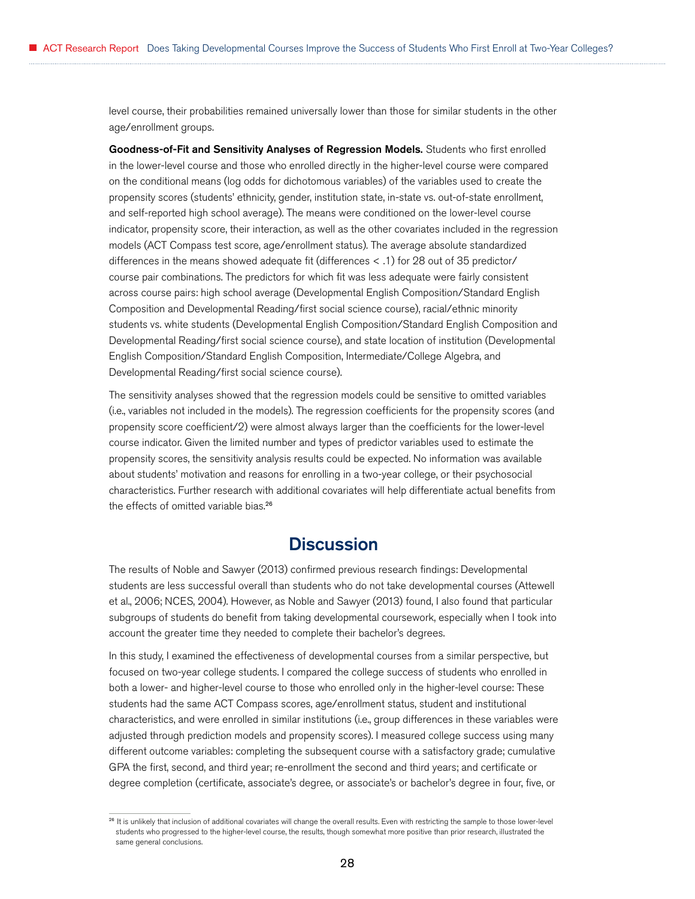level course, their probabilities remained universally lower than those for similar students in the other age/enrollment groups.

**Goodness-of-Fit and Sensitivity Analyses of Regression Models.** Students who first enrolled in the lower-level course and those who enrolled directly in the higher-level course were compared on the conditional means (log odds for dichotomous variables) of the variables used to create the propensity scores (students' ethnicity, gender, institution state, in-state vs. out-of-state enrollment, and self-reported high school average). The means were conditioned on the lower-level course indicator, propensity score, their interaction, as well as the other covariates included in the regression models (ACT Compass test score, age/enrollment status). The average absolute standardized differences in the means showed adequate fit (differences < .1) for 28 out of 35 predictor/course pair combinations. The predictors for which fit was less adequate were fairly consistent across course pairs: high school average (Developmental English Composition/Standard English Composition and Developmental Reading/first social science course), racial/ethnic minority students vs. white students (Developmental English Composition/Standard English Composition and Developmental Reading/first social science course), and state location of institution (Developmental English Composition/Standard English Composition, Intermediate/College Algebra, and Developmental Reading/first social science course).

The sensitivity analyses showed that the regression models could be sensitive to omitted variables (i.e., variables not included in the models). The regression coefficients for the propensity scores (and propensity score coefficient/2) were almost always larger than the coefficients for the lower-level course indicator. Given the limited number and types of predictor variables used to estimate the propensity scores, the sensitivity analysis results could be expected. No information was available about students' motivation and reasons for enrolling in a two-year college, or their psychosocial characteristics. Further research with additional covariates will help differentiate actual benefits from the effects of omitted variable bias.[26]

## Discussion

The results of Noble and Sawyer (2013) confirmed previous research findings: Developmental students are less successful overall than students who do not take developmental courses (Attewell et al., 2006; NCES, 2004). However, as Noble and Sawyer (2013) found, I also found that particular subgroups of students do benefit from taking developmental coursework, especially when I took into account the greater time they needed to complete their bachelor's degrees.

In this study, I examined the effectiveness of developmental courses from a similar perspective, but focused on two-year college students. I compared the college success of students who enrolled in both a lower- and higher-level course to those who enrolled only in the higher-level course: These students had the same ACT Compass scores, age/enrollment status, student and institutional characteristics, and were enrolled in similar institutions (i.e., group differences in these variables were adjusted through prediction models and propensity scores). I measured college success using many different outcome variables: completing the subsequent course with a satisfactory grade; cumulative GPA the first, second, and third year; re-enrollment the second and third years; and certificate or degree completion (certificate, associate's degree, or associate's or bachelor's degree in four, five, or

[26] It is unlikely that inclusion of additional covariates will change the overall results. Even with restricting the sample to those lower-level students who progressed to the higher-level course, the results, though somewhat more positive than prior research, illustrated the same general conclusions.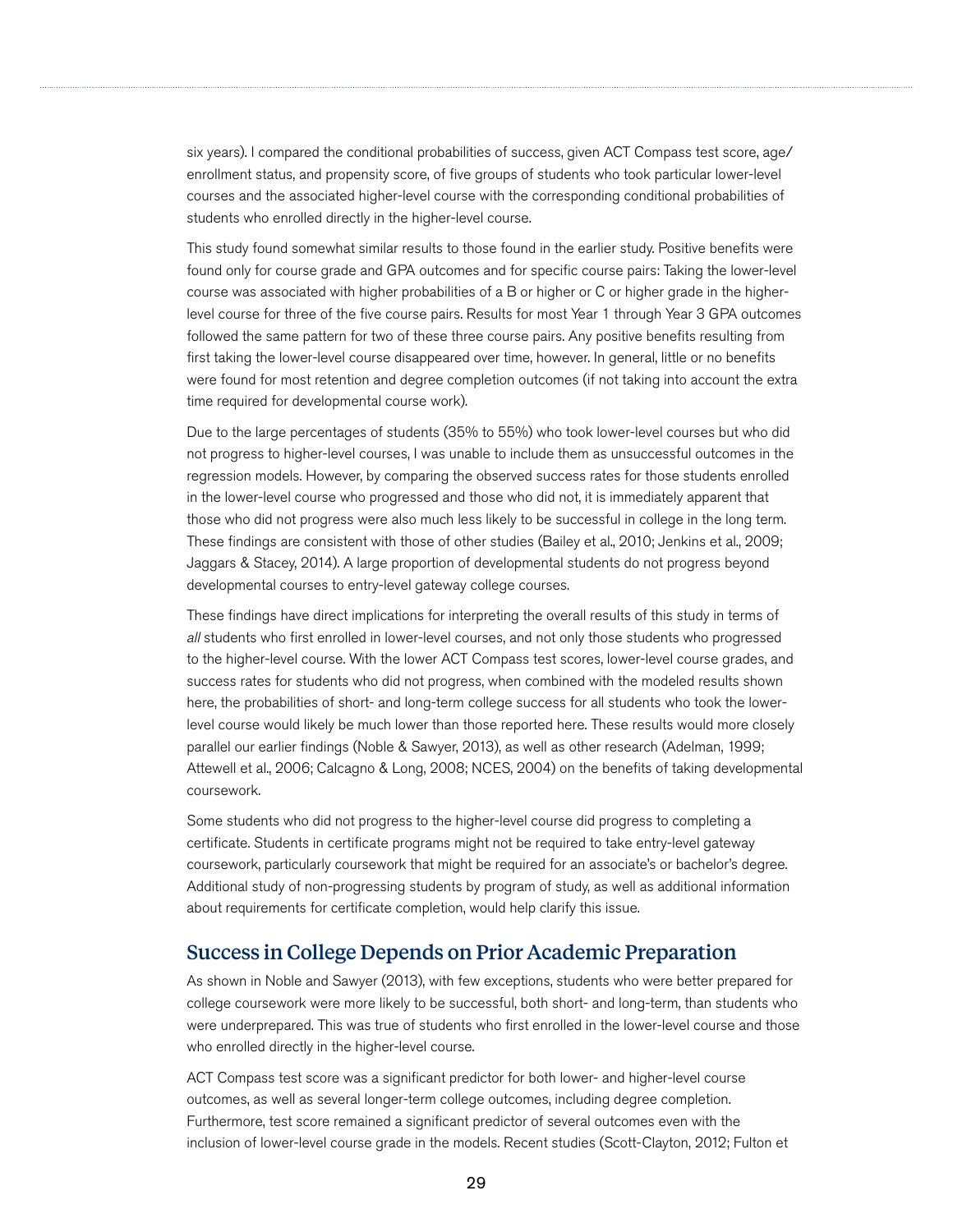six years). I compared the conditional probabilities of success, given ACT Compass test score, age/enrollment status, and propensity score, of five groups of students who took particular lower-level courses and the associated higher-level course with the corresponding conditional probabilities of students who enrolled directly in the higher-level course.

This study found somewhat similar results to those found in the earlier study. Positive benefits were found only for course grade and GPA outcomes and for specific course pairs: Taking the lower-level course was associated with higher probabilities of a B or higher or C or higher grade in the higher-level course for three of the five course pairs. Results for most Year 1 through Year 3 GPA outcomes followed the same pattern for two of these three course pairs. Any positive benefits resulting from first taking the lower-level course disappeared over time, however. In general, little or no benefits were found for most retention and degree completion outcomes (if not taking into account the extra time required for developmental course work).

Due to the large percentages of students (35% to 55%) who took lower-level courses but who did not progress to higher-level courses, I was unable to include them as unsuccessful outcomes in the regression models. However, by comparing the observed success rates for those students enrolled in the lower-level course who progressed and those who did not, it is immediately apparent that those who did not progress were also much less likely to be successful in college in the long term. These findings are consistent with those of other studies (Bailey et al., 2010; Jenkins et al., 2009; Jaggars & Stacey, 2014). A large proportion of developmental students do not progress beyond developmental courses to entry-level gateway college courses.

These findings have direct implications for interpreting the overall results of this study in terms of *all* students who first enrolled in lower-level courses, and not only those students who progressed to the higher-level course. With the lower ACT Compass test scores, lower-level course grades, and success rates for students who did not progress, when combined with the modeled results shown here, the probabilities of short- and long-term college success for all students who took the lower-level course would likely be much lower than those reported here. These results would more closely parallel our earlier findings (Noble & Sawyer, 2013), as well as other research (Adelman, 1999; Attewell et al., 2006; Calcagno & Long, 2008; NCES, 2004) on the benefits of taking developmental coursework.

Some students who did not progress to the higher-level course did progress to completing a certificate. Students in certificate programs might not be required to take entry-level gateway coursework, particularly coursework that might be required for an associate's or bachelor's degree. Additional study of non-progressing students by program of study, as well as additional information about requirements for certificate completion, would help clarify this issue.

## Success in College Depends on Prior Academic Preparation

As shown in Noble and Sawyer (2013), with few exceptions, students who were better prepared for college coursework were more likely to be successful, both short- and long-term, than students who were underprepared. This was true of students who first enrolled in the lower-level course and those who enrolled directly in the higher-level course.

ACT Compass test score was a significant predictor for both lower- and higher-level course outcomes, as well as several longer-term college outcomes, including degree completion. Furthermore, test score remained a significant predictor of several outcomes even with the inclusion of lower-level course grade in the models. Recent studies (Scott-Clayton, 2012; Fulton et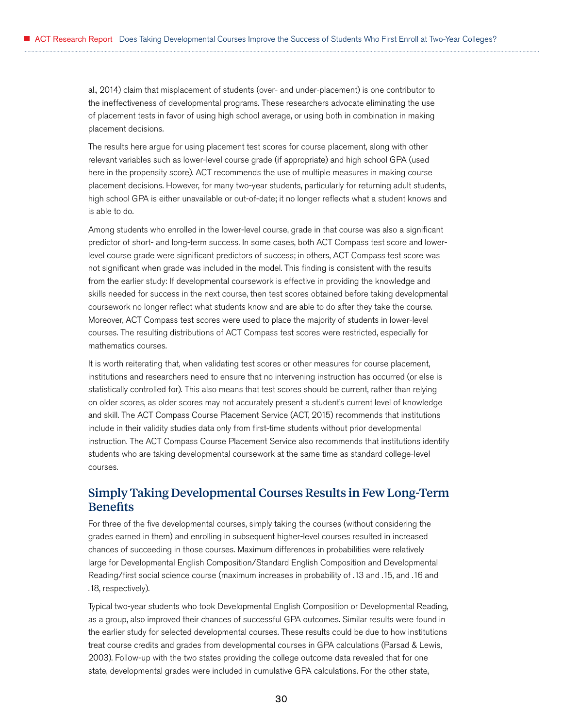al., 2014) claim that misplacement of students (over- and under-placement) is one contributor to the ineffectiveness of developmental programs. These researchers advocate eliminating the use of placement tests in favor of using high school average, or using both in combination in making placement decisions.

The results here argue for using placement test scores for course placement, along with other relevant variables such as lower-level course grade (if appropriate) and high school GPA (used here in the propensity score). ACT recommends the use of multiple measures in making course placement decisions. However, for many two-year students, particularly for returning adult students, high school GPA is either unavailable or out-of-date; it no longer reflects what a student knows and is able to do.

Among students who enrolled in the lower-level course, grade in that course was also a significant predictor of short- and long-term success. In some cases, both ACT Compass test score and lower-level course grade were significant predictors of success; in others, ACT Compass test score was not significant when grade was included in the model. This finding is consistent with the results from the earlier study: If developmental coursework is effective in providing the knowledge and skills needed for success in the next course, then test scores obtained before taking developmental coursework no longer reflect what students know and are able to do after they take the course. Moreover, ACT Compass test scores were used to place the majority of students in lower-level courses. The resulting distributions of ACT Compass test scores were restricted, especially for mathematics courses.

It is worth reiterating that, when validating test scores or other measures for course placement, institutions and researchers need to ensure that no intervening instruction has occurred (or else is statistically controlled for). This also means that test scores should be current, rather than relying on older scores, as older scores may not accurately present a student's current level of knowledge and skill. The ACT Compass Course Placement Service (ACT, 2015) recommends that institutions include in their validity studies data only from first-time students without prior developmental instruction. The ACT Compass Course Placement Service also recommends that institutions identify students who are taking developmental coursework at the same time as standard college-level courses.

## Simply Taking Developmental Courses Results in Few Long-Term Benefits

For three of the five developmental courses, simply taking the courses (without considering the grades earned in them) and enrolling in subsequent higher-level courses resulted in increased chances of succeeding in those courses. Maximum differences in probabilities were relatively large for Developmental English Composition/Standard English Composition and Developmental Reading/first social science course (maximum increases in probability of .13 and .15, and .16 and .18, respectively).

Typical two-year students who took Developmental English Composition or Developmental Reading, as a group, also improved their chances of successful GPA outcomes. Similar results were found in the earlier study for selected developmental courses. These results could be due to how institutions treat course credits and grades from developmental courses in GPA calculations (Parsad & Lewis, 2003). Follow-up with the two states providing the college outcome data revealed that for one state, developmental grades were included in cumulative GPA calculations. For the other state,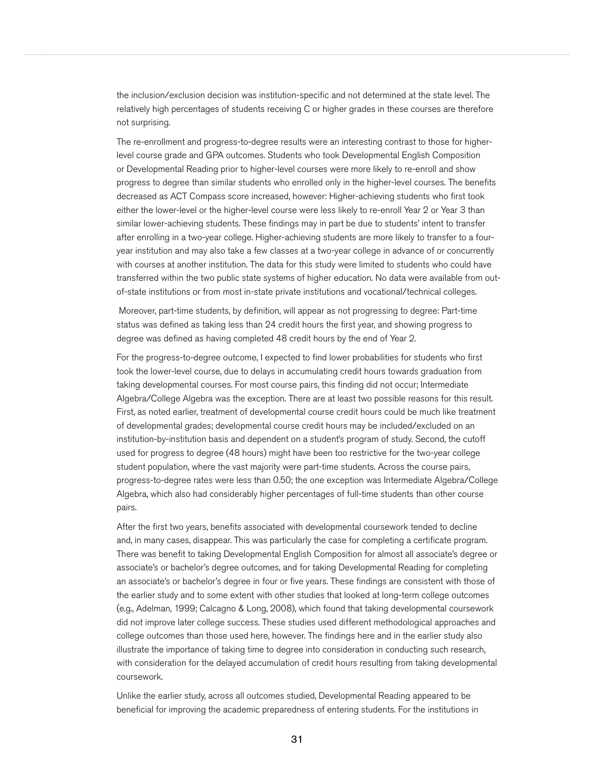the inclusion/exclusion decision was institution-specific and not determined at the state level. The relatively high percentages of students receiving C or higher grades in these courses are therefore not surprising.

The re-enrollment and progress-to-degree results were an interesting contrast to those for higher-level course grade and GPA outcomes. Students who took Developmental English Composition or Developmental Reading prior to higher-level courses were more likely to re-enroll and show progress to degree than similar students who enrolled only in the higher-level courses. The benefits decreased as ACT Compass score increased, however: Higher-achieving students who first took either the lower-level or the higher-level course were less likely to re-enroll Year 2 or Year 3 than similar lower-achieving students. These findings may in part be due to students' intent to transfer after enrolling in a two-year college. Higher-achieving students are more likely to transfer to a four-year institution and may also take a few classes at a two-year college in advance of or concurrently with courses at another institution. The data for this study were limited to students who could have transferred within the two public state systems of higher education. No data were available from out-of-state institutions or from most in-state private institutions and vocational/technical colleges.

Moreover, part-time students, by definition, will appear as not progressing to degree: Part-time status was defined as taking less than 24 credit hours the first year, and showing progress to degree was defined as having completed 48 credit hours by the end of Year 2.

For the progress-to-degree outcome, I expected to find lower probabilities for students who first took the lower-level course, due to delays in accumulating credit hours towards graduation from taking developmental courses. For most course pairs, this finding did not occur; Intermediate Algebra/College Algebra was the exception. There are at least two possible reasons for this result. First, as noted earlier, treatment of developmental course credit hours could be much like treatment of developmental grades; developmental course credit hours may be included/excluded on an institution-by-institution basis and dependent on a student's program of study. Second, the cutoff used for progress to degree (48 hours) might have been too restrictive for the two-year college student population, where the vast majority were part-time students. Across the course pairs, progress-to-degree rates were less than 0.50; the one exception was Intermediate Algebra/College Algebra, which also had considerably higher percentages of full-time students than other course pairs.

After the first two years, benefits associated with developmental coursework tended to decline and, in many cases, disappear. This was particularly the case for completing a certificate program. There was benefit to taking Developmental English Composition for almost all associate's degree or associate's or bachelor's degree outcomes, and for taking Developmental Reading for completing an associate's or bachelor's degree in four or five years. These findings are consistent with those of the earlier study and to some extent with other studies that looked at long-term college outcomes (e.g., Adelman, 1999; Calcagno & Long, 2008), which found that taking developmental coursework did not improve later college success. These studies used different methodological approaches and college outcomes than those used here, however. The findings here and in the earlier study also illustrate the importance of taking time to degree into consideration in conducting such research, with consideration for the delayed accumulation of credit hours resulting from taking developmental coursework.

Unlike the earlier study, across all outcomes studied, Developmental Reading appeared to be beneficial for improving the academic preparedness of entering students. For the institutions in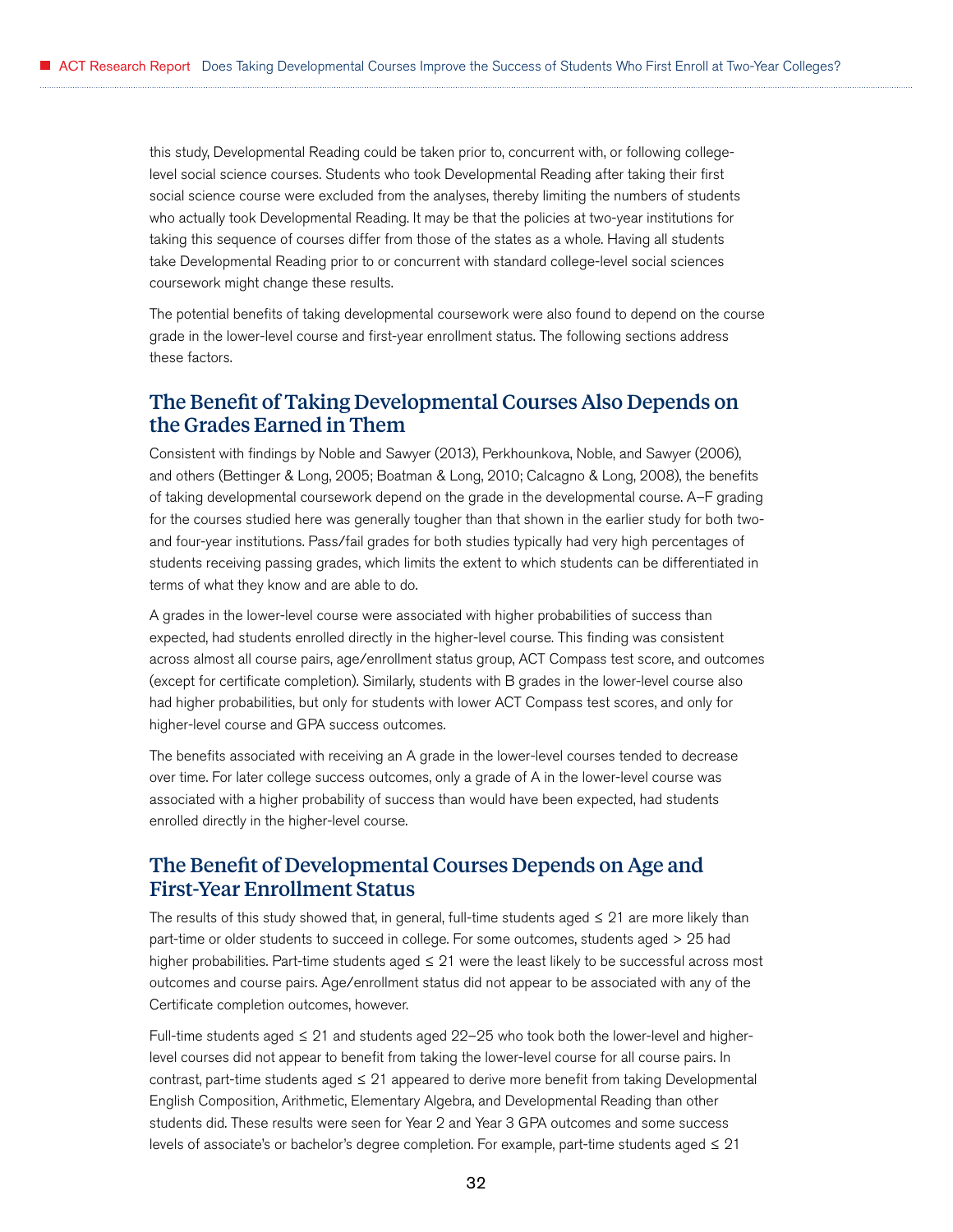this study, Developmental Reading could be taken prior to, concurrent with, or following college-level social science courses. Students who took Developmental Reading after taking their first social science course were excluded from the analyses, thereby limiting the numbers of students who actually took Developmental Reading. It may be that the policies at two-year institutions for taking this sequence of courses differ from those of the states as a whole. Having all students take Developmental Reading prior to or concurrent with standard college-level social sciences coursework might change these results.

The potential benefits of taking developmental coursework were also found to depend on the course grade in the lower-level course and first-year enrollment status. The following sections address these factors.

## The Benefit of Taking Developmental Courses Also Depends on the Grades Earned in Them

Consistent with findings by Noble and Sawyer (2013), Perkhounkova, Noble, and Sawyer (2006), and others (Bettinger & Long, 2005; Boatman & Long, 2010; Calcagno & Long, 2008), the benefits of taking developmental coursework depend on the grade in the developmental course. A–F grading for the courses studied here was generally tougher than that shown in the earlier study for both two- and four-year institutions. Pass/fail grades for both studies typically had very high percentages of students receiving passing grades, which limits the extent to which students can be differentiated in terms of what they know and are able to do.

A grades in the lower-level course were associated with higher probabilities of success than expected, had students enrolled directly in the higher-level course. This finding was consistent across almost all course pairs, age/enrollment status group, ACT Compass test score, and outcomes (except for certificate completion). Similarly, students with B grades in the lower-level course also had higher probabilities, but only for students with lower ACT Compass test scores, and only for higher-level course and GPA success outcomes.

The benefits associated with receiving an A grade in the lower-level courses tended to decrease over time. For later college success outcomes, only a grade of A in the lower-level course was associated with a higher probability of success than would have been expected, had students enrolled directly in the higher-level course.

## The Benefit of Developmental Courses Depends on Age and First-Year Enrollment Status

The results of this study showed that, in general, full-time students aged ≤ 21 are more likely than part-time or older students to succeed in college. For some outcomes, students aged > 25 had higher probabilities. Part-time students aged ≤ 21 were the least likely to be successful across most outcomes and course pairs. Age/enrollment status did not appear to be associated with any of the Certificate completion outcomes, however.

Full-time students aged ≤ 21 and students aged 22–25 who took both the lower-level and higher-level courses did not appear to benefit from taking the lower-level course for all course pairs. In contrast, part-time students aged ≤ 21 appeared to derive more benefit from taking Developmental English Composition, Arithmetic, Elementary Algebra, and Developmental Reading than other students did. These results were seen for Year 2 and Year 3 GPA outcomes and some success levels of associate's or bachelor's degree completion. For example, part-time students aged ≤ 21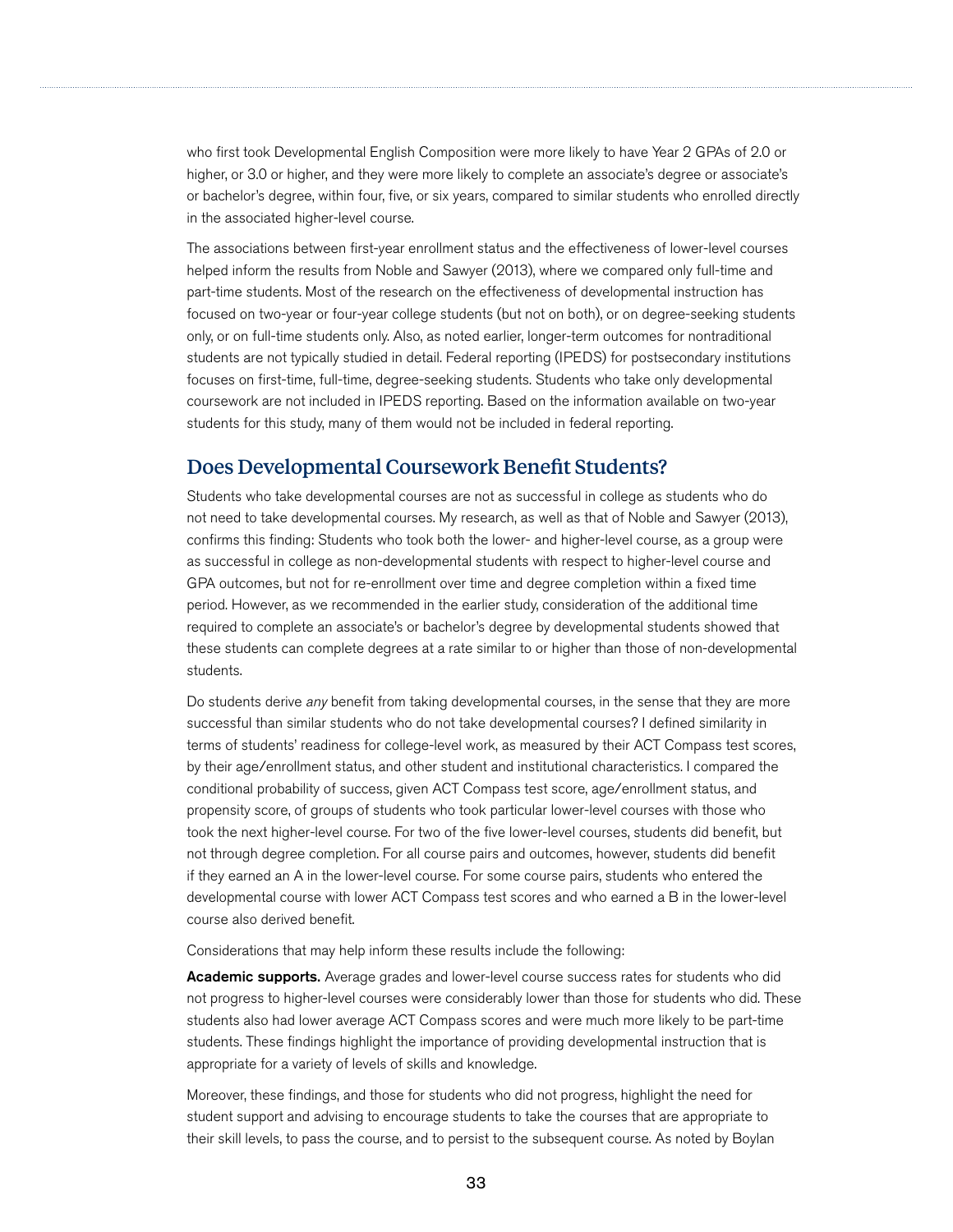who first took Developmental English Composition were more likely to have Year 2 GPAs of 2.0 or higher, or 3.0 or higher, and they were more likely to complete an associate's degree or associate's or bachelor's degree, within four, five, or six years, compared to similar students who enrolled directly in the associated higher-level course.

The associations between first-year enrollment status and the effectiveness of lower-level courses helped inform the results from Noble and Sawyer (2013), where we compared only full-time and part-time students. Most of the research on the effectiveness of developmental instruction has focused on two-year or four-year college students (but not on both), or on degree-seeking students only, or on full-time students only. Also, as noted earlier, longer-term outcomes for nontraditional students are not typically studied in detail. Federal reporting (IPEDS) for postsecondary institutions focuses on first-time, full-time, degree-seeking students. Students who take only developmental coursework are not included in IPEDS reporting. Based on the information available on two-year students for this study, many of them would not be included in federal reporting.

## Does Developmental Coursework Benefit Students?

Students who take developmental courses are not as successful in college as students who do not need to take developmental courses. My research, as well as that of Noble and Sawyer (2013), confirms this finding: Students who took both the lower- and higher-level course, as a group were as successful in college as non-developmental students with respect to higher-level course and GPA outcomes, but not for re-enrollment over time and degree completion within a fixed time period. However, as we recommended in the earlier study, consideration of the additional time required to complete an associate's or bachelor's degree by developmental students showed that these students can complete degrees at a rate similar to or higher than those of non-developmental students.

Do students derive *any* benefit from taking developmental courses, in the sense that they are more successful than similar students who do not take developmental courses? I defined similarity in terms of students' readiness for college-level work, as measured by their ACT Compass test scores, by their age/enrollment status, and other student and institutional characteristics. I compared the conditional probability of success, given ACT Compass test score, age/enrollment status, and propensity score, of groups of students who took particular lower-level courses with those who took the next higher-level course. For two of the five lower-level courses, students did benefit, but not through degree completion. For all course pairs and outcomes, however, students did benefit if they earned an A in the lower-level course. For some course pairs, students who entered the developmental course with lower ACT Compass test scores and who earned a B in the lower-level course also derived benefit.

Considerations that may help inform these results include the following:

**Academic supports.** Average grades and lower-level course success rates for students who did not progress to higher-level courses were considerably lower than those for students who did. These students also had lower average ACT Compass scores and were much more likely to be part-time students. These findings highlight the importance of providing developmental instruction that is appropriate for a variety of levels of skills and knowledge.

Moreover, these findings, and those for students who did not progress, highlight the need for student support and advising to encourage students to take the courses that are appropriate to their skill levels, to pass the course, and to persist to the subsequent course. As noted by Boylan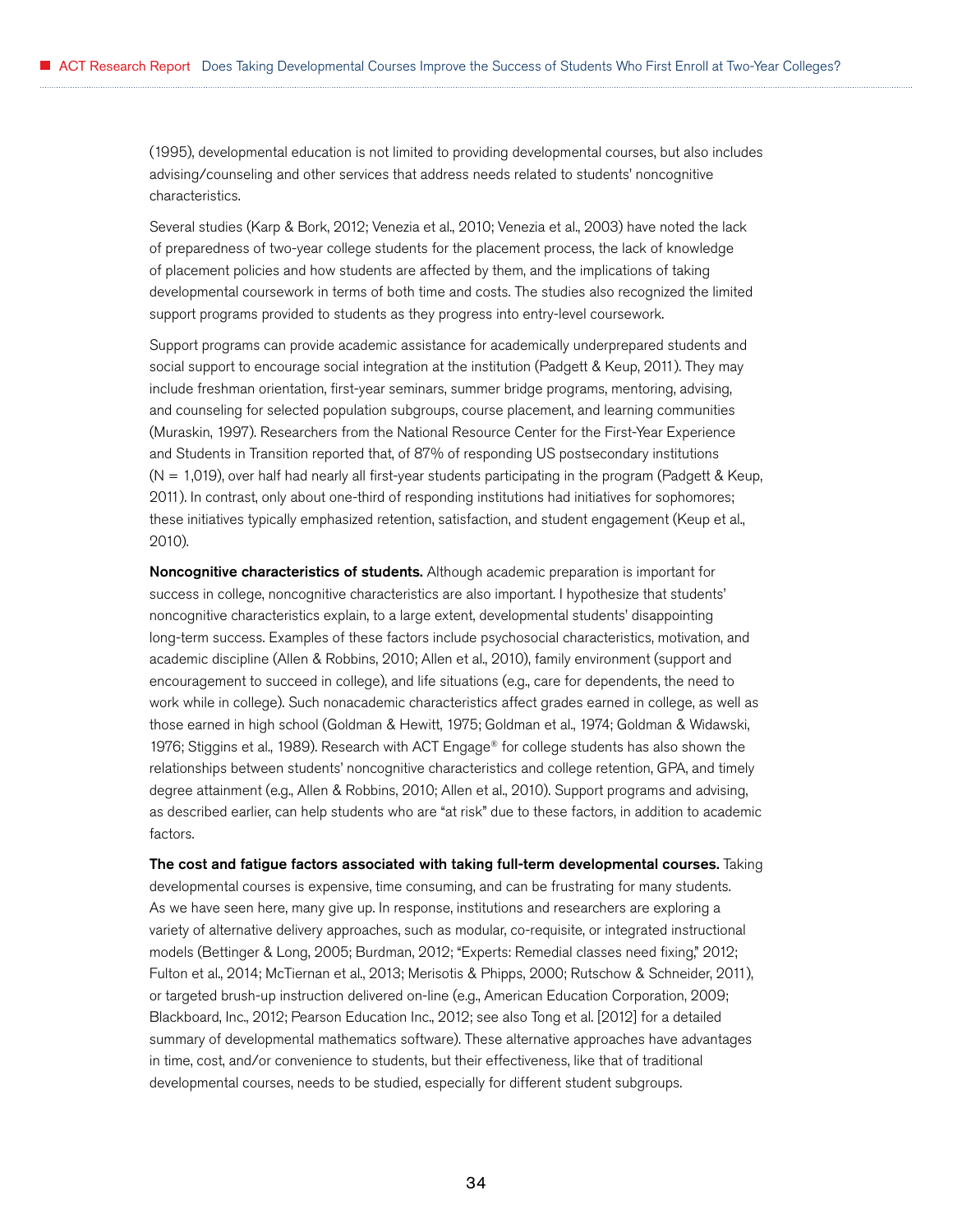(1995), developmental education is not limited to providing developmental courses, but also includes advising/counseling and other services that address needs related to students' noncognitive characteristics.

Several studies (Karp & Bork, 2012; Venezia et al., 2010; Venezia et al., 2003) have noted the lack of preparedness of two-year college students for the placement process, the lack of knowledge of placement policies and how students are affected by them, and the implications of taking developmental coursework in terms of both time and costs. The studies also recognized the limited support programs provided to students as they progress into entry-level coursework.

Support programs can provide academic assistance for academically underprepared students and social support to encourage social integration at the institution (Padgett & Keup, 2011). They may include freshman orientation, first-year seminars, summer bridge programs, mentoring, advising, and counseling for selected population subgroups, course placement, and learning communities (Muraskin, 1997). Researchers from the National Resource Center for the First-Year Experience and Students in Transition reported that, of 87% of responding US postsecondary institutions (N = 1,019), over half had nearly all first-year students participating in the program (Padgett & Keup, 2011). In contrast, only about one-third of responding institutions had initiatives for sophomores; these initiatives typically emphasized retention, satisfaction, and student engagement (Keup et al., 2010).

**Noncognitive characteristics of students.** Although academic preparation is important for success in college, noncognitive characteristics are also important. I hypothesize that students' noncognitive characteristics explain, to a large extent, developmental students' disappointing long-term success. Examples of these factors include psychosocial characteristics, motivation, and academic discipline (Allen & Robbins, 2010; Allen et al., 2010), family environment (support and encouragement to succeed in college), and life situations (e.g., care for dependents, the need to work while in college). Such nonacademic characteristics affect grades earned in college, as well as those earned in high school (Goldman & Hewitt, 1975; Goldman et al., 1974; Goldman & Widawski, 1976; Stiggins et al., 1989). Research with ACT Engage® for college students has also shown the relationships between students' noncognitive characteristics and college retention, GPA, and timely degree attainment (e.g., Allen & Robbins, 2010; Allen et al., 2010). Support programs and advising, as described earlier, can help students who are "at risk" due to these factors, in addition to academic factors.

**The cost and fatigue factors associated with taking full-term developmental courses.** Taking developmental courses is expensive, time consuming, and can be frustrating for many students. As we have seen here, many give up. In response, institutions and researchers are exploring a variety of alternative delivery approaches, such as modular, co-requisite, or integrated instructional models (Bettinger & Long, 2005; Burdman, 2012; "Experts: Remedial classes need fixing," 2012; Fulton et al., 2014; McTiernan et al., 2013; Merisotis & Phipps, 2000; Rutschow & Schneider, 2011), or targeted brush-up instruction delivered on-line (e.g., American Education Corporation, 2009; Blackboard, Inc., 2012; Pearson Education Inc., 2012; see also Tong et al. [2012] for a detailed summary of developmental mathematics software). These alternative approaches have advantages in time, cost, and/or convenience to students, but their effectiveness, like that of traditional developmental courses, needs to be studied, especially for different student subgroups.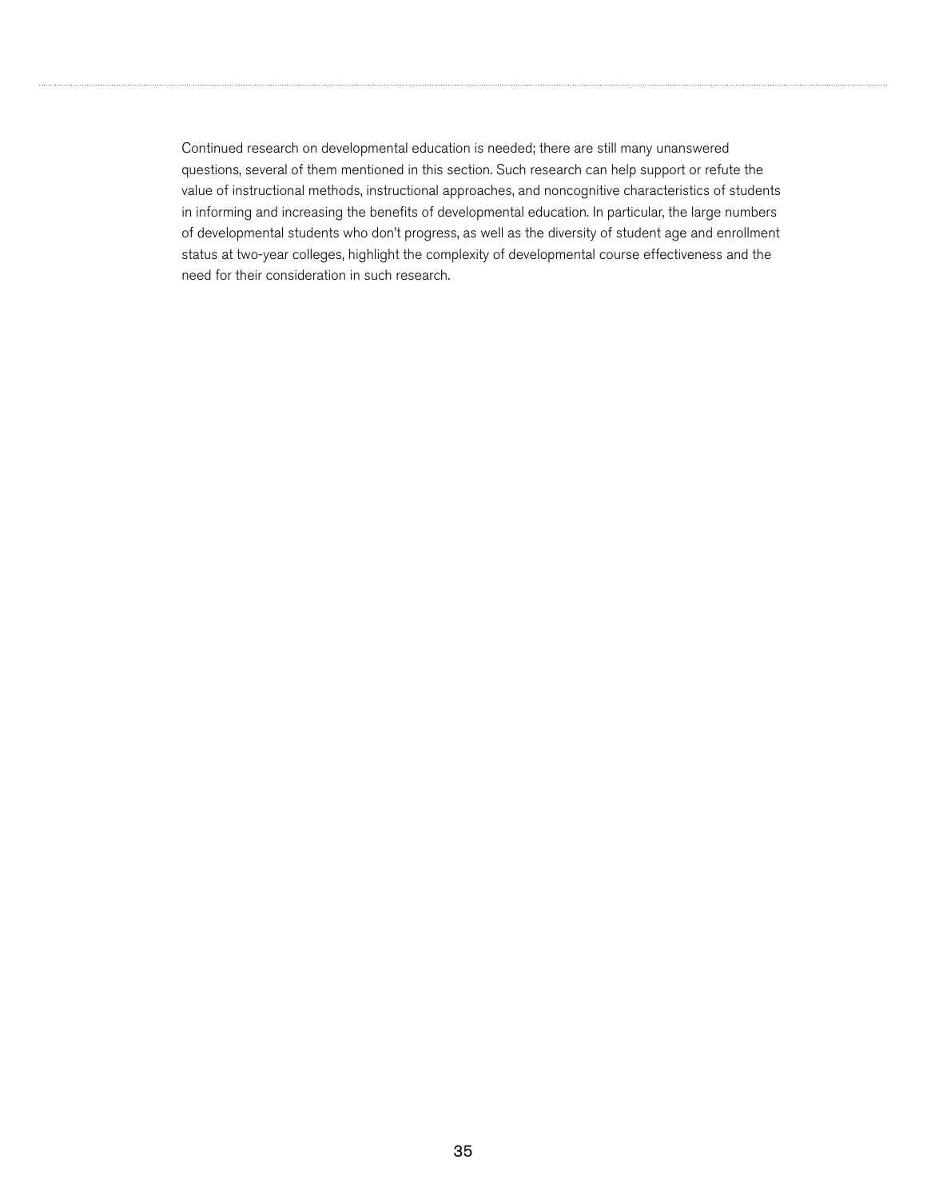Continued research on developmental education is needed; there are still many unanswered questions, several of them mentioned in this section. Such research can help support or refute the value of instructional methods, instructional approaches, and noncognitive characteristics of students in informing and increasing the benefits of developmental education. In particular, the large numbers of developmental students who don't progress, as well as the diversity of student age and enrollment status at two-year colleges, highlight the complexity of developmental course effectiveness and the need for their consideration in such research.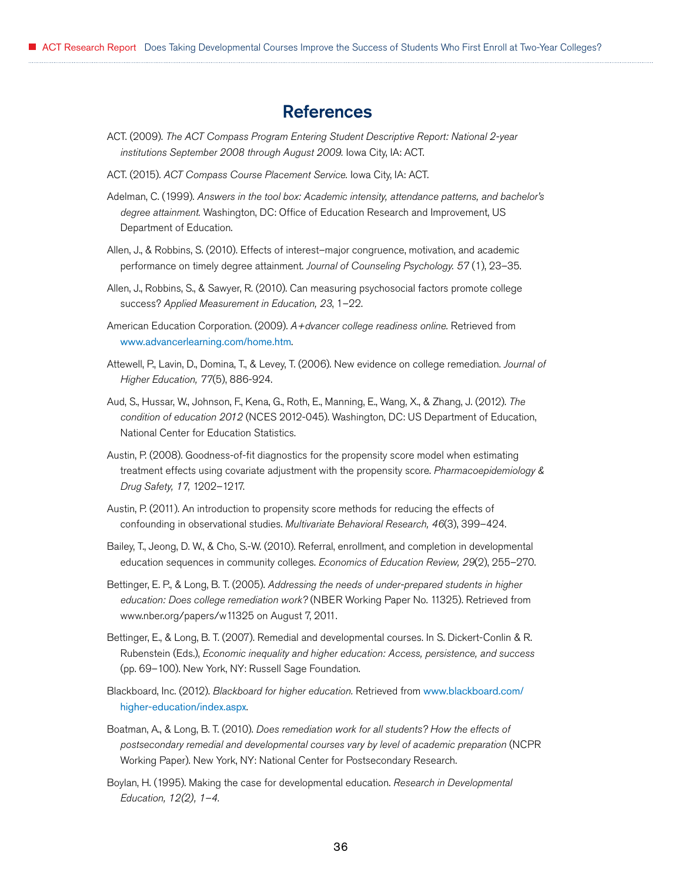# References

ACT. (2009). *The ACT Compass Program Entering Student Descriptive Report: National 2-year institutions September 2008 through August 2009.* Iowa City, IA: ACT.

ACT. (2015). *ACT Compass Course Placement Service.* Iowa City, IA: ACT.

Adelman, C. (1999). *Answers in the tool box: Academic intensity, attendance patterns, and bachelor's degree attainment.* Washington, DC: Office of Education Research and Improvement, US Department of Education.

Allen, J., & Robbins, S. (2010). Effects of interest–major congruence, motivation, and academic performance on timely degree attainment. *Journal of Counseling Psychology. 57* (1), 23–35.

Allen, J., Robbins, S., & Sawyer, R. (2010). Can measuring psychosocial factors promote college success? *Applied Measurement in Education, 23*, 1–22.

American Education Corporation. (2009). *A+dvancer college readiness online.* Retrieved from www.advancerlearning.com/home.htm.

Attewell, P., Lavin, D., Domina, T., & Levey, T. (2006). New evidence on college remediation. *Journal of Higher Education, 77*(5), 886-924.

Aud, S., Hussar, W., Johnson, F., Kena, G., Roth, E., Manning, E., Wang, X., & Zhang, J. (2012). *The condition of education 2012* (NCES 2012-045). Washington, DC: US Department of Education, National Center for Education Statistics.

Austin, P. (2008). Goodness-of-fit diagnostics for the propensity score model when estimating treatment effects using covariate adjustment with the propensity score. *Pharmacoepidemiology & Drug Safety, 17,* 1202–1217.

Austin, P. (2011). An introduction to propensity score methods for reducing the effects of confounding in observational studies. *Multivariate Behavioral Research, 46*(3), 399–424.

Bailey, T., Jeong, D. W., & Cho, S.-W. (2010). Referral, enrollment, and completion in developmental education sequences in community colleges. *Economics of Education Review, 29*(2), 255–270.

Bettinger, E. P., & Long, B. T. (2005). *Addressing the needs of under-prepared students in higher education: Does college remediation work?* (NBER Working Paper No. 11325). Retrieved from www.nber.org/papers/w11325 on August 7, 2011.

Bettinger, E., & Long, B. T. (2007). Remedial and developmental courses. In S. Dickert-Conlin & R. Rubenstein (Eds.), *Economic inequality and higher education: Access, persistence, and success* (pp. 69–100). New York, NY: Russell Sage Foundation.

Blackboard, Inc. (2012). *Blackboard for higher education.* Retrieved from www.blackboard.com/higher-education/index.aspx.

Boatman, A., & Long, B. T. (2010). *Does remediation work for all students? How the effects of postsecondary remedial and developmental courses vary by level of academic preparation* (NCPR Working Paper). New York, NY: National Center for Postsecondary Research.

Boylan, H. (1995). Making the case for developmental education. *Research in Developmental Education, 12(2), 1–4.*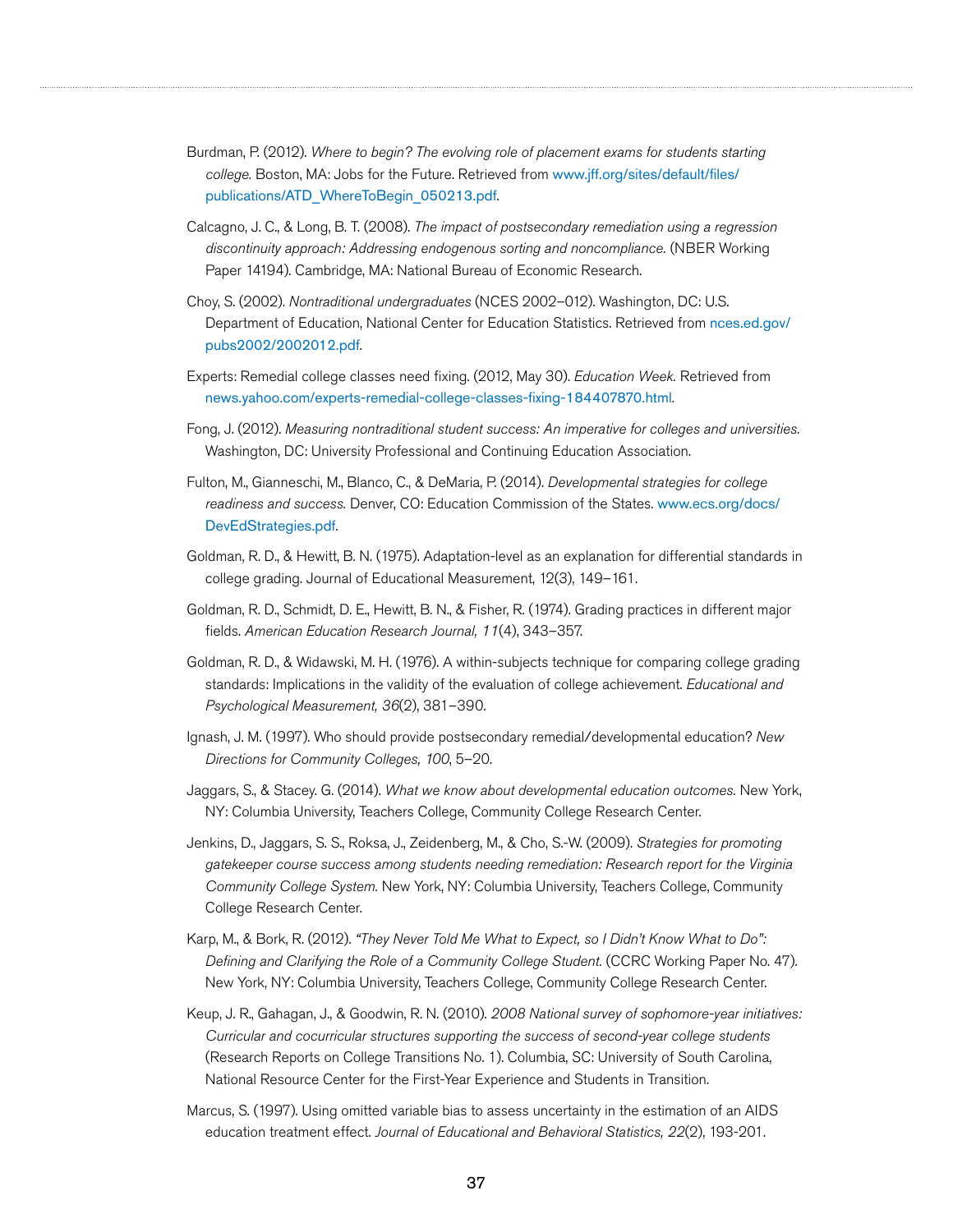Burdman, P. (2012). *Where to begin? The evolving role of placement exams for students starting college.* Boston, MA: Jobs for the Future. Retrieved from www.jff.org/sites/default/files/publications/ATD_WhereToBegin_050213.pdf.

Calcagno, J. C., & Long, B. T. (2008). *The impact of postsecondary remediation using a regression discontinuity approach: Addressing endogenous sorting and noncompliance.* (NBER Working Paper 14194). Cambridge, MA: National Bureau of Economic Research.

Choy, S. (2002). *Nontraditional undergraduates* (NCES 2002–012). Washington, DC: U.S. Department of Education, National Center for Education Statistics. Retrieved from nces.ed.gov/pubs2002/2002012.pdf.

Experts: Remedial college classes need fixing. (2012, May 30). *Education Week.* Retrieved from news.yahoo.com/experts-remedial-college-classes-fixing-184407870.html.

Fong, J. (2012). *Measuring nontraditional student success: An imperative for colleges and universities.* Washington, DC: University Professional and Continuing Education Association.

Fulton, M., Gianneschi, M., Blanco, C., & DeMaria, P. (2014). *Developmental strategies for college readiness and success.* Denver, CO: Education Commission of the States. www.ecs.org/docs/DevEdStrategies.pdf.

Goldman, R. D., & Hewitt, B. N. (1975). Adaptation-level as an explanation for differential standards in college grading. Journal of Educational Measurement, 12(3), 149–161.

Goldman, R. D., Schmidt, D. E., Hewitt, B. N., & Fisher, R. (1974). Grading practices in different major fields. *American Education Research Journal, 11*(4), 343–357.

Goldman, R. D., & Widawski, M. H. (1976). A within-subjects technique for comparing college grading standards: Implications in the validity of the evaluation of college achievement. *Educational and Psychological Measurement, 36*(2), 381–390.

Ignash, J. M. (1997). Who should provide postsecondary remedial/developmental education? *New Directions for Community Colleges, 100*, 5–20.

Jaggars, S., & Stacey. G. (2014). *What we know about developmental education outcomes.* New York, NY: Columbia University, Teachers College, Community College Research Center.

Jenkins, D., Jaggars, S. S., Roksa, J., Zeidenberg, M., & Cho, S.-W. (2009). *Strategies for promoting gatekeeper course success among students needing remediation: Research report for the Virginia Community College System.* New York, NY: Columbia University, Teachers College, Community College Research Center.

Karp, M., & Bork, R. (2012). *"They Never Told Me What to Expect, so I Didn't Know What to Do": Defining and Clarifying the Role of a Community College Student.* (CCRC Working Paper No. 47). New York, NY: Columbia University, Teachers College, Community College Research Center.

Keup, J. R., Gahagan, J., & Goodwin, R. N. (2010). *2008 National survey of sophomore-year initiatives: Curricular and cocurricular structures supporting the success of second-year college students* (Research Reports on College Transitions No. 1). Columbia, SC: University of South Carolina, National Resource Center for the First-Year Experience and Students in Transition.

Marcus, S. (1997). Using omitted variable bias to assess uncertainty in the estimation of an AIDS education treatment effect. *Journal of Educational and Behavioral Statistics, 22*(2), 193-201.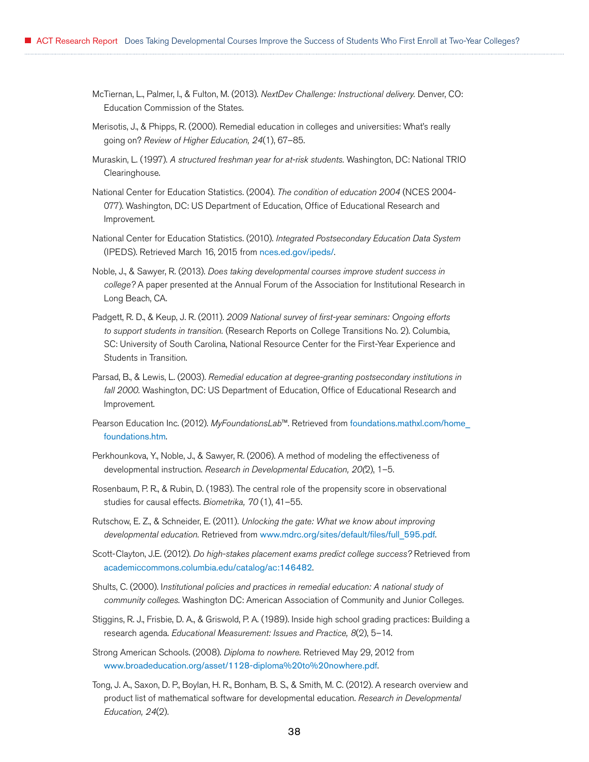McTiernan, L., Palmer, I., & Fulton, M. (2013). *NextDev Challenge: Instructional delivery.* Denver, CO: Education Commission of the States.

Merisotis, J., & Phipps, R. (2000). Remedial education in colleges and universities: What's really going on? *Review of Higher Education, 24*(1), 67–85.

Muraskin, L. (1997). *A structured freshman year for at-risk students.* Washington, DC: National TRIO Clearinghouse.

National Center for Education Statistics. (2004). *The condition of education 2004* (NCES 2004-077). Washington, DC: US Department of Education, Office of Educational Research and Improvement.

National Center for Education Statistics. (2010). *Integrated Postsecondary Education Data System* (IPEDS). Retrieved March 16, 2015 from nces.ed.gov/ipeds/.

Noble, J., & Sawyer, R. (2013). *Does taking developmental courses improve student success in college?* A paper presented at the Annual Forum of the Association for Institutional Research in Long Beach, CA.

Padgett, R. D., & Keup, J. R. (2011). *2009 National survey of first-year seminars: Ongoing efforts to support students in transition.* (Research Reports on College Transitions No. 2). Columbia, SC: University of South Carolina, National Resource Center for the First-Year Experience and Students in Transition.

Parsad, B., & Lewis, L. (2003). *Remedial education at degree-granting postsecondary institutions in fall 2000.* Washington, DC: US Department of Education, Office of Educational Research and Improvement.

Pearson Education Inc. (2012). *MyFoundationsLab*™. Retrieved from foundations.mathxl.com/home_foundations.htm.

Perkhounkova, Y., Noble, J., & Sawyer, R. (2006). A method of modeling the effectiveness of developmental instruction. *Research in Developmental Education, 20*(2), 1–5.

Rosenbaum, P. R., & Rubin, D. (1983). The central role of the propensity score in observational studies for causal effects. *Biometrika, 70* (1), 41–55.

Rutschow, E. Z., & Schneider, E. (2011). *Unlocking the gate: What we know about improving developmental education.* Retrieved from www.mdrc.org/sites/default/files/full_595.pdf.

Scott-Clayton, J.E. (2012). *Do high-stakes placement exams predict college success?* Retrieved from academiccommons.columbia.edu/catalog/ac:146482.

Shults, C. (2000). *Institutional policies and practices in remedial education: A national study of community colleges.* Washington DC: American Association of Community and Junior Colleges.

Stiggins, R. J., Frisbie, D. A., & Griswold, P. A. (1989). Inside high school grading practices: Building a research agenda. *Educational Measurement: Issues and Practice, 8*(2), 5–14.

Strong American Schools. (2008). *Diploma to nowhere.* Retrieved May 29, 2012 from www.broadeducation.org/asset/1128-diploma%20to%20nowhere.pdf.

Tong, J. A., Saxon, D. P., Boylan, H. R., Bonham, B. S., & Smith, M. C. (2012). A research overview and product list of mathematical software for developmental education. *Research in Developmental Education, 24*(2).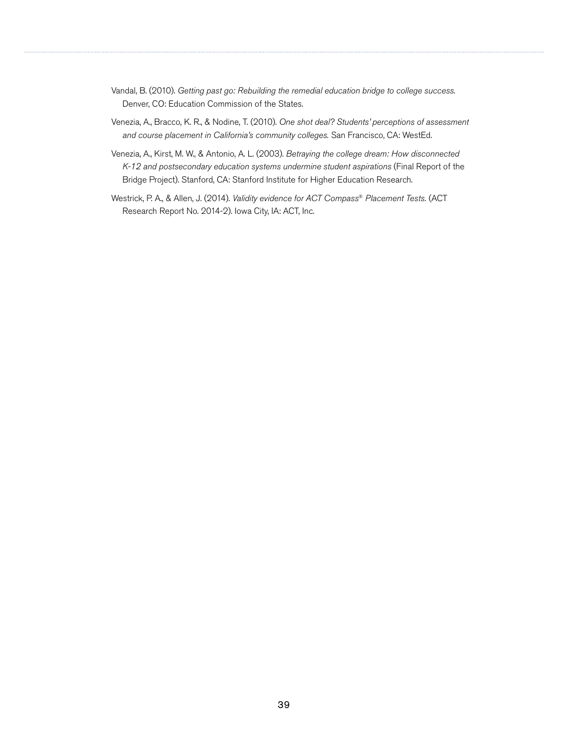Vandal, B. (2010). *Getting past go: Rebuilding the remedial education bridge to college success.* Denver, CO: Education Commission of the States.

Venezia, A., Bracco, K. R., & Nodine, T. (2010). *One shot deal? Students' perceptions of assessment and course placement in California's community colleges.* San Francisco, CA: WestEd.

Venezia, A., Kirst, M. W., & Antonio, A. L. (2003). *Betraying the college dream: How disconnected K-12 and postsecondary education systems undermine student aspirations* (Final Report of the Bridge Project). Stanford, CA: Stanford Institute for Higher Education Research.

Westrick, P. A., & Allen, J. (2014). *Validity evidence for ACT Compass® Placement Tests.* (ACT Research Report No. 2014-2). Iowa City, IA: ACT, Inc.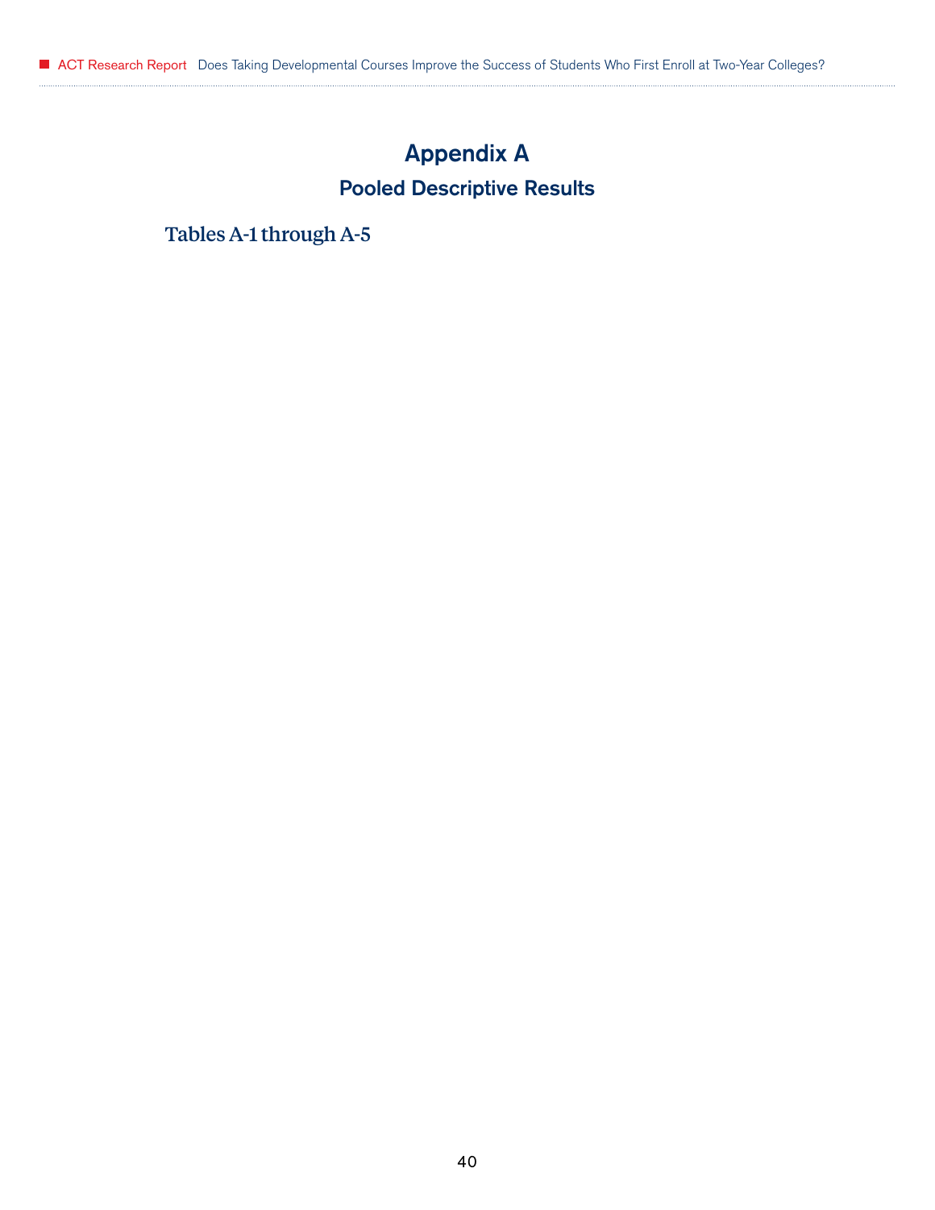# Appendix A

## Pooled Descriptive Results

### Tables A-1 through A-5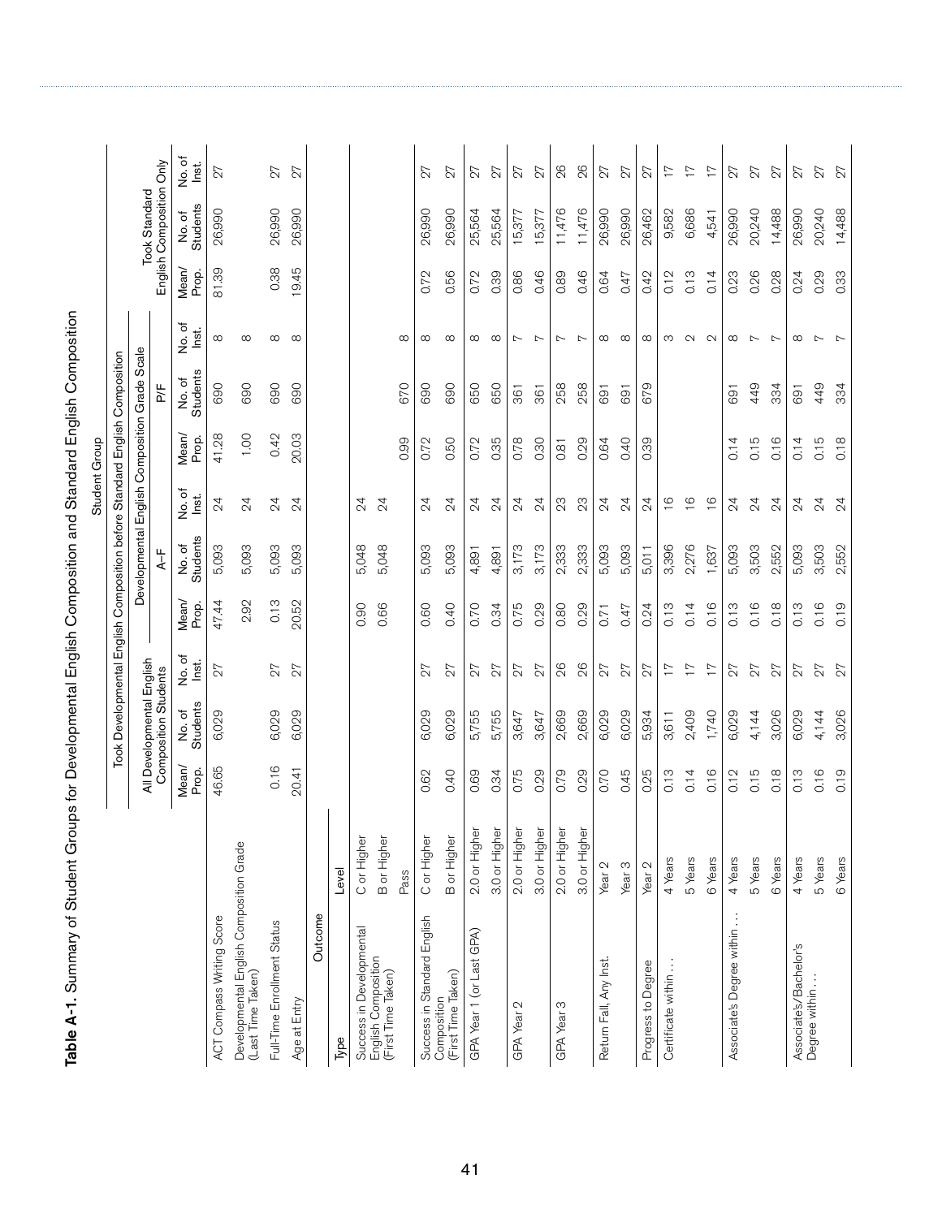**Table A-1.** Summary of Student Groups for Developmental English Composition and Standard English Composition

| | | Took Developmental English Composition before Standard English Composition | | | | | | | | | Took Standard English Composition Only | | |
|---|---|---|---|---|---|---|---|---|---|---|---|---|---|
| | | All Developmental English Composition Students | | | Developmental English Composition Grade Scale | | | | | | | | |
| | | | | | A–F | | | P/F | | | | | |
| | | Mean/ Prop. | No. of Students | No. of Inst. | Mean/ Prop. | No. of Students | No. of Inst. | Mean/ Prop. | No. of Students | No. of Inst. | Mean/ Prop. | No. of Students | No. of Inst. |
| ACT Compass Writing Score | | 46.65 | 6,029 | 27 | 47.44 | 5,093 | 24 | 41.28 | 690 | 8 | 81.39 | 26,990 | 27 |
| Developmental English Composition Grade (Last Time Taken) | | | | | 2.92 | 5,093 | 24 | 1.00 | 690 | 8 | | | |
| Full-Time Enrollment Status | | 0.16 | 6,029 | 27 | 0.13 | 5,093 | 24 | 0.42 | 690 | 8 | 0.38 | 26,990 | 27 |
| Age at Entry | | 20.41 | 6,029 | 27 | 20.52 | 5,093 | 24 | 20.03 | 690 | 8 | 19.45 | 26,990 | 27 |
| **Outcome** | | | | | | | | | | | | | |
| Type | Level | | | | | | | | | | | | |
| Success in Developmental English Composition (First Time Taken) | C or Higher | | | | 0.90 | 5,048 | 24 | | | | | | |
| | B or Higher | | | | 0.66 | 5,048 | 24 | | | | | | |
| | Pass | | | | | | | 0.99 | 670 | 8 | | | |
| Success in Standard English Composition (First Time Taken) | C or Higher | 0.62 | 6,029 | 27 | 0.60 | 5,093 | 24 | 0.72 | 690 | 8 | 0.72 | 26,990 | 27 |
| | B or Higher | 0.40 | 6,029 | 27 | 0.40 | 5,093 | 24 | 0.50 | 690 | 8 | 0.56 | 26,990 | 27 |
| GPA Year 1 (or Last GPA) | 2.0 or Higher | 0.69 | 5,755 | 27 | 0.70 | 4,891 | 24 | 0.72 | 650 | 8 | 0.72 | 25,564 | 27 |
| | 3.0 or Higher | 0.34 | 5,755 | 27 | 0.34 | 4,891 | 24 | 0.35 | 650 | 8 | 0.39 | 25,564 | 27 |
| GPA Year 2 | 2.0 or Higher | 0.75 | 3,647 | 27 | 0.75 | 3,173 | 24 | 0.78 | 361 | 7 | 0.86 | 15,377 | 27 |
| | 3.0 or Higher | 0.29 | 3,647 | 27 | 0.29 | 3,173 | 24 | 0.30 | 361 | 7 | 0.46 | 15,377 | 27 |
| GPA Year 3 | 2.0 or Higher | 0.79 | 2,669 | 26 | 0.80 | 2,333 | 23 | 0.81 | 258 | 7 | 0.89 | 11,476 | 26 |
| | 3.0 or Higher | 0.29 | 2,669 | 26 | 0.29 | 2,333 | 23 | 0.29 | 258 | 7 | 0.46 | 11,476 | 26 |
| Return Fall, Any Inst. | Year 2 | 0.70 | 6,029 | 27 | 0.71 | 5,093 | 24 | 0.64 | 691 | 8 | 0.64 | 26,990 | 27 |
| | Year 3 | 0.45 | 6,029 | 27 | 0.47 | 5,093 | 24 | 0.40 | 691 | 8 | 0.47 | 26,990 | 27 |
| Progress to Degree | Year 2 | 0.25 | 5,934 | 27 | 0.24 | 5,011 | 24 | 0.39 | 679 | 8 | 0.42 | 26,462 | 27 |
| Certificate within… | 4 Years | 0.13 | 3,611 | 17 | 0.13 | 3,396 | 16 | | | 3 | 0.12 | 9,582 | 17 |
| | 5 Years | 0.14 | 2,409 | 17 | 0.14 | 2,276 | 16 | | | 2 | 0.13 | 6,686 | 17 |
| | 6 Years | 0.16 | 1,740 | 17 | 0.16 | 1,637 | 16 | | | 2 | 0.14 | 4,541 | 17 |
| Associate's Degree within… | 4 Years | 0.12 | 6,029 | 27 | 0.13 | 5,093 | 24 | 0.14 | 691 | 8 | 0.23 | 26,990 | 27 |
| | 5 Years | 0.15 | 4,144 | 27 | 0.16 | 3,503 | 24 | 0.15 | 449 | 7 | 0.26 | 20,240 | 27 |
| | 6 Years | 0.18 | 3,026 | 27 | 0.18 | 2,552 | 24 | 0.16 | 334 | 7 | 0.28 | 14,488 | 27 |
| Associate's/Bachelor's Degree within… | 4 Years | 0.13 | 6,029 | 27 | 0.13 | 5,093 | 24 | 0.14 | 691 | 8 | 0.24 | 26,990 | 27 |
| | 5 Years | 0.16 | 4,144 | 27 | 0.16 | 3,503 | 24 | 0.15 | 449 | 7 | 0.29 | 20,240 | 27 |
| | 6 Years | 0.19 | 3,026 | 27 | 0.19 | 2,552 | 24 | 0.18 | 334 | 7 | 0.33 | 14,488 | 27 |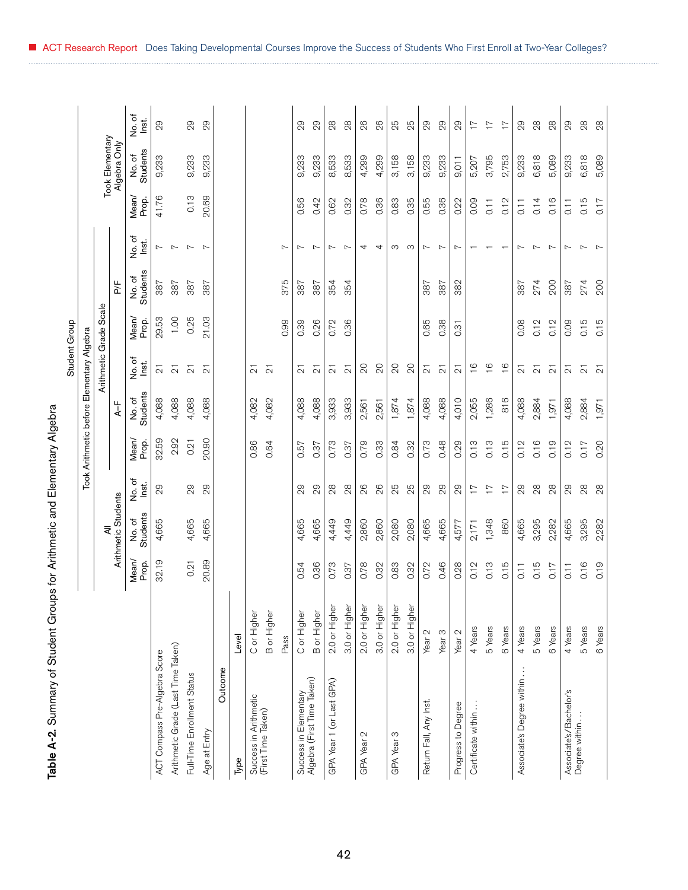**Table A-2.** Summary of Student Groups for Arithmetic and Elementary Algebra

| | | All Arithmetic Students | | | Took Arithmetic before Elementary Algebra: A–F | | | Took Arithmetic before Elementary Algebra: P/F | | | Took Elementary Algebra Only | | |
|---|---|---|---|---|---|---|---|---|---|---|---|---|---|
| | | Mean/ Prop. | No. of Students | No. of Inst. | Mean/ Prop. | No. of Students | No. of Inst. | Mean/ Prop. | No. of Students | No. of Inst. | Mean/ Prop. | No. of Students | No. of Inst. |
| ACT Compass Pre-Algebra Score | | 32.19 | 4,665 | 29 | 32.59 | 4,088 | 21 | 29.53 | 387 | 7 | 41.76 | 9,233 | 29 |
| Arithmetic Grade (Last Time Taken) | | | | | 2.92 | 4,088 | 21 | 1.00 | 387 | 7 | | | |
| Full-Time Enrollment Status | | 0.21 | 4,665 | 29 | 0.21 | 4,088 | 21 | 0.25 | 387 | 7 | 0.13 | 9,233 | 29 |
| Age at Entry | | 20.89 | 4,665 | 29 | 20.90 | 4,088 | 21 | 21.03 | 387 | 7 | 20.69 | 9,233 | 29 |
| **Outcome** | | | | | | | | | | | | | |
| Type | Level | | | | | | | | | | | | |
| Success in Arithmetic (First Time Taken) | C or Higher | | | | 0.86 | 4,082 | 21 | | | | | | |
| | B or Higher | | | | 0.64 | 4,082 | 21 | | | | | | |
| | Pass | | | | | | | 0.99 | 375 | 7 | | | |
| Success in Elementary Algebra (First Time Taken) | C or Higher | 0.54 | 4,665 | 29 | 0.57 | 4,088 | 21 | 0.39 | 387 | 7 | 0.56 | 9,233 | 29 |
| | B or Higher | 0.36 | 4,665 | 29 | 0.37 | 4,088 | 21 | 0.26 | 387 | 7 | 0.42 | 9,233 | 29 |
| GPA Year 1 (or Last GPA) | 2.0 or Higher | 0.73 | 4,449 | 28 | 0.73 | 3,933 | 21 | 0.72 | 354 | 7 | 0.62 | 8,533 | 28 |
| | 3.0 or Higher | 0.37 | 4,449 | 28 | 0.37 | 3,933 | 21 | 0.36 | 354 | 7 | 0.32 | 8,533 | 28 |
| GPA Year 2 | 2.0 or Higher | 0.78 | 2,860 | 26 | 0.79 | 2,561 | 20 | | | 4 | 0.78 | 4,299 | 26 |
| | 3.0 or Higher | 0.32 | 2,860 | 26 | 0.33 | 2,561 | 20 | | | 4 | 0.36 | 4,299 | 26 |
| GPA Year 3 | 2.0 or Higher | 0.83 | 2,080 | 25 | 0.84 | 1,874 | 20 | | | 3 | 0.83 | 3,158 | 25 |
| | 3.0 or Higher | 0.32 | 2,080 | 25 | 0.32 | 1,874 | 20 | | | 3 | 0.35 | 3,158 | 25 |
| Return Fall, Any Inst. | Year 2 | 0.72 | 4,665 | 29 | 0.73 | 4,088 | 21 | 0.65 | 387 | 7 | 0.55 | 9,233 | 29 |
| | Year 3 | 0.46 | 4,665 | 29 | 0.48 | 4,088 | 21 | 0.38 | 387 | 7 | 0.36 | 9,233 | 29 |
| Progress to Degree | Year 2 | 0.28 | 4,577 | 29 | 0.29 | 4,010 | 21 | 0.31 | 382 | 7 | 0.22 | 9,011 | 29 |
| Certificate within . . . | 4 Years | 0.12 | 2,171 | 17 | 0.13 | 2,055 | 16 | | | 1 | 0.09 | 5,207 | 17 |
| | 5 Years | 0.13 | 1,348 | 17 | 0.13 | 1,286 | 16 | | | 1 | 0.11 | 3,795 | 17 |
| | 6 Years | 0.15 | 860 | 17 | 0.15 | 816 | 16 | | | 1 | 0.12 | 2,753 | 17 |
| Associate's Degree within . . . | 4 Years | 0.11 | 4,665 | 29 | 0.12 | 4,088 | 21 | 0.08 | 387 | 7 | 0.11 | 9,233 | 29 |
| | 5 Years | 0.15 | 3,295 | 28 | 0.16 | 2,884 | 21 | 0.12 | 274 | 7 | 0.14 | 6,818 | 28 |
| | 6 Years | 0.17 | 2,282 | 28 | 0.19 | 1,971 | 21 | 0.12 | 200 | 7 | 0.16 | 5,089 | 28 |
| Associate's/Bachelor's Degree within . . . | 4 Years | 0.11 | 4,665 | 29 | 0.12 | 4,088 | 21 | 0.09 | 387 | 7 | 0.11 | 9,233 | 29 |
| | 5 Years | 0.16 | 3,295 | 28 | 0.17 | 2,884 | 21 | 0.15 | 274 | 7 | 0.15 | 6,818 | 28 |
| | 6 Years | 0.19 | 2,282 | 28 | 0.20 | 1,971 | 21 | 0.15 | 200 | 7 | 0.17 | 5,089 | 28 |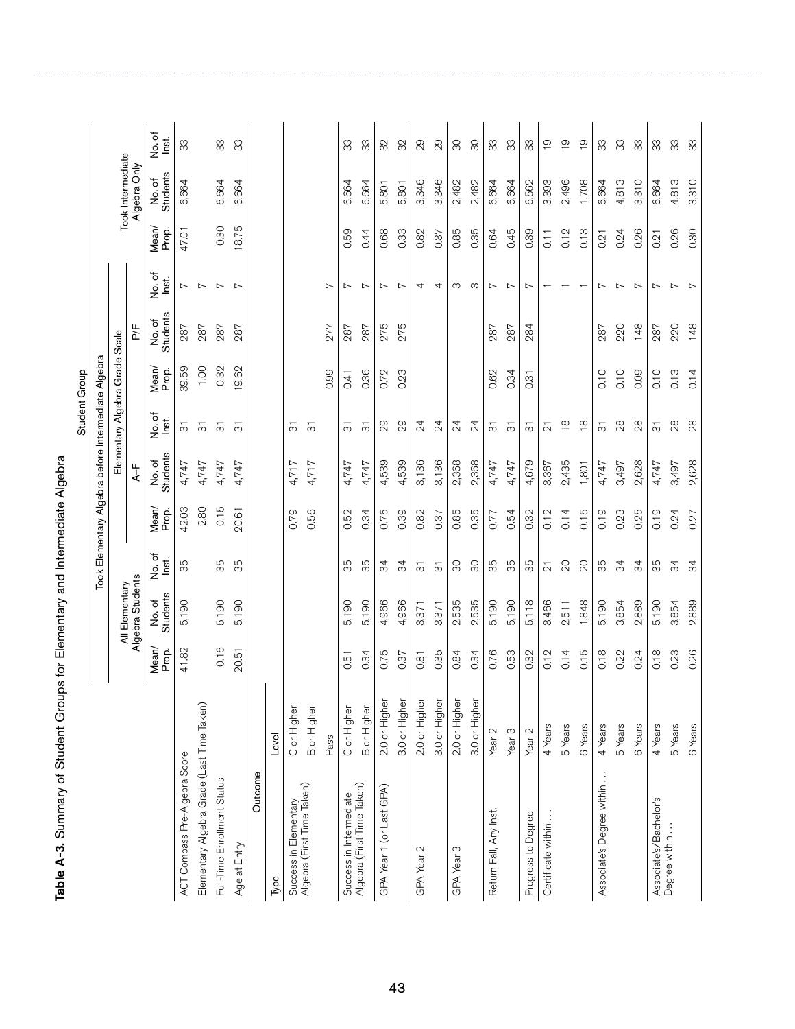**Table A-3.** Summary of Student Groups for Elementary and Intermediate Algebra

| | | Student Group | | | | | | | | | | | |
|---|---|---|---|---|---|---|---|---|---|---|---|---|---|
| | | | | | Took Elementary Algebra before Intermediate Algebra | | | | | | | | |
| | | All Elementary Algebra Students | | | Elementary Algebra Grade Scale | | | | | | Took Intermediate Algebra Only | | |
| | | | | | A–F | | | P/F | | | | | |
| | | Mean/ Prop. | No. of Students | No. of Inst. | Mean/ Prop. | No. of Students | No. of Inst. | Mean/ Prop. | No. of Students | No. of Inst. | Mean/ Prop. | No. of Students | No. of Inst. |
| ACT Compass Pre-Algebra Score | | 41.82 | 5,190 | 35 | 42.03 | 4,747 | 31 | 39.59 | 287 | 7 | 47.01 | 6,664 | 33 |
| Elementary Algebra Grade (Last Time Taken) | | | | | 2.80 | 4,747 | 31 | 1.00 | 287 | 7 | | | |
| Full-Time Enrollment Status | | 0.16 | 5,190 | 35 | 0.15 | 4,747 | 31 | 0.32 | 287 | 7 | 0.30 | 6,664 | 33 |
| Age at Entry | | 20.51 | 5,190 | 35 | 20.61 | 4,747 | 31 | 19.62 | 287 | 7 | 18.75 | 6,664 | 33 |
| **Outcome** | | | | | | | | | | | | | |
| Type | Level | | | | | | | | | | | | |
| Success in Elementary Algebra (First Time Taken) | C or Higher | | | | 0.79 | 4,717 | 31 | | | | | | |
| | B or Higher | | | | 0.56 | 4,717 | 31 | | | | | | |
| | Pass | | | | | | | 0.99 | 277 | 7 | | | |
| Success in Intermediate Algebra (First Time Taken) | C or Higher | 0.51 | 5,190 | 35 | 0.52 | 4,747 | 31 | 0.41 | 287 | 7 | 0.59 | 6,664 | 33 |
| | B or Higher | 0.34 | 5,190 | 35 | 0.34 | 4,747 | 31 | 0.36 | 287 | 7 | 0.44 | 6,664 | 33 |
| GPA Year 1 (or Last GPA) | 2.0 or Higher | 0.75 | 4,966 | 34 | 0.75 | 4,539 | 29 | 0.72 | 275 | 7 | 0.68 | 5,801 | 32 |
| | 3.0 or Higher | 0.37 | 4,966 | 34 | 0.39 | 4,539 | 29 | 0.23 | 275 | 7 | 0.33 | 5,801 | 32 |
| GPA Year 2 | 2.0 or Higher | 0.81 | 3,371 | 31 | 0.82 | 3,136 | 24 | | | 4 | 0.82 | 3,346 | 29 |
| | 3.0 or Higher | 0.35 | 3,371 | 31 | 0.37 | 3,136 | 24 | | | 4 | 0.37 | 3,346 | 29 |
| GPA Year 3 | 2.0 or Higher | 0.84 | 2,535 | 30 | 0.85 | 2,368 | 24 | | | 3 | 0.85 | 2,482 | 30 |
| | 3.0 or Higher | 0.34 | 2,535 | 30 | 0.35 | 2,368 | 24 | | | 3 | 0.35 | 2,482 | 30 |
| Return Fall, Any Inst. | Year 2 | 0.76 | 5,190 | 35 | 0.77 | 4,747 | 31 | 0.62 | 287 | 7 | 0.64 | 6,664 | 33 |
| | Year 3 | 0.53 | 5,190 | 35 | 0.54 | 4,747 | 31 | 0.34 | 287 | 7 | 0.45 | 6,664 | 33 |
| Progress to Degree | Year 2 | 0.32 | 5,118 | 35 | 0.32 | 4,679 | 31 | 0.31 | 284 | 7 | 0.39 | 6,562 | 33 |
| Certificate within… | 4 Years | 0.12 | 3,466 | 21 | 0.12 | 3,367 | 21 | | | 1 | 0.11 | 3,393 | 19 |
| | 5 Years | 0.14 | 2,511 | 20 | 0.14 | 2,435 | 18 | | | 1 | 0.12 | 2,496 | 19 |
| | 6 Years | 0.15 | 1,848 | 20 | 0.15 | 1,801 | 18 | | | 1 | 0.13 | 1,708 | 19 |
| Associate's Degree within… | 4 Years | 0.18 | 5,190 | 35 | 0.19 | 4,747 | 31 | 0.10 | 287 | 7 | 0.21 | 6,664 | 33 |
| | 5 Years | 0.22 | 3,854 | 34 | 0.23 | 3,497 | 28 | 0.10 | 220 | 7 | 0.24 | 4,813 | 33 |
| | 6 Years | 0.24 | 2,889 | 34 | 0.25 | 2,628 | 28 | 0.09 | 148 | 7 | 0.26 | 3,310 | 33 |
| Associate's/Bachelor's Degree within… | 4 Years | 0.18 | 5,190 | 35 | 0.19 | 4,747 | 31 | 0.10 | 287 | 7 | 0.21 | 6,664 | 33 |
| | 5 Years | 0.23 | 3,854 | 34 | 0.24 | 3,497 | 28 | 0.13 | 220 | 7 | 0.26 | 4,813 | 33 |
| | 6 Years | 0.26 | 2,889 | 34 | 0.27 | 2,628 | 28 | 0.14 | 148 | 7 | 0.30 | 3,310 | 33 |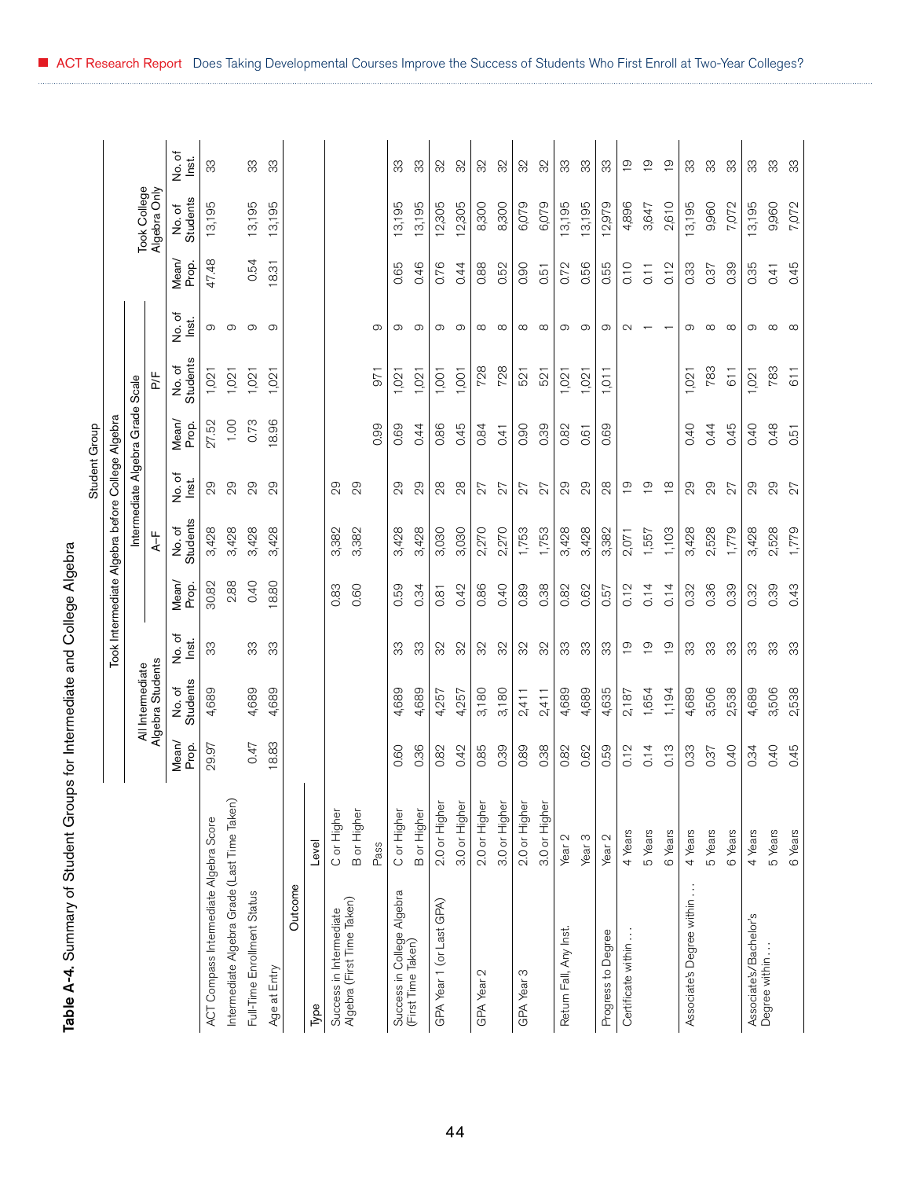**Table A-4.** Summary of Student Groups for Intermediate and College Algebra

| Outcome | | Student Group | | | | | | | | | | | |
|---|---|---|---|---|---|---|---|---|---|---|---|---|---|
| | | All Intermediate Algebra Students | | | Took Intermediate Algebra before College Algebra | | | | | | Took College Algebra Only | | |
| | | | | | Intermediate Algebra Grade Scale | | | | | | | | |
| | | | | | A–F | | | P/F | | | | | |
| | | Mean/ Prop. | No. of Students | No. of Inst. | Mean/ Prop. | No. of Students | No. of Inst. | Mean/ Prop. | No. of Students | No. of Inst. | Mean/ Prop. | No. of Students | No. of Inst. |
| ACT Compass Intermediate Algebra Score | | 29.97 | 4,689 | 33 | 30.82 | 3,428 | 29 | 27.52 | 1,021 | 9 | 47.48 | 13,195 | 33 |
| Intermediate Algebra Grade (Last Time Taken) | | | | | 2.88 | 3,428 | 29 | 1.00 | 1,021 | 9 | | | |
| Full-Time Enrollment Status | | 0.47 | 4,689 | 33 | 0.40 | 3,428 | 29 | 0.73 | 1,021 | 9 | 0.54 | 13,195 | 33 |
| Age at Entry | | 18.83 | 4,689 | 33 | 18.80 | 3,428 | 29 | 18.96 | 1,021 | 9 | 18.31 | 13,195 | 33 |
| **Type** | **Level** | | | | | | | | | | | | |
| Success in Intermediate Algebra (First Time Taken) | C or Higher | | | | 0.83 | 3,382 | 29 | | | | | | |
| | B or Higher | | | | 0.60 | 3,382 | 29 | | | | | | |
| | Pass | | | | | | | 0.99 | 971 | 9 | | | |
| Success in College Algebra (First Time Taken) | C or Higher | 0.60 | 4,689 | 33 | 0.59 | 3,428 | 29 | 0.69 | 1,021 | 9 | 0.65 | 13,195 | 33 |
| | B or Higher | 0.36 | 4,689 | 33 | 0.34 | 3,428 | 29 | 0.44 | 1,021 | 9 | 0.46 | 13,195 | 33 |
| GPA Year 1 (or Last GPA) | 2.0 or Higher | 0.82 | 4,257 | 32 | 0.81 | 3,030 | 28 | 0.86 | 1,001 | 9 | 0.76 | 12,305 | 32 |
| | 3.0 or Higher | 0.42 | 4,257 | 32 | 0.42 | 3,030 | 28 | 0.45 | 1,001 | 9 | 0.44 | 12,305 | 32 |
| GPA Year 2 | 2.0 or Higher | 0.85 | 3,180 | 32 | 0.86 | 2,270 | 27 | 0.84 | 728 | 8 | 0.88 | 8,300 | 32 |
| | 3.0 or Higher | 0.39 | 3,180 | 32 | 0.40 | 2,270 | 27 | 0.41 | 728 | 8 | 0.52 | 8,300 | 32 |
| GPA Year 3 | 2.0 or Higher | 0.89 | 2,411 | 32 | 0.89 | 1,753 | 27 | 0.90 | 521 | 8 | 0.90 | 6,079 | 32 |
| | 3.0 or Higher | 0.38 | 2,411 | 32 | 0.38 | 1,753 | 27 | 0.39 | 521 | 8 | 0.51 | 6,079 | 32 |
| Return Fall, Any Inst. | Year 2 | 0.82 | 4,689 | 33 | 0.82 | 3,428 | 29 | 0.82 | 1,021 | 9 | 0.72 | 13,195 | 33 |
| | Year 3 | 0.62 | 4,689 | 33 | 0.62 | 3,428 | 29 | 0.61 | 1,021 | 9 | 0.56 | 13,195 | 33 |
| Progress to Degree | Year 2 | 0.59 | 4,635 | 33 | 0.57 | 3,382 | 28 | 0.69 | 1,011 | 9 | 0.55 | 12,979 | 33 |
| Certificate within . . . | 4 Years | 0.12 | 2,187 | 19 | 0.12 | 2,071 | 19 | | | 2 | 0.10 | 4,896 | 19 |
| | 5 Years | 0.14 | 1,654 | 19 | 0.14 | 1,557 | 19 | | | 1 | 0.11 | 3,647 | 19 |
| | 6 Years | 0.13 | 1,194 | 19 | 0.14 | 1,103 | 18 | | | 1 | 0.12 | 2,610 | 19 |
| Associate's Degree within . . . | 4 Years | 0.33 | 4,689 | 33 | 0.32 | 3,428 | 29 | 0.40 | 1,021 | 9 | 0.33 | 13,195 | 33 |
| | 5 Years | 0.37 | 3,506 | 33 | 0.36 | 2,528 | 29 | 0.44 | 783 | 8 | 0.37 | 9,960 | 33 |
| | 6 Years | 0.40 | 2,538 | 33 | 0.39 | 1,779 | 27 | 0.45 | 611 | 8 | 0.39 | 7,072 | 33 |
| Associate's/Bachelor's Degree within . . . | 4 Years | 0.34 | 4,689 | 33 | 0.32 | 3,428 | 29 | 0.40 | 1,021 | 9 | 0.35 | 13,195 | 33 |
| | 5 Years | 0.40 | 3,506 | 33 | 0.39 | 2,528 | 29 | 0.48 | 783 | 8 | 0.41 | 9,960 | 33 |
| | 6 Years | 0.45 | 2,538 | 33 | 0.43 | 1,779 | 27 | 0.51 | 611 | 8 | 0.45 | 7,072 | 33 |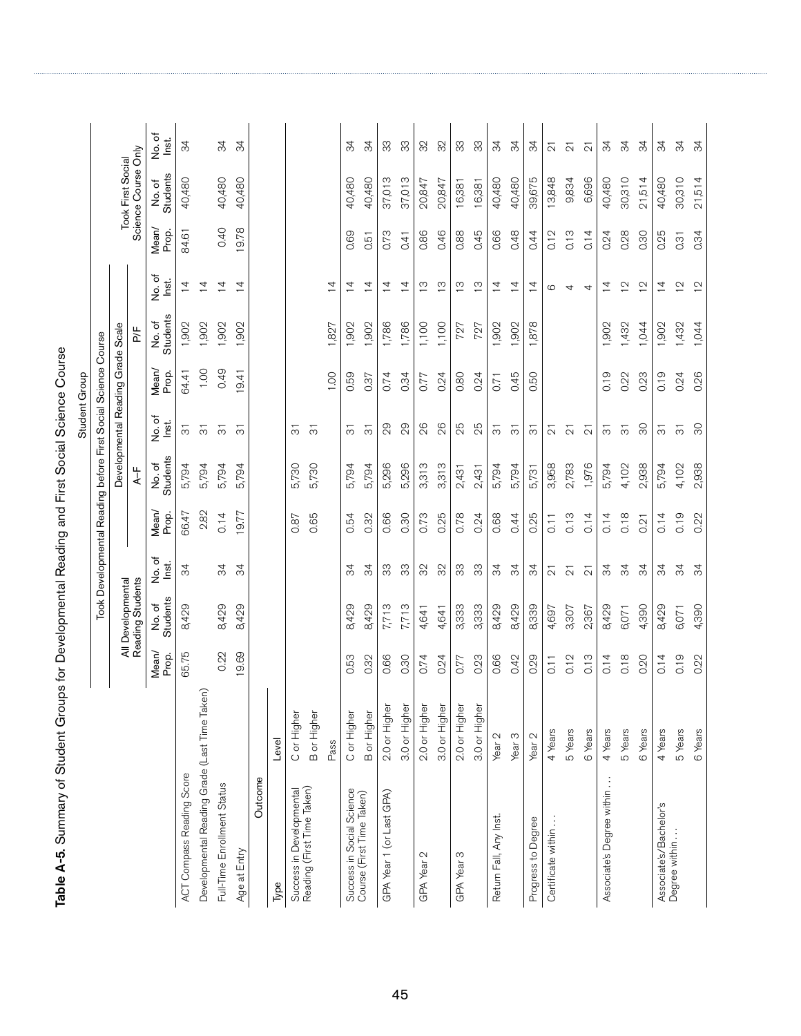**Table A-5.** Summary of Student Groups for Developmental Reading and First Social Science Course

| | | Student Group | | | | | | | | | | | |
|---|---|---|---|---|---|---|---|---|---|---|---|---|---|
| | | All Developmental Reading Students | | | Took Developmental Reading before First Social Science Course | | | | | | Took First Social Science Course Only | | |
| | | | | | Developmental Reading Grade Scale | | | | | | | | |
| | | | | | A–F | | | P/F | | | | | |
| | | Mean/ Prop. | No. of Students | No. of Inst. | Mean/ Prop. | No. of Students | No. of Inst. | Mean/ Prop. | No. of Students | No. of Inst. | Mean/ Prop. | No. of Students | No. of Inst. |
| ACT Compass Reading Score | | 65.75 | 8,429 | 34 | 66.47 | 5,794 | 31 | 64.41 | 1,902 | 14 | 84.61 | 40,480 | 34 |
| Developmental Reading Grade (Last Time Taken) | | | | | 2.82 | 5,794 | 31 | 1.00 | 1,902 | 14 | | | |
| Full-Time Enrollment Status | | 0.22 | 8,429 | 34 | 0.14 | 5,794 | 31 | 0.49 | 1,902 | 14 | 0.40 | 40,480 | 34 |
| Age at Entry | | 19.69 | 8,429 | 34 | 19.77 | 5,794 | 31 | 19.41 | 1,902 | 14 | 19.78 | 40,480 | 34 |
| **Outcome** | | | | | | | | | | | | | |
| Type | Level | | | | | | | | | | | | |
| Success in Developmental Reading (First Time Taken) | C or Higher | | | | 0.87 | 5,730 | 31 | | | | | | |
| | B or Higher | | | | 0.65 | 5,730 | 31 | | | | | | |
| | Pass | | | | | | | 1.00 | 1,827 | 14 | | | |
| Success in Social Science Course (First Time Taken) | C or Higher | 0.53 | 8,429 | 34 | 0.54 | 5,794 | 31 | 0.59 | 1,902 | 14 | 0.69 | 40,480 | 34 |
| | B or Higher | 0.32 | 8,429 | 34 | 0.32 | 5,794 | 31 | 0.37 | 1,902 | 14 | 0.51 | 40,480 | 34 |
| GPA Year 1 (or Last GPA) | 2.0 or Higher | 0.66 | 7,713 | 33 | 0.66 | 5,296 | 29 | 0.74 | 1,786 | 14 | 0.73 | 37,013 | 33 |
| | 3.0 or Higher | 0.30 | 7,713 | 33 | 0.30 | 5,296 | 29 | 0.34 | 1,786 | 14 | 0.41 | 37,013 | 33 |
| GPA Year 2 | 2.0 or Higher | 0.74 | 4,641 | 32 | 0.73 | 3,313 | 26 | 0.77 | 1,100 | 13 | 0.86 | 20,847 | 32 |
| | 3.0 or Higher | 0.24 | 4,641 | 32 | 0.25 | 3,313 | 26 | 0.24 | 1,100 | 13 | 0.46 | 20,847 | 32 |
| GPA Year 3 | 2.0 or Higher | 0.77 | 3,333 | 33 | 0.78 | 2,431 | 25 | 0.80 | 727 | 13 | 0.88 | 16,381 | 33 |
| | 3.0 or Higher | 0.23 | 3,333 | 33 | 0.24 | 2,431 | 25 | 0.24 | 727 | 13 | 0.45 | 16,381 | 33 |
| Return Fall, Any Inst. | Year 2 | 0.66 | 8,429 | 34 | 0.68 | 5,794 | 31 | 0.71 | 1,902 | 14 | 0.66 | 40,480 | 34 |
| | Year 3 | 0.42 | 8,429 | 34 | 0.44 | 5,794 | 31 | 0.45 | 1,902 | 14 | 0.48 | 40,480 | 34 |
| Progress to Degree | Year 2 | 0.29 | 8,339 | 34 | 0.25 | 5,731 | 31 | 0.50 | 1,878 | 14 | 0.44 | 39,675 | 34 |
| Certificate within… | 4 Years | 0.11 | 4,697 | 21 | 0.11 | 3,958 | 21 | | | 6 | 0.12 | 13,848 | 21 |
| | 5 Years | 0.12 | 3,307 | 21 | 0.13 | 2,783 | 21 | | | 4 | 0.13 | 9,834 | 21 |
| | 6 Years | 0.13 | 2,367 | 21 | 0.14 | 1,976 | 21 | | | 4 | 0.14 | 6,696 | 21 |
| Associate's Degree within… | 4 Years | 0.14 | 8,429 | 34 | 0.14 | 5,794 | 31 | 0.19 | 1,902 | 14 | 0.24 | 40,480 | 34 |
| | 5 Years | 0.18 | 6,071 | 34 | 0.18 | 4,102 | 31 | 0.22 | 1,432 | 12 | 0.28 | 30,310 | 34 |
| | 6 Years | 0.20 | 4,390 | 34 | 0.21 | 2,938 | 30 | 0.23 | 1,044 | 12 | 0.30 | 21,514 | 34 |
| Associate's/Bachelor's Degree within… | 4 Years | 0.14 | 8,429 | 34 | 0.14 | 5,794 | 31 | 0.19 | 1,902 | 14 | 0.25 | 40,480 | 34 |
| | 5 Years | 0.19 | 6,071 | 34 | 0.19 | 4,102 | 31 | 0.24 | 1,432 | 12 | 0.31 | 30,310 | 34 |
| | 6 Years | 0.22 | 4,390 | 34 | 0.22 | 2,938 | 30 | 0.26 | 1,044 | 12 | 0.34 | 21,514 | 34 |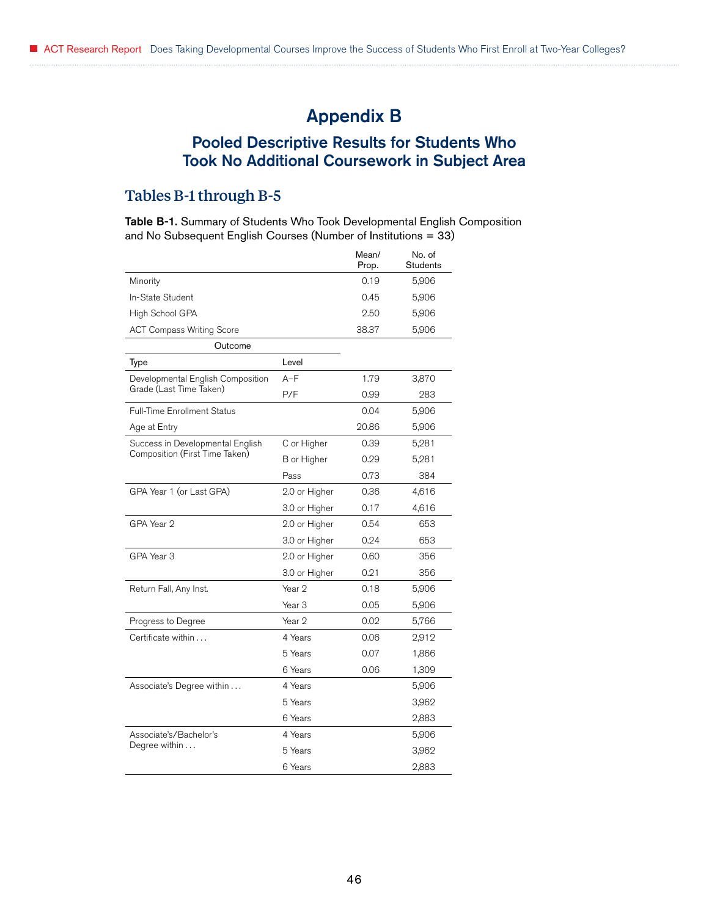# Appendix B

## Pooled Descriptive Results for Students Who Took No Additional Coursework in Subject Area

### Tables B-1 through B-5

**Table B-1.** Summary of Students Who Took Developmental English Composition and No Subsequent English Courses (Number of Institutions = 33)

| | | Mean/ Prop. | No. of Students |
|---|---|---|---|
| Minority | | 0.19 | 5,906 |
| In-State Student | | 0.45 | 5,906 |
| High School GPA | | 2.50 | 5,906 |
| ACT Compass Writing Score | | 38.37 | 5,906 |
| **Outcome** | | | |
| Type | Level | | |
| Developmental English Composition Grade (Last Time Taken) | A–F | 1.79 | 3,870 |
| | P/F | 0.99 | 283 |
| Full-Time Enrollment Status | | 0.04 | 5,906 |
| Age at Entry | | 20.86 | 5,906 |
| Success in Developmental English Composition (First Time Taken) | C or Higher | 0.39 | 5,281 |
| | B or Higher | 0.29 | 5,281 |
| | Pass | 0.73 | 384 |
| GPA Year 1 (or Last GPA) | 2.0 or Higher | 0.36 | 4,616 |
| | 3.0 or Higher | 0.17 | 4,616 |
| GPA Year 2 | 2.0 or Higher | 0.54 | 653 |
| | 3.0 or Higher | 0.24 | 653 |
| GPA Year 3 | 2.0 or Higher | 0.60 | 356 |
| | 3.0 or Higher | 0.21 | 356 |
| Return Fall, Any Inst. | Year 2 | 0.18 | 5,906 |
| | Year 3 | 0.05 | 5,906 |
| Progress to Degree | Year 2 | 0.02 | 5,766 |
| Certificate within . . . | 4 Years | 0.06 | 2,912 |
| | 5 Years | 0.07 | 1,866 |
| | 6 Years | 0.06 | 1,309 |
| Associate's Degree within . . . | 4 Years | | 5,906 |
| | 5 Years | | 3,962 |
| | 6 Years | | 2,883 |
| Associate's/Bachelor's Degree within . . . | 4 Years | | 5,906 |
| | 5 Years | | 3,962 |
| | 6 Years | | 2,883 |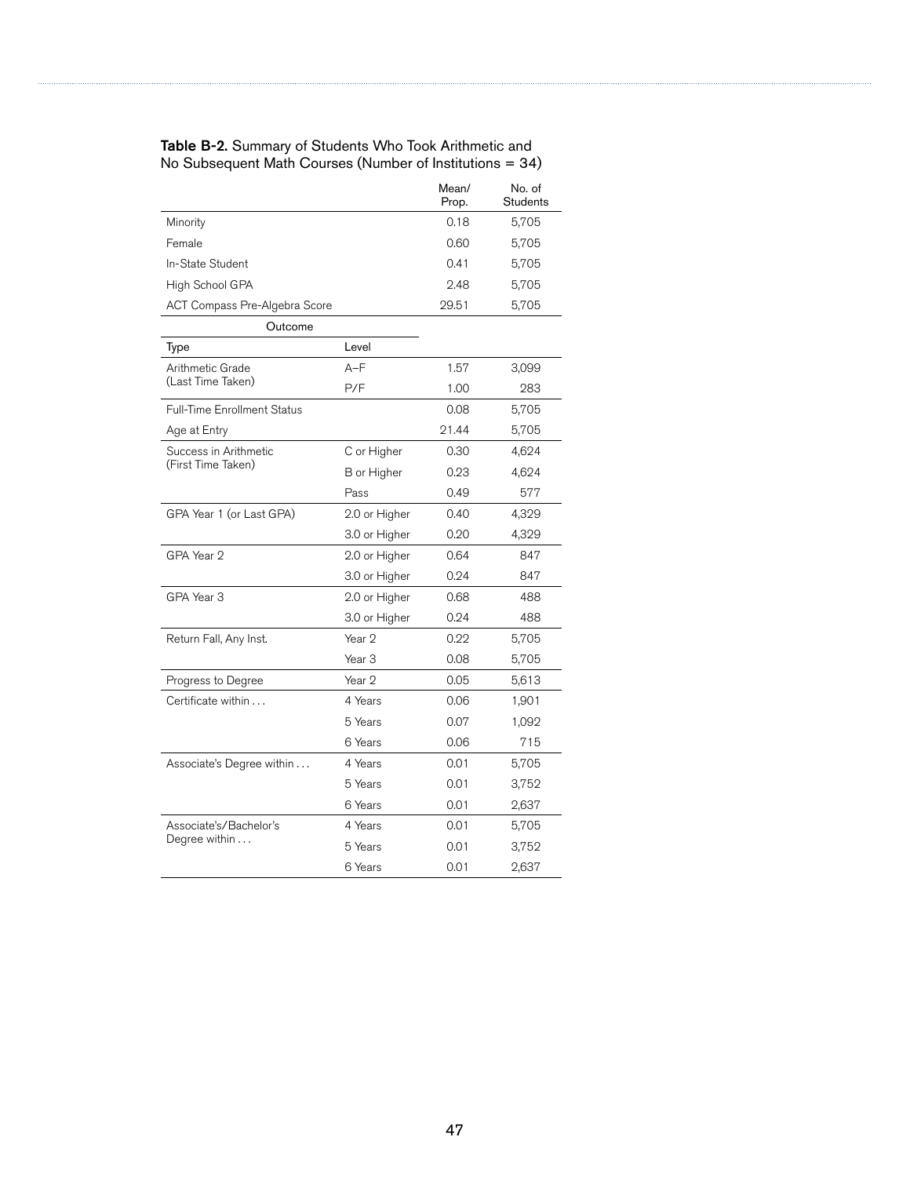**Table B-2.** Summary of Students Who Took Arithmetic and No Subsequent Math Courses (Number of Institutions = 34)

| | | Mean/ Prop. | No. of Students |
|---|---|---|---|
| Minority | | 0.18 | 5,705 |
| Female | | 0.60 | 5,705 |
| In-State Student | | 0.41 | 5,705 |
| High School GPA | | 2.48 | 5,705 |
| ACT Compass Pre-Algebra Score | | 29.51 | 5,705 |
| **Outcome** | | | |
| Type | Level | | |
| Arithmetic Grade (Last Time Taken) | A–F | 1.57 | 3,099 |
| | P/F | 1.00 | 283 |
| Full-Time Enrollment Status | | 0.08 | 5,705 |
| Age at Entry | | 21.44 | 5,705 |
| Success in Arithmetic (First Time Taken) | C or Higher | 0.30 | 4,624 |
| | B or Higher | 0.23 | 4,624 |
| | Pass | 0.49 | 577 |
| GPA Year 1 (or Last GPA) | 2.0 or Higher | 0.40 | 4,329 |
| | 3.0 or Higher | 0.20 | 4,329 |
| GPA Year 2 | 2.0 or Higher | 0.64 | 847 |
| | 3.0 or Higher | 0.24 | 847 |
| GPA Year 3 | 2.0 or Higher | 0.68 | 488 |
| | 3.0 or Higher | 0.24 | 488 |
| Return Fall, Any Inst. | Year 2 | 0.22 | 5,705 |
| | Year 3 | 0.08 | 5,705 |
| Progress to Degree | Year 2 | 0.05 | 5,613 |
| Certificate within . . . | 4 Years | 0.06 | 1,901 |
| | 5 Years | 0.07 | 1,092 |
| | 6 Years | 0.06 | 715 |
| Associate's Degree within . . . | 4 Years | 0.01 | 5,705 |
| | 5 Years | 0.01 | 3,752 |
| | 6 Years | 0.01 | 2,637 |
| Associate's/Bachelor's Degree within . . . | 4 Years | 0.01 | 5,705 |
| | 5 Years | 0.01 | 3,752 |
| | 6 Years | 0.01 | 2,637 |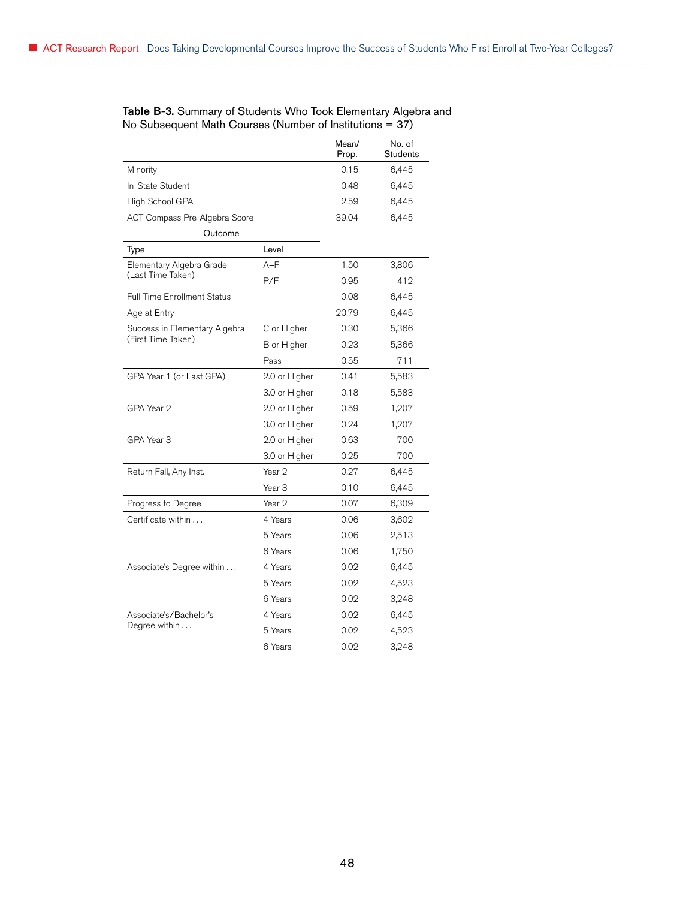**Table B-3.** Summary of Students Who Took Elementary Algebra and No Subsequent Math Courses (Number of Institutions = 37)

| | | Mean/ Prop. | No. of Students |
|---|---|---|---|
| Minority | | 0.15 | 6,445 |
| In-State Student | | 0.48 | 6,445 |
| High School GPA | | 2.59 | 6,445 |
| ACT Compass Pre-Algebra Score | | 39.04 | 6,445 |
| **Outcome** | | | |
| Type | Level | | |
| Elementary Algebra Grade (Last Time Taken) | A–F | 1.50 | 3,806 |
| | P/F | 0.95 | 412 |
| Full-Time Enrollment Status | | 0.08 | 6,445 |
| Age at Entry | | 20.79 | 6,445 |
| Success in Elementary Algebra (First Time Taken) | C or Higher | 0.30 | 5,366 |
| | B or Higher | 0.23 | 5,366 |
| | Pass | 0.55 | 711 |
| GPA Year 1 (or Last GPA) | 2.0 or Higher | 0.41 | 5,583 |
| | 3.0 or Higher | 0.18 | 5,583 |
| GPA Year 2 | 2.0 or Higher | 0.59 | 1,207 |
| | 3.0 or Higher | 0.24 | 1,207 |
| GPA Year 3 | 2.0 or Higher | 0.63 | 700 |
| | 3.0 or Higher | 0.25 | 700 |
| Return Fall, Any Inst. | Year 2 | 0.27 | 6,445 |
| | Year 3 | 0.10 | 6,445 |
| Progress to Degree | Year 2 | 0.07 | 6,309 |
| Certificate within . . . | 4 Years | 0.06 | 3,602 |
| | 5 Years | 0.06 | 2,513 |
| | 6 Years | 0.06 | 1,750 |
| Associate's Degree within . . . | 4 Years | 0.02 | 6,445 |
| | 5 Years | 0.02 | 4,523 |
| | 6 Years | 0.02 | 3,248 |
| Associate's/Bachelor's Degree within . . . | 4 Years | 0.02 | 6,445 |
| | 5 Years | 0.02 | 4,523 |
| | 6 Years | 0.02 | 3,248 |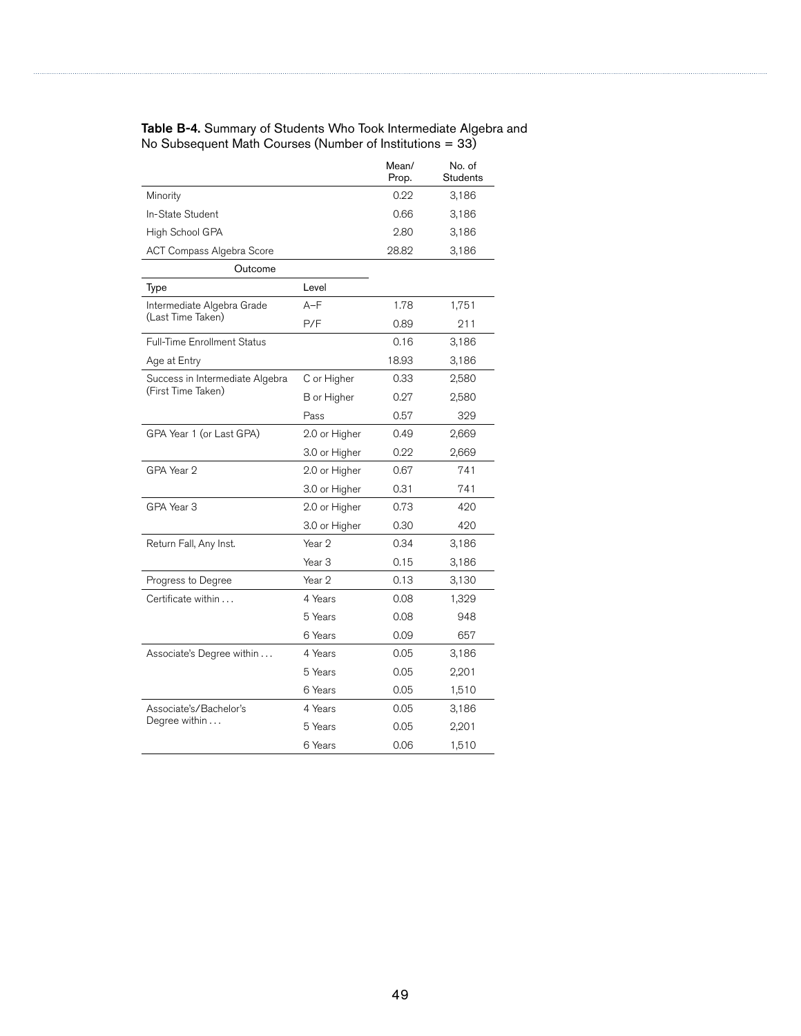**Table B-4.** Summary of Students Who Took Intermediate Algebra and No Subsequent Math Courses (Number of Institutions = 33)

| | | Mean/ Prop. | No. of Students |
|---|---|---|---|
| Minority | | 0.22 | 3,186 |
| In-State Student | | 0.66 | 3,186 |
| High School GPA | | 2.80 | 3,186 |
| ACT Compass Algebra Score | | 28.82 | 3,186 |
| **Outcome** | | | |
| Type | Level | | |
| Intermediate Algebra Grade (Last Time Taken) | A–F | 1.78 | 1,751 |
| | P/F | 0.89 | 211 |
| Full-Time Enrollment Status | | 0.16 | 3,186 |
| Age at Entry | | 18.93 | 3,186 |
| Success in Intermediate Algebra (First Time Taken) | C or Higher | 0.33 | 2,580 |
| | B or Higher | 0.27 | 2,580 |
| | Pass | 0.57 | 329 |
| GPA Year 1 (or Last GPA) | 2.0 or Higher | 0.49 | 2,669 |
| | 3.0 or Higher | 0.22 | 2,669 |
| GPA Year 2 | 2.0 or Higher | 0.67 | 741 |
| | 3.0 or Higher | 0.31 | 741 |
| GPA Year 3 | 2.0 or Higher | 0.73 | 420 |
| | 3.0 or Higher | 0.30 | 420 |
| Return Fall, Any Inst. | Year 2 | 0.34 | 3,186 |
| | Year 3 | 0.15 | 3,186 |
| Progress to Degree | Year 2 | 0.13 | 3,130 |
| Certificate within . . . | 4 Years | 0.08 | 1,329 |
| | 5 Years | 0.08 | 948 |
| | 6 Years | 0.09 | 657 |
| Associate's Degree within . . . | 4 Years | 0.05 | 3,186 |
| | 5 Years | 0.05 | 2,201 |
| | 6 Years | 0.05 | 1,510 |
| Associate's/Bachelor's Degree within . . . | 4 Years | 0.05 | 3,186 |
| | 5 Years | 0.05 | 2,201 |
| | 6 Years | 0.06 | 1,510 |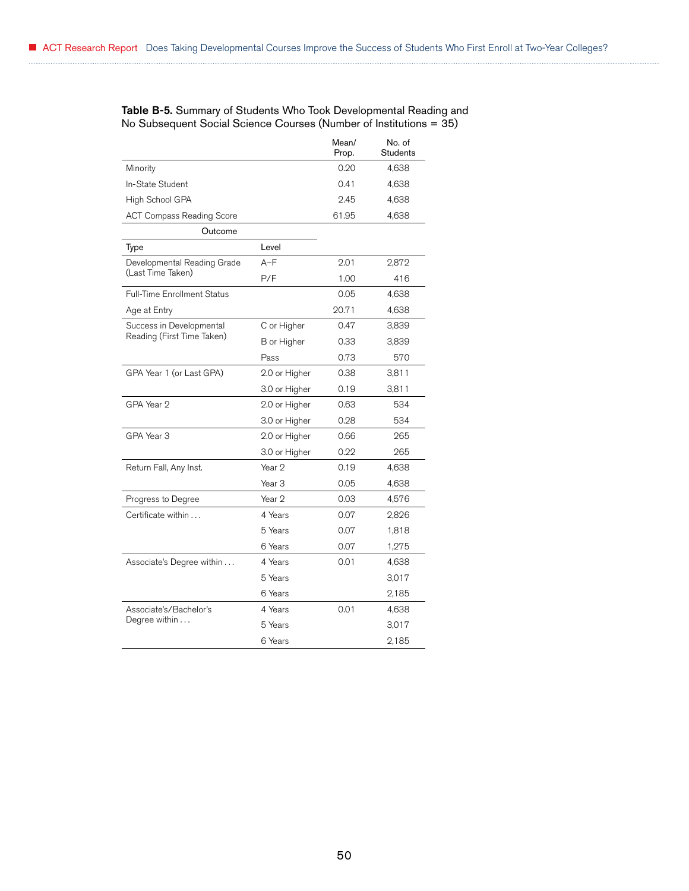**Table B-5.** Summary of Students Who Took Developmental Reading and No Subsequent Social Science Courses (Number of Institutions = 35)

| | | Mean/ Prop. | No. of Students |
|---|---|---|---|
| Minority | | 0.20 | 4,638 |
| In-State Student | | 0.41 | 4,638 |
| High School GPA | | 2.45 | 4,638 |
| ACT Compass Reading Score | | 61.95 | 4,638 |
| **Outcome** | | | |
| Type | Level | | |
| Developmental Reading Grade (Last Time Taken) | A–F | 2.01 | 2,872 |
| | P/F | 1.00 | 416 |
| Full-Time Enrollment Status | | 0.05 | 4,638 |
| Age at Entry | | 20.71 | 4,638 |
| Success in Developmental Reading (First Time Taken) | C or Higher | 0.47 | 3,839 |
| | B or Higher | 0.33 | 3,839 |
| | Pass | 0.73 | 570 |
| GPA Year 1 (or Last GPA) | 2.0 or Higher | 0.38 | 3,811 |
| | 3.0 or Higher | 0.19 | 3,811 |
| GPA Year 2 | 2.0 or Higher | 0.63 | 534 |
| | 3.0 or Higher | 0.28 | 534 |
| GPA Year 3 | 2.0 or Higher | 0.66 | 265 |
| | 3.0 or Higher | 0.22 | 265 |
| Return Fall, Any Inst. | Year 2 | 0.19 | 4,638 |
| | Year 3 | 0.05 | 4,638 |
| Progress to Degree | Year 2 | 0.03 | 4,576 |
| Certificate within . . . | 4 Years | 0.07 | 2,826 |
| | 5 Years | 0.07 | 1,818 |
| | 6 Years | 0.07 | 1,275 |
| Associate's Degree within . . . | 4 Years | 0.01 | 4,638 |
| | 5 Years | | 3,017 |
| | 6 Years | | 2,185 |
| Associate's/Bachelor's Degree within . . . | 4 Years | 0.01 | 4,638 |
| | 5 Years | | 3,017 |
| | 6 Years | | 2,185 |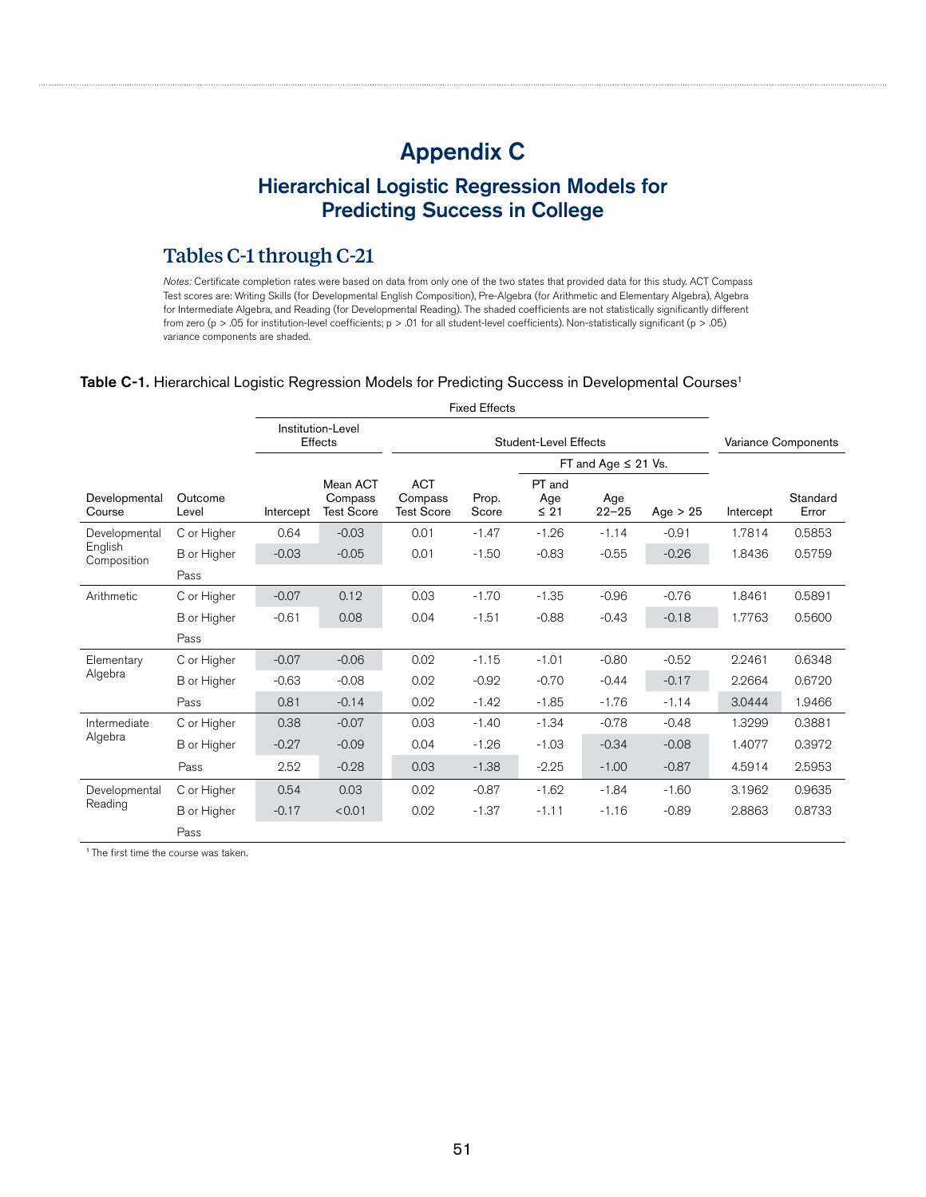# Appendix C

## Hierarchical Logistic Regression Models for Predicting Success in College

### Tables C-1 through C-21

*Notes:* Certificate completion rates were based on data from only one of the two states that provided data for this study. ACT Compass Test scores are: Writing Skills (for Developmental English Composition), Pre-Algebra (for Arithmetic and Elementary Algebra), Algebra for Intermediate Algebra, and Reading (for Developmental Reading). The shaded coefficients are not statistically significantly different from zero ($p > .05$ for institution-level coefficients; $p > .01$ for all student-level coefficients). Non-statistically significant ($p > .05$) variance components are shaded.

**Table C-1.** Hierarchical Logistic Regression Models for Predicting Success in Developmental Courses[1]

| | | Fixed Effects | | | | | | | Variance Components | |
|---|---|---|---|---|---|---|---|---|---|---|
| | | Institution-Level Effects | | Student-Level Effects | | | | | | |
| | | | | | | FT and Age ≤ 21 Vs. | | | | |
| Developmental Course | Outcome Level | Intercept | Mean ACT Compass Test Score | ACT Compass Test Score | Prop. Score | PT and Age ≤ 21 | Age 22–25 | Age > 25 | Intercept | Standard Error |
| Developmental English Composition | C or Higher | 0.64 | -0.03 | 0.01 | -1.47 | -1.26 | -1.14 | -0.91 | 1.7814 | 0.5853 |
| | B or Higher | -0.03 | -0.05 | 0.01 | -1.50 | -0.83 | -0.55 | -0.26 | 1.8436 | 0.5759 |
| | Pass | | | | | | | | | |
| Arithmetic | C or Higher | -0.07 | 0.12 | 0.03 | -1.70 | -1.35 | -0.96 | -0.76 | 1.8461 | 0.5891 |
| | B or Higher | -0.61 | 0.08 | 0.04 | -1.51 | -0.88 | -0.43 | -0.18 | 1.7763 | 0.5600 |
| | Pass | | | | | | | | | |
| Elementary Algebra | C or Higher | -0.07 | -0.06 | 0.02 | -1.15 | -1.01 | -0.80 | -0.52 | 2.2461 | 0.6348 |
| | B or Higher | -0.63 | -0.08 | 0.02 | -0.92 | -0.70 | -0.44 | -0.17 | 2.2664 | 0.6720 |
| | Pass | 0.81 | -0.14 | 0.02 | -1.42 | -1.85 | -1.76 | -1.14 | 3.0444 | 1.9466 |
| Intermediate Algebra | C or Higher | 0.38 | -0.07 | 0.03 | -1.40 | -1.34 | -0.78 | -0.48 | 1.3299 | 0.3881 |
| | B or Higher | -0.27 | -0.09 | 0.04 | -1.26 | -1.03 | -0.34 | -0.08 | 1.4077 | 0.3972 |
| | Pass | 2.52 | -0.28 | 0.03 | -1.38 | -2.25 | -1.00 | -0.87 | 4.5914 | 2.5953 |
| Developmental Reading | C or Higher | 0.54 | 0.03 | 0.02 | -0.87 | -1.62 | -1.84 | -1.60 | 3.1962 | 0.9635 |
| | B or Higher | -0.17 | <0.01 | 0.02 | -1.37 | -1.11 | -1.16 | -0.89 | 2.8863 | 0.8733 |
| | Pass | | | | | | | | | |

[1] The first time the course was taken.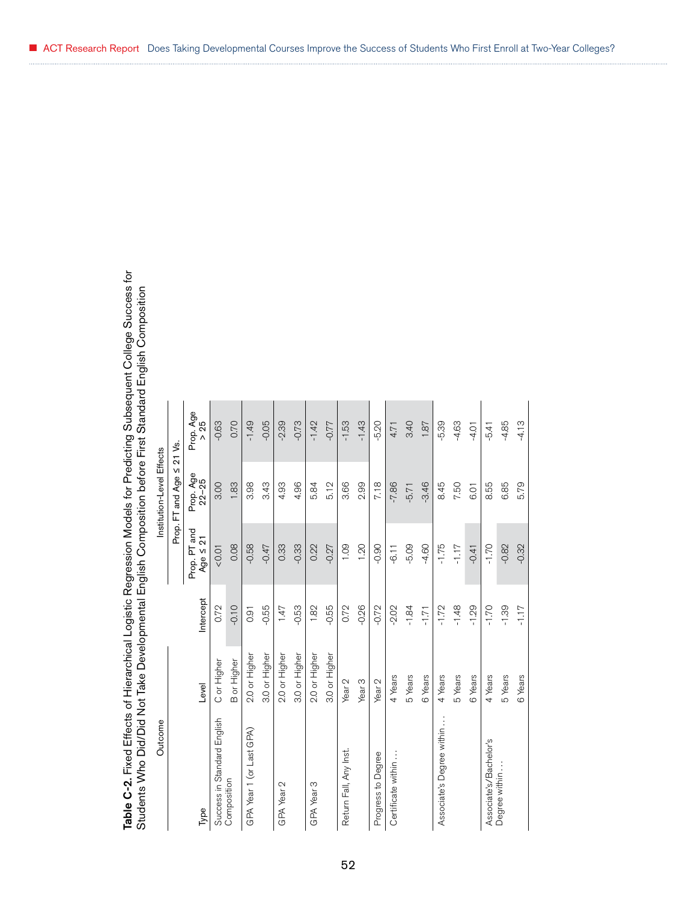**Table C-2.** Fixed Effects of Hierarchical Logistic Regression Models for Predicting Subsequent College Success for Students Who Did/Did Not Take Developmental English Composition before First Standard English Composition

| Outcome | | | Institution-Level Effects | | |
|---|---|---|---|---|---|
| | | | Prop. FT and Age ≤ 21 Vs. | | |
| Type | Level | Intercept | Prop. PT and Age ≤ 21 | Prop. Age 22–25 | Prop. Age > 25 |
| Success in Standard English Composition | C or Higher | 0.72 | <0.01 | 3.00 | -0.63 |
| | B or Higher | -0.10 | 0.08 | 1.83 | 0.70 |
| GPA Year 1 (or Last GPA) | 2.0 or Higher | 0.91 | -0.58 | 3.98 | -1.49 |
| | 3.0 or Higher | -0.55 | -0.47 | 3.43 | -0.05 |
| GPA Year 2 | 2.0 or Higher | 1.47 | 0.33 | 4.93 | -2.39 |
| | 3.0 or Higher | -0.53 | -0.33 | 4.96 | -0.73 |
| GPA Year 3 | 2.0 or Higher | 1.82 | 0.22 | 5.84 | -1.42 |
| | 3.0 or Higher | -0.55 | -0.27 | 5.12 | -0.77 |
| Return Fall, Any Inst. | Year 2 | 0.72 | 1.09 | 3.66 | -1.53 |
| | Year 3 | -0.26 | 1.20 | 2.99 | -1.43 |
| Progress to Degree | Year 2 | -0.72 | -0.90 | 7.18 | -5.20 |
| Certificate within… | 4 Years | -2.02 | -6.11 | -7.86 | 4.71 |
| | 5 Years | -1.84 | -5.09 | -5.71 | 3.40 |
| | 6 Years | -1.71 | -4.60 | -3.46 | 1.87 |
| Associate's Degree within… | 4 Years | -1.72 | -1.75 | 8.45 | -5.39 |
| | 5 Years | -1.48 | -1.17 | 7.50 | -4.63 |
| | 6 Years | -1.29 | -0.41 | 6.01 | -4.01 |
| Associate's/Bachelor's Degree within… | 4 Years | -1.70 | -1.70 | 8.55 | -5.41 |
| | 5 Years | -1.39 | -0.82 | 6.85 | -4.85 |
| | 6 Years | -1.17 | -0.32 | 5.79 | -4.13 |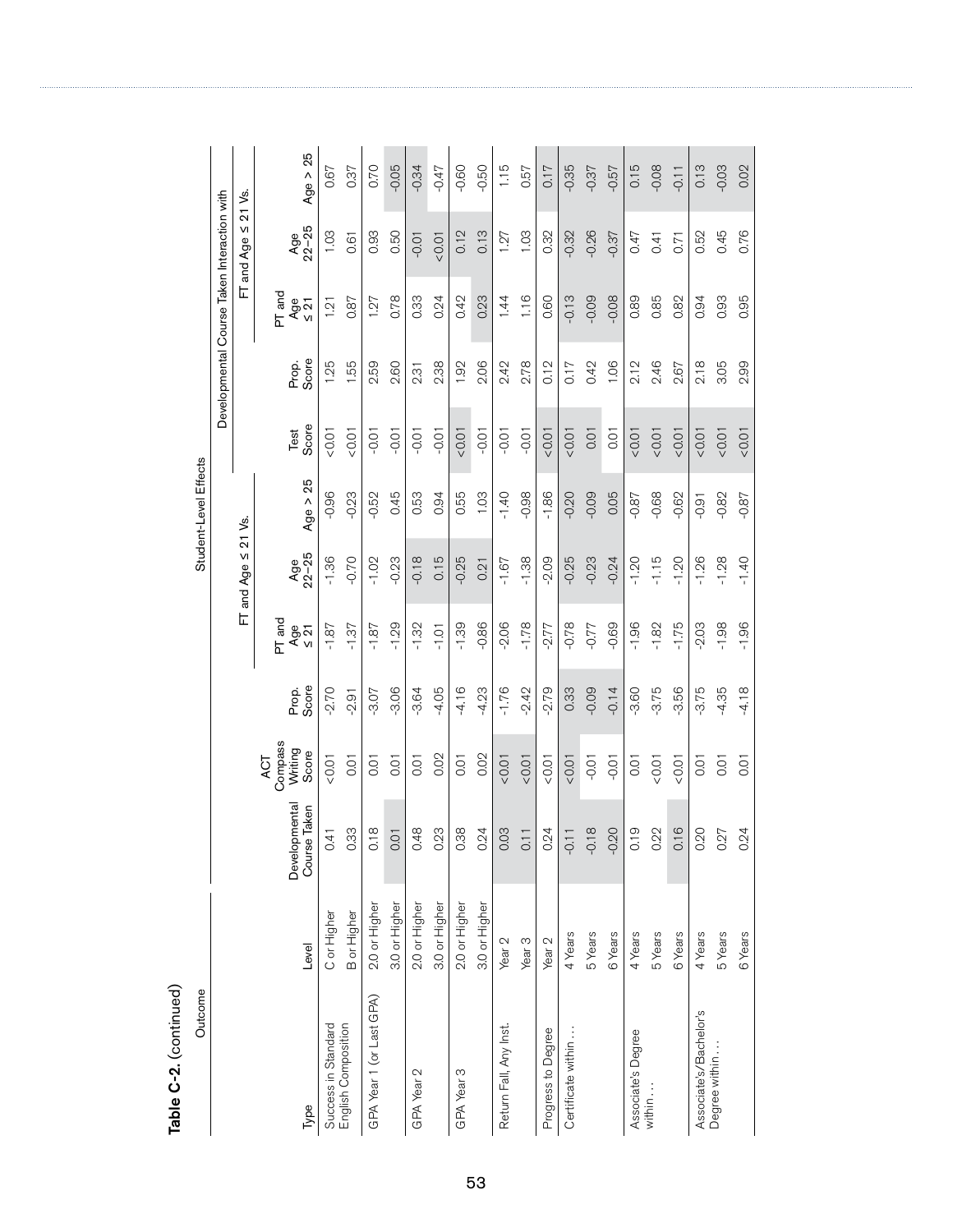**Table C-2.** (continued)

| Outcome | | Student-Level Effects | | | | | | | | | | | | |
|---|---|---|---|---|---|---|---|---|---|---|---|---|---|---|
| | | | | | | | | Developmental Course Taken Interaction with | | | | | | |
| | | | | | FT and Age ≤ 21 Vs. | | | | | | FT and Age ≤ 21 Vs. | | | |
| Type | Level | Developmental Course Taken | ACT Compass Writing Score | Prop. Score | PT and Age ≤ 21 | Age 22–25 | Age > 25 | Test Score | Prop. Score | PT and Age ≤ 21 | Age 22–25 | Age > 25 |
| Success in Standard English Composition | C or Higher | 0.41 | <0.01 | -2.70 | -1.87 | -1.36 | -0.96 | <0.01 | 1.25 | 1.21 | 1.03 | 0.67 |
| | B or Higher | 0.33 | 0.01 | -2.91 | -1.37 | -0.70 | -0.23 | <0.01 | 1.55 | 0.87 | 0.61 | 0.37 |
| GPA Year 1 (or Last GPA) | 2.0 or Higher | 0.18 | 0.01 | -3.07 | -1.87 | -1.02 | -0.52 | -0.01 | 2.59 | 1.27 | 0.93 | 0.70 |
| | 3.0 or Higher | 0.01 | 0.01 | -3.06 | -1.29 | -0.23 | 0.45 | -0.01 | 2.60 | 0.78 | 0.50 | -0.05 |
| GPA Year 2 | 2.0 or Higher | 0.48 | 0.01 | -3.64 | -1.32 | -0.18 | 0.53 | -0.01 | 2.31 | 0.33 | -0.01 | -0.34 |
| | 3.0 or Higher | 0.23 | 0.02 | -4.05 | -1.01 | 0.15 | 0.94 | -0.01 | 2.38 | 0.24 | <0.01 | -0.47 |
| GPA Year 3 | 2.0 or Higher | 0.38 | 0.01 | -4.16 | -1.39 | -0.25 | 0.55 | <0.01 | 1.92 | 0.42 | 0.12 | -0.60 |
| | 3.0 or Higher | 0.24 | 0.02 | -4.23 | -0.86 | 0.21 | 1.03 | -0.01 | 2.06 | 0.23 | 0.13 | -0.50 |
| Return Fall, Any Inst. | Year 2 | 0.03 | <0.01 | -1.76 | -2.06 | -1.67 | -1.40 | -0.01 | 2.42 | 1.44 | 1.27 | 1.15 |
| | Year 3 | 0.11 | <0.01 | -2.42 | -1.78 | -1.38 | -0.98 | -0.01 | 2.78 | 1.16 | 1.03 | 0.57 |
| Progress to Degree | Year 2 | 0.24 | <0.01 | -2.79 | -2.77 | -2.09 | -1.86 | <0.01 | 0.12 | 0.60 | 0.32 | 0.17 |
| Certificate within . . . | 4 Years | -0.11 | <0.01 | 0.33 | -0.78 | -0.25 | -0.20 | <0.01 | 0.17 | -0.13 | -0.32 | -0.35 |
| | 5 Years | -0.18 | -0.01 | -0.09 | -0.77 | -0.23 | -0.09 | 0.01 | 0.42 | -0.09 | -0.26 | -0.37 |
| | 6 Years | -0.20 | -0.01 | -0.14 | -0.69 | -0.24 | 0.05 | 0.01 | 1.06 | -0.08 | -0.37 | -0.57 |
| Associate's Degree within . . . | 4 Years | 0.19 | 0.01 | -3.60 | -1.96 | -1.20 | -0.87 | <0.01 | 2.12 | 0.89 | 0.47 | 0.15 |
| | 5 Years | 0.22 | <0.01 | -3.75 | -1.82 | -1.15 | -0.68 | <0.01 | 2.46 | 0.85 | 0.41 | -0.08 |
| | 6 Years | 0.16 | <0.01 | -3.56 | -1.75 | -1.20 | -0.62 | <0.01 | 2.67 | 0.82 | 0.71 | -0.11 |
| Associate's/Bachelor's Degree within . . . | 4 Years | 0.20 | 0.01 | -3.75 | -2.03 | -1.26 | -0.91 | <0.01 | 2.18 | 0.94 | 0.52 | 0.13 |
| | 5 Years | 0.27 | 0.01 | -4.35 | -1.98 | -1.28 | -0.82 | <0.01 | 3.05 | 0.93 | 0.45 | -0.03 |
| | 6 Years | 0.24 | 0.01 | -4.18 | -1.96 | -1.40 | -0.87 | <0.01 | 2.99 | 0.95 | 0.76 | 0.02 |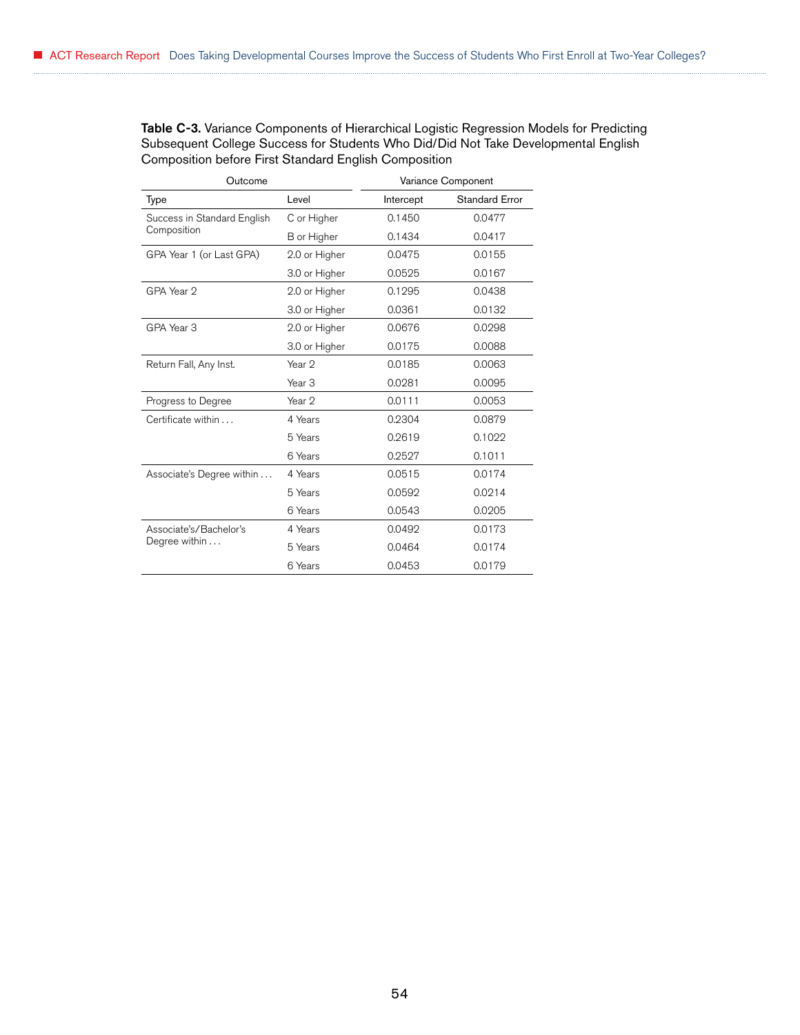**Table C-3.** Variance Components of Hierarchical Logistic Regression Models for Predicting Subsequent College Success for Students Who Did/Did Not Take Developmental English Composition before First Standard English Composition

| Outcome | | Variance Component | |
|---|---|---|---|
| Type | Level | Intercept | Standard Error |
| Success in Standard English Composition | C or Higher | 0.1450 | 0.0477 |
| | B or Higher | 0.1434 | 0.0417 |
| GPA Year 1 (or Last GPA) | 2.0 or Higher | 0.0475 | 0.0155 |
| | 3.0 or Higher | 0.0525 | 0.0167 |
| GPA Year 2 | 2.0 or Higher | 0.1295 | 0.0438 |
| | 3.0 or Higher | 0.0361 | 0.0132 |
| GPA Year 3 | 2.0 or Higher | 0.0676 | 0.0298 |
| | 3.0 or Higher | 0.0175 | 0.0088 |
| Return Fall, Any Inst. | Year 2 | 0.0185 | 0.0063 |
| | Year 3 | 0.0281 | 0.0095 |
| Progress to Degree | Year 2 | 0.0111 | 0.0053 |
| Certificate within . . . | 4 Years | 0.2304 | 0.0879 |
| | 5 Years | 0.2619 | 0.1022 |
| | 6 Years | 0.2527 | 0.1011 |
| Associate's Degree within . . . | 4 Years | 0.0515 | 0.0174 |
| | 5 Years | 0.0592 | 0.0214 |
| | 6 Years | 0.0543 | 0.0205 |
| Associate's/Bachelor's Degree within . . . | 4 Years | 0.0492 | 0.0173 |
| | 5 Years | 0.0464 | 0.0174 |
| | 6 Years | 0.0453 | 0.0179 |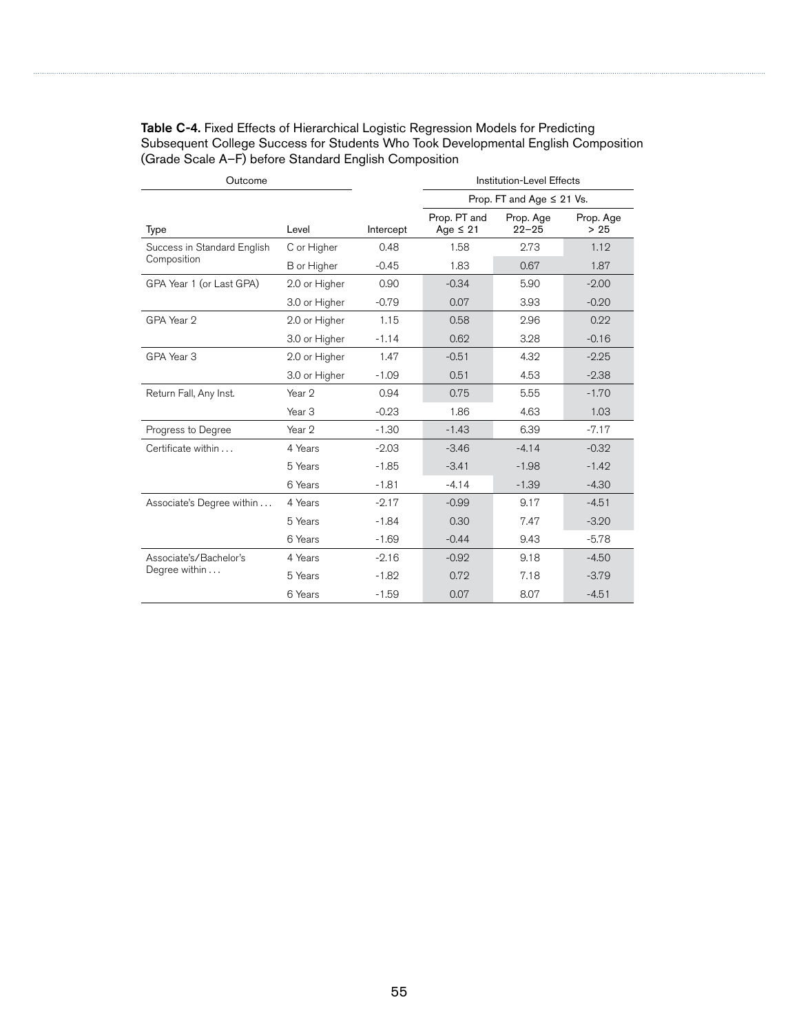**Table C-4.** Fixed Effects of Hierarchical Logistic Regression Models for Predicting Subsequent College Success for Students Who Took Developmental English Composition (Grade Scale A–F) before Standard English Composition

| Outcome | | | Institution-Level Effects | | |
|---|---|---|---|---|---|
| | | | Prop. FT and Age ≤ 21 Vs. | | |
| Type | Level | Intercept | Prop. PT and Age ≤ 21 | Prop. Age 22–25 | Prop. Age > 25 |
| Success in Standard English Composition | C or Higher | 0.48 | 1.58 | 2.73 | 1.12 |
| | B or Higher | -0.45 | 1.83 | 0.67 | 1.87 |
| GPA Year 1 (or Last GPA) | 2.0 or Higher | 0.90 | -0.34 | 5.90 | -2.00 |
| | 3.0 or Higher | -0.79 | 0.07 | 3.93 | -0.20 |
| GPA Year 2 | 2.0 or Higher | 1.15 | 0.58 | 2.96 | 0.22 |
| | 3.0 or Higher | -1.14 | 0.62 | 3.28 | -0.16 |
| GPA Year 3 | 2.0 or Higher | 1.47 | -0.51 | 4.32 | -2.25 |
| | 3.0 or Higher | -1.09 | 0.51 | 4.53 | -2.38 |
| Return Fall, Any Inst. | Year 2 | 0.94 | 0.75 | 5.55 | -1.70 |
| | Year 3 | -0.23 | 1.86 | 4.63 | 1.03 |
| Progress to Degree | Year 2 | -1.30 | -1.43 | 6.39 | -7.17 |
| Certificate within . . . | 4 Years | -2.03 | -3.46 | -4.14 | -0.32 |
| | 5 Years | -1.85 | -3.41 | -1.98 | -1.42 |
| | 6 Years | -1.81 | -4.14 | -1.39 | -4.30 |
| Associate's Degree within . . . | 4 Years | -2.17 | -0.99 | 9.17 | -4.51 |
| | 5 Years | -1.84 | 0.30 | 7.47 | -3.20 |
| | 6 Years | -1.69 | -0.44 | 9.43 | -5.78 |
| Associate's/Bachelor's Degree within . . . | 4 Years | -2.16 | -0.92 | 9.18 | -4.50 |
| | 5 Years | -1.82 | 0.72 | 7.18 | -3.79 |
| | 6 Years | -1.59 | 0.07 | 8.07 | -4.51 |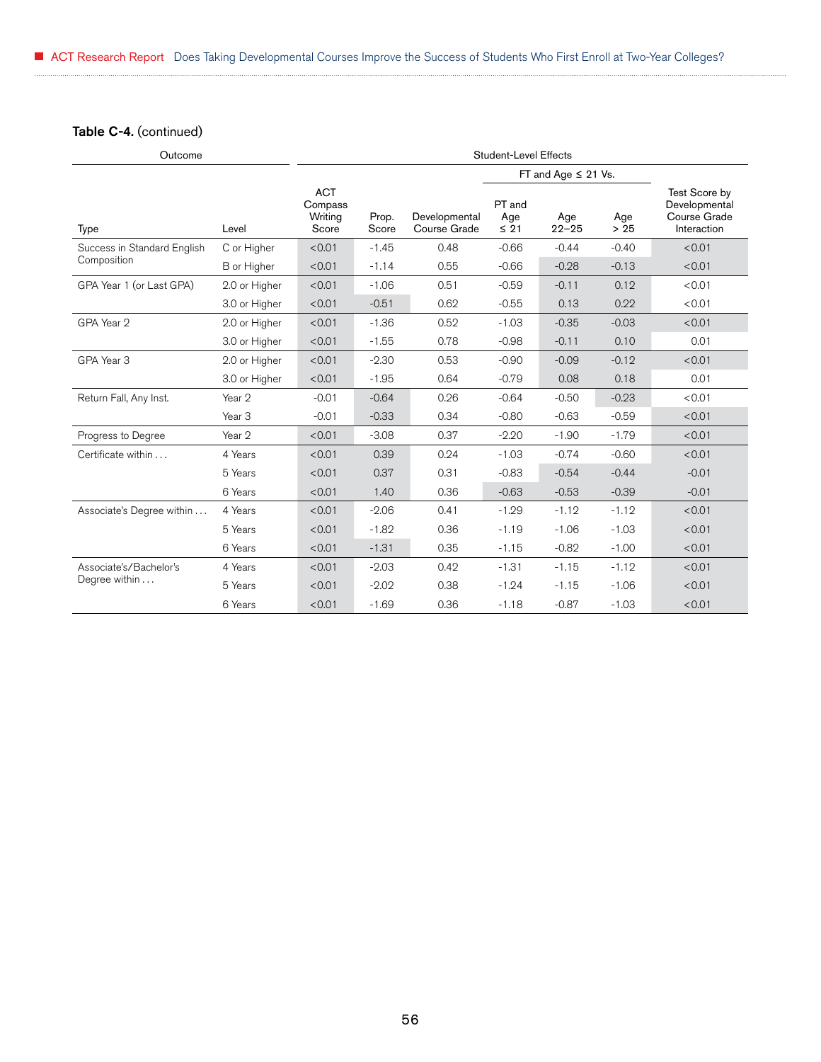**Table C-4.** (continued)

| Outcome | | Student-Level Effects | | | | | | |
|---|---|---|---|---|---|---|---|---|
| | | | | | FT and Age ≤ 21 Vs. | | | |
| Type | Level | ACT Compass Writing Score | Prop. Score | Developmental Course Grade | PT and Age ≤ 21 | Age 22–25 | Age > 25 | Test Score by Developmental Course Grade Interaction |
| Success in Standard English Composition | C or Higher | <0.01 | -1.45 | 0.48 | -0.66 | -0.44 | -0.40 | <0.01 |
| | B or Higher | <0.01 | -1.14 | 0.55 | -0.66 | -0.28 | -0.13 | <0.01 |
| GPA Year 1 (or Last GPA) | 2.0 or Higher | <0.01 | -1.06 | 0.51 | -0.59 | -0.11 | 0.12 | <0.01 |
| | 3.0 or Higher | <0.01 | -0.51 | 0.62 | -0.55 | 0.13 | 0.22 | <0.01 |
| GPA Year 2 | 2.0 or Higher | <0.01 | -1.36 | 0.52 | -1.03 | -0.35 | -0.03 | <0.01 |
| | 3.0 or Higher | <0.01 | -1.55 | 0.78 | -0.98 | -0.11 | 0.10 | 0.01 |
| GPA Year 3 | 2.0 or Higher | <0.01 | -2.30 | 0.53 | -0.90 | -0.09 | -0.12 | <0.01 |
| | 3.0 or Higher | <0.01 | -1.95 | 0.64 | -0.79 | 0.08 | 0.18 | 0.01 |
| Return Fall, Any Inst. | Year 2 | -0.01 | -0.64 | 0.26 | -0.64 | -0.50 | -0.23 | <0.01 |
| | Year 3 | -0.01 | -0.33 | 0.34 | -0.80 | -0.63 | -0.59 | <0.01 |
| Progress to Degree | Year 2 | <0.01 | -3.08 | 0.37 | -2.20 | -1.90 | -1.79 | <0.01 |
| Certificate within . . . | 4 Years | <0.01 | 0.39 | 0.24 | -1.03 | -0.74 | -0.60 | <0.01 |
| | 5 Years | <0.01 | 0.37 | 0.31 | -0.83 | -0.54 | -0.44 | -0.01 |
| | 6 Years | <0.01 | 1.40 | 0.36 | -0.63 | -0.53 | -0.39 | -0.01 |
| Associate's Degree within . . . | 4 Years | <0.01 | -2.06 | 0.41 | -1.29 | -1.12 | -1.12 | <0.01 |
| | 5 Years | <0.01 | -1.82 | 0.36 | -1.19 | -1.06 | -1.03 | <0.01 |
| | 6 Years | <0.01 | -1.31 | 0.35 | -1.15 | -0.82 | -1.00 | <0.01 |
| Associate's/Bachelor's Degree within . . . | 4 Years | <0.01 | -2.03 | 0.42 | -1.31 | -1.15 | -1.12 | <0.01 |
| | 5 Years | <0.01 | -2.02 | 0.38 | -1.24 | -1.15 | -1.06 | <0.01 |
| | 6 Years | <0.01 | -1.69 | 0.36 | -1.18 | -0.87 | -1.03 | <0.01 |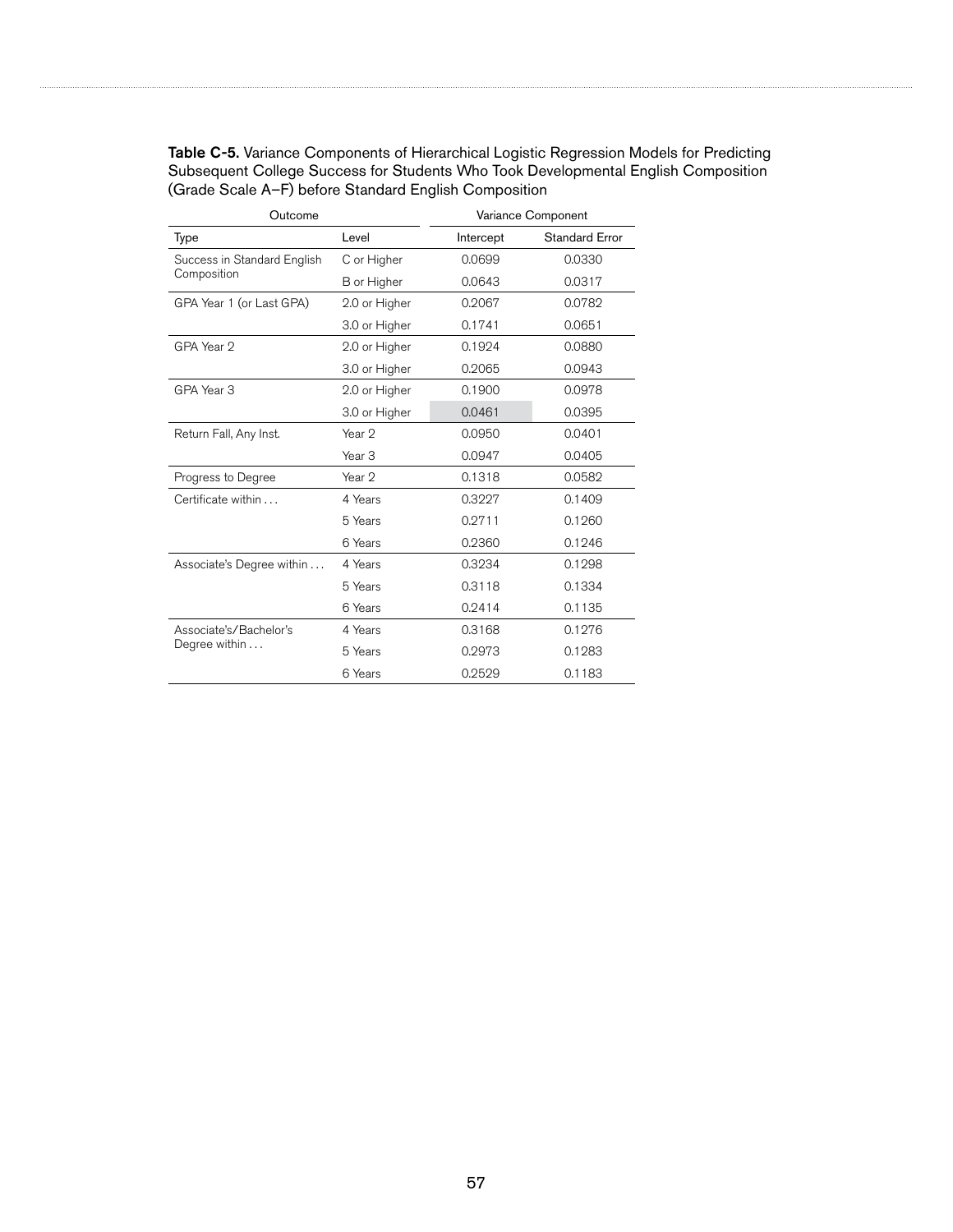**Table C-5.** Variance Components of Hierarchical Logistic Regression Models for Predicting Subsequent College Success for Students Who Took Developmental English Composition (Grade Scale A–F) before Standard English Composition

| Outcome | | Variance Component | |
|---|---|---|---|
| Type | Level | Intercept | Standard Error |
| Success in Standard English Composition | C or Higher | 0.0699 | 0.0330 |
| | B or Higher | 0.0643 | 0.0317 |
| GPA Year 1 (or Last GPA) | 2.0 or Higher | 0.2067 | 0.0782 |
| | 3.0 or Higher | 0.1741 | 0.0651 |
| GPA Year 2 | 2.0 or Higher | 0.1924 | 0.0880 |
| | 3.0 or Higher | 0.2065 | 0.0943 |
| GPA Year 3 | 2.0 or Higher | 0.1900 | 0.0978 |
| | 3.0 or Higher | 0.0461 | 0.0395 |
| Return Fall, Any Inst. | Year 2 | 0.0950 | 0.0401 |
| | Year 3 | 0.0947 | 0.0405 |
| Progress to Degree | Year 2 | 0.1318 | 0.0582 |
| Certificate within . . . | 4 Years | 0.3227 | 0.1409 |
| | 5 Years | 0.2711 | 0.1260 |
| | 6 Years | 0.2360 | 0.1246 |
| Associate's Degree within . . . | 4 Years | 0.3234 | 0.1298 |
| | 5 Years | 0.3118 | 0.1334 |
| | 6 Years | 0.2414 | 0.1135 |
| Associate's/Bachelor's Degree within . . . | 4 Years | 0.3168 | 0.1276 |
| | 5 Years | 0.2973 | 0.1283 |
| | 6 Years | 0.2529 | 0.1183 |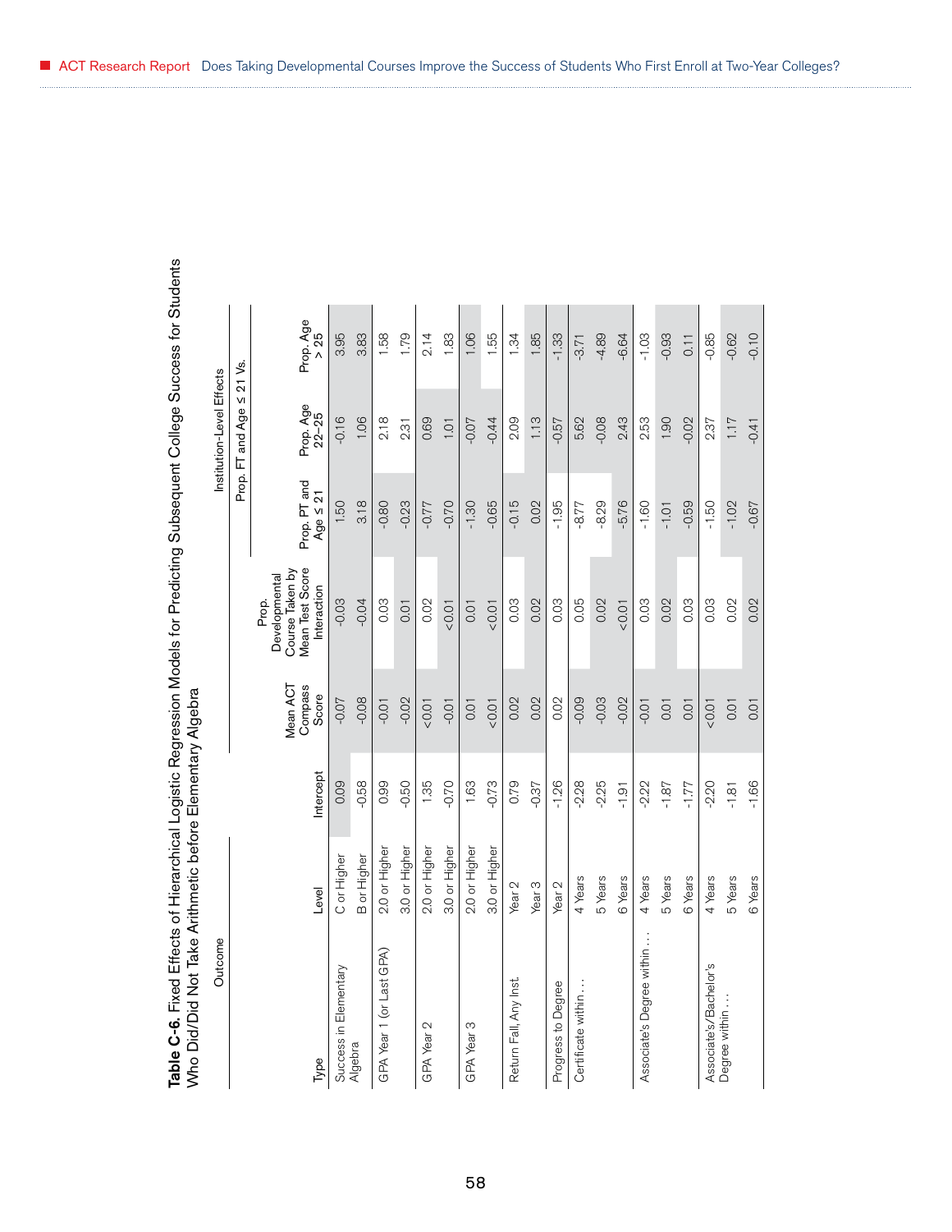**Table C-6.** Fixed Effects of Hierarchical Logistic Regression Models for Predicting Subsequent College Success for Students Who Did/Did Not Take Arithmetic before Elementary Algebra

| Outcome | | | | | Institution-Level Effects | | | |
|---|---|---|---|---|---|---|---|---|
| | | | | | Prop. FT and Age ≤ 21 Vs. | | | |
| Type | Level | Intercept | Mean ACT Compass Score | Prop. Developmental Course Taken by Mean Test Score Interaction | Prop. PT and Age ≤ 21 | Prop. Age 22–25 | Prop. Age > 25 |
| Success in Elementary Algebra | C or Higher | 0.09 | -0.07 | -0.03 | 1.50 | -0.16 | 3.95 |
| | B or Higher | -0.58 | -0.08 | -0.04 | 3.18 | 1.06 | 3.83 |
| GPA Year 1 (or Last GPA) | 2.0 or Higher | 0.99 | -0.01 | 0.03 | -0.80 | 2.18 | 1.58 |
| | 3.0 or Higher | -0.50 | -0.02 | 0.01 | -0.23 | 2.31 | 1.79 |
| GPA Year 2 | 2.0 or Higher | 1.35 | <0.01 | 0.02 | -0.77 | 0.69 | 2.14 |
| | 3.0 or Higher | -0.70 | -0.01 | <0.01 | -0.70 | 1.01 | 1.83 |
| GPA Year 3 | 2.0 or Higher | 1.63 | 0.01 | 0.01 | -1.30 | -0.07 | 1.06 |
| | 3.0 or Higher | -0.73 | <0.01 | <0.01 | -0.65 | -0.44 | 1.55 |
| Return Fall, Any Inst. | Year 2 | 0.79 | 0.02 | 0.03 | -0.15 | 2.09 | 1.34 |
| | Year 3 | -0.37 | 0.02 | 0.02 | 0.02 | 1.13 | 1.85 |
| Progress to Degree | Year 2 | -1.26 | 0.02 | 0.03 | -1.95 | -0.57 | -1.33 |
| Certificate within … | 4 Years | -2.28 | -0.09 | 0.05 | -8.77 | 5.62 | -3.71 |
| | 5 Years | -2.25 | -0.03 | 0.02 | -8.29 | -0.08 | -4.89 |
| | 6 Years | -1.91 | -0.02 | <0.01 | -5.76 | 2.43 | -6.64 |
| Associate's Degree within … | 4 Years | -2.22 | -0.01 | 0.03 | -1.60 | 2.53 | -1.03 |
| | 5 Years | -1.87 | 0.01 | 0.02 | -1.01 | 1.90 | -0.93 |
| | 6 Years | -1.77 | 0.01 | 0.03 | -0.59 | -0.02 | 0.11 |
| Associate's/Bachelor's Degree within … | 4 Years | -2.20 | <0.01 | 0.03 | -1.50 | 2.37 | -0.85 |
| | 5 Years | -1.81 | 0.01 | 0.02 | -1.02 | 1.17 | -0.62 |
| | 6 Years | -1.66 | 0.01 | 0.02 | -0.67 | -0.41 | -0.10 |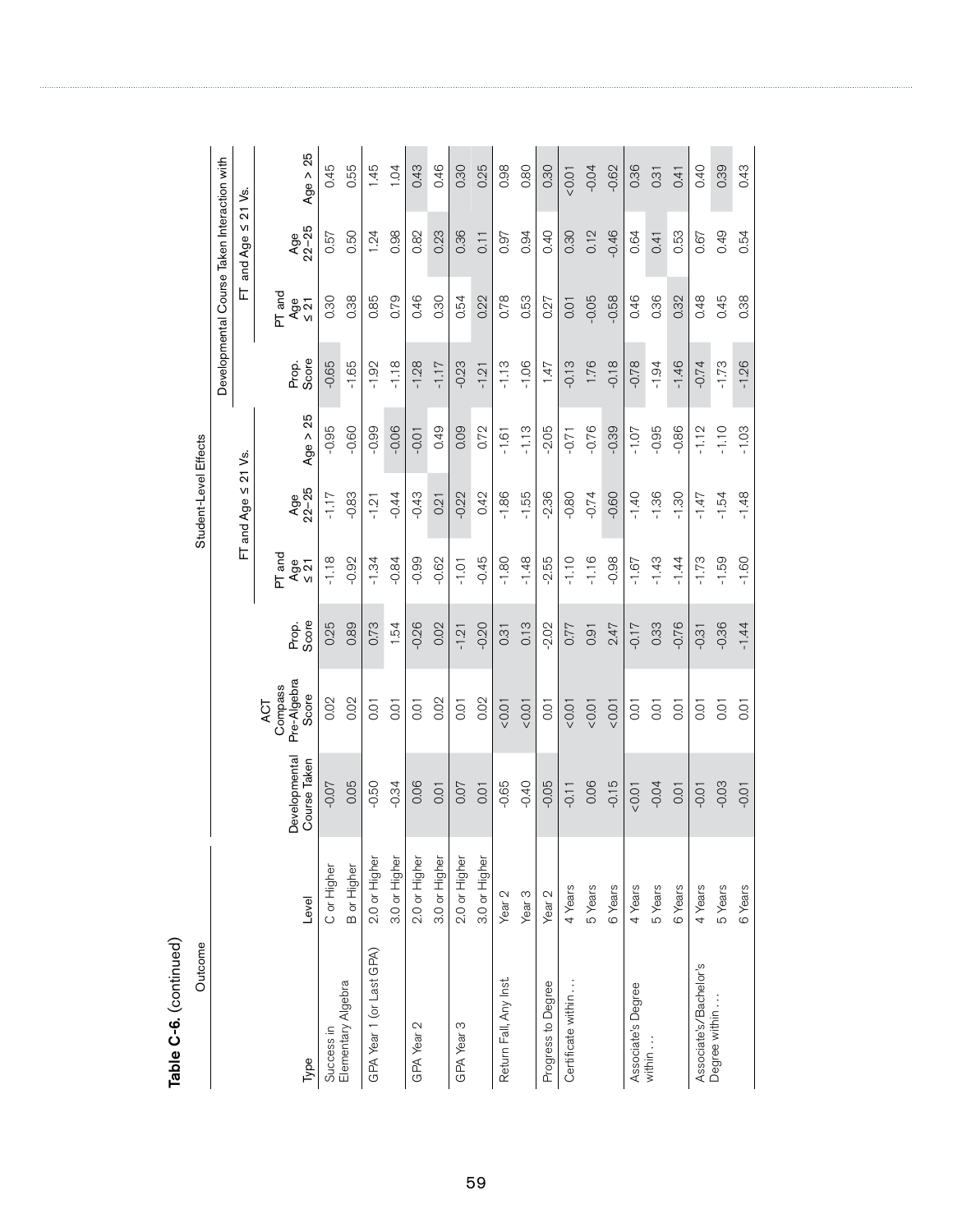**Table C-6.** (continued)

| Outcome | | Student-Level Effects | | | | | | | | | | |
|---|---|---|---|---|---|---|---|---|---|---|---|---|
| | | | | | FT and Age ≤ 21 Vs. | | | Developmental Course Taken Interaction with | | | | |
| | | | | | | | | | FT and Age ≤ 21 Vs. | | | |
| Type | Level | Developmental Course Taken | ACT Compass Pre-Algebra Score | Prop. Score | PT and Age ≤ 21 | Age 22–25 | Age > 25 | Prop. Score | PT and Age ≤ 21 | Age 22–25 | Age > 25 |
| Success in Elementary Algebra | C or Higher | -0.07 | 0.02 | 0.25 | -1.18 | -1.17 | -0.95 | -0.65 | 0.30 | 0.57 | 0.45 |
| | B or Higher | 0.05 | 0.02 | 0.89 | -0.92 | -0.83 | -0.60 | -1.65 | 0.38 | 0.50 | 0.55 |
| GPA Year 1 (or Last GPA) | 2.0 or Higher | -0.50 | 0.01 | 0.73 | -1.34 | -1.21 | -0.99 | -1.92 | 0.85 | 1.24 | 1.45 |
| | 3.0 or Higher | -0.34 | 0.01 | 1.54 | -0.84 | -0.44 | -0.06 | -1.18 | 0.79 | 0.98 | 1.04 |
| GPA Year 2 | 2.0 or Higher | 0.06 | 0.01 | -0.26 | -0.99 | -0.43 | -0.01 | -1.28 | 0.46 | 0.82 | 0.43 |
| | 3.0 or Higher | 0.01 | 0.02 | 0.02 | -0.62 | 0.21 | 0.49 | -1.17 | 0.30 | 0.23 | 0.46 |
| GPA Year 3 | 2.0 or Higher | 0.07 | 0.01 | -1.21 | -1.01 | -0.22 | 0.09 | -0.23 | 0.54 | 0.36 | 0.30 |
| | 3.0 or Higher | 0.01 | 0.02 | -0.20 | -0.45 | 0.42 | 0.72 | -1.21 | 0.22 | 0.11 | 0.25 |
| Return Fall, Any Inst. | Year 2 | -0.65 | <0.01 | 0.31 | -1.80 | -1.86 | -1.61 | -1.13 | 0.78 | 0.97 | 0.98 |
| | Year 3 | -0.40 | <0.01 | 0.13 | -1.48 | -1.55 | -1.13 | -1.06 | 0.53 | 0.94 | 0.80 |
| Progress to Degree | Year 2 | -0.05 | 0.01 | -2.02 | -2.55 | -2.36 | -2.05 | 1.47 | 0.27 | 0.40 | 0.30 |
| Certificate within . . . | 4 Years | -0.11 | <0.01 | 0.77 | -1.10 | -0.80 | -0.71 | -0.13 | 0.01 | 0.30 | <0.01 |
| | 5 Years | 0.06 | <0.01 | 0.91 | -1.16 | -0.74 | -0.76 | 1.76 | -0.05 | 0.12 | -0.04 |
| | 6 Years | -0.15 | <0.01 | 2.47 | -0.98 | -0.60 | -0.39 | -0.18 | -0.58 | -0.46 | -0.62 |
| Associate's Degree within . . . | 4 Years | <0.01 | 0.01 | -0.17 | -1.67 | -1.40 | -1.07 | -0.78 | 0.46 | 0.64 | 0.36 |
| | 5 Years | -0.04 | 0.01 | 0.33 | -1.43 | -1.36 | -0.95 | -1.94 | 0.36 | 0.41 | 0.31 |
| | 6 Years | 0.01 | 0.01 | -0.76 | -1.44 | -1.30 | -0.86 | -1.46 | 0.32 | 0.53 | 0.41 |
| Associate's/Bachelor's Degree within . . . | 4 Years | -0.01 | 0.01 | -0.31 | -1.73 | -1.47 | -1.12 | -0.74 | 0.48 | 0.67 | 0.40 |
| | 5 Years | -0.03 | 0.01 | -0.36 | -1.59 | -1.54 | -1.10 | -1.73 | 0.45 | 0.49 | 0.39 |
| | 6 Years | -0.01 | 0.01 | -1.44 | -1.60 | -1.48 | -1.03 | -1.26 | 0.38 | 0.54 | 0.43 |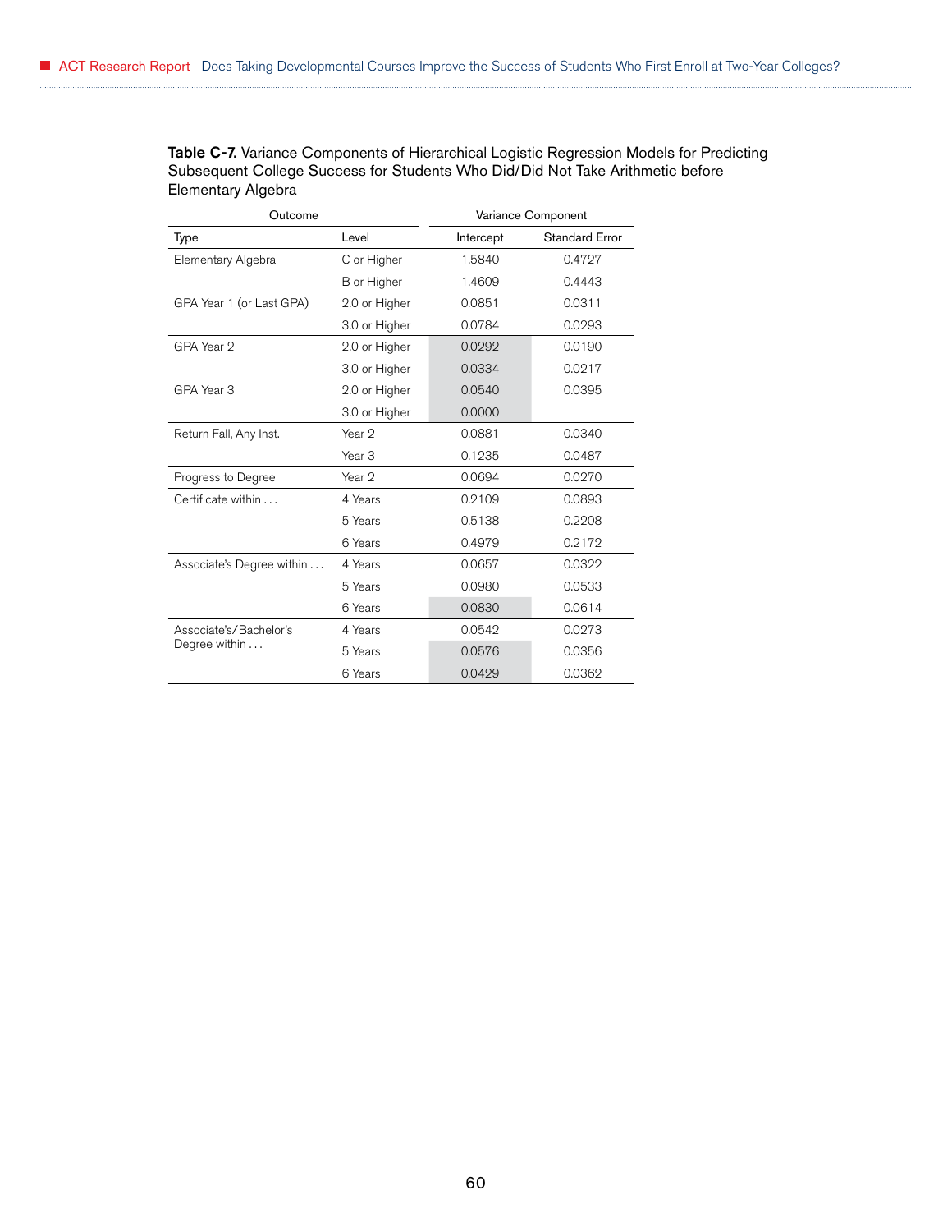**Table C-7.** Variance Components of Hierarchical Logistic Regression Models for Predicting Subsequent College Success for Students Who Did/Did Not Take Arithmetic before Elementary Algebra

| Outcome | | Variance Component | |
|---|---|---|---|
| Type | Level | Intercept | Standard Error |
| Elementary Algebra | C or Higher | 1.5840 | 0.4727 |
| | B or Higher | 1.4609 | 0.4443 |
| GPA Year 1 (or Last GPA) | 2.0 or Higher | 0.0851 | 0.0311 |
| | 3.0 or Higher | 0.0784 | 0.0293 |
| GPA Year 2 | 2.0 or Higher | 0.0292 | 0.0190 |
| | 3.0 or Higher | 0.0334 | 0.0217 |
| GPA Year 3 | 2.0 or Higher | 0.0540 | 0.0395 |
| | 3.0 or Higher | 0.0000 | |
| Return Fall, Any Inst. | Year 2 | 0.0881 | 0.0340 |
| | Year 3 | 0.1235 | 0.0487 |
| Progress to Degree | Year 2 | 0.0694 | 0.0270 |
| Certificate within . . . | 4 Years | 0.2109 | 0.0893 |
| | 5 Years | 0.5138 | 0.2208 |
| | 6 Years | 0.4979 | 0.2172 |
| Associate's Degree within . . . | 4 Years | 0.0657 | 0.0322 |
| | 5 Years | 0.0980 | 0.0533 |
| | 6 Years | 0.0830 | 0.0614 |
| Associate's/Bachelor's Degree within . . . | 4 Years | 0.0542 | 0.0273 |
| | 5 Years | 0.0576 | 0.0356 |
| | 6 Years | 0.0429 | 0.0362 |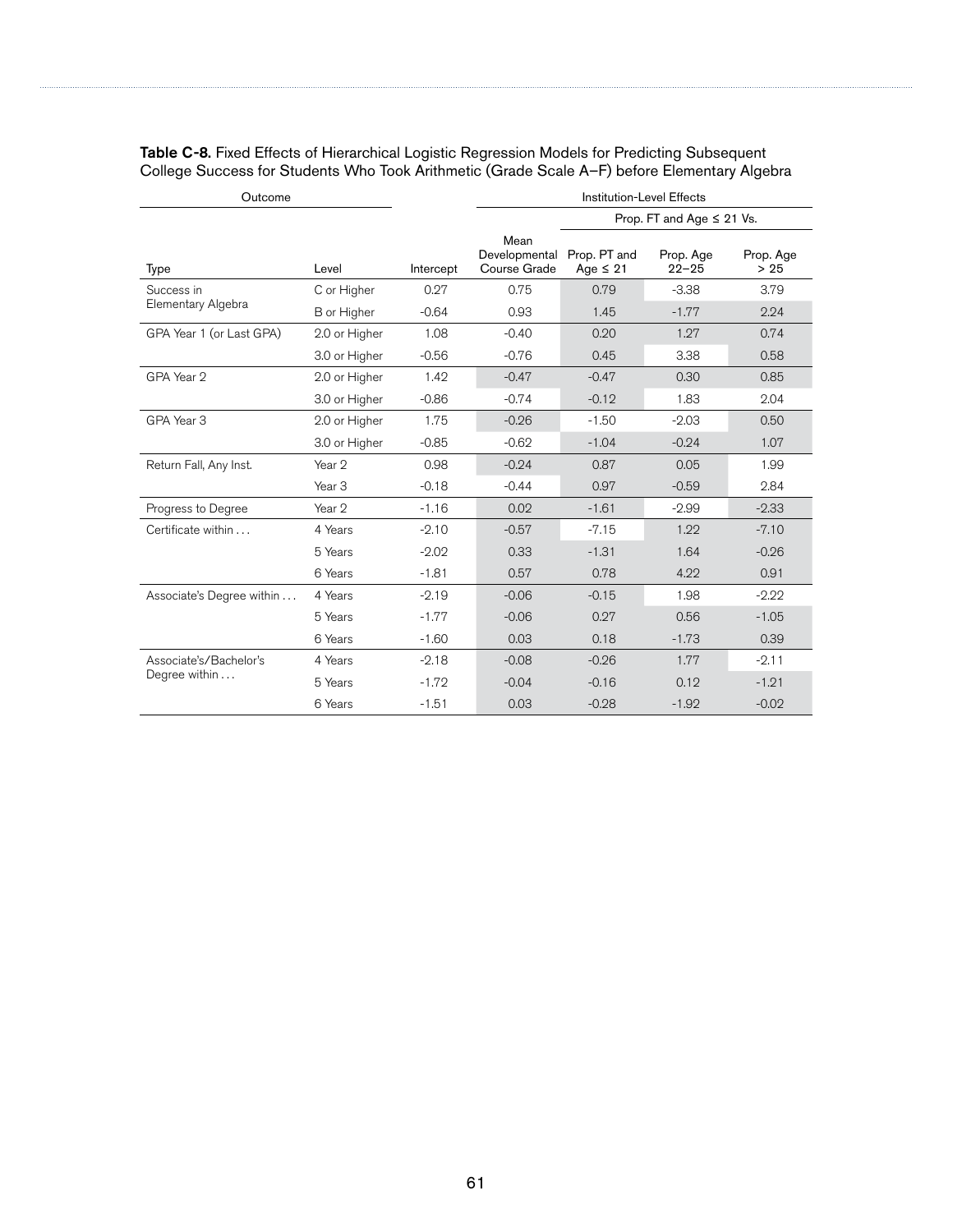**Table C-8.** Fixed Effects of Hierarchical Logistic Regression Models for Predicting Subsequent College Success for Students Who Took Arithmetic (Grade Scale A–F) before Elementary Algebra

| Outcome | | | Institution-Level Effects | | | |
|---|---|---|---|---|---|---|
| | | | | Prop. FT and Age ≤ 21 Vs. | | |
| Type | Level | Intercept | Mean Developmental Course Grade | Prop. PT and Age ≤ 21 | Prop. Age 22–25 | Prop. Age > 25 |
| Success in Elementary Algebra | C or Higher | 0.27 | 0.75 | 0.79 | -3.38 | 3.79 |
| | B or Higher | -0.64 | 0.93 | 1.45 | -1.77 | 2.24 |
| GPA Year 1 (or Last GPA) | 2.0 or Higher | 1.08 | -0.40 | 0.20 | 1.27 | 0.74 |
| | 3.0 or Higher | -0.56 | -0.76 | 0.45 | 3.38 | 0.58 |
| GPA Year 2 | 2.0 or Higher | 1.42 | -0.47 | -0.47 | 0.30 | 0.85 |
| | 3.0 or Higher | -0.86 | -0.74 | -0.12 | 1.83 | 2.04 |
| GPA Year 3 | 2.0 or Higher | 1.75 | -0.26 | -1.50 | -2.03 | 0.50 |
| | 3.0 or Higher | -0.85 | -0.62 | -1.04 | -0.24 | 1.07 |
| Return Fall, Any Inst. | Year 2 | 0.98 | -0.24 | 0.87 | 0.05 | 1.99 |
| | Year 3 | -0.18 | -0.44 | 0.97 | -0.59 | 2.84 |
| Progress to Degree | Year 2 | -1.16 | 0.02 | -1.61 | -2.99 | -2.33 |
| Certificate within . . . | 4 Years | -2.10 | -0.57 | -7.15 | 1.22 | -7.10 |
| | 5 Years | -2.02 | 0.33 | -1.31 | 1.64 | -0.26 |
| | 6 Years | -1.81 | 0.57 | 0.78 | 4.22 | 0.91 |
| Associate's Degree within . . . | 4 Years | -2.19 | -0.06 | -0.15 | 1.98 | -2.22 |
| | 5 Years | -1.77 | -0.06 | 0.27 | 0.56 | -1.05 |
| | 6 Years | -1.60 | 0.03 | 0.18 | -1.73 | 0.39 |
| Associate's/Bachelor's Degree within . . . | 4 Years | -2.18 | -0.08 | -0.26 | 1.77 | -2.11 |
| | 5 Years | -1.72 | -0.04 | -0.16 | 0.12 | -1.21 |
| | 6 Years | -1.51 | 0.03 | -0.28 | -1.92 | -0.02 |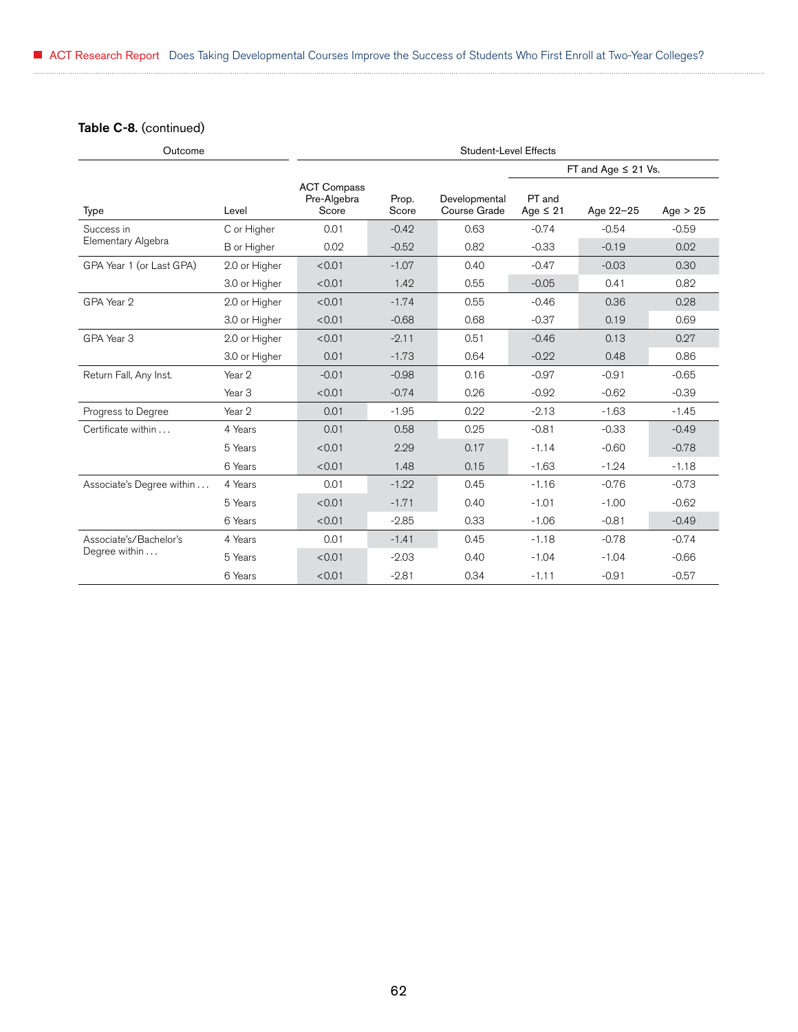**Table C-8.** (continued)

| Outcome | | Student-Level Effects | | | | | |
|---|---|---|---|---|---|---|---|
| | | | | | FT and Age ≤ 21 Vs. | | |
| Type | Level | ACT Compass Pre-Algebra Score | Prop. Score | Developmental Course Grade | PT and Age ≤ 21 | Age 22–25 | Age > 25 |
| Success in Elementary Algebra | C or Higher | 0.01 | -0.42 | 0.63 | -0.74 | -0.54 | -0.59 |
| | B or Higher | 0.02 | -0.52 | 0.82 | -0.33 | -0.19 | 0.02 |
| GPA Year 1 (or Last GPA) | 2.0 or Higher | <0.01 | -1.07 | 0.40 | -0.47 | -0.03 | 0.30 |
| | 3.0 or Higher | <0.01 | 1.42 | 0.55 | -0.05 | 0.41 | 0.82 |
| GPA Year 2 | 2.0 or Higher | <0.01 | -1.74 | 0.55 | -0.46 | 0.36 | 0.28 |
| | 3.0 or Higher | <0.01 | -0.68 | 0.68 | -0.37 | 0.19 | 0.69 |
| GPA Year 3 | 2.0 or Higher | <0.01 | -2.11 | 0.51 | -0.46 | 0.13 | 0.27 |
| | 3.0 or Higher | 0.01 | -1.73 | 0.64 | -0.22 | 0.48 | 0.86 |
| Return Fall, Any Inst. | Year 2 | -0.01 | -0.98 | 0.16 | -0.97 | -0.91 | -0.65 |
| | Year 3 | <0.01 | -0.74 | 0.26 | -0.92 | -0.62 | -0.39 |
| Progress to Degree | Year 2 | 0.01 | -1.95 | 0.22 | -2.13 | -1.63 | -1.45 |
| Certificate within . . . | 4 Years | 0.01 | 0.58 | 0.25 | -0.81 | -0.33 | -0.49 |
| | 5 Years | <0.01 | 2.29 | 0.17 | -1.14 | -0.60 | -0.78 |
| | 6 Years | <0.01 | 1.48 | 0.15 | -1.63 | -1.24 | -1.18 |
| Associate's Degree within . . . | 4 Years | 0.01 | -1.22 | 0.45 | -1.16 | -0.76 | -0.73 |
| | 5 Years | <0.01 | -1.71 | 0.40 | -1.01 | -1.00 | -0.62 |
| | 6 Years | <0.01 | -2.85 | 0.33 | -1.06 | -0.81 | -0.49 |
| Associate's/Bachelor's Degree within . . . | 4 Years | 0.01 | -1.41 | 0.45 | -1.18 | -0.78 | -0.74 |
| | 5 Years | <0.01 | -2.03 | 0.40 | -1.04 | -1.04 | -0.66 |
| | 6 Years | <0.01 | -2.81 | 0.34 | -1.11 | -0.91 | -0.57 |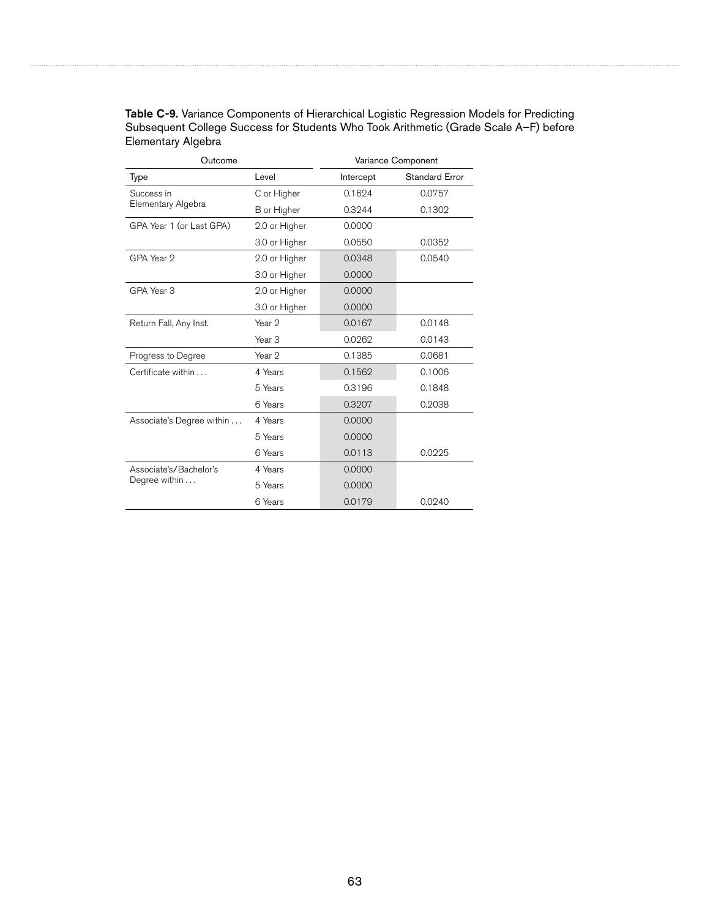**Table C-9.** Variance Components of Hierarchical Logistic Regression Models for Predicting Subsequent College Success for Students Who Took Arithmetic (Grade Scale A–F) before Elementary Algebra

| Outcome | | Variance Component | |
|---|---|---|---|
| Type | Level | Intercept | Standard Error |
| Success in Elementary Algebra | C or Higher | 0.1624 | 0.0757 |
| | B or Higher | 0.3244 | 0.1302 |
| GPA Year 1 (or Last GPA) | 2.0 or Higher | 0.0000 | |
| | 3.0 or Higher | 0.0550 | 0.0352 |
| GPA Year 2 | 2.0 or Higher | 0.0348 | 0.0540 |
| | 3.0 or Higher | 0.0000 | |
| GPA Year 3 | 2.0 or Higher | 0.0000 | |
| | 3.0 or Higher | 0.0000 | |
| Return Fall, Any Inst. | Year 2 | 0.0167 | 0.0148 |
| | Year 3 | 0.0262 | 0.0143 |
| Progress to Degree | Year 2 | 0.1385 | 0.0681 |
| Certificate within . . . | 4 Years | 0.1562 | 0.1006 |
| | 5 Years | 0.3196 | 0.1848 |
| | 6 Years | 0.3207 | 0.2038 |
| Associate's Degree within . . . | 4 Years | 0.0000 | |
| | 5 Years | 0.0000 | |
| | 6 Years | 0.0113 | 0.0225 |
| Associate's/Bachelor's Degree within . . . | 4 Years | 0.0000 | |
| | 5 Years | 0.0000 | |
| | 6 Years | 0.0179 | 0.0240 |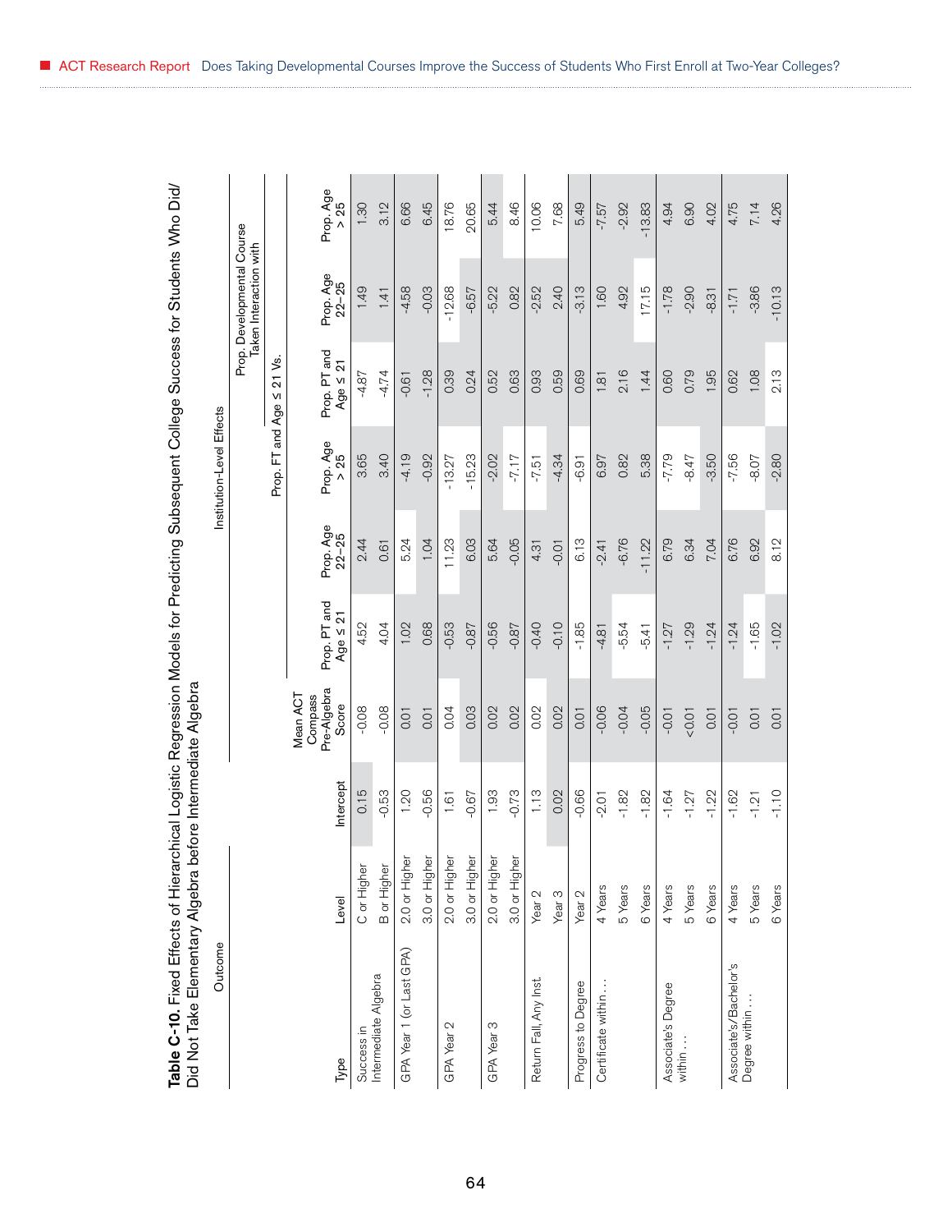**Table C-10.** Fixed Effects of Hierarchical Logistic Regression Models for Predicting Subsequent College Success for Students Who Did/Did Not Take Elementary Algebra before Intermediate Algebra

| Outcome | | | Institution-Level Effects | | | | | | |
|---|---|---|---|---|---|---|---|---|---|
| | | | | Prop. FT and Age ≤ 21 Vs. | | | Prop. Developmental Course Taken Interaction with | | |
| Type | Level | Intercept | Mean ACT Compass Pre-Algebra Score | Prop. PT and Age ≤ 21 | Prop. Age 22–25 | Prop. Age > 25 | Prop. PT and Age ≤ 21 | Prop. Age 22–25 | Prop. Age > 25 |
| Success in Intermediate Algebra | C or Higher | 0.15 | -0.08 | 4.52 | 2.44 | 3.65 | -4.87 | 1.49 | 1.30 |
| | B or Higher | -0.53 | -0.08 | 4.04 | 0.61 | 3.40 | -4.74 | 1.41 | 3.12 |
| GPA Year 1 (or Last GPA) | 2.0 or Higher | 1.20 | 0.01 | 1.02 | 5.24 | -4.19 | -0.61 | -4.58 | 6.66 |
| | 3.0 or Higher | -0.56 | 0.01 | 0.68 | 1.04 | -0.92 | -1.28 | -0.03 | 6.45 |
| GPA Year 2 | 2.0 or Higher | 1.61 | 0.04 | -0.53 | 11.23 | -13.27 | 0.39 | -12.68 | 18.76 |
| | 3.0 or Higher | -0.67 | 0.03 | -0.87 | 6.03 | -15.23 | 0.24 | -6.57 | 20.65 |
| GPA Year 3 | 2.0 or Higher | 1.93 | 0.02 | -0.56 | 5.64 | -2.02 | 0.52 | -5.22 | 5.44 |
| | 3.0 or Higher | -0.73 | 0.02 | -0.87 | -0.05 | -7.17 | 0.63 | 0.82 | 8.46 |
| Return Fall, Any Inst. | Year 2 | 1.13 | 0.02 | -0.40 | 4.31 | -7.51 | 0.93 | -2.52 | 10.06 |
| | Year 3 | 0.02 | 0.02 | -0.10 | -0.01 | -4.34 | 0.59 | 2.40 | 7.68 |
| Progress to Degree | Year 2 | -0.66 | 0.01 | -1.85 | 6.13 | -6.91 | 0.69 | -3.13 | 5.49 |
| Certificate within . . . | 4 Years | -2.01 | -0.06 | -4.81 | -2.41 | 6.97 | 1.81 | 1.60 | -7.57 |
| | 5 Years | -1.82 | -0.04 | -5.54 | -6.76 | 0.82 | 2.16 | 4.92 | -2.92 |
| | 6 Years | -1.82 | -0.05 | -5.41 | -11.22 | 5.38 | 1.44 | 17.15 | -13.83 |
| Associate's Degree within . . . | 4 Years | -1.64 | -0.01 | -1.27 | 6.79 | -7.79 | 0.60 | -1.78 | 4.94 |
| | 5 Years | -1.27 | <0.01 | -1.29 | 6.34 | -8.47 | 0.79 | -2.90 | 6.90 |
| | 6 Years | -1.22 | 0.01 | -1.24 | 7.04 | -3.50 | 1.95 | -8.31 | 4.02 |
| Associate's/Bachelor's Degree within . . . | 4 Years | -1.62 | -0.01 | -1.24 | 6.76 | -7.56 | 0.62 | -1.71 | 4.75 |
| | 5 Years | -1.21 | 0.01 | -1.65 | 6.92 | -8.07 | 1.08 | -3.86 | 7.14 |
| | 6 Years | -1.10 | 0.01 | -1.02 | 8.12 | -2.80 | 2.13 | -10.13 | 4.26 |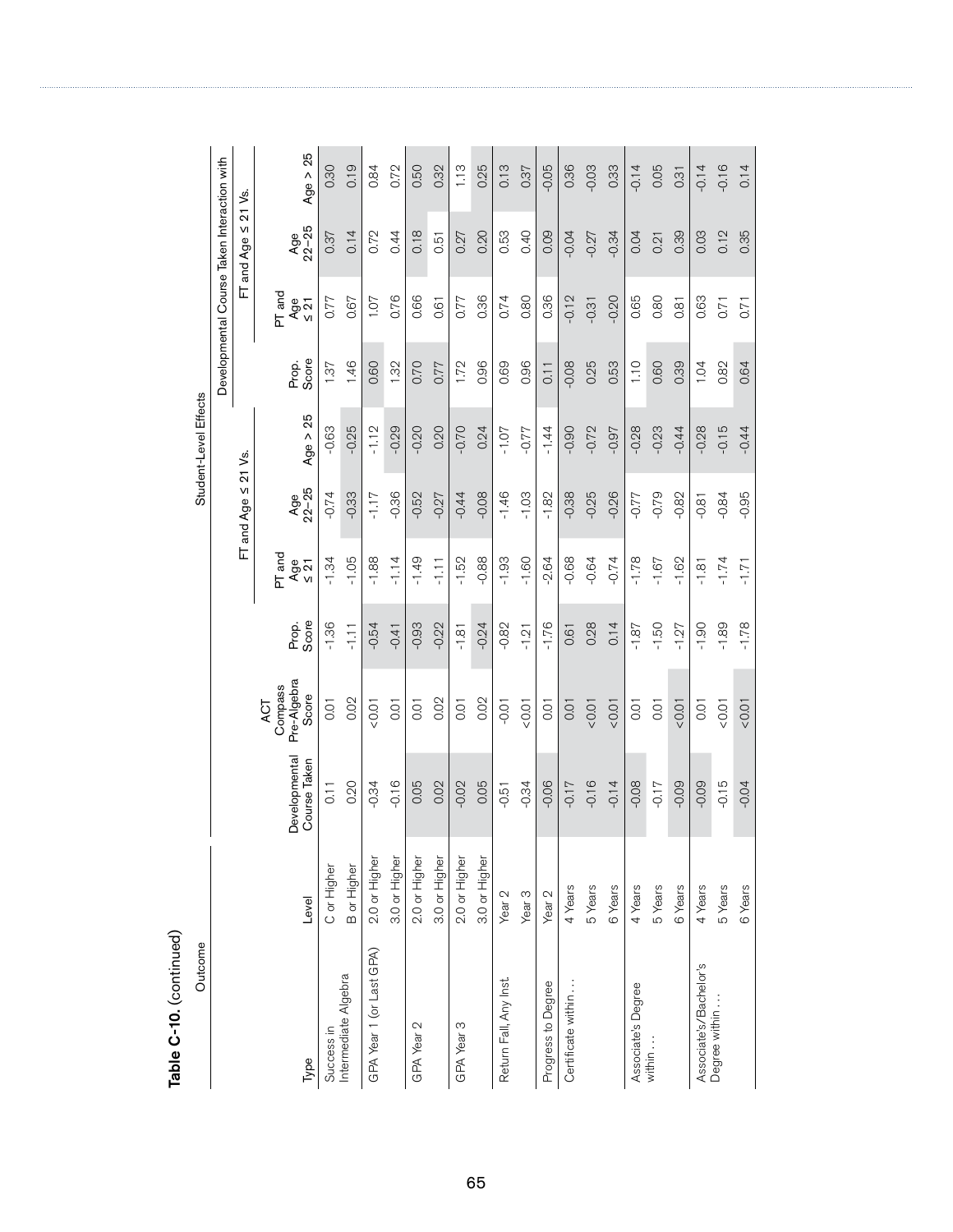**Table C-10.** (continued)

| Outcome | | Student-Level Effects | | | | | | | | | | |
|---|---|---|---|---|---|---|---|---|---|---|---|---|
| | | | | | FT and Age ≤ 21 Vs. | | | Developmental Course Taken Interaction with | | | | |
| | | | | | | | | | FT and Age ≤ 21 Vs. | | | |
| Type | Level | Developmental Course Taken | ACT Compass Pre-Algebra Score | Prop. Score | PT and Age ≤ 21 | Age 22–25 | Age > 25 | Prop. Score | PT and Age ≤ 21 | Age 22–25 | Age > 25 |
| Success in Intermediate Algebra | C or Higher | 0.11 | 0.01 | -1.36 | -1.34 | -0.74 | -0.63 | 1.37 | 0.77 | 0.37 | 0.30 |
| | B or Higher | 0.20 | 0.02 | -1.11 | -1.05 | -0.33 | -0.25 | 1.46 | 0.67 | 0.14 | 0.19 |
| GPA Year 1 (or Last GPA) | 2.0 or Higher | -0.34 | <0.01 | -0.54 | -1.88 | -1.17 | -1.12 | 0.60 | 1.07 | 0.72 | 0.84 |
| | 3.0 or Higher | -0.16 | 0.01 | -0.41 | -1.14 | -0.36 | -0.29 | 1.32 | 0.76 | 0.44 | 0.72 |
| GPA Year 2 | 2.0 or Higher | 0.05 | 0.01 | -0.93 | -1.49 | -0.52 | -0.20 | 0.70 | 0.66 | 0.18 | 0.50 |
| | 3.0 or Higher | 0.02 | 0.02 | -0.22 | -1.11 | -0.27 | 0.20 | 0.77 | 0.61 | 0.51 | 0.32 |
| GPA Year 3 | 2.0 or Higher | -0.02 | 0.01 | -1.81 | -1.52 | -0.44 | -0.70 | 1.72 | 0.77 | 0.27 | 1.13 |
| | 3.0 or Higher | 0.05 | 0.02 | -0.24 | -0.88 | -0.08 | 0.24 | 0.96 | 0.36 | 0.20 | 0.25 |
| Return Fall, Any Inst. | Year 2 | -0.51 | -0.01 | -0.82 | -1.93 | -1.46 | -1.07 | 0.69 | 0.74 | 0.53 | 0.13 |
| | Year 3 | -0.34 | <0.01 | -1.21 | -1.60 | -1.03 | -0.77 | 0.96 | 0.80 | 0.40 | 0.37 |
| Progress to Degree | Year 2 | -0.06 | 0.01 | -1.76 | -2.64 | -1.82 | -1.44 | 0.11 | 0.36 | 0.09 | -0.05 |
| Certificate within . . . | 4 Years | -0.17 | 0.01 | 0.61 | -0.68 | -0.38 | -0.90 | -0.08 | -0.12 | -0.04 | 0.36 |
| | 5 Years | -0.16 | <0.01 | 0.28 | -0.64 | -0.25 | -0.72 | 0.25 | -0.31 | -0.27 | -0.03 |
| | 6 Years | -0.14 | <0.01 | 0.14 | -0.74 | -0.26 | -0.97 | 0.53 | -0.20 | -0.34 | 0.33 |
| Associate's Degree within . . . | 4 Years | -0.08 | 0.01 | -1.87 | -1.78 | -0.77 | -0.28 | 1.10 | 0.65 | 0.04 | -0.14 |
| | 5 Years | -0.17 | 0.01 | -1.50 | -1.67 | -0.79 | -0.23 | 0.60 | 0.80 | 0.21 | 0.05 |
| | 6 Years | -0.09 | <0.01 | -1.27 | -1.62 | -0.82 | -0.44 | 0.39 | 0.81 | 0.39 | 0.31 |
| Associate's/Bachelor's Degree within . . . | 4 Years | -0.09 | 0.01 | -1.90 | -1.81 | -0.81 | -0.28 | 1.04 | 0.63 | 0.03 | -0.14 |
| | 5 Years | -0.15 | <0.01 | -1.89 | -1.74 | -0.84 | -0.15 | 0.82 | 0.71 | 0.12 | -0.16 |
| | 6 Years | -0.04 | <0.01 | -1.78 | -1.71 | -0.95 | -0.44 | 0.64 | 0.71 | 0.35 | 0.14 |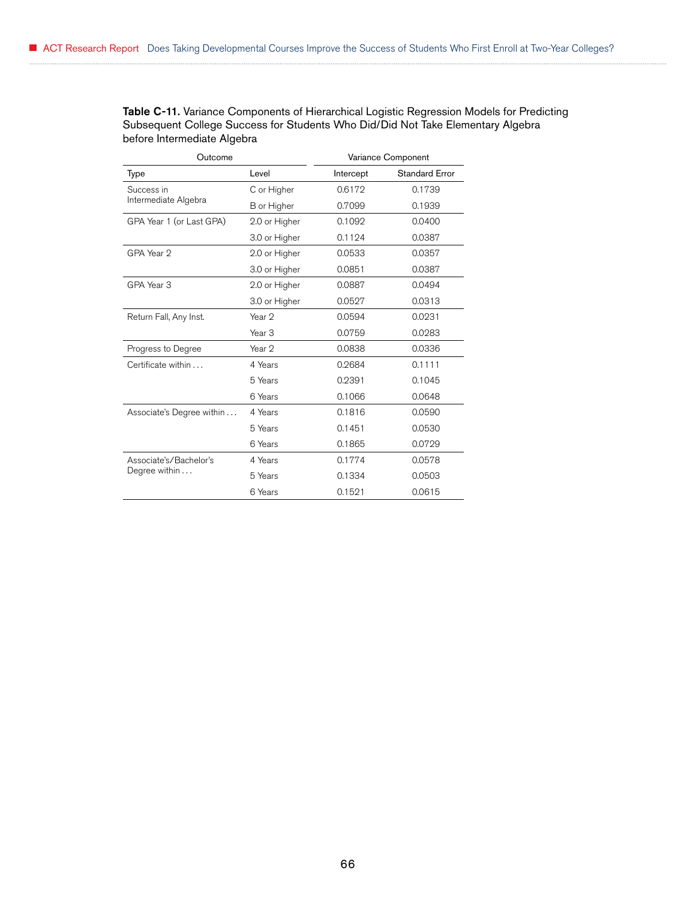**Table C-11.** Variance Components of Hierarchical Logistic Regression Models for Predicting Subsequent College Success for Students Who Did/Did Not Take Elementary Algebra before Intermediate Algebra

| Outcome | | Variance Component | |
|---|---|---|---|
| Type | Level | Intercept | Standard Error |
| Success in Intermediate Algebra | C or Higher | 0.6172 | 0.1739 |
| | B or Higher | 0.7099 | 0.1939 |
| GPA Year 1 (or Last GPA) | 2.0 or Higher | 0.1092 | 0.0400 |
| | 3.0 or Higher | 0.1124 | 0.0387 |
| GPA Year 2 | 2.0 or Higher | 0.0533 | 0.0357 |
| | 3.0 or Higher | 0.0851 | 0.0387 |
| GPA Year 3 | 2.0 or Higher | 0.0887 | 0.0494 |
| | 3.0 or Higher | 0.0527 | 0.0313 |
| Return Fall, Any Inst. | Year 2 | 0.0594 | 0.0231 |
| | Year 3 | 0.0759 | 0.0283 |
| Progress to Degree | Year 2 | 0.0838 | 0.0336 |
| Certificate within . . . | 4 Years | 0.2684 | 0.1111 |
| | 5 Years | 0.2391 | 0.1045 |
| | 6 Years | 0.1066 | 0.0648 |
| Associate's Degree within . . . | 4 Years | 0.1816 | 0.0590 |
| | 5 Years | 0.1451 | 0.0530 |
| | 6 Years | 0.1865 | 0.0729 |
| Associate's/Bachelor's Degree within . . . | 4 Years | 0.1774 | 0.0578 |
| | 5 Years | 0.1334 | 0.0503 |
| | 6 Years | 0.1521 | 0.0615 |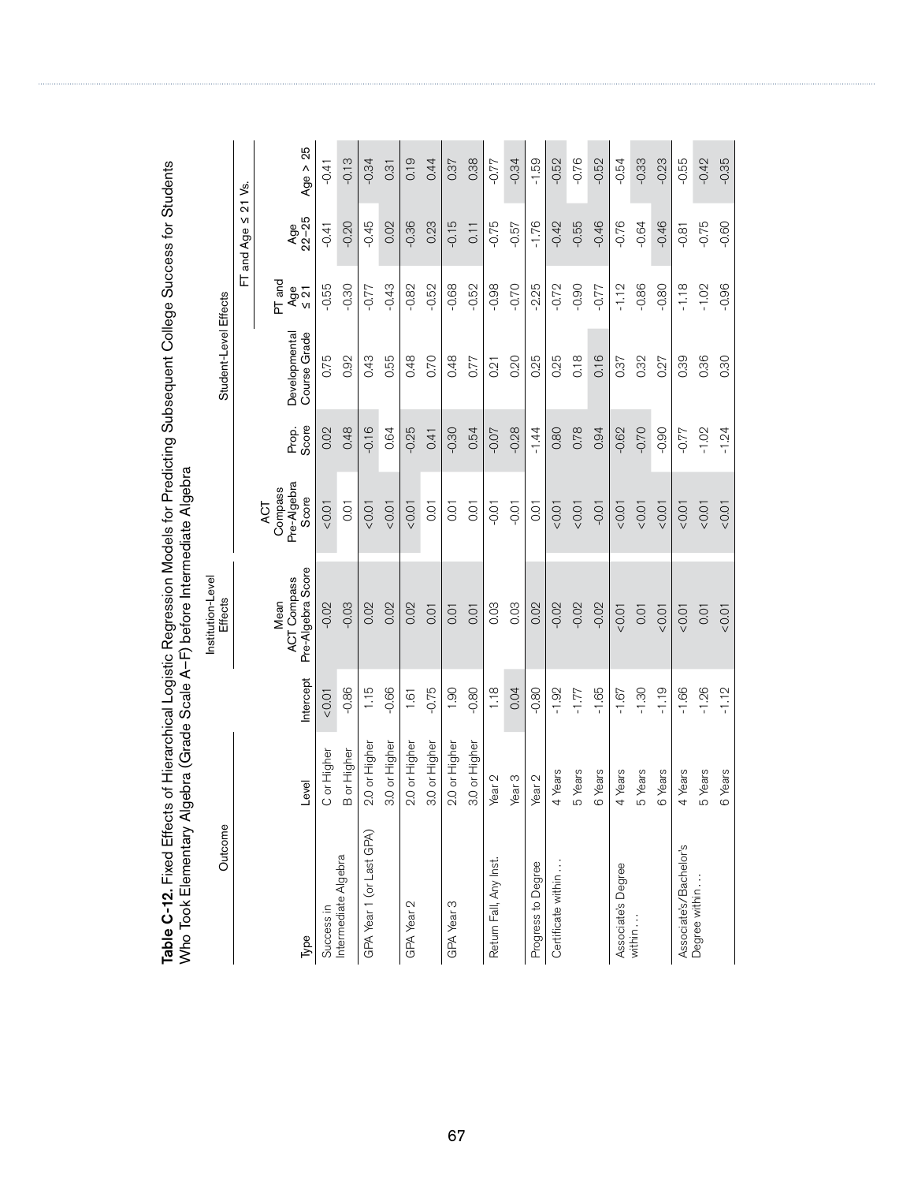**Table C-12.** Fixed Effects of Hierarchical Logistic Regression Models for Predicting Subsequent College Success for Students Who Took Elementary Algebra (Grade Scale A–F) before Intermediate Algebra

| Outcome | | | Institution-Level Effects | Student-Level Effects | | | | | |
|---|---|---|---|---|---|---|---|---|---|
| | | | | | | | FT and Age ≤ 21 Vs. | | |
| Type | Level | Intercept | Mean ACT Compass Pre-Algebra Score | ACT Compass Pre-Algebra Score | Prop. Score | Developmental Course Grade | PT and Age ≤ 21 | Age 22–25 | Age > 25 |
| Success in Intermediate Algebra | C or Higher | <0.01 | -0.02 | <0.01 | 0.02 | 0.75 | -0.55 | -0.41 | -0.41 |
| | B or Higher | -0.86 | -0.03 | 0.01 | 0.48 | 0.92 | -0.30 | -0.20 | -0.13 |
| GPA Year 1 (or Last GPA) | 2.0 or Higher | 1.15 | 0.02 | <0.01 | -0.16 | 0.43 | -0.77 | -0.45 | -0.34 |
| | 3.0 or Higher | -0.66 | 0.02 | <0.01 | 0.64 | 0.55 | -0.43 | 0.02 | 0.31 |
| GPA Year 2 | 2.0 or Higher | 1.61 | 0.02 | <0.01 | -0.25 | 0.48 | -0.82 | -0.36 | 0.19 |
| | 3.0 or Higher | -0.75 | 0.01 | 0.01 | 0.41 | 0.70 | -0.52 | 0.23 | 0.44 |
| GPA Year 3 | 2.0 or Higher | 1.90 | 0.01 | 0.01 | -0.30 | 0.48 | -0.68 | -0.15 | 0.37 |
| | 3.0 or Higher | -0.80 | 0.01 | 0.01 | 0.54 | 0.77 | -0.52 | 0.11 | 0.38 |
| Return Fall, Any Inst. | Year 2 | 1.18 | 0.03 | -0.01 | -0.07 | 0.21 | -0.98 | -0.75 | -0.77 |
| | Year 3 | 0.04 | 0.03 | -0.01 | -0.28 | 0.20 | -0.70 | -0.57 | -0.34 |
| Progress to Degree | Year 2 | -0.80 | 0.02 | 0.01 | -1.44 | 0.25 | -2.25 | -1.76 | -1.59 |
| Certificate within . . . | 4 Years | -1.92 | -0.02 | <0.01 | 0.80 | 0.25 | -0.72 | -0.42 | -0.52 |
| | 5 Years | -1.77 | -0.02 | <0.01 | 0.78 | 0.18 | -0.90 | -0.55 | -0.76 |
| | 6 Years | -1.65 | -0.02 | -0.01 | 0.94 | 0.16 | -0.77 | -0.46 | -0.52 |
| Associate's Degree within . . . | 4 Years | -1.67 | <0.01 | <0.01 | -0.62 | 0.37 | -1.12 | -0.76 | -0.54 |
| | 5 Years | -1.30 | 0.01 | <0.01 | -0.70 | 0.32 | -0.86 | -0.64 | -0.33 |
| | 6 Years | -1.19 | <0.01 | <0.01 | -0.90 | 0.27 | -0.80 | -0.46 | -0.23 |
| Associate's/Bachelor's Degree within . . . | 4 Years | -1.66 | <0.01 | <0.01 | -0.77 | 0.39 | -1.18 | -0.81 | -0.55 |
| | 5 Years | -1.26 | 0.01 | <0.01 | -1.02 | 0.36 | -1.02 | -0.75 | -0.42 |
| | 6 Years | -1.12 | <0.01 | <0.01 | -1.24 | 0.30 | -0.96 | -0.60 | -0.35 |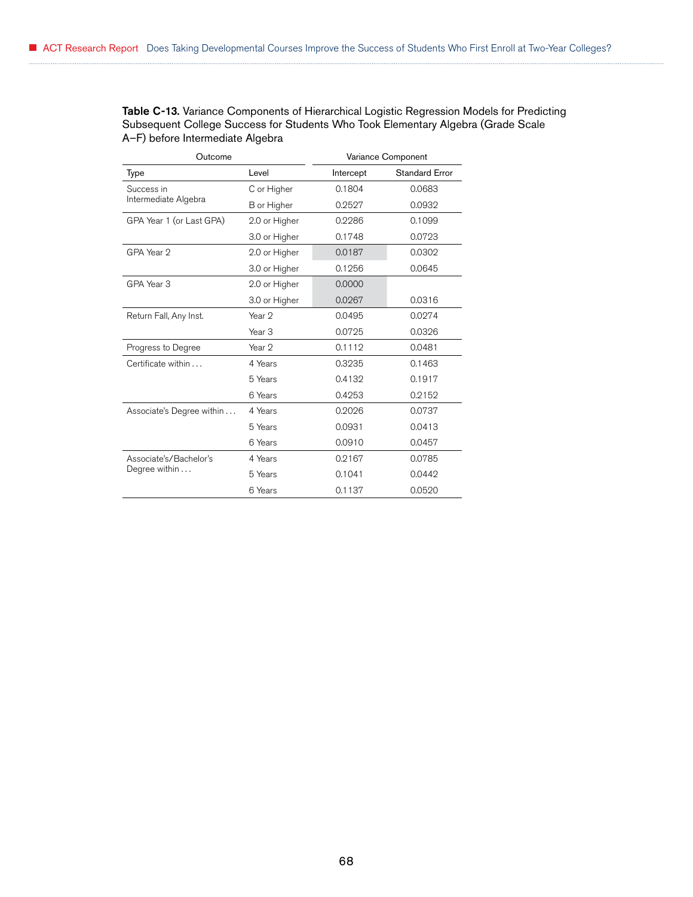**Table C-13.** Variance Components of Hierarchical Logistic Regression Models for Predicting Subsequent College Success for Students Who Took Elementary Algebra (Grade Scale A–F) before Intermediate Algebra

| Outcome | | Variance Component | |
|---|---|---|---|
| Type | Level | Intercept | Standard Error |
| Success in Intermediate Algebra | C or Higher | 0.1804 | 0.0683 |
| | B or Higher | 0.2527 | 0.0932 |
| GPA Year 1 (or Last GPA) | 2.0 or Higher | 0.2286 | 0.1099 |
| | 3.0 or Higher | 0.1748 | 0.0723 |
| GPA Year 2 | 2.0 or Higher | 0.0187 | 0.0302 |
| | 3.0 or Higher | 0.1256 | 0.0645 |
| GPA Year 3 | 2.0 or Higher | 0.0000 | |
| | 3.0 or Higher | 0.0267 | 0.0316 |
| Return Fall, Any Inst. | Year 2 | 0.0495 | 0.0274 |
| | Year 3 | 0.0725 | 0.0326 |
| Progress to Degree | Year 2 | 0.1112 | 0.0481 |
| Certificate within . . . | 4 Years | 0.3235 | 0.1463 |
| | 5 Years | 0.4132 | 0.1917 |
| | 6 Years | 0.4253 | 0.2152 |
| Associate's Degree within . . . | 4 Years | 0.2026 | 0.0737 |
| | 5 Years | 0.0931 | 0.0413 |
| | 6 Years | 0.0910 | 0.0457 |
| Associate's/Bachelor's Degree within . . . | 4 Years | 0.2167 | 0.0785 |
| | 5 Years | 0.1041 | 0.0442 |
| | 6 Years | 0.1137 | 0.0520 |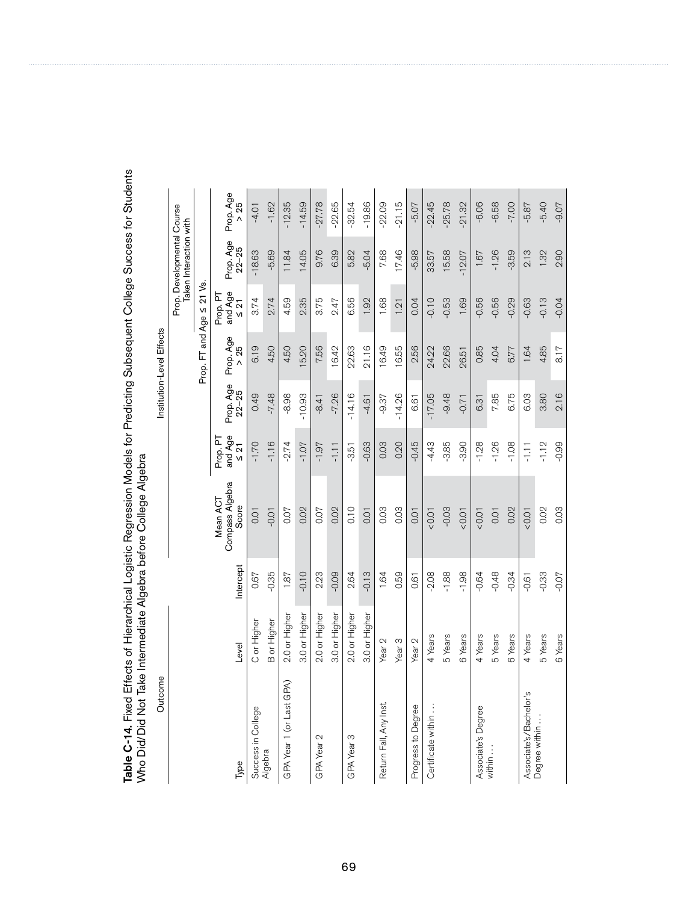**Table C-14.** Fixed Effects of Hierarchical Logistic Regression Models for Predicting Subsequent College Success for Students Who Did/Did Not Take Intermediate Algebra before College Algebra

| Outcome | | | Institution-Level Effects | | | | | | |
|---|---|---|---|---|---|---|---|---|---|
| | | | | Prop. FT and Age ≤ 21 Vs. | | | Prop. Developmental Course Taken Interaction with | | |
| Type | Level | Intercept | Mean ACT Compass Algebra Score | Prop. PT and Age ≤ 21 | Prop. Age 22–25 | Prop. Age > 25 | Prop. PT and Age ≤ 21 | Prop. Age 22–25 | Prop. Age > 25 |
| Success in College Algebra | C or Higher | 0.67 | 0.01 | -1.70 | 0.49 | 6.19 | 3.74 | -18.63 | -4.01 |
| | B or Higher | -0.35 | -0.01 | -1.16 | -7.48 | 4.50 | 2.74 | -5.69 | -1.62 |
| GPA Year 1 (or Last GPA) | 2.0 or Higher | 1.87 | 0.07 | -2.74 | -8.98 | 4.50 | 4.59 | 11.84 | -12.35 |
| | 3.0 or Higher | -0.10 | 0.02 | -1.07 | -10.93 | 15.20 | 2.35 | 14.05 | -14.59 |
| GPA Year 2 | 2.0 or Higher | 2.23 | 0.07 | -1.97 | -8.41 | 7.56 | 3.75 | 9.76 | -27.78 |
| | 3.0 or Higher | -0.09 | 0.02 | -1.11 | -7.26 | 16.42 | 2.47 | 6.39 | -22.65 |
| GPA Year 3 | 2.0 or Higher | 2.64 | 0.10 | -3.51 | -14.16 | 22.63 | 6.56 | 5.82 | -32.54 |
| | 3.0 or Higher | -0.13 | 0.01 | -0.63 | -4.61 | 21.16 | 1.92 | -5.04 | -19.86 |
| Return Fall, Any Inst. | Year 2 | 1.64 | 0.03 | 0.03 | -9.37 | 16.49 | 1.68 | 7.68 | -22.09 |
| | Year 3 | 0.59 | 0.03 | 0.20 | -14.26 | 16.55 | 1.21 | 17.46 | -21.15 |
| Progress to Degree | Year 2 | 0.61 | 0.01 | -0.45 | 6.61 | 2.56 | 0.04 | -5.98 | -5.07 |
| Certificate within . . . | 4 Years | -2.08 | <0.01 | -4.43 | -17.05 | 24.22 | -0.10 | 33.57 | -22.45 |
| | 5 Years | -1.88 | -0.03 | -3.85 | -9.48 | 22.66 | -0.53 | 15.58 | -25.78 |
| | 6 Years | -1.98 | <0.01 | -3.90 | -0.71 | 26.51 | 1.69 | -12.07 | -21.32 |
| Associate's Degree within . . . | 4 Years | -0.64 | <0.01 | -1.28 | 6.31 | 0.85 | -0.56 | 1.67 | -6.06 |
| | 5 Years | -0.48 | 0.01 | -1.26 | 7.85 | 4.04 | -0.56 | -1.26 | -6.58 |
| | 6 Years | -0.34 | 0.02 | -1.08 | 6.75 | 6.77 | -0.29 | -3.59 | -7.00 |
| Associate's/Bachelor's Degree within . . . | 4 Years | -0.61 | <0.01 | -1.11 | 6.03 | 1.64 | -0.63 | 2.13 | -5.87 |
| | 5 Years | -0.33 | 0.02 | -1.12 | 3.80 | 4.85 | -0.13 | 1.32 | -5.40 |
| | 6 Years | -0.07 | 0.03 | -0.99 | 2.16 | 8.17 | -0.04 | 2.90 | -9.07 |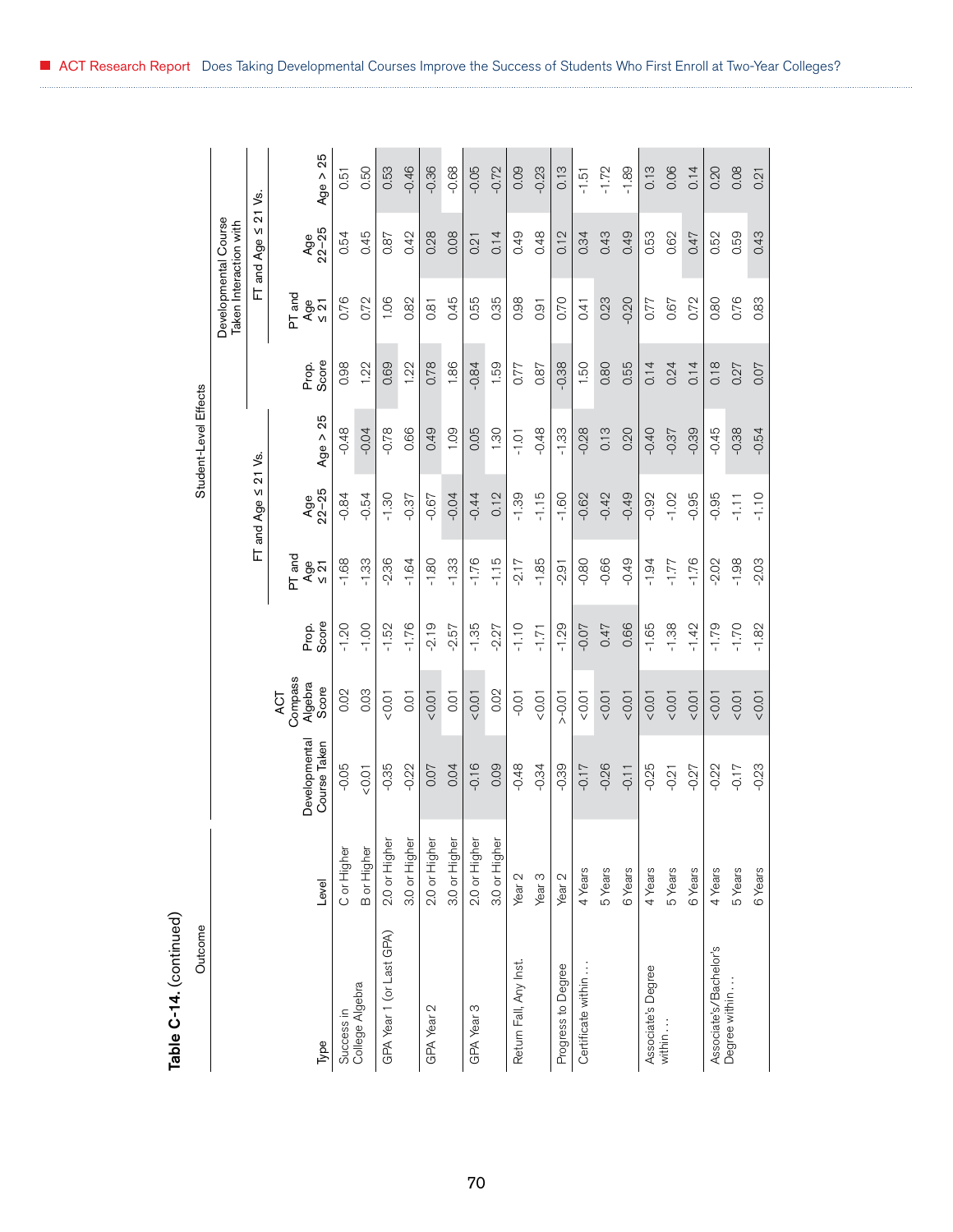**Table C-14.** (continued)

| Outcome | | Student-Level Effects | | | | | | | | | | |
|---|---|---|---|---|---|---|---|---|---|---|---|---|
| | | | | | FT and Age ≤ 21 Vs. | | | | Developmental Course Taken Interaction with | | | |
| | | | | | | | | | | FT and Age ≤ 21 Vs. | | |
| Type | Level | Developmental Course Taken | ACT Compass Algebra Score | Prop. Score | PT and Age ≤ 21 | Age 22–25 | Age > 25 | Prop. Score | PT and Age ≤ 21 | Age 22–25 | Age > 25 |
| Success in College Algebra | C or Higher | -0.05 | 0.02 | -1.20 | -1.68 | -0.84 | -0.48 | 0.98 | 0.76 | 0.54 | 0.51 |
| | B or Higher | <0.01 | 0.03 | -1.00 | -1.33 | -0.54 | -0.04 | 1.22 | 0.72 | 0.45 | 0.50 |
| GPA Year 1 (or Last GPA) | 2.0 or Higher | -0.35 | <0.01 | -1.52 | -2.36 | -1.30 | -0.78 | 0.69 | 1.06 | 0.87 | 0.53 |
| | 3.0 or Higher | -0.22 | 0.01 | -1.76 | -1.64 | -0.37 | 0.66 | 1.22 | 0.82 | 0.42 | -0.46 |
| GPA Year 2 | 2.0 or Higher | 0.07 | <0.01 | -2.19 | -1.80 | -0.67 | 0.49 | 0.78 | 0.81 | 0.28 | -0.36 |
| | 3.0 or Higher | 0.04 | 0.01 | -2.57 | -1.33 | -0.04 | 1.09 | 1.86 | 0.45 | 0.08 | -0.68 |
| GPA Year 3 | 2.0 or Higher | -0.16 | <0.01 | -1.35 | -1.76 | -0.44 | 0.05 | -0.84 | 0.55 | 0.21 | -0.05 |
| | 3.0 or Higher | 0.09 | 0.02 | -2.27 | -1.15 | 0.12 | 1.30 | 1.59 | 0.35 | 0.14 | -0.72 |
| Return Fall, Any Inst. | Year 2 | -0.48 | -0.01 | -1.10 | -2.17 | -1.39 | -1.01 | 0.77 | 0.98 | 0.49 | 0.09 |
| | Year 3 | -0.34 | <0.01 | -1.71 | -1.85 | -1.15 | -0.48 | 0.87 | 0.91 | 0.48 | -0.23 |
| Progress to Degree | Year 2 | -0.39 | >-0.01 | -1.29 | -2.91 | -1.60 | -1.33 | -0.38 | 0.70 | 0.12 | 0.13 |
| Certificate within . . . | 4 Years | -0.17 | <0.01 | -0.07 | -0.80 | -0.62 | -0.28 | 1.50 | 0.41 | 0.34 | -1.51 |
| | 5 Years | -0.26 | <0.01 | 0.47 | -0.66 | -0.42 | 0.13 | 0.80 | 0.23 | 0.43 | -1.72 |
| | 6 Years | -0.11 | <0.01 | 0.66 | -0.49 | -0.49 | 0.20 | 0.55 | -0.20 | 0.49 | -1.89 |
| Associate's Degree within . . . | 4 Years | -0.25 | <0.01 | -1.65 | -1.94 | -0.92 | -0.40 | 0.14 | 0.77 | 0.53 | 0.13 |
| | 5 Years | -0.21 | <0.01 | -1.38 | -1.77 | -1.02 | -0.37 | 0.24 | 0.67 | 0.62 | 0.06 |
| | 6 Years | -0.27 | <0.01 | -1.42 | -1.76 | -0.95 | -0.39 | 0.14 | 0.72 | 0.47 | 0.14 |
| Associate's/Bachelor's Degree within . . . | 4 Years | -0.22 | <0.01 | -1.79 | -2.02 | -0.95 | -0.45 | 0.18 | 0.80 | 0.52 | 0.20 |
| | 5 Years | -0.17 | <0.01 | -1.70 | -1.98 | -1.11 | -0.38 | 0.27 | 0.76 | 0.59 | 0.08 |
| | 6 Years | -0.23 | <0.01 | -1.82 | -2.03 | -1.10 | -0.54 | 0.07 | 0.83 | 0.43 | 0.21 |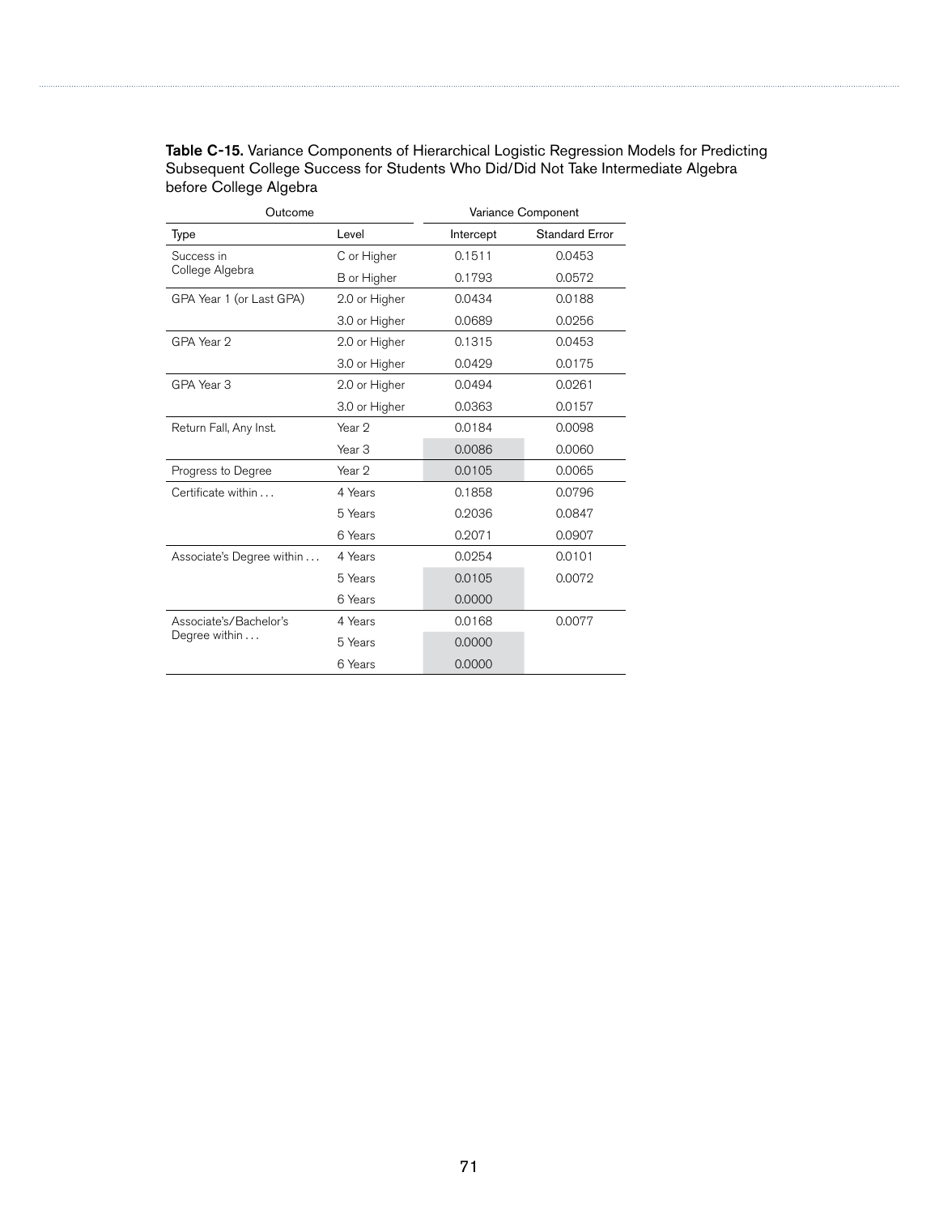**Table C-15.** Variance Components of Hierarchical Logistic Regression Models for Predicting Subsequent College Success for Students Who Did/Did Not Take Intermediate Algebra before College Algebra

| Outcome | | Variance Component | |
|---|---|---|---|
| Type | Level | Intercept | Standard Error |
| Success in College Algebra | C or Higher | 0.1511 | 0.0453 |
| | B or Higher | 0.1793 | 0.0572 |
| GPA Year 1 (or Last GPA) | 2.0 or Higher | 0.0434 | 0.0188 |
| | 3.0 or Higher | 0.0689 | 0.0256 |
| GPA Year 2 | 2.0 or Higher | 0.1315 | 0.0453 |
| | 3.0 or Higher | 0.0429 | 0.0175 |
| GPA Year 3 | 2.0 or Higher | 0.0494 | 0.0261 |
| | 3.0 or Higher | 0.0363 | 0.0157 |
| Return Fall, Any Inst. | Year 2 | 0.0184 | 0.0098 |
| | Year 3 | 0.0086 | 0.0060 |
| Progress to Degree | Year 2 | 0.0105 | 0.0065 |
| Certificate within . . . | 4 Years | 0.1858 | 0.0796 |
| | 5 Years | 0.2036 | 0.0847 |
| | 6 Years | 0.2071 | 0.0907 |
| Associate's Degree within . . . | 4 Years | 0.0254 | 0.0101 |
| | 5 Years | 0.0105 | 0.0072 |
| | 6 Years | 0.0000 | |
| Associate's/Bachelor's Degree within . . . | 4 Years | 0.0168 | 0.0077 |
| | 5 Years | 0.0000 | |
| | 6 Years | 0.0000 | |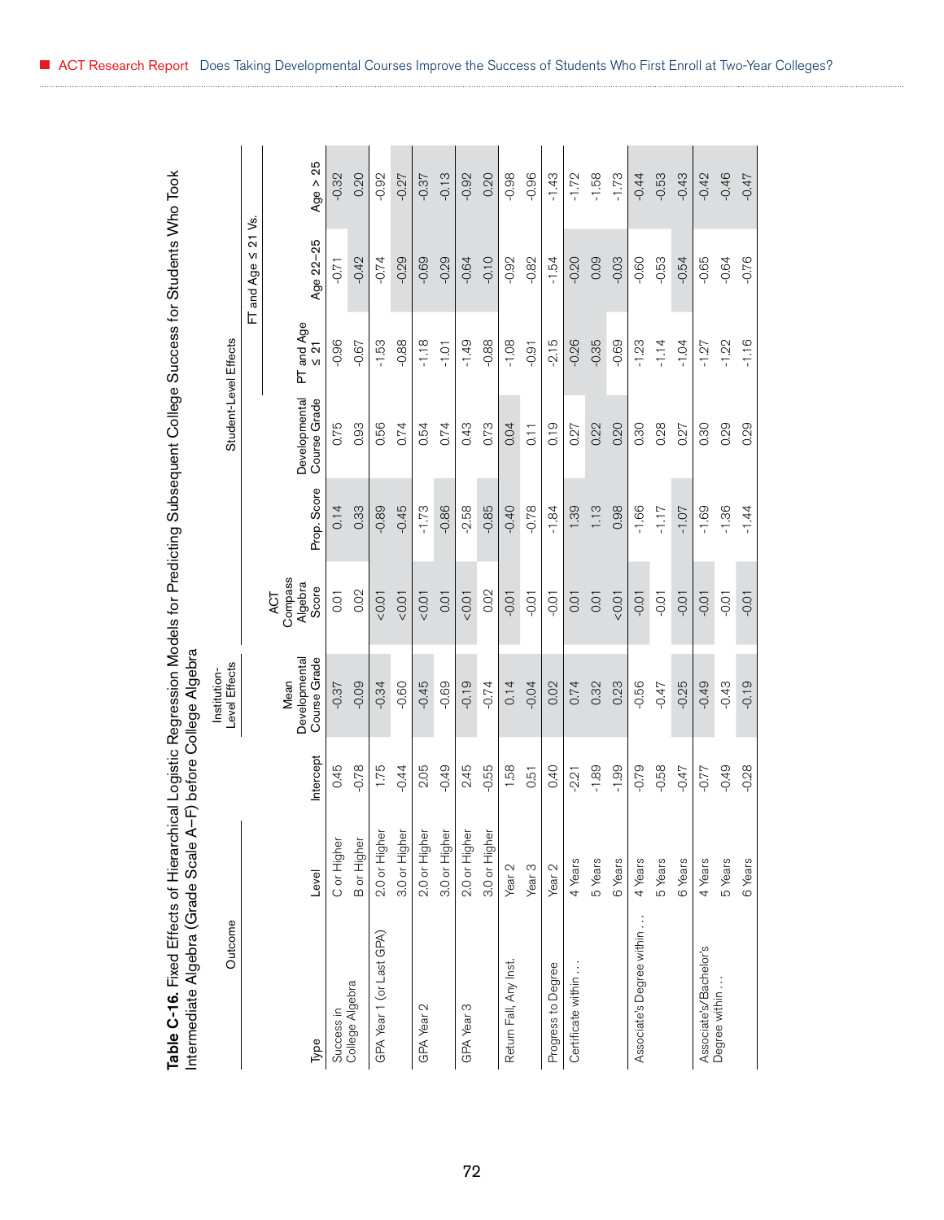**Table C-16.** Fixed Effects of Hierarchical Logistic Regression Models for Predicting Subsequent College Success for Students Who Took Intermediate Algebra (Grade Scale A–F) before College Algebra

| Outcome | | | Institution-Level Effects | Student-Level Effects | | | | | |
|---|---|---|---|---|---|---|---|---|---|
| | | | | | | | FT and Age ≤ 21 Vs. | | |
| Type | Level | Intercept | Mean Developmental Course Grade | ACT Compass Algebra Score | Prop. Score | Developmental Course Grade | PT and Age ≤ 21 | Age 22–25 | Age > 25 |
| Success in College Algebra | C or Higher | 0.45 | -0.37 | 0.01 | 0.14 | 0.75 | -0.96 | -0.71 | -0.32 |
| | B or Higher | -0.78 | -0.09 | 0.02 | 0.33 | 0.93 | -0.67 | -0.42 | 0.20 |
| GPA Year 1 (or Last GPA) | 2.0 or Higher | 1.75 | -0.34 | <0.01 | -0.89 | 0.56 | -1.53 | -0.74 | -0.92 |
| | 3.0 or Higher | -0.44 | -0.60 | <0.01 | -0.45 | 0.74 | -0.88 | -0.29 | -0.27 |
| GPA Year 2 | 2.0 or Higher | 2.05 | -0.45 | <0.01 | -1.73 | 0.54 | -1.18 | -0.69 | -0.37 |
| | 3.0 or Higher | -0.49 | -0.69 | 0.01 | -0.86 | 0.74 | -1.01 | -0.29 | -0.13 |
| GPA Year 3 | 2.0 or Higher | 2.45 | -0.19 | <0.01 | -2.58 | 0.43 | -1.49 | -0.64 | -0.92 |
| | 3.0 or Higher | -0.55 | -0.74 | 0.02 | -0.85 | 0.73 | -0.88 | -0.10 | 0.20 |
| Return Fall, Any Inst. | Year 2 | 1.58 | 0.14 | -0.01 | -0.40 | 0.04 | -1.08 | -0.92 | -0.98 |
| | Year 3 | 0.51 | -0.04 | -0.01 | -0.78 | 0.11 | -0.91 | -0.82 | -0.96 |
| Progress to Degree | Year 2 | 0.40 | 0.02 | -0.01 | -1.84 | 0.19 | -2.15 | -1.54 | -1.43 |
| Certificate within . . . | 4 Years | -2.21 | 0.74 | 0.01 | 1.39 | 0.27 | -0.26 | -0.20 | -1.72 |
| | 5 Years | -1.89 | 0.32 | 0.01 | 1.13 | 0.22 | -0.35 | 0.09 | -1.58 |
| | 6 Years | -1.99 | 0.23 | <0.01 | 0.98 | 0.20 | -0.69 | -0.03 | -1.73 |
| Associate's Degree within . . . | 4 Years | -0.79 | -0.56 | -0.01 | -1.66 | 0.30 | -1.23 | -0.60 | -0.44 |
| | 5 Years | -0.58 | -0.47 | -0.01 | -1.17 | 0.28 | -1.14 | -0.53 | -0.53 |
| | 6 Years | -0.47 | -0.25 | -0.01 | -1.07 | 0.27 | -1.04 | -0.54 | -0.43 |
| Associate's/Bachelor's Degree within . . . | 4 Years | -0.77 | -0.49 | -0.01 | -1.69 | 0.30 | -1.27 | -0.65 | -0.42 |
| | 5 Years | -0.49 | -0.43 | -0.01 | -1.36 | 0.29 | -1.22 | -0.64 | -0.46 |
| | 6 Years | -0.28 | -0.19 | -0.01 | -1.44 | 0.29 | -1.16 | -0.76 | -0.47 |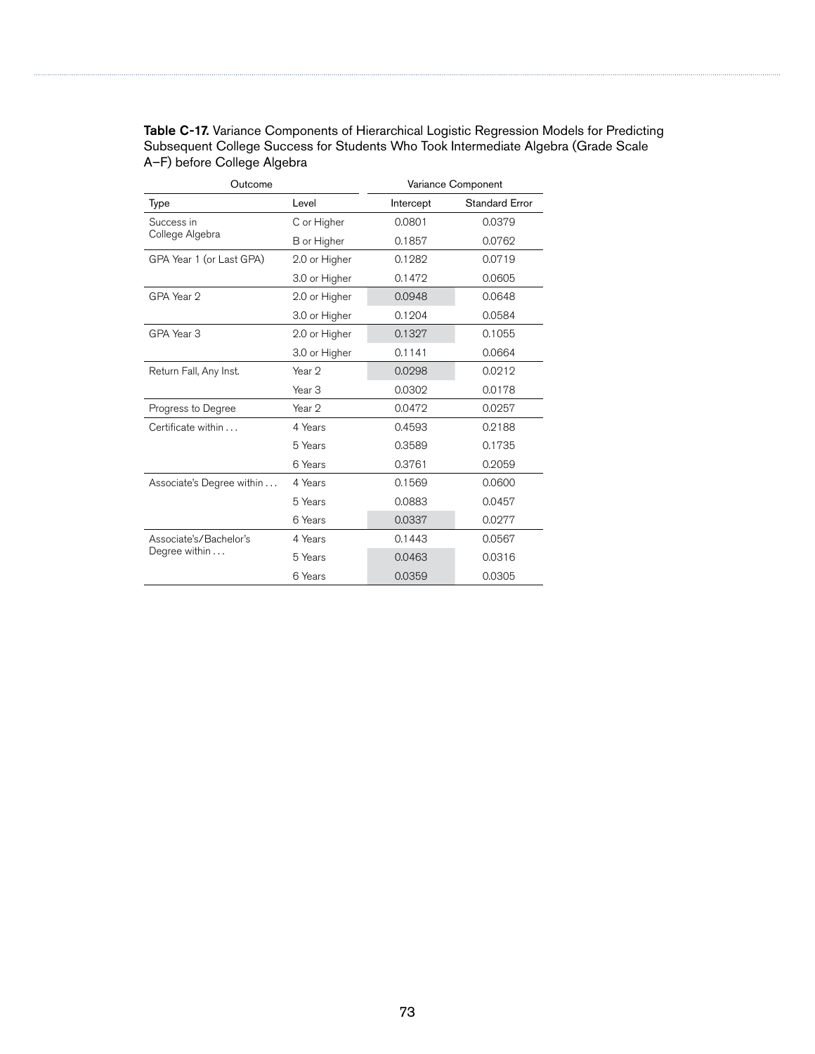**Table C-17.** Variance Components of Hierarchical Logistic Regression Models for Predicting Subsequent College Success for Students Who Took Intermediate Algebra (Grade Scale A–F) before College Algebra

| Outcome | | Variance Component | |
|---|---|---|---|
| Type | Level | Intercept | Standard Error |
| Success in College Algebra | C or Higher | 0.0801 | 0.0379 |
| | B or Higher | 0.1857 | 0.0762 |
| GPA Year 1 (or Last GPA) | 2.0 or Higher | 0.1282 | 0.0719 |
| | 3.0 or Higher | 0.1472 | 0.0605 |
| GPA Year 2 | 2.0 or Higher | 0.0948 | 0.0648 |
| | 3.0 or Higher | 0.1204 | 0.0584 |
| GPA Year 3 | 2.0 or Higher | 0.1327 | 0.1055 |
| | 3.0 or Higher | 0.1141 | 0.0664 |
| Return Fall, Any Inst. | Year 2 | 0.0298 | 0.0212 |
| | Year 3 | 0.0302 | 0.0178 |
| Progress to Degree | Year 2 | 0.0472 | 0.0257 |
| Certificate within . . . | 4 Years | 0.4593 | 0.2188 |
| | 5 Years | 0.3589 | 0.1735 |
| | 6 Years | 0.3761 | 0.2059 |
| Associate's Degree within . . . | 4 Years | 0.1569 | 0.0600 |
| | 5 Years | 0.0883 | 0.0457 |
| | 6 Years | 0.0337 | 0.0277 |
| Associate's/Bachelor's Degree within . . . | 4 Years | 0.1443 | 0.0567 |
| | 5 Years | 0.0463 | 0.0316 |
| | 6 Years | 0.0359 | 0.0305 |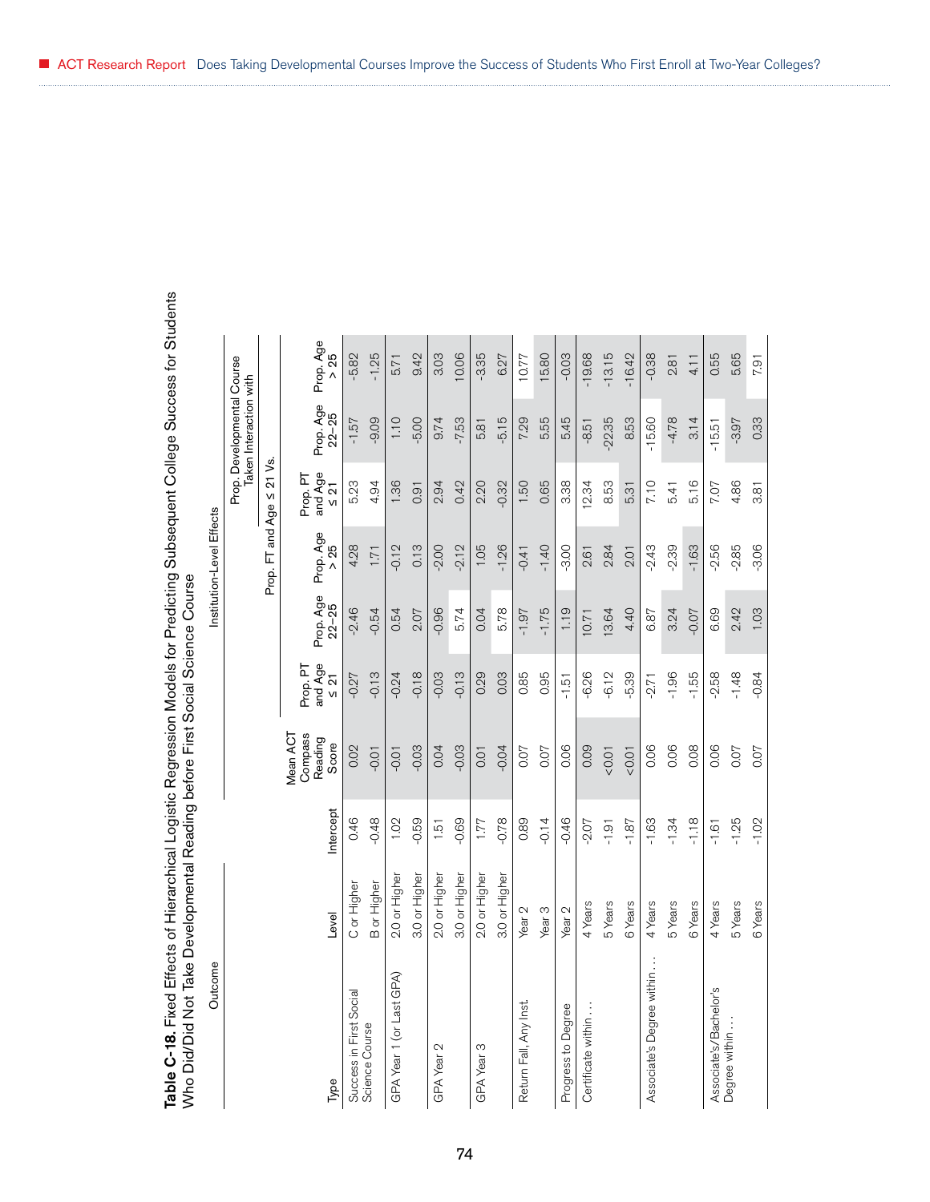**Table C-18.** Fixed Effects of Hierarchical Logistic Regression Models for Predicting Subsequent College Success for Students Who Did/Did Not Take Developmental Reading before First Social Science Course

| Outcome | | Institution-Level Effects | | | | | | | | |
|---|---|---|---|---|---|---|---|---|---|---|
| | | | | Prop. FT and Age ≤ 21 Vs. | | | Prop. Developmental Course Taken Interaction with Prop. FT and Age ≤ 21 Vs. | | | |
| Type | Level | Intercept | Mean ACT Compass Reading Score | Prop. PT and Age ≤ 21 | Prop. Age 22–25 | Prop. Age > 25 | Prop. PT and Age ≤ 21 | Prop. Age 22–25 | Prop. Age > 25 |
| Success in First Social Science Course | C or Higher | 0.46 | 0.02 | -0.27 | -2.46 | 4.28 | 5.23 | -1.57 | -5.82 |
| | B or Higher | -0.48 | -0.01 | -0.13 | -0.54 | 1.71 | 4.94 | -9.09 | -1.25 |
| GPA Year 1 (or Last GPA) | 2.0 or Higher | 1.02 | -0.01 | -0.24 | 0.54 | -0.12 | 1.36 | 1.10 | 5.71 |
| | 3.0 or Higher | -0.59 | -0.03 | -0.18 | 2.07 | 0.13 | 0.91 | -5.00 | 9.42 |
| GPA Year 2 | 2.0 or Higher | 1.51 | 0.04 | -0.03 | -0.96 | -2.00 | 2.94 | 9.74 | 3.03 |
| | 3.0 or Higher | -0.69 | -0.03 | -0.13 | 5.74 | -2.12 | 0.42 | -7.53 | 10.06 |
| GPA Year 3 | 2.0 or Higher | 1.77 | 0.01 | 0.29 | 0.04 | 1.05 | 2.20 | 5.81 | -3.35 |
| | 3.0 or Higher | -0.78 | -0.04 | 0.03 | 5.78 | -1.26 | -0.32 | -5.15 | 6.27 |
| Return Fall, Any Inst. | Year 2 | 0.89 | 0.07 | 0.85 | -1.97 | -0.41 | 1.50 | 7.29 | 10.77 |
| | Year 3 | -0.14 | 0.07 | 0.95 | -1.75 | -1.40 | 0.65 | 5.55 | 15.80 |
| Progress to Degree | Year 2 | -0.46 | 0.06 | -1.51 | 1.19 | -3.00 | 3.38 | 5.45 | -0.03 |
| Certificate within . . . | 4 Years | -2.07 | 0.09 | -6.26 | 10.71 | 2.61 | 12.34 | -8.51 | -19.68 |
| | 5 Years | -1.91 | <0.01 | -6.12 | 13.64 | 2.84 | 8.53 | -22.35 | -13.15 |
| | 6 Years | -1.87 | <0.01 | -5.39 | 4.40 | 2.01 | 5.31 | 8.53 | -16.42 |
| Associate's Degree within . . . | 4 Years | -1.63 | 0.06 | -2.71 | 6.87 | -2.43 | 7.10 | -15.60 | -0.38 |
| | 5 Years | -1.34 | 0.06 | -1.96 | 3.24 | -2.39 | 5.41 | -4.78 | 2.81 |
| | 6 Years | -1.18 | 0.08 | -1.55 | -0.07 | -1.63 | 5.16 | 3.14 | 4.11 |
| Associate's/Bachelor's Degree within . . . | 4 Years | -1.61 | 0.06 | -2.58 | 6.69 | -2.56 | 7.07 | -15.51 | 0.55 |
| | 5 Years | -1.25 | 0.07 | -1.48 | 2.42 | -2.85 | 4.86 | -3.97 | 5.65 |
| | 6 Years | -1.02 | 0.07 | -0.84 | 1.03 | -3.06 | 3.81 | 0.33 | 7.91 |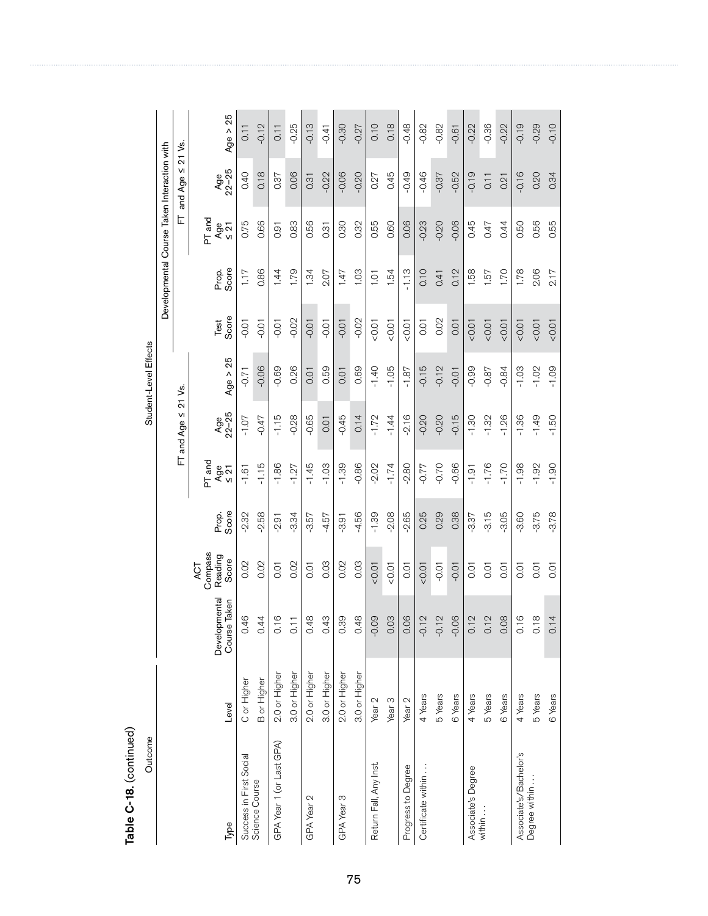**Table C-18.** (continued)

| Outcome | | Student-Level Effects | | | | | | | | | | | | |
|---|---|---|---|---|---|---|---|---|---|---|---|---|---|---|
| | | | | | FT and Age ≤ 21 Vs. | | | | Developmental Course Taken Interaction with | | | | | |
| | | | | | | | | | | | FT and Age ≤ 21 Vs. | | | |
| Type | Level | Developmental Course Taken | ACT Compass Reading Score | Prop. Score | PT and Age ≤ 21 | Age 22–25 | Age > 25 | Test Score | Prop. Score | PT and Age ≤ 21 | Age 22–25 | Age > 25 |
| Success in First Social Science Course | C or Higher | 0.46 | 0.02 | -2.32 | -1.61 | -1.07 | -0.71 | -0.01 | 1.17 | 0.75 | 0.40 | 0.11 |
| | B or Higher | 0.44 | 0.02 | -2.58 | -1.15 | -0.47 | -0.06 | -0.01 | 0.86 | 0.66 | 0.18 | -0.12 |
| GPA Year 1 (or Last GPA) | 2.0 or Higher | 0.16 | 0.01 | -2.91 | -1.86 | -1.15 | -0.69 | -0.01 | 1.44 | 0.91 | 0.37 | 0.11 |
| | 3.0 or Higher | 0.11 | 0.02 | -3.34 | -1.27 | -0.28 | 0.26 | -0.02 | 1.79 | 0.83 | 0.06 | -0.25 |
| GPA Year 2 | 2.0 or Higher | 0.48 | 0.01 | -3.57 | -1.45 | -0.65 | 0.01 | -0.01 | 1.34 | 0.56 | 0.31 | -0.13 |
| | 3.0 or Higher | 0.43 | 0.03 | -4.57 | -1.03 | 0.01 | 0.59 | -0.01 | 2.07 | 0.31 | -0.22 | -0.41 |
| GPA Year 3 | 2.0 or Higher | 0.39 | 0.02 | -3.91 | -1.39 | -0.45 | 0.01 | -0.01 | 1.47 | 0.30 | -0.06 | -0.30 |
| | 3.0 or Higher | 0.48 | 0.03 | -4.56 | -0.86 | 0.14 | 0.69 | -0.02 | 1.03 | 0.32 | -0.20 | -0.27 |
| Return Fall, Any Inst. | Year 2 | -0.09 | <0.01 | -1.39 | -2.02 | -1.72 | -1.40 | <0.01 | 1.01 | 0.55 | 0.27 | 0.10 |
| | Year 3 | 0.03 | <0.01 | -2.08 | -1.74 | -1.44 | -1.05 | <0.01 | 1.54 | 0.60 | 0.45 | 0.18 |
| Progress to Degree | Year 2 | 0.06 | 0.01 | -2.65 | -2.80 | -2.16 | -1.87 | <0.01 | -1.13 | 0.06 | -0.49 | -0.48 |
| Certificate within . . . | 4 Years | -0.12 | <0.01 | 0.25 | -0.77 | -0.20 | -0.15 | 0.01 | 0.10 | -0.23 | -0.46 | -0.82 |
| | 5 Years | -0.12 | -0.01 | 0.29 | -0.70 | -0.20 | -0.12 | 0.02 | 0.41 | -0.20 | -0.37 | -0.82 |
| | 6 Years | -0.06 | -0.01 | 0.38 | -0.66 | -0.15 | -0.01 | 0.01 | 0.12 | -0.06 | -0.52 | -0.61 |
| Associate's Degree within . . . | 4 Years | 0.12 | 0.01 | -3.37 | -1.91 | -1.30 | -0.99 | <0.01 | 1.58 | 0.45 | -0.19 | -0.22 |
| | 5 Years | 0.12 | 0.01 | -3.15 | -1.76 | -1.32 | -0.87 | <0.01 | 1.57 | 0.47 | 0.11 | -0.36 |
| | 6 Years | 0.08 | 0.01 | -3.05 | -1.70 | -1.26 | -0.84 | <0.01 | 1.70 | 0.44 | 0.21 | -0.22 |
| Associate's/Bachelor's Degree within . . . | 4 Years | 0.16 | 0.01 | -3.60 | -1.98 | -1.36 | -1.03 | <0.01 | 1.78 | 0.50 | -0.16 | -0.19 |
| | 5 Years | 0.18 | 0.01 | -3.75 | -1.92 | -1.49 | -1.02 | <0.01 | 2.06 | 0.56 | 0.20 | -0.29 |
| | 6 Years | 0.14 | 0.01 | -3.78 | -1.90 | -1.50 | -1.09 | <0.01 | 2.17 | 0.55 | 0.34 | -0.10 |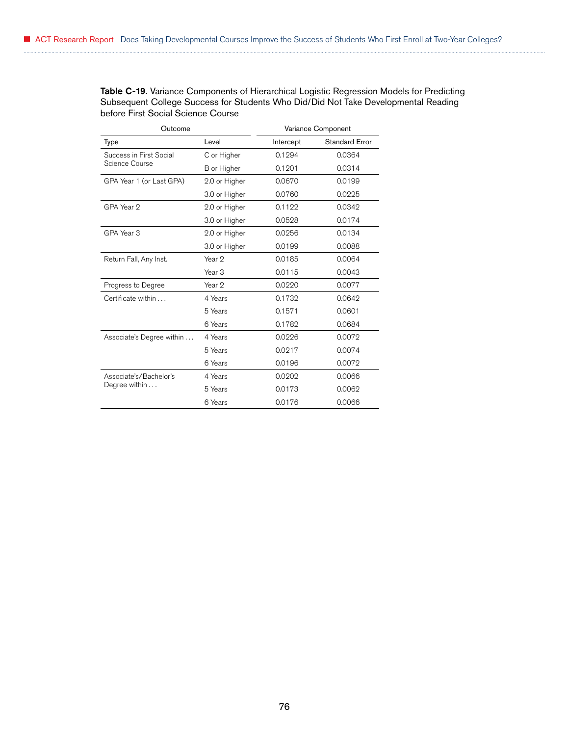**Table C-19.** Variance Components of Hierarchical Logistic Regression Models for Predicting Subsequent College Success for Students Who Did/Did Not Take Developmental Reading before First Social Science Course

| Outcome | | Variance Component | |
|---|---|---|---|
| Type | Level | Intercept | Standard Error |
| Success in First Social Science Course | C or Higher | 0.1294 | 0.0364 |
| | B or Higher | 0.1201 | 0.0314 |
| GPA Year 1 (or Last GPA) | 2.0 or Higher | 0.0670 | 0.0199 |
| | 3.0 or Higher | 0.0760 | 0.0225 |
| GPA Year 2 | 2.0 or Higher | 0.1122 | 0.0342 |
| | 3.0 or Higher | 0.0528 | 0.0174 |
| GPA Year 3 | 2.0 or Higher | 0.0256 | 0.0134 |
| | 3.0 or Higher | 0.0199 | 0.0088 |
| Return Fall, Any Inst. | Year 2 | 0.0185 | 0.0064 |
| | Year 3 | 0.0115 | 0.0043 |
| Progress to Degree | Year 2 | 0.0220 | 0.0077 |
| Certificate within . . . | 4 Years | 0.1732 | 0.0642 |
| | 5 Years | 0.1571 | 0.0601 |
| | 6 Years | 0.1782 | 0.0684 |
| Associate's Degree within . . . | 4 Years | 0.0226 | 0.0072 |
| | 5 Years | 0.0217 | 0.0074 |
| | 6 Years | 0.0196 | 0.0072 |
| Associate's/Bachelor's Degree within . . . | 4 Years | 0.0202 | 0.0066 |
| | 5 Years | 0.0173 | 0.0062 |
| | 6 Years | 0.0176 | 0.0066 |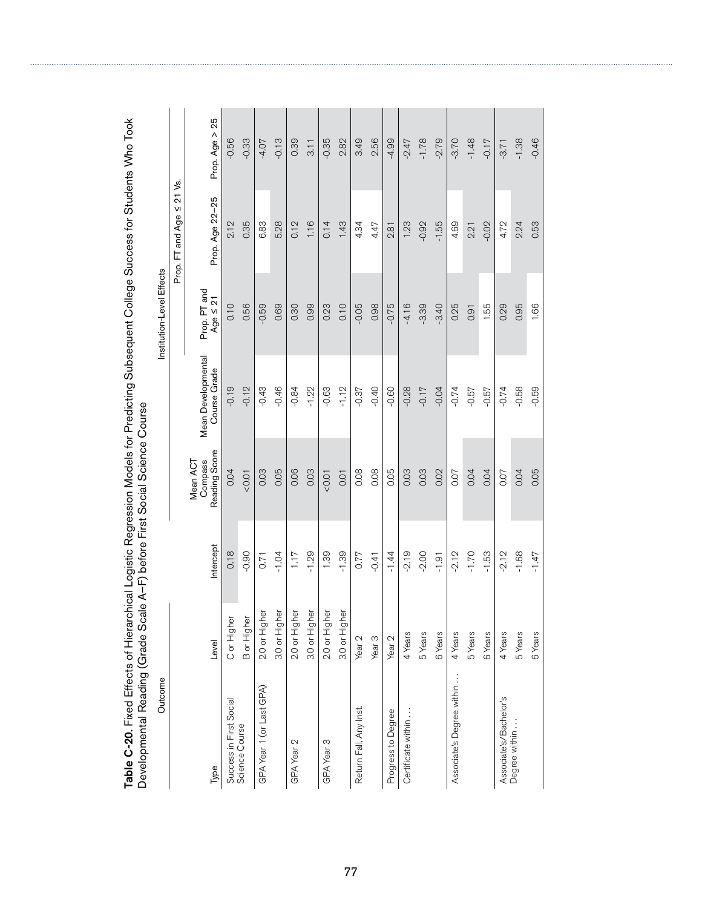**Table C-20.** Fixed Effects of Hierarchical Logistic Regression Models for Predicting Subsequent College Success for Students Who Took Developmental Reading (Grade Scale A–F) before First Social Science Course

| Outcome | | Institution-Level Effects | | | | | |
|---|---|---|---|---|---|---|---|
| | | | | | | Prop. FT and Age ≤ 21 Vs. | |
| Type | Level | Intercept | Mean ACT Compass Reading Score | Mean Developmental Course Grade | Prop. PT and Age ≤ 21 | Prop. Age 22–25 | Prop. Age > 25 |
| Success in First Social Science Course | C or Higher | 0.18 | 0.04 | -0.19 | 0.10 | 2.12 | -0.56 |
| | B or Higher | -0.90 | <0.01 | -0.12 | 0.56 | 0.35 | -0.33 |
| GPA Year 1 (or Last GPA) | 2.0 or Higher | 0.71 | 0.03 | -0.43 | -0.59 | 6.83 | -4.07 |
| | 3.0 or Higher | -1.04 | 0.05 | -0.46 | 0.69 | 5.28 | -0.13 |
| GPA Year 2 | 2.0 or Higher | 1.17 | 0.06 | -0.84 | 0.30 | 0.12 | 0.39 |
| | 3.0 or Higher | -1.29 | 0.03 | -1.22 | 0.99 | 1.16 | 3.11 |
| GPA Year 3 | 2.0 or Higher | 1.39 | <0.01 | -0.63 | 0.23 | 0.14 | -0.35 |
| | 3.0 or Higher | -1.39 | 0.01 | -1.12 | 0.10 | 1.43 | 2.82 |
| Return Fall, Any Inst. | Year 2 | 0.77 | 0.08 | -0.37 | -0.05 | 4.34 | 3.49 |
| | Year 3 | -0.41 | 0.08 | -0.40 | 0.98 | 4.47 | 2.56 |
| Progress to Degree | Year 2 | -1.44 | 0.05 | -0.60 | -0.75 | 2.81 | -4.99 |
| Certificate within … | 4 Years | -2.19 | 0.03 | -0.28 | -4.16 | 1.23 | -2.47 |
| | 5 Years | -2.00 | 0.03 | -0.17 | -3.39 | -0.92 | -1.78 |
| | 6 Years | -1.91 | 0.02 | -0.04 | -3.40 | -1.55 | -2.79 |
| Associate's Degree within … | 4 Years | -2.12 | 0.07 | -0.74 | 0.25 | 4.69 | -3.70 |
| | 5 Years | -1.70 | 0.04 | -0.57 | 0.91 | 2.21 | -1.48 |
| | 6 Years | -1.53 | 0.04 | -0.57 | 1.55 | -0.02 | -0.17 |
| Associate's/Bachelor's Degree within … | 4 Years | -2.12 | 0.07 | -0.74 | 0.29 | 4.72 | -3.71 |
| | 5 Years | -1.68 | 0.04 | -0.58 | 0.95 | 2.24 | -1.38 |
| | 6 Years | -1.47 | 0.05 | -0.59 | 1.66 | 0.53 | -0.46 |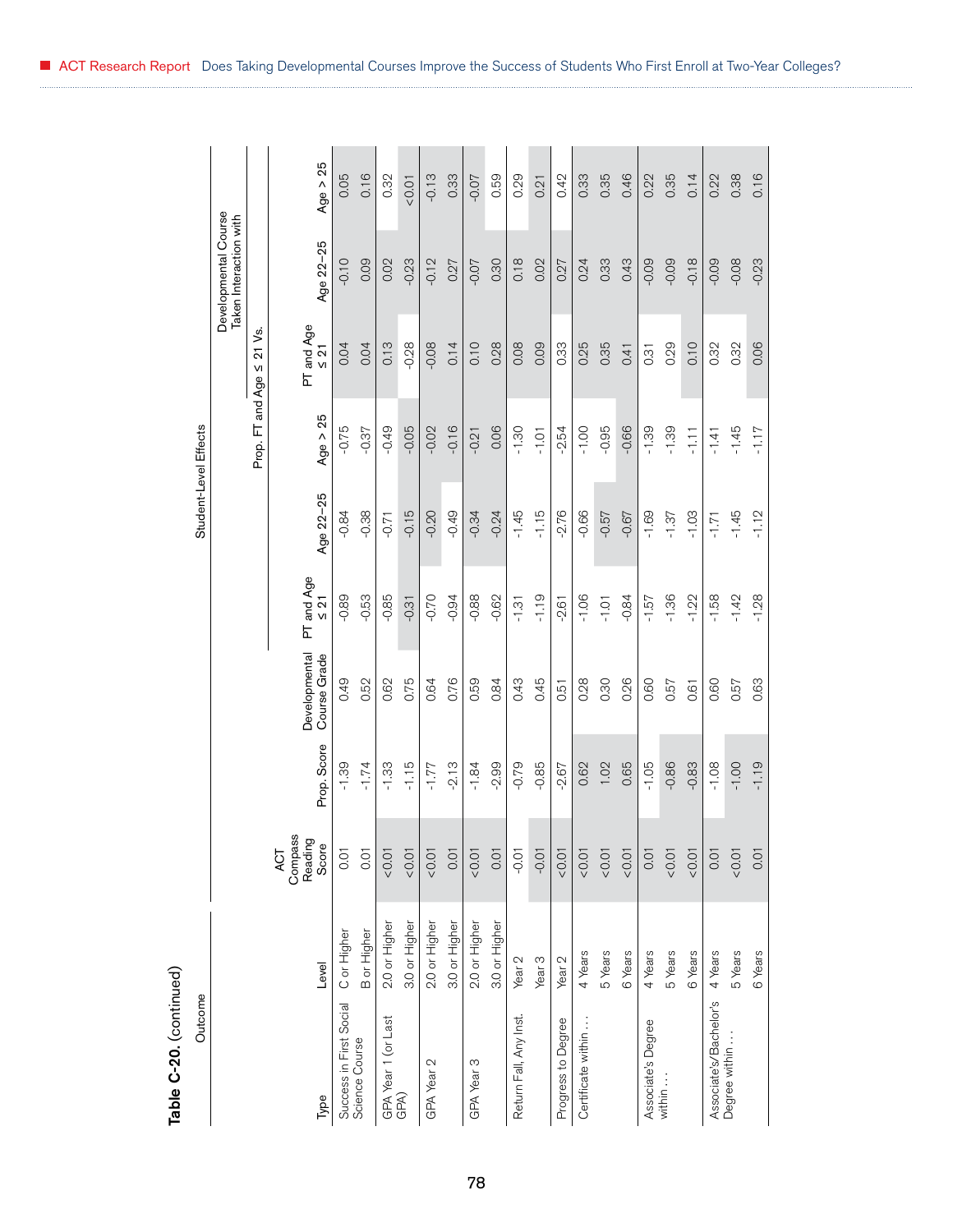Table C-20. (continued)

| Outcome | | Student-Level Effects | | | | | | | | | |
|---|---|---|---|---|---|---|---|---|---|---|---|
| | | | | | Prop. FT and Age ≤ 21 Vs. | | | Developmental Course Taken Interaction with | | | |
| Type | Level | ACT Compass Reading Score | Prop. Score | Developmental Course Grade | PT and Age ≤ 21 | Age 22–25 | Age > 25 | PT and Age ≤ 21 | Age 22–25 | Age > 25 |
| Success in First Social Science Course | C or Higher | 0.01 | -1.39 | 0.49 | -0.89 | -0.84 | -0.75 | 0.04 | -0.10 | 0.05 |
| | B or Higher | 0.01 | -1.74 | 0.52 | -0.53 | -0.38 | -0.37 | 0.04 | 0.09 | 0.16 |
| GPA Year 1 (or Last GPA) | 2.0 or Higher | <0.01 | -1.33 | 0.62 | -0.85 | -0.71 | -0.49 | 0.13 | 0.02 | 0.32 |
| | 3.0 or Higher | <0.01 | -1.15 | 0.75 | -0.31 | -0.15 | -0.05 | -0.28 | -0.23 | <0.01 |
| GPA Year 2 | 2.0 or Higher | <0.01 | -1.77 | 0.64 | -0.70 | -0.20 | -0.02 | -0.08 | -0.12 | -0.13 |
| | 3.0 or Higher | 0.01 | -2.13 | 0.76 | -0.94 | -0.49 | -0.16 | 0.14 | 0.27 | 0.33 |
| GPA Year 3 | 2.0 or Higher | <0.01 | -1.84 | 0.59 | -0.88 | -0.34 | -0.21 | 0.10 | -0.07 | -0.07 |
| | 3.0 or Higher | 0.01 | -2.99 | 0.84 | -0.62 | -0.24 | 0.06 | 0.28 | 0.30 | 0.59 |
| Return Fall, Any Inst. | Year 2 | -0.01 | -0.79 | 0.43 | -1.31 | -1.45 | -1.30 | 0.08 | 0.18 | 0.29 |
| | Year 3 | -0.01 | -0.85 | 0.45 | -1.19 | -1.15 | -1.01 | 0.09 | 0.02 | 0.21 |
| Progress to Degree | Year 2 | <0.01 | -2.67 | 0.51 | -2.61 | -2.76 | -2.54 | 0.33 | 0.27 | 0.42 |
| Certificate within . . . | 4 Years | <0.01 | 0.62 | 0.28 | -1.06 | -0.66 | -1.00 | 0.25 | 0.24 | 0.33 |
| | 5 Years | <0.01 | 1.02 | 0.30 | -1.01 | -0.57 | -0.95 | 0.35 | 0.33 | 0.35 |
| | 6 Years | <0.01 | 0.65 | 0.26 | -0.84 | -0.67 | -0.66 | 0.41 | 0.43 | 0.46 |
| Associate's Degree within . . . | 4 Years | 0.01 | -1.05 | 0.60 | -1.57 | -1.69 | -1.39 | 0.31 | -0.09 | 0.22 |
| | 5 Years | <0.01 | -0.86 | 0.57 | -1.36 | -1.37 | -1.39 | 0.29 | -0.09 | 0.35 |
| | 6 Years | <0.01 | -0.83 | 0.61 | -1.22 | -1.03 | -1.11 | 0.10 | -0.18 | 0.14 |
| Associate's/Bachelor's Degree within . . . | 4 Years | 0.01 | -1.08 | 0.60 | -1.58 | -1.71 | -1.41 | 0.32 | -0.09 | 0.22 |
| | 5 Years | <0.01 | -1.00 | 0.57 | -1.42 | -1.45 | -1.45 | 0.32 | -0.08 | 0.38 |
| | 6 Years | 0.01 | -1.19 | 0.63 | -1.28 | -1.12 | -1.17 | 0.06 | -0.23 | 0.16 |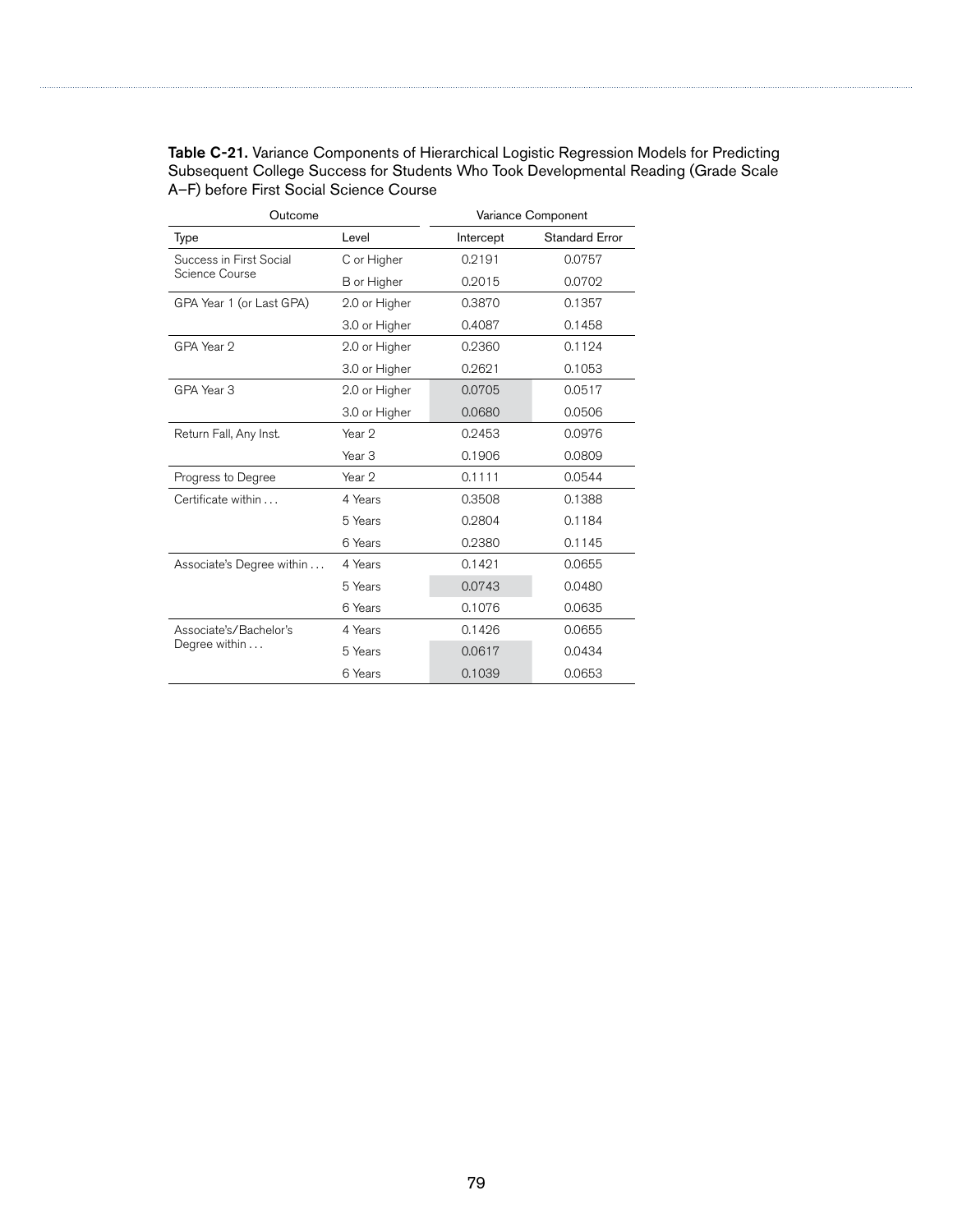**Table C-21.** Variance Components of Hierarchical Logistic Regression Models for Predicting Subsequent College Success for Students Who Took Developmental Reading (Grade Scale A–F) before First Social Science Course

| Outcome | | Variance Component | |
|---|---|---|---|
| Type | Level | Intercept | Standard Error |
| Success in First Social Science Course | C or Higher | 0.2191 | 0.0757 |
| | B or Higher | 0.2015 | 0.0702 |
| GPA Year 1 (or Last GPA) | 2.0 or Higher | 0.3870 | 0.1357 |
| | 3.0 or Higher | 0.4087 | 0.1458 |
| GPA Year 2 | 2.0 or Higher | 0.2360 | 0.1124 |
| | 3.0 or Higher | 0.2621 | 0.1053 |
| GPA Year 3 | 2.0 or Higher | 0.0705 | 0.0517 |
| | 3.0 or Higher | 0.0680 | 0.0506 |
| Return Fall, Any Inst. | Year 2 | 0.2453 | 0.0976 |
| | Year 3 | 0.1906 | 0.0809 |
| Progress to Degree | Year 2 | 0.1111 | 0.0544 |
| Certificate within . . . | 4 Years | 0.3508 | 0.1388 |
| | 5 Years | 0.2804 | 0.1184 |
| | 6 Years | 0.2380 | 0.1145 |
| Associate's Degree within . . . | 4 Years | 0.1421 | 0.0655 |
| | 5 Years | 0.0743 | 0.0480 |
| | 6 Years | 0.1076 | 0.0635 |
| Associate's/Bachelor's Degree within . . . | 4 Years | 0.1426 | 0.0655 |
| | 5 Years | 0.0617 | 0.0434 |
| | 6 Years | 0.1039 | 0.0653 |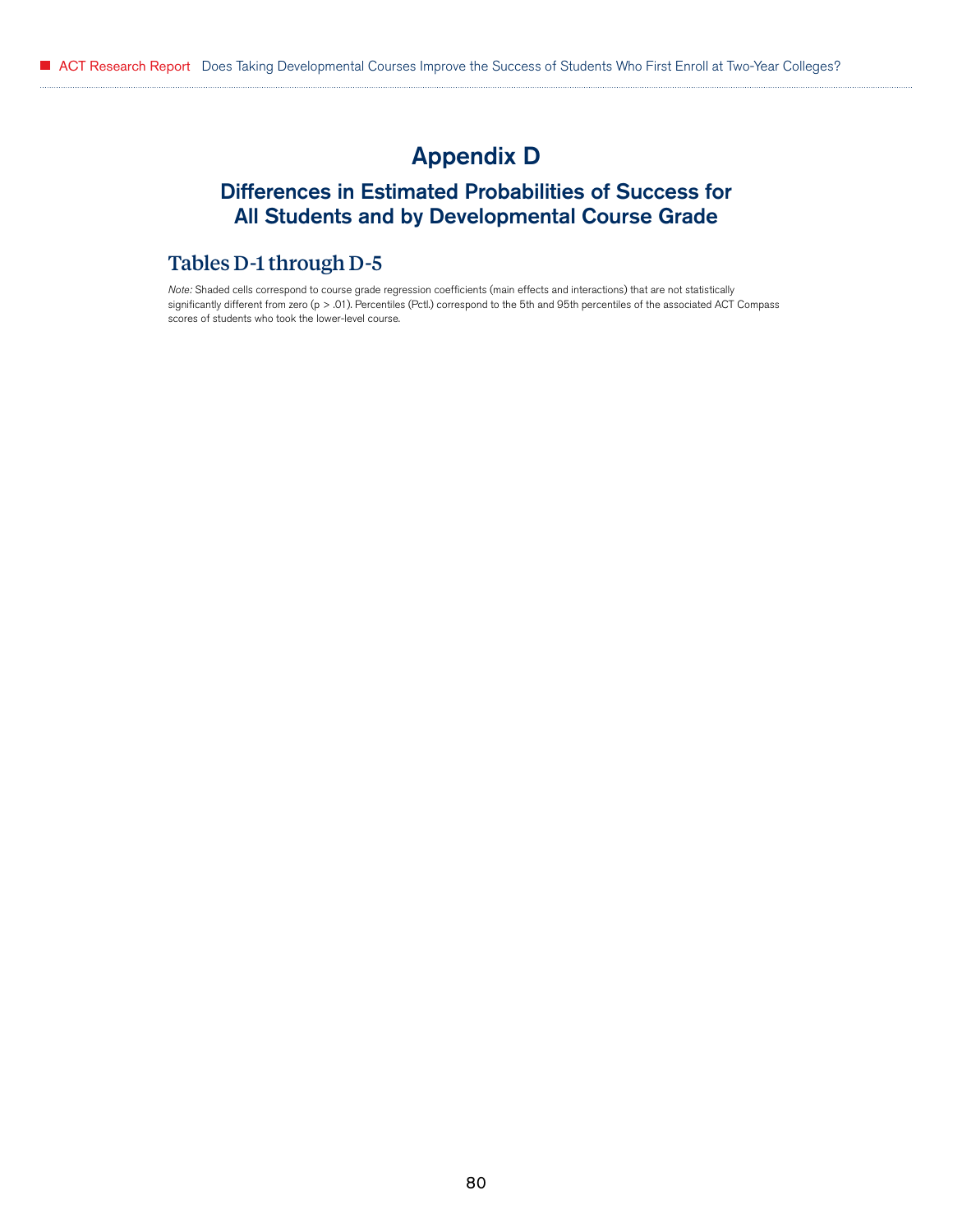# Appendix D

## Differences in Estimated Probabilities of Success for All Students and by Developmental Course Grade

### Tables D-1 through D-5

*Note:* Shaded cells correspond to course grade regression coefficients (main effects and interactions) that are not statistically significantly different from zero ($p > .01$). Percentiles (Pctl.) correspond to the 5th and 95th percentiles of the associated ACT Compass scores of students who took the lower-level course.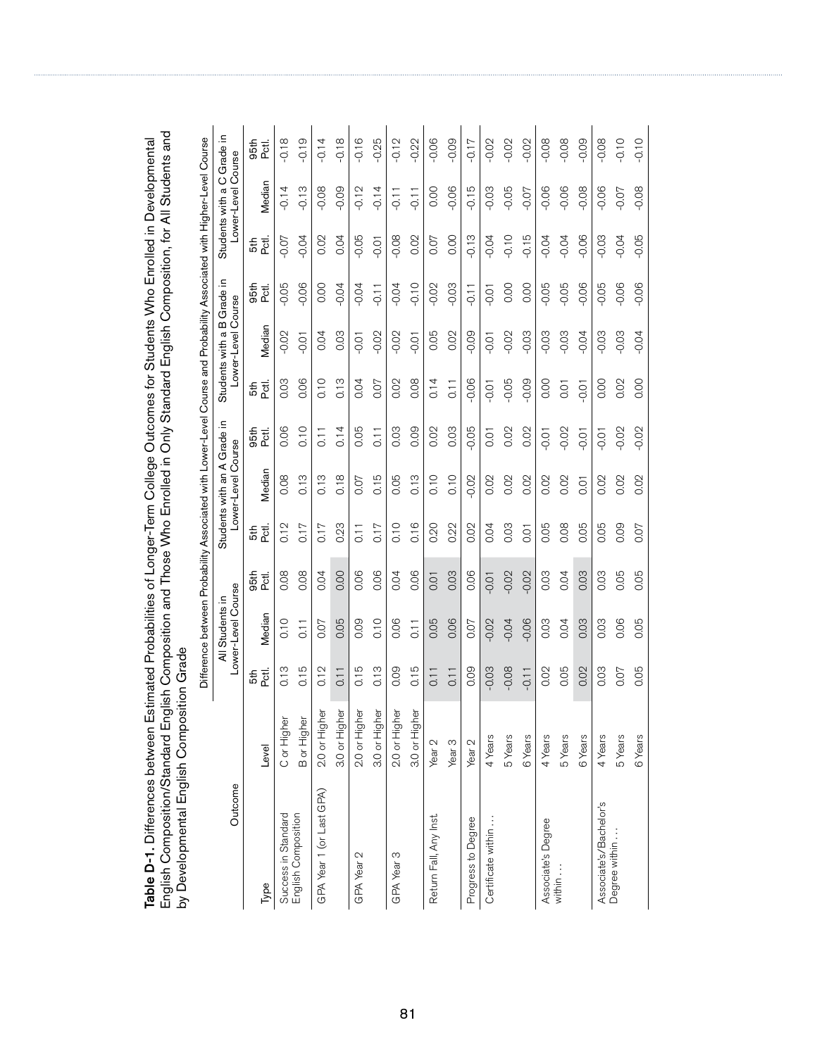**Table D-1.** Differences between Estimated Probabilities of Longer-Term College Outcomes for Students Who Enrolled in Developmental English Composition/Standard English Composition and Those Who Enrolled in Only Standard English Composition, for All Students and by Developmental English Composition Grade

| Outcome | | Difference between Probability Associated with Lower-Level Course and Probability Associated with Higher-Level Course | | | | | | | | | | | |
|---|---|---|---|---|---|---|---|---|---|---|---|---|---|
| | | All Students in Lower-Level Course | | | Students with an A Grade in Lower-Level Course | | | Students with a B Grade in Lower-Level Course | | | Students with a C Grade in Lower-Level Course | | |
| Type | Level | 5th Pctl. | Median | 95th Pctl. | 5th Pctl. | Median | 95th Pctl. | 5th Pctl. | Median | 95th Pctl. | 5th Pctl. | Median | 95th Pctl. |
| Success in Standard English Composition | C or Higher | 0.13 | 0.10 | 0.08 | 0.12 | 0.08 | 0.06 | 0.03 | -0.02 | -0.05 | -0.07 | -0.14 | -0.18 |
| | B or Higher | 0.15 | 0.11 | 0.08 | 0.17 | 0.13 | 0.10 | 0.06 | -0.01 | -0.06 | -0.04 | -0.13 | -0.19 |
| GPA Year 1 (or Last GPA) | 2.0 or Higher | 0.12 | 0.07 | 0.04 | 0.17 | 0.13 | 0.11 | 0.10 | 0.04 | 0.00 | 0.02 | -0.08 | -0.14 |
| | 3.0 or Higher | 0.11 | 0.05 | 0.00 | 0.23 | 0.18 | 0.14 | 0.13 | 0.03 | -0.04 | 0.04 | -0.09 | -0.18 |
| GPA Year 2 | 2.0 or Higher | 0.15 | 0.09 | 0.06 | 0.11 | 0.07 | 0.05 | 0.04 | -0.01 | -0.04 | -0.05 | -0.12 | -0.16 |
| | 3.0 or Higher | 0.13 | 0.10 | 0.06 | 0.17 | 0.15 | 0.11 | 0.07 | -0.02 | -0.11 | -0.01 | -0.14 | -0.25 |
| GPA Year 3 | 2.0 or Higher | 0.09 | 0.06 | 0.04 | 0.10 | 0.05 | 0.03 | 0.02 | -0.02 | -0.04 | -0.08 | -0.11 | -0.12 |
| | 3.0 or Higher | 0.15 | 0.11 | 0.06 | 0.16 | 0.13 | 0.09 | 0.08 | -0.01 | -0.10 | 0.02 | -0.11 | -0.22 |
| Return Fall, Any Inst. | Year 2 | 0.11 | 0.05 | 0.01 | 0.20 | 0.10 | 0.02 | 0.14 | 0.05 | -0.02 | 0.07 | 0.00 | -0.06 |
| | Year 3 | 0.11 | 0.06 | 0.03 | 0.22 | 0.10 | 0.03 | 0.11 | 0.02 | -0.03 | 0.00 | -0.06 | -0.09 |
| Progress to Degree | Year 2 | 0.09 | 0.07 | 0.06 | 0.02 | -0.02 | -0.05 | -0.06 | -0.09 | -0.11 | -0.13 | -0.15 | -0.17 |
| Certificate within . . . | 4 Years | -0.03 | -0.02 | -0.01 | 0.04 | 0.02 | 0.01 | -0.01 | -0.01 | -0.01 | -0.04 | -0.03 | -0.02 |
| | 5 Years | -0.08 | -0.04 | -0.02 | 0.03 | 0.02 | 0.02 | -0.05 | -0.02 | 0.00 | -0.10 | -0.05 | -0.02 |
| | 6 Years | -0.11 | -0.06 | -0.02 | 0.01 | 0.02 | 0.02 | -0.09 | -0.03 | 0.00 | -0.15 | -0.07 | -0.02 |
| Associate's Degree within . . . | 4 Years | 0.02 | 0.03 | 0.03 | 0.05 | 0.02 | -0.01 | 0.00 | -0.03 | -0.05 | -0.04 | -0.06 | -0.08 |
| | 5 Years | 0.05 | 0.04 | 0.04 | 0.08 | 0.02 | -0.02 | 0.01 | -0.03 | -0.05 | -0.04 | -0.06 | -0.08 |
| | 6 Years | 0.02 | 0.03 | 0.03 | 0.05 | 0.01 | -0.01 | -0.01 | -0.04 | -0.06 | -0.06 | -0.08 | -0.09 |
| Associate's/Bachelor's Degree within . . . | 4 Years | 0.03 | 0.03 | 0.03 | 0.05 | 0.02 | -0.01 | 0.00 | -0.03 | -0.05 | -0.03 | -0.06 | -0.08 |
| | 5 Years | 0.07 | 0.06 | 0.05 | 0.09 | 0.02 | -0.02 | 0.02 | -0.03 | -0.06 | -0.04 | -0.07 | -0.10 |
| | 6 Years | 0.05 | 0.05 | 0.05 | 0.07 | 0.02 | -0.02 | 0.00 | -0.04 | -0.06 | -0.05 | -0.08 | -0.10 |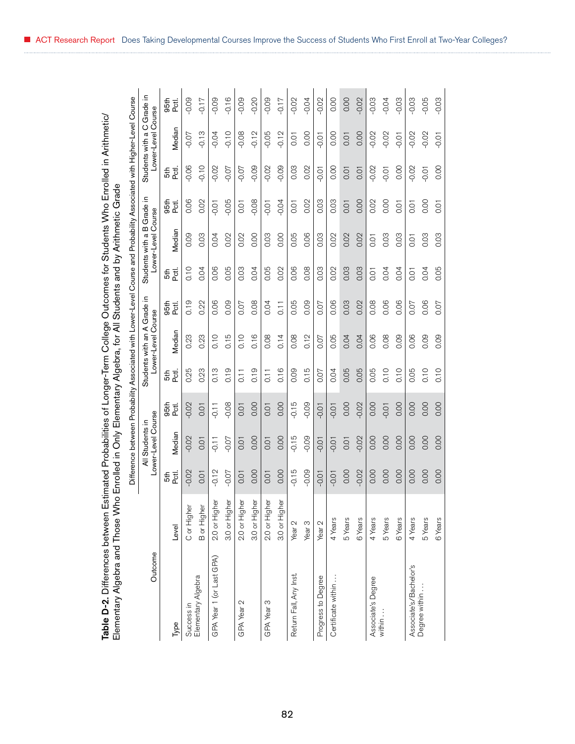**Table D-2.** Differences between Estimated Probabilities of Longer-Term College Outcomes for Students Who Enrolled in Arithmetic/Elementary Algebra and Those Who Enrolled in Only Elementary Algebra, for All Students and by Arithmetic Grade

| Outcome | | Difference between Probability Associated with Lower-Level Course and Probability Associated with Higher-Level Course | | | | | | | | | | | |
|---|---|---|---|---|---|---|---|---|---|---|---|---|---|
| | | All Students in Lower-Level Course | | | Students with an A Grade in Lower-Level Course | | | Students with a B Grade in Lower-Level Course | | | Students with a C Grade in Lower-Level Course | | |
| Type | Level | 5th Pctl. | Median | 95th Pctl. | 5th Pctl. | Median | 95th Pctl. | 5th Pctl. | Median | 95th Pctl. | 5th Pctl. | Median | 95th Pctl. |
| Success in Elementary Algebra | C or Higher | -0.02 | -0.02 | -0.02 | 0.25 | 0.23 | 0.19 | 0.10 | 0.09 | 0.06 | -0.06 | -0.07 | -0.09 |
| | B or Higher | 0.01 | 0.01 | 0.01 | 0.23 | 0.23 | 0.22 | 0.04 | 0.03 | 0.02 | -0.10 | -0.13 | -0.17 |
| GPA Year 1 (or Last GPA) | 2.0 or Higher | -0.12 | -0.11 | -0.11 | 0.13 | 0.10 | 0.06 | 0.06 | 0.04 | -0.01 | -0.02 | -0.04 | -0.09 |
| | 3.0 or Higher | -0.07 | -0.07 | -0.08 | 0.19 | 0.15 | 0.09 | 0.05 | 0.02 | -0.05 | -0.07 | -0.10 | -0.16 |
| GPA Year 2 | 2.0 or Higher | 0.01 | 0.01 | 0.01 | 0.11 | 0.10 | 0.07 | 0.03 | 0.02 | 0.01 | -0.07 | -0.08 | -0.09 |
| | 3.0 or Higher | 0.00 | 0.00 | 0.00 | 0.19 | 0.16 | 0.08 | 0.04 | 0.00 | -0.08 | -0.09 | -0.12 | -0.20 |
| GPA Year 3 | 2.0 or Higher | 0.01 | 0.01 | 0.01 | 0.11 | 0.08 | 0.04 | 0.05 | 0.03 | -0.01 | -0.02 | -0.05 | -0.09 |
| | 3.0 or Higher | 0.00 | 0.00 | 0.00 | 0.16 | 0.14 | 0.11 | 0.02 | 0.00 | -0.04 | -0.09 | -0.12 | -0.17 |
| Return Fall, Any Inst. | Year 2 | -0.15 | -0.15 | -0.15 | 0.09 | 0.08 | 0.05 | 0.06 | 0.05 | 0.01 | 0.03 | 0.01 | -0.02 |
| | Year 3 | -0.09 | -0.09 | -0.09 | 0.15 | 0.12 | 0.09 | 0.08 | 0.06 | 0.02 | 0.02 | 0.00 | -0.04 |
| Progress to Degree | Year 2 | -0.01 | -0.01 | -0.01 | 0.07 | 0.07 | 0.07 | 0.03 | 0.03 | 0.03 | -0.01 | -0.01 | -0.02 |
| Certificate within . . . | 4 Years | -0.01 | -0.01 | -0.01 | 0.04 | 0.05 | 0.06 | 0.02 | 0.02 | 0.03 | 0.00 | 0.00 | 0.00 |
| | 5 Years | 0.00 | 0.01 | 0.00 | 0.05 | 0.04 | 0.03 | 0.03 | 0.02 | 0.01 | 0.01 | 0.01 | 0.00 |
| | 6 Years | -0.02 | -0.02 | -0.02 | 0.05 | 0.04 | 0.02 | 0.03 | 0.02 | 0.00 | 0.01 | 0.00 | -0.02 |
| Associate's Degree within . . . | 4 Years | 0.00 | 0.00 | 0.00 | 0.05 | 0.06 | 0.08 | 0.01 | 0.01 | 0.02 | -0.02 | -0.02 | -0.03 |
| | 5 Years | 0.00 | 0.00 | -0.01 | 0.10 | 0.08 | 0.06 | 0.04 | 0.03 | 0.00 | -0.01 | -0.02 | -0.04 |
| | 6 Years | 0.00 | 0.00 | 0.00 | 0.10 | 0.09 | 0.06 | 0.04 | 0.03 | 0.01 | 0.00 | -0.01 | -0.03 |
| Associate's/Bachelor's Degree within . . . | 4 Years | 0.00 | 0.00 | 0.00 | 0.05 | 0.06 | 0.07 | 0.01 | 0.01 | 0.01 | -0.02 | -0.02 | -0.03 |
| | 5 Years | 0.00 | 0.00 | 0.00 | 0.10 | 0.09 | 0.06 | 0.04 | 0.03 | 0.00 | -0.01 | -0.02 | -0.05 |
| | 6 Years | 0.00 | 0.00 | 0.00 | 0.10 | 0.09 | 0.07 | 0.05 | 0.03 | 0.01 | 0.00 | -0.01 | -0.03 |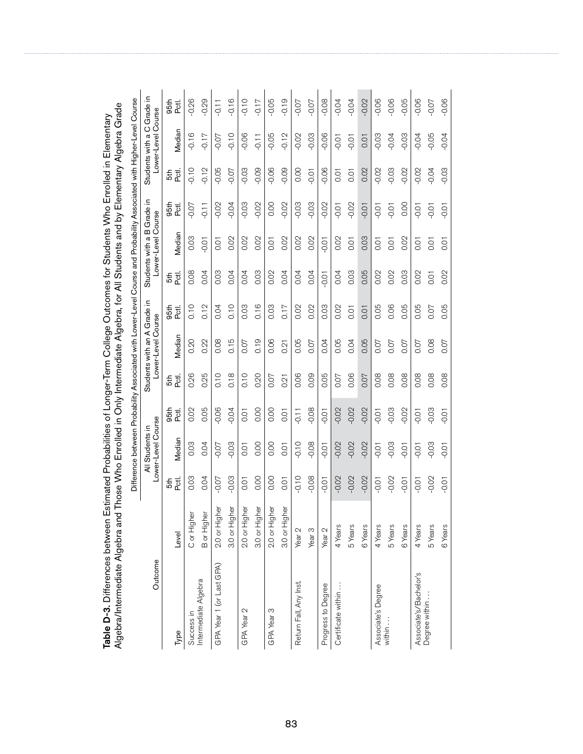**Table D-3.** Differences between Estimated Probabilities of Longer-Term College Outcomes for Students Who Enrolled in Elementary Algebra/Intermediate Algebra and Those Who Enrolled in Only Intermediate Algebra, for All Students and by Elementary Algebra Grade

| Outcome | | Difference between Probability Associated with Lower-Level Course and Probability Associated with Higher-Level Course | | | | | | | | | | | |
|---|---|---|---|---|---|---|---|---|---|---|---|---|---|
| | | All Students in Lower-Level Course | | | Students with an A Grade in Lower-Level Course | | | Students with a B Grade in Lower-Level Course | | | Students with a C Grade in Lower-Level Course | | |
| Type | Level | 5th Pctl. | Median | 95th Pctl. | 5th Pctl. | Median | 95th Pctl. | 5th Pctl. | Median | 95th Pctl. | 5th Pctl. | Median | 95th Pctl. |
| Success in Intermediate Algebra | C or Higher | 0.03 | 0.03 | 0.02 | 0.26 | 0.20 | 0.10 | 0.08 | 0.03 | -0.07 | -0.10 | -0.16 | -0.26 |
| | B or Higher | 0.04 | 0.04 | 0.05 | 0.25 | 0.22 | 0.12 | 0.04 | -0.01 | -0.11 | -0.12 | -0.17 | -0.29 |
| GPA Year 1 (or Last GPA) | 2.0 or Higher | -0.07 | -0.07 | -0.06 | 0.10 | 0.08 | 0.04 | 0.03 | 0.01 | -0.02 | -0.05 | -0.07 | -0.11 |
| | 3.0 or Higher | -0.03 | -0.03 | -0.04 | 0.18 | 0.15 | 0.10 | 0.04 | 0.02 | -0.04 | -0.07 | -0.10 | -0.16 |
| GPA Year 2 | 2.0 or Higher | 0.01 | 0.01 | 0.01 | 0.10 | 0.07 | 0.03 | 0.04 | 0.02 | -0.03 | -0.03 | -0.06 | -0.10 |
| | 3.0 or Higher | 0.00 | 0.00 | 0.00 | 0.20 | 0.19 | 0.16 | 0.03 | 0.02 | -0.02 | -0.09 | -0.11 | -0.17 |
| GPA Year 3 | 2.0 or Higher | 0.00 | 0.00 | 0.00 | 0.07 | 0.06 | 0.03 | 0.02 | 0.01 | 0.00 | -0.06 | -0.05 | -0.05 |
| | 3.0 or Higher | 0.01 | 0.01 | 0.01 | 0.21 | 0.21 | 0.17 | 0.04 | 0.02 | -0.02 | -0.09 | -0.12 | -0.19 |
| Return Fall, Any Inst. | Year 2 | -0.10 | -0.10 | -0.11 | 0.06 | 0.05 | 0.02 | 0.04 | 0.02 | -0.03 | 0.00 | -0.02 | -0.07 |
| | Year 3 | -0.08 | -0.08 | -0.08 | 0.09 | 0.07 | 0.02 | 0.04 | 0.02 | -0.03 | -0.01 | -0.03 | -0.07 |
| Progress to Degree | Year 2 | -0.01 | -0.01 | -0.01 | 0.05 | 0.04 | 0.03 | -0.01 | -0.01 | -0.02 | -0.06 | -0.06 | -0.08 |
| Certificate within . . . | 4 Years | -0.02 | -0.02 | -0.02 | 0.07 | 0.05 | 0.02 | 0.04 | 0.02 | -0.01 | 0.01 | -0.01 | -0.04 |
| | 5 Years | -0.02 | -0.02 | -0.02 | 0.06 | 0.04 | 0.01 | 0.03 | 0.01 | -0.02 | 0.01 | -0.01 | -0.04 |
| | 6 Years | -0.02 | -0.02 | -0.02 | 0.07 | 0.05 | 0.01 | 0.05 | 0.03 | -0.01 | 0.02 | 0.01 | -0.02 |
| Associate's Degree within . . . | 4 Years | -0.01 | -0.01 | -0.01 | 0.08 | 0.07 | 0.05 | 0.02 | 0.01 | -0.01 | -0.02 | -0.03 | -0.06 |
| | 5 Years | -0.02 | -0.03 | -0.03 | 0.08 | 0.07 | 0.06 | 0.02 | 0.01 | -0.01 | -0.03 | -0.04 | -0.06 |
| | 6 Years | -0.01 | -0.01 | -0.02 | 0.08 | 0.07 | 0.05 | 0.03 | 0.02 | 0.00 | -0.02 | -0.03 | -0.05 |
| Associate's/Bachelor's Degree within . . . | 4 Years | -0.01 | -0.01 | -0.01 | 0.08 | 0.07 | 0.05 | 0.02 | 0.01 | -0.01 | -0.02 | -0.04 | -0.06 |
| | 5 Years | -0.02 | -0.03 | -0.03 | 0.08 | 0.08 | 0.07 | 0.01 | 0.01 | -0.01 | -0.04 | -0.05 | -0.07 |
| | 6 Years | -0.01 | -0.01 | -0.01 | 0.08 | 0.07 | 0.05 | 0.02 | 0.01 | -0.01 | -0.03 | -0.04 | -0.06 |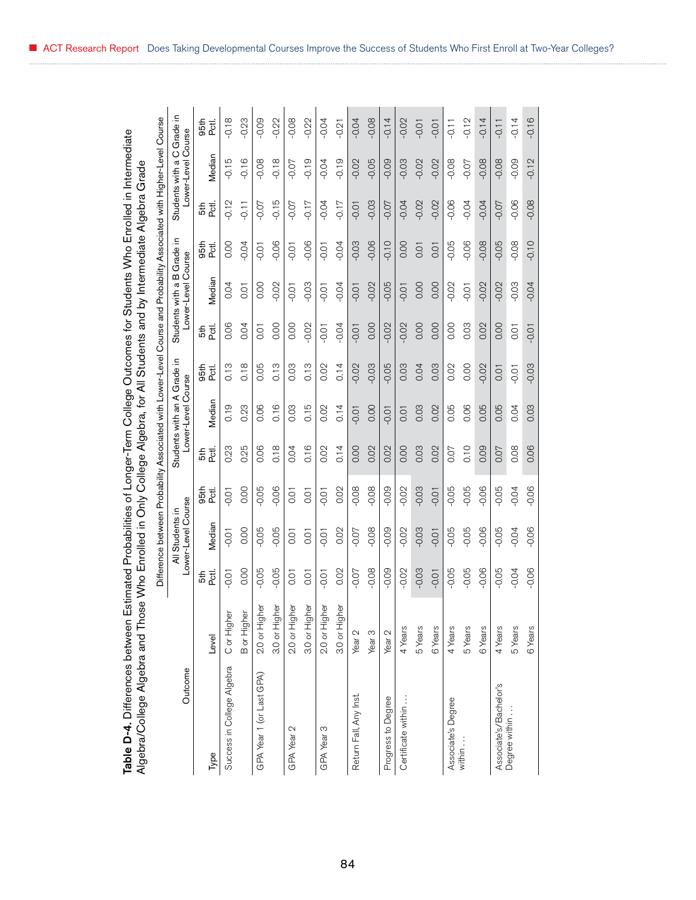**Table D-4.** Differences between Estimated Probabilities of Longer-Term College Outcomes for Students Who Enrolled in Intermediate Algebra/College Algebra and Those Who Enrolled in Only College Algebra, for All Students and by Intermediate Algebra Grade

| Outcome | | Difference between Probability Associated with Lower-Level Course and Probability Associated with Higher-Level Course | | | | | | | | | | | |
|---|---|---|---|---|---|---|---|---|---|---|---|---|---|
| | | All Students in Lower-Level Course | | | Students with an A Grade in Lower-Level Course | | | Students with a B Grade in Lower-Level Course | | | Students with a C Grade in Lower-Level Course | | |
| Type | Level | 5th Pctl. | Median | 95th Pctl. | 5th Pctl. | Median | 95th Pctl. | 5th Pctl. | Median | 95th Pctl. | 5th Pctl. | Median | 95th Pctl. |
| Success in College Algebra | C or Higher | -0.01 | -0.01 | -0.01 | 0.23 | 0.19 | 0.13 | 0.06 | 0.04 | 0.00 | -0.12 | -0.15 | -0.18 |
| | B or Higher | 0.00 | 0.00 | 0.00 | 0.25 | 0.23 | 0.18 | 0.04 | 0.01 | -0.04 | -0.11 | -0.16 | -0.23 |
| GPA Year 1 (or Last GPA) | 2.0 or Higher | -0.05 | -0.05 | -0.05 | 0.06 | 0.06 | 0.05 | 0.01 | 0.00 | -0.01 | -0.07 | -0.08 | -0.09 |
| | 3.0 or Higher | -0.05 | -0.05 | -0.06 | 0.18 | 0.16 | 0.13 | 0.00 | -0.02 | -0.06 | -0.15 | -0.18 | -0.22 |
| GPA Year 2 | 2.0 or Higher | 0.01 | 0.01 | 0.01 | 0.04 | 0.03 | 0.03 | 0.00 | -0.01 | -0.01 | -0.07 | -0.07 | -0.08 |
| | 3.0 or Higher | 0.01 | 0.01 | 0.01 | 0.16 | 0.15 | 0.13 | -0.02 | -0.03 | -0.06 | -0.17 | -0.19 | -0.22 |
| GPA Year 3 | 2.0 or Higher | -0.01 | -0.01 | -0.01 | 0.02 | 0.02 | 0.02 | -0.01 | -0.01 | -0.01 | -0.04 | -0.04 | -0.04 |
| | 3.0 or Higher | 0.02 | 0.02 | 0.02 | 0.14 | 0.14 | 0.14 | -0.04 | -0.04 | -0.04 | -0.17 | -0.19 | -0.21 |
| Return Fall, Any Inst. | Year 2 | -0.07 | -0.07 | -0.08 | 0.00 | -0.01 | -0.02 | -0.01 | -0.01 | -0.03 | -0.01 | -0.02 | -0.04 |
| | Year 3 | -0.08 | -0.08 | -0.08 | 0.02 | 0.00 | -0.03 | 0.00 | -0.02 | -0.06 | -0.03 | -0.05 | -0.08 |
| Progress to Degree | Year 2 | -0.09 | -0.09 | -0.09 | 0.02 | -0.01 | -0.05 | -0.02 | -0.05 | -0.10 | -0.07 | -0.09 | -0.14 |
| Certificate within . . . | 4 Years | -0.02 | -0.02 | -0.02 | 0.00 | 0.01 | 0.03 | -0.02 | -0.01 | 0.00 | -0.04 | -0.03 | -0.02 |
| | 5 Years | -0.03 | -0.03 | -0.03 | 0.03 | 0.03 | 0.04 | 0.00 | 0.00 | 0.01 | -0.02 | -0.02 | -0.01 |
| | 6 Years | -0.01 | -0.01 | -0.01 | 0.02 | 0.02 | 0.03 | 0.00 | 0.00 | 0.01 | -0.02 | -0.02 | -0.01 |
| Associate's Degree within . . . | 4 Years | -0.05 | -0.05 | -0.05 | 0.07 | 0.05 | 0.02 | 0.00 | -0.02 | -0.05 | -0.06 | -0.08 | -0.11 |
| | 5 Years | -0.05 | -0.05 | -0.05 | 0.10 | 0.06 | 0.00 | 0.03 | -0.01 | -0.06 | -0.04 | -0.07 | -0.12 |
| | 6 Years | -0.06 | -0.06 | -0.06 | 0.09 | 0.05 | -0.02 | 0.02 | -0.02 | -0.08 | -0.04 | -0.08 | -0.14 |
| Associate's/Bachelor's Degree within . . . | 4 Years | -0.05 | -0.05 | -0.05 | 0.07 | 0.05 | 0.01 | 0.00 | -0.02 | -0.05 | -0.07 | -0.08 | -0.11 |
| | 5 Years | -0.04 | -0.04 | -0.04 | 0.08 | 0.04 | -0.01 | 0.01 | -0.03 | -0.08 | -0.06 | -0.09 | -0.14 |
| | 6 Years | -0.06 | -0.06 | -0.06 | 0.06 | 0.03 | -0.03 | -0.01 | -0.04 | -0.10 | -0.08 | -0.12 | -0.16 |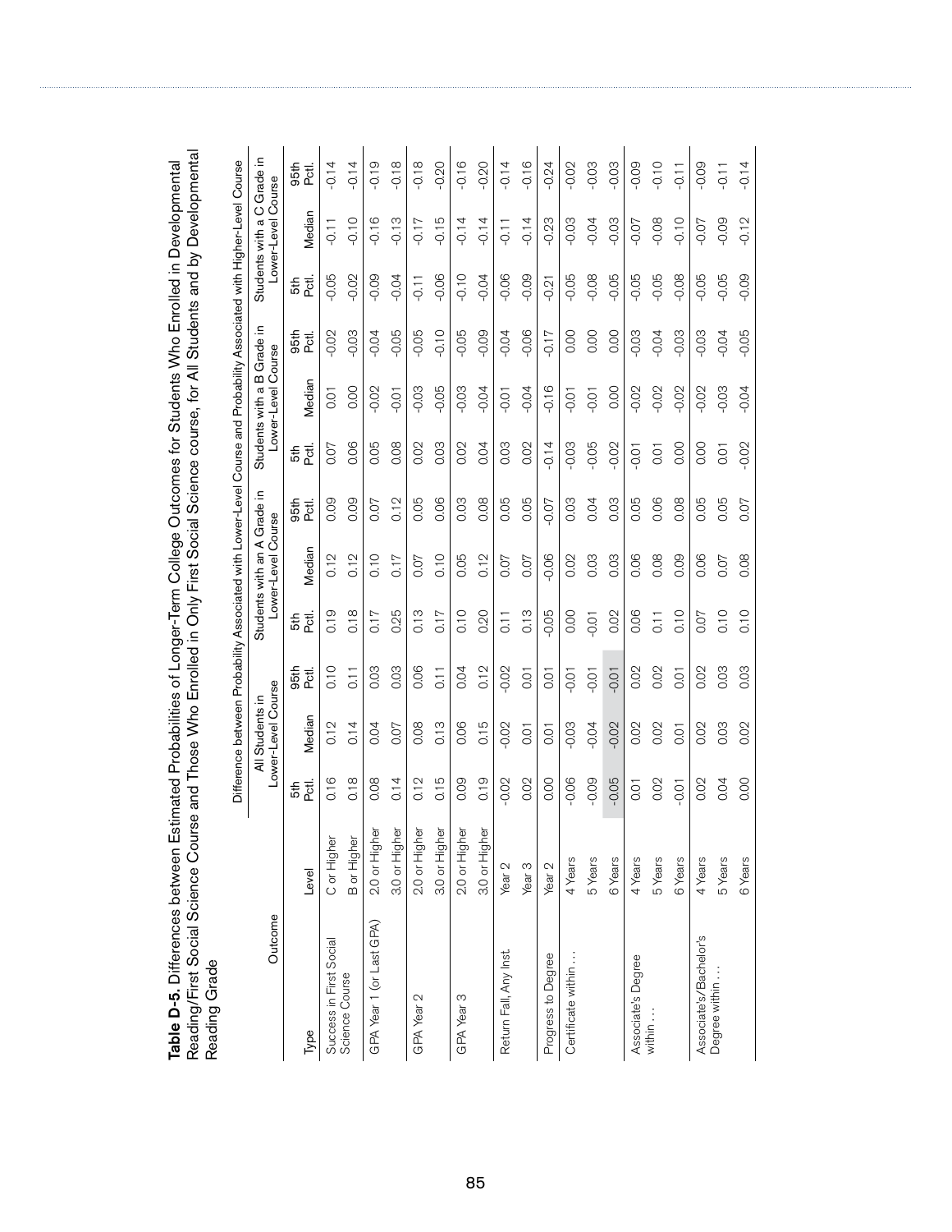**Table D-5.** Differences between Estimated Probabilities of Longer-Term College Outcomes for Students Who Enrolled in Developmental Reading/First Social Science Course and Those Who Enrolled in Only First Social Science course, for All Students and by Developmental Reading Grade

| Outcome | | Difference between Probability Associated with Lower-Level Course and Probability Associated with Higher-Level Course | | | | | | | | | | | |
|---|---|---|---|---|---|---|---|---|---|---|---|---|---|
| | | All Students in Lower-Level Course | | | Students with an A Grade in Lower-Level Course | | | Students with a B Grade in Lower-Level Course | | | Students with a C Grade in Lower-Level Course | | |
| Type | Level | 5th Pctl. | Median | 95th Pctl. | 5th Pctl. | Median | 95th Pctl. | 5th Pctl. | Median | 95th Pctl. | 5th Pctl. | Median | 95th Pctl. |
| Success in First Social Science Course | C or Higher | 0.16 | 0.12 | 0.10 | 0.19 | 0.12 | 0.09 | 0.07 | 0.01 | -0.02 | -0.05 | -0.11 | -0.14 |
| | B or Higher | 0.18 | 0.14 | 0.11 | 0.18 | 0.12 | 0.09 | 0.06 | 0.00 | -0.03 | -0.02 | -0.10 | -0.14 |
| GPA Year 1 (or Last GPA) | 2.0 or Higher | 0.08 | 0.04 | 0.03 | 0.17 | 0.10 | 0.07 | 0.05 | -0.02 | -0.04 | -0.09 | -0.16 | -0.19 |
| | 3.0 or Higher | 0.14 | 0.07 | 0.03 | 0.25 | 0.17 | 0.12 | 0.08 | -0.01 | -0.05 | -0.04 | -0.13 | -0.18 |
| GPA Year 2 | 2.0 or Higher | 0.12 | 0.08 | 0.06 | 0.13 | 0.07 | 0.05 | 0.02 | -0.03 | -0.05 | -0.11 | -0.17 | -0.18 |
| | 3.0 or Higher | 0.15 | 0.13 | 0.11 | 0.17 | 0.10 | 0.06 | 0.03 | -0.05 | -0.10 | -0.06 | -0.15 | -0.20 |
| GPA Year 3 | 2.0 or Higher | 0.09 | 0.06 | 0.04 | 0.10 | 0.05 | 0.03 | 0.02 | -0.03 | -0.05 | -0.10 | -0.14 | -0.16 |
| | 3.0 or Higher | 0.19 | 0.15 | 0.12 | 0.20 | 0.12 | 0.08 | 0.04 | -0.04 | -0.09 | -0.04 | -0.14 | -0.20 |
| Return Fall, Any Inst. | Year 2 | -0.02 | -0.02 | -0.02 | 0.11 | 0.07 | 0.05 | 0.03 | -0.01 | -0.04 | -0.06 | -0.11 | -0.14 |
| | Year 3 | 0.02 | 0.01 | 0.01 | 0.13 | 0.07 | 0.05 | 0.02 | -0.04 | -0.06 | -0.09 | -0.14 | -0.16 |
| Progress to Degree | Year 2 | 0.00 | 0.01 | 0.01 | -0.05 | -0.06 | -0.07 | -0.14 | -0.16 | -0.17 | -0.21 | -0.23 | -0.24 |
| Certificate within … | 4 Years | -0.06 | -0.03 | -0.01 | 0.00 | 0.02 | 0.03 | -0.03 | -0.01 | 0.00 | -0.05 | -0.03 | -0.02 |
| | 5 Years | -0.09 | -0.04 | -0.01 | -0.01 | 0.03 | 0.04 | -0.05 | -0.01 | 0.00 | -0.08 | -0.04 | -0.03 |
| | 6 Years | -0.05 | -0.02 | -0.01 | 0.02 | 0.03 | 0.03 | -0.02 | 0.00 | 0.00 | -0.05 | -0.03 | -0.03 |
| Associate's Degree within … | 4 Years | 0.01 | 0.02 | 0.02 | 0.06 | 0.06 | 0.05 | -0.01 | -0.02 | -0.03 | -0.05 | -0.07 | -0.09 |
| | 5 Years | 0.02 | 0.02 | 0.02 | 0.11 | 0.08 | 0.06 | 0.01 | -0.02 | -0.04 | -0.05 | -0.08 | -0.10 |
| | 6 Years | -0.01 | 0.01 | 0.01 | 0.10 | 0.09 | 0.08 | 0.00 | -0.02 | -0.03 | -0.08 | -0.10 | -0.11 |
| Associate's/Bachelor's Degree within … | 4 Years | 0.02 | 0.02 | 0.02 | 0.07 | 0.06 | 0.05 | 0.00 | -0.02 | -0.03 | -0.05 | -0.07 | -0.09 |
| | 5 Years | 0.04 | 0.03 | 0.03 | 0.10 | 0.07 | 0.05 | 0.01 | -0.03 | -0.04 | -0.05 | -0.09 | -0.11 |
| | 6 Years | 0.00 | 0.02 | 0.03 | 0.10 | 0.08 | 0.07 | -0.02 | -0.04 | -0.05 | -0.09 | -0.12 | -0.14 |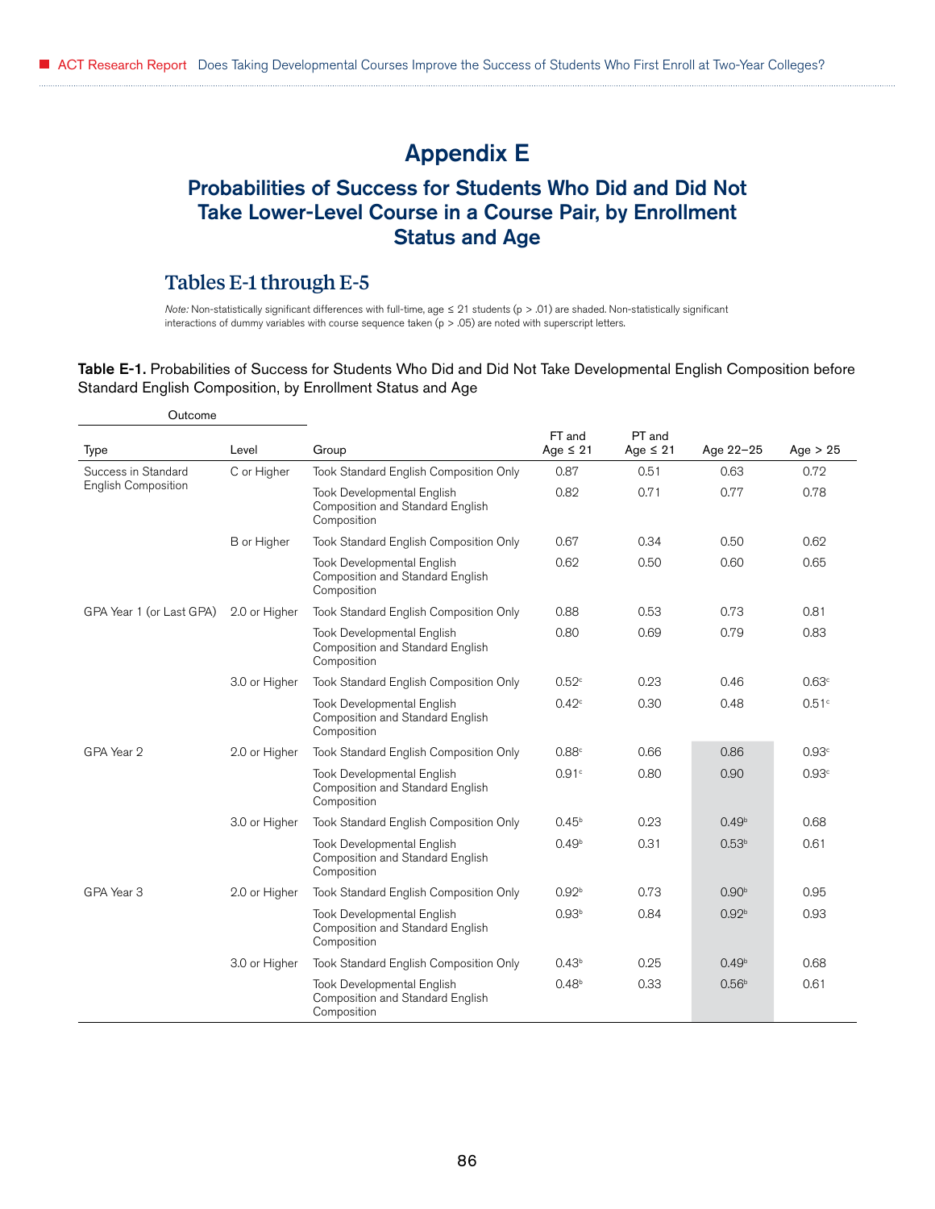# Appendix E

## Probabilities of Success for Students Who Did and Did Not Take Lower-Level Course in a Course Pair, by Enrollment Status and Age

### Tables E-1 through E-5

*Note:* Non-statistically significant differences with full-time, age ≤ 21 students ($p > .01$) are shaded. Non-statistically significant interactions of dummy variables with course sequence taken ($p > .05$) are noted with superscript letters.

**Table E-1.** Probabilities of Success for Students Who Did and Did Not Take Developmental English Composition before Standard English Composition, by Enrollment Status and Age

| Outcome | | | | | | |
|---|---|---|---|---|---|---|
| Type | Level | Group | FT and Age ≤ 21 | PT and Age ≤ 21 | Age 22–25 | Age > 25 |
| Success in Standard English Composition | C or Higher | Took Standard English Composition Only | 0.87 | 0.51 | 0.63 | 0.72 |
| | | Took Developmental English Composition and Standard English Composition | 0.82 | 0.71 | 0.77 | 0.78 |
| | B or Higher | Took Standard English Composition Only | 0.67 | 0.34 | 0.50 | 0.62 |
| | | Took Developmental English Composition and Standard English Composition | 0.62 | 0.50 | 0.60 | 0.65 |
| GPA Year 1 (or Last GPA) | 2.0 or Higher | Took Standard English Composition Only | 0.88 | 0.53 | 0.73 | 0.81 |
| | | Took Developmental English Composition and Standard English Composition | 0.80 | 0.69 | 0.79 | 0.83 |
| | 3.0 or Higher | Took Standard English Composition Only | 0.52[c] | 0.23 | 0.46 | 0.63[c] |
| | | Took Developmental English Composition and Standard English Composition | 0.42[c] | 0.30 | 0.48 | 0.51[c] |
| GPA Year 2 | 2.0 or Higher | Took Standard English Composition Only | 0.88[c] | 0.66 | 0.86 | 0.93[c] |
| | | Took Developmental English Composition and Standard English Composition | 0.91[c] | 0.80 | 0.90 | 0.93[c] |
| | 3.0 or Higher | Took Standard English Composition Only | 0.45[b] | 0.23 | 0.49[b] | 0.68 |
| | | Took Developmental English Composition and Standard English Composition | 0.49[b] | 0.31 | 0.53[b] | 0.61 |
| GPA Year 3 | 2.0 or Higher | Took Standard English Composition Only | 0.92[b] | 0.73 | 0.90[b] | 0.95 |
| | | Took Developmental English Composition and Standard English Composition | 0.93[b] | 0.84 | 0.92[b] | 0.93 |
| | 3.0 or Higher | Took Standard English Composition Only | 0.43[b] | 0.25 | 0.49[b] | 0.68 |
| | | Took Developmental English Composition and Standard English Composition | 0.48[b] | 0.33 | 0.56[b] | 0.61 |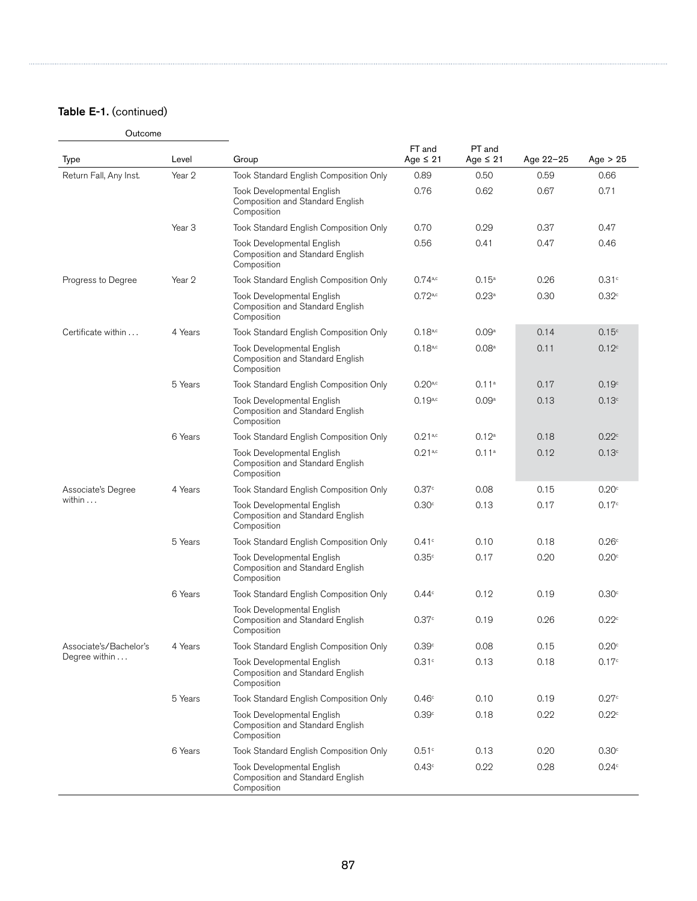**Table E-1.** (continued)

| Outcome | | | | | | |
|---|---|---|---|---|---|---|
| Type | Level | Group | FT and Age ≤ 21 | PT and Age ≤ 21 | Age 22–25 | Age > 25 |
| Return Fall, Any Inst. | Year 2 | Took Standard English Composition Only | 0.89 | 0.50 | 0.59 | 0.66 |
| | | Took Developmental English Composition and Standard English Composition | 0.76 | 0.62 | 0.67 | 0.71 |
| | Year 3 | Took Standard English Composition Only | 0.70 | 0.29 | 0.37 | 0.47 |
| | | Took Developmental English Composition and Standard English Composition | 0.56 | 0.41 | 0.47 | 0.46 |
| Progress to Degree | Year 2 | Took Standard English Composition Only | 0.74[a,c] | 0.15[a] | 0.26 | 0.31[c] |
| | | Took Developmental English Composition and Standard English Composition | 0.72[a,c] | 0.23[a] | 0.30 | 0.32[c] |
| Certificate within . . . | 4 Years | Took Standard English Composition Only | 0.18[a,c] | 0.09[a] | 0.14 | 0.15[c] |
| | | Took Developmental English Composition and Standard English Composition | 0.18[a,c] | 0.08[a] | 0.11 | 0.12[c] |
| | 5 Years | Took Standard English Composition Only | 0.20[a,c] | 0.11[a] | 0.17 | 0.19[c] |
| | | Took Developmental English Composition and Standard English Composition | 0.19[a,c] | 0.09[a] | 0.13 | 0.13[c] |
| | 6 Years | Took Standard English Composition Only | 0.21[a,c] | 0.12[a] | 0.18 | 0.22[c] |
| | | Took Developmental English Composition and Standard English Composition | 0.21[a,c] | 0.11[a] | 0.12 | 0.13[c] |
| Associate's Degree within . . . | 4 Years | Took Standard English Composition Only | 0.37[c] | 0.08 | 0.15 | 0.20[c] |
| | | Took Developmental English Composition and Standard English Composition | 0.30[c] | 0.13 | 0.17 | 0.17[c] |
| | 5 Years | Took Standard English Composition Only | 0.41[c] | 0.10 | 0.18 | 0.26[c] |
| | | Took Developmental English Composition and Standard English Composition | 0.35[c] | 0.17 | 0.20 | 0.20[c] |
| | 6 Years | Took Standard English Composition Only | 0.44[c] | 0.12 | 0.19 | 0.30[c] |
| | | Took Developmental English Composition and Standard English Composition | 0.37[c] | 0.19 | 0.26 | 0.22[c] |
| Associate's/Bachelor's Degree within . . . | 4 Years | Took Standard English Composition Only | 0.39[c] | 0.08 | 0.15 | 0.20[c] |
| | | Took Developmental English Composition and Standard English Composition | 0.31[c] | 0.13 | 0.18 | 0.17[c] |
| | 5 Years | Took Standard English Composition Only | 0.46[c] | 0.10 | 0.19 | 0.27[c] |
| | | Took Developmental English Composition and Standard English Composition | 0.39[c] | 0.18 | 0.22 | 0.22[c] |
| | 6 Years | Took Standard English Composition Only | 0.51[c] | 0.13 | 0.20 | 0.30[c] |
| | | Took Developmental English Composition and Standard English Composition | 0.43[c] | 0.22 | 0.28 | 0.24[c] |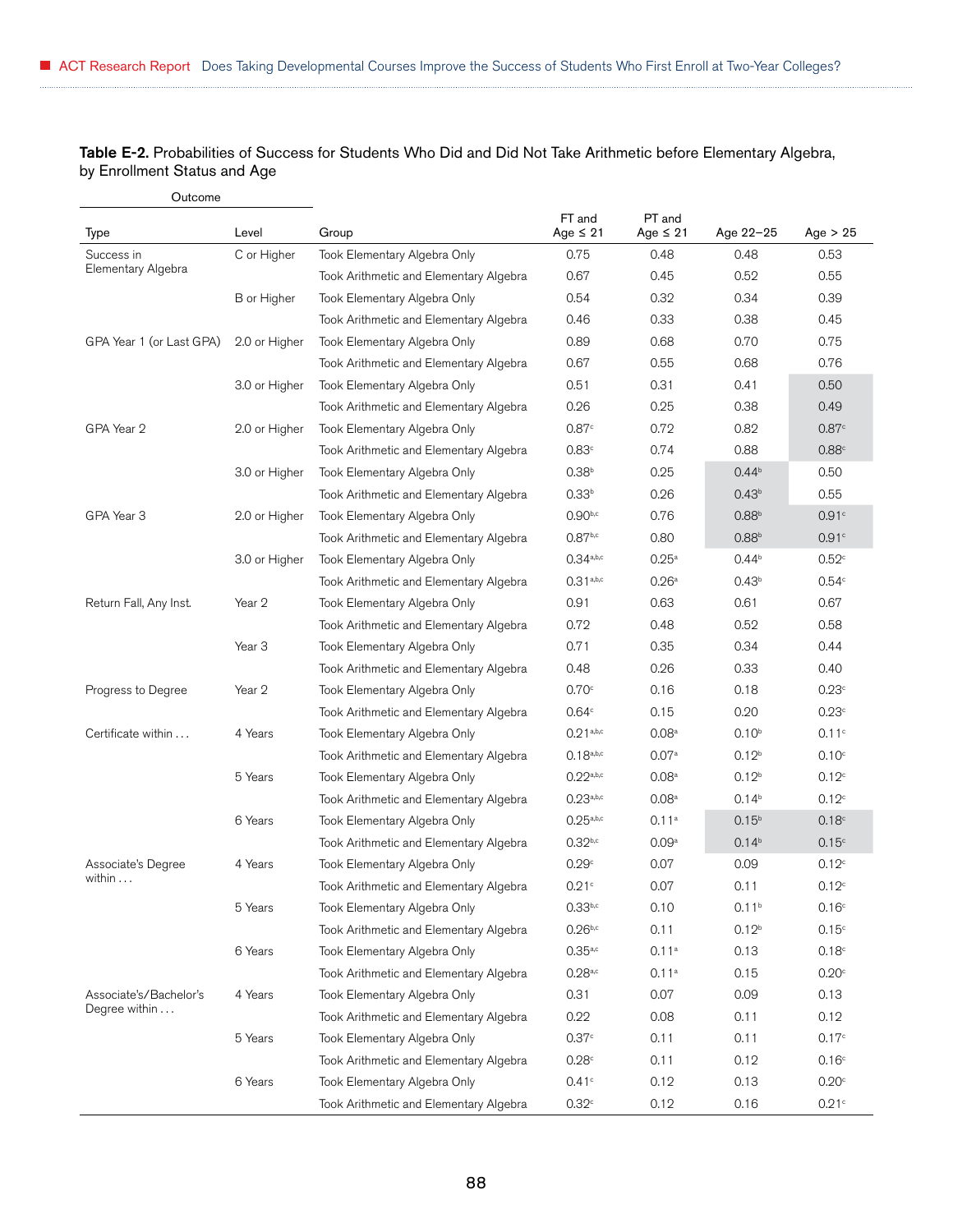**Table E-2.** Probabilities of Success for Students Who Did and Did Not Take Arithmetic before Elementary Algebra, by Enrollment Status and Age

| Outcome | | | | | | |
|---|---|---|---|---|---|---|
| Type | Level | Group | FT and Age ≤ 21 | PT and Age ≤ 21 | Age 22–25 | Age > 25 |
| Success in Elementary Algebra | C or Higher | Took Elementary Algebra Only | 0.75 | 0.48 | 0.48 | 0.53 |
| | | Took Arithmetic and Elementary Algebra | 0.67 | 0.45 | 0.52 | 0.55 |
| | B or Higher | Took Elementary Algebra Only | 0.54 | 0.32 | 0.34 | 0.39 |
| | | Took Arithmetic and Elementary Algebra | 0.46 | 0.33 | 0.38 | 0.45 |
| GPA Year 1 (or Last GPA) | 2.0 or Higher | Took Elementary Algebra Only | 0.89 | 0.68 | 0.70 | 0.75 |
| | | Took Arithmetic and Elementary Algebra | 0.67 | 0.55 | 0.68 | 0.76 |
| | 3.0 or Higher | Took Elementary Algebra Only | 0.51 | 0.31 | 0.41 | 0.50 |
| | | Took Arithmetic and Elementary Algebra | 0.26 | 0.25 | 0.38 | 0.49 |
| GPA Year 2 | 2.0 or Higher | Took Elementary Algebra Only | 0.87[c] | 0.72 | 0.82 | 0.87[c] |
| | | Took Arithmetic and Elementary Algebra | 0.83[c] | 0.74 | 0.88 | 0.88[c] |
| | 3.0 or Higher | Took Elementary Algebra Only | 0.38[b] | 0.25 | 0.44[b] | 0.50 |
| | | Took Arithmetic and Elementary Algebra | 0.33[b] | 0.26 | 0.43[b] | 0.55 |
| GPA Year 3 | 2.0 or Higher | Took Elementary Algebra Only | 0.90[b,c] | 0.76 | 0.88[b] | 0.91[c] |
| | | Took Arithmetic and Elementary Algebra | 0.87[b,c] | 0.80 | 0.88[b] | 0.91[c] |
| | 3.0 or Higher | Took Elementary Algebra Only | 0.34[a,b,c] | 0.25[a] | 0.44[b] | 0.52[c] |
| | | Took Arithmetic and Elementary Algebra | 0.31[a,b,c] | 0.26[a] | 0.43[b] | 0.54[c] |
| Return Fall, Any Inst. | Year 2 | Took Elementary Algebra Only | 0.91 | 0.63 | 0.61 | 0.67 |
| | | Took Arithmetic and Elementary Algebra | 0.72 | 0.48 | 0.52 | 0.58 |
| | Year 3 | Took Elementary Algebra Only | 0.71 | 0.35 | 0.34 | 0.44 |
| | | Took Arithmetic and Elementary Algebra | 0.48 | 0.26 | 0.33 | 0.40 |
| Progress to Degree | Year 2 | Took Elementary Algebra Only | 0.70[c] | 0.16 | 0.18 | 0.23[c] |
| | | Took Arithmetic and Elementary Algebra | 0.64[c] | 0.15 | 0.20 | 0.23[c] |
| Certificate within . . . | 4 Years | Took Elementary Algebra Only | 0.21[a,b,c] | 0.08[a] | 0.10[b] | 0.11[c] |
| | | Took Arithmetic and Elementary Algebra | 0.18[a,b,c] | 0.07[a] | 0.12[b] | 0.10[c] |
| | 5 Years | Took Elementary Algebra Only | 0.22[a,b,c] | 0.08[a] | 0.12[b] | 0.12[c] |
| | | Took Arithmetic and Elementary Algebra | 0.23[a,b,c] | 0.08[a] | 0.14[b] | 0.12[c] |
| | 6 Years | Took Elementary Algebra Only | 0.25[a,b,c] | 0.11[a] | 0.15[b] | 0.18[c] |
| | | Took Arithmetic and Elementary Algebra | 0.32[b,c] | 0.09[a] | 0.14[b] | 0.15[c] |
| Associate's Degree within . . . | 4 Years | Took Elementary Algebra Only | 0.29[c] | 0.07 | 0.09 | 0.12[c] |
| | | Took Arithmetic and Elementary Algebra | 0.21[c] | 0.07 | 0.11 | 0.12[c] |
| | 5 Years | Took Elementary Algebra Only | 0.33[b,c] | 0.10 | 0.11[b] | 0.16[c] |
| | | Took Arithmetic and Elementary Algebra | 0.26[b,c] | 0.11 | 0.12[b] | 0.15[c] |
| | 6 Years | Took Elementary Algebra Only | 0.35[a,c] | 0.11[a] | 0.13 | 0.18[c] |
| | | Took Arithmetic and Elementary Algebra | 0.28[a,c] | 0.11[a] | 0.15 | 0.20[c] |
| Associate's/Bachelor's Degree within . . . | 4 Years | Took Elementary Algebra Only | 0.31 | 0.07 | 0.09 | 0.13 |
| | | Took Arithmetic and Elementary Algebra | 0.22 | 0.08 | 0.11 | 0.12 |
| | 5 Years | Took Elementary Algebra Only | 0.37[c] | 0.11 | 0.11 | 0.17[c] |
| | | Took Arithmetic and Elementary Algebra | 0.28[c] | 0.11 | 0.12 | 0.16[c] |
| | 6 Years | Took Elementary Algebra Only | 0.41[c] | 0.12 | 0.13 | 0.20[c] |
| | | Took Arithmetic and Elementary Algebra | 0.32[c] | 0.12 | 0.16 | 0.21[c] |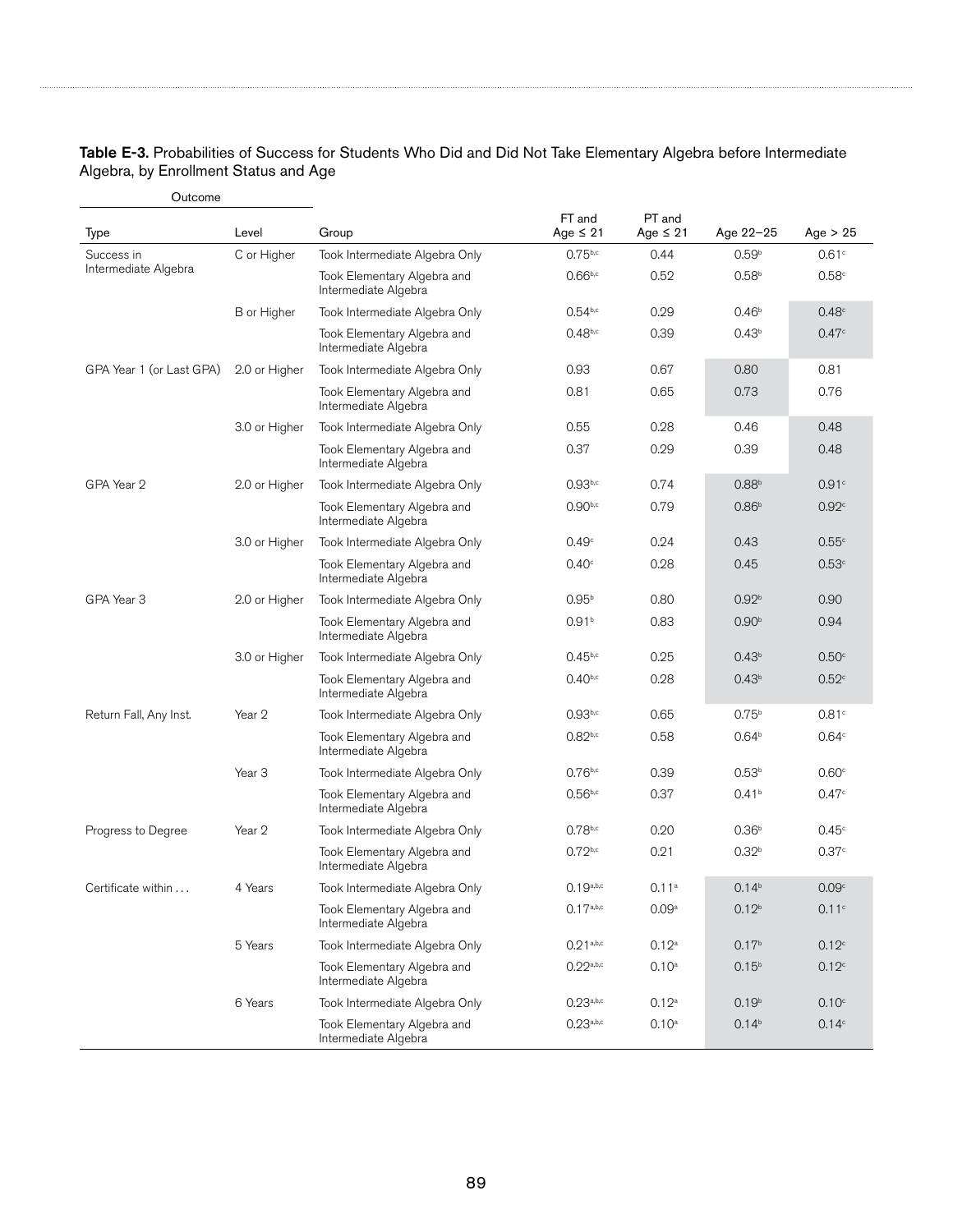**Table E-3.** Probabilities of Success for Students Who Did and Did Not Take Elementary Algebra before Intermediate Algebra, by Enrollment Status and Age

| Outcome | | | | | | |
|---|---|---|---|---|---|---|
| Type | Level | Group | FT and Age ≤ 21 | PT and Age ≤ 21 | Age 22–25 | Age > 25 |
| Success in Intermediate Algebra | C or Higher | Took Intermediate Algebra Only | 0.75[b,c] | 0.44 | 0.59[b] | 0.61[c] |
| | | Took Elementary Algebra and Intermediate Algebra | 0.66[b,c] | 0.52 | 0.58[b] | 0.58[c] |
| | B or Higher | Took Intermediate Algebra Only | 0.54[b,c] | 0.29 | 0.46[b] | 0.48[c] |
| | | Took Elementary Algebra and Intermediate Algebra | 0.48[b,c] | 0.39 | 0.43[b] | 0.47[c] |
| GPA Year 1 (or Last GPA) | 2.0 or Higher | Took Intermediate Algebra Only | 0.93 | 0.67 | 0.80 | 0.81 |
| | | Took Elementary Algebra and Intermediate Algebra | 0.81 | 0.65 | 0.73 | 0.76 |
| | 3.0 or Higher | Took Intermediate Algebra Only | 0.55 | 0.28 | 0.46 | 0.48 |
| | | Took Elementary Algebra and Intermediate Algebra | 0.37 | 0.29 | 0.39 | 0.48 |
| GPA Year 2 | 2.0 or Higher | Took Intermediate Algebra Only | 0.93[b,c] | 0.74 | 0.88[b] | 0.91[c] |
| | | Took Elementary Algebra and Intermediate Algebra | 0.90[b,c] | 0.79 | 0.86[b] | 0.92[c] |
| | 3.0 or Higher | Took Intermediate Algebra Only | 0.49[c] | 0.24 | 0.43 | 0.55[c] |
| | | Took Elementary Algebra and Intermediate Algebra | 0.40[c] | 0.28 | 0.45 | 0.53[c] |
| GPA Year 3 | 2.0 or Higher | Took Intermediate Algebra Only | 0.95[b] | 0.80 | 0.92[b] | 0.90 |
| | | Took Elementary Algebra and Intermediate Algebra | 0.91[b] | 0.83 | 0.90[b] | 0.94 |
| | 3.0 or Higher | Took Intermediate Algebra Only | 0.45[b,c] | 0.25 | 0.43[b] | 0.50[c] |
| | | Took Elementary Algebra and Intermediate Algebra | 0.40[b,c] | 0.28 | 0.43[b] | 0.52[c] |
| Return Fall, Any Inst. | Year 2 | Took Intermediate Algebra Only | 0.93[b,c] | 0.65 | 0.75[b] | 0.81[c] |
| | | Took Elementary Algebra and Intermediate Algebra | 0.82[b,c] | 0.58 | 0.64[b] | 0.64[c] |
| | Year 3 | Took Intermediate Algebra Only | 0.76[b,c] | 0.39 | 0.53[b] | 0.60[c] |
| | | Took Elementary Algebra and Intermediate Algebra | 0.56[b,c] | 0.37 | 0.41[b] | 0.47[c] |
| Progress to Degree | Year 2 | Took Intermediate Algebra Only | 0.78[b,c] | 0.20 | 0.36[b] | 0.45[c] |
| | | Took Elementary Algebra and Intermediate Algebra | 0.72[b,c] | 0.21 | 0.32[b] | 0.37[c] |
| Certificate within . . . | 4 Years | Took Intermediate Algebra Only | 0.19[a,b,c] | 0.11[a] | 0.14[b] | 0.09[c] |
| | | Took Elementary Algebra and Intermediate Algebra | 0.17[a,b,c] | 0.09[a] | 0.12[b] | 0.11[c] |
| | 5 Years | Took Intermediate Algebra Only | 0.21[a,b,c] | 0.12[a] | 0.17[b] | 0.12[c] |
| | | Took Elementary Algebra and Intermediate Algebra | 0.22[a,b,c] | 0.10[a] | 0.15[b] | 0.12[c] |
| | 6 Years | Took Intermediate Algebra Only | 0.23[a,b,c] | 0.12[a] | 0.19[b] | 0.10[c] |
| | | Took Elementary Algebra and Intermediate Algebra | 0.23[a,b,c] | 0.10[a] | 0.14[b] | 0.14[c] |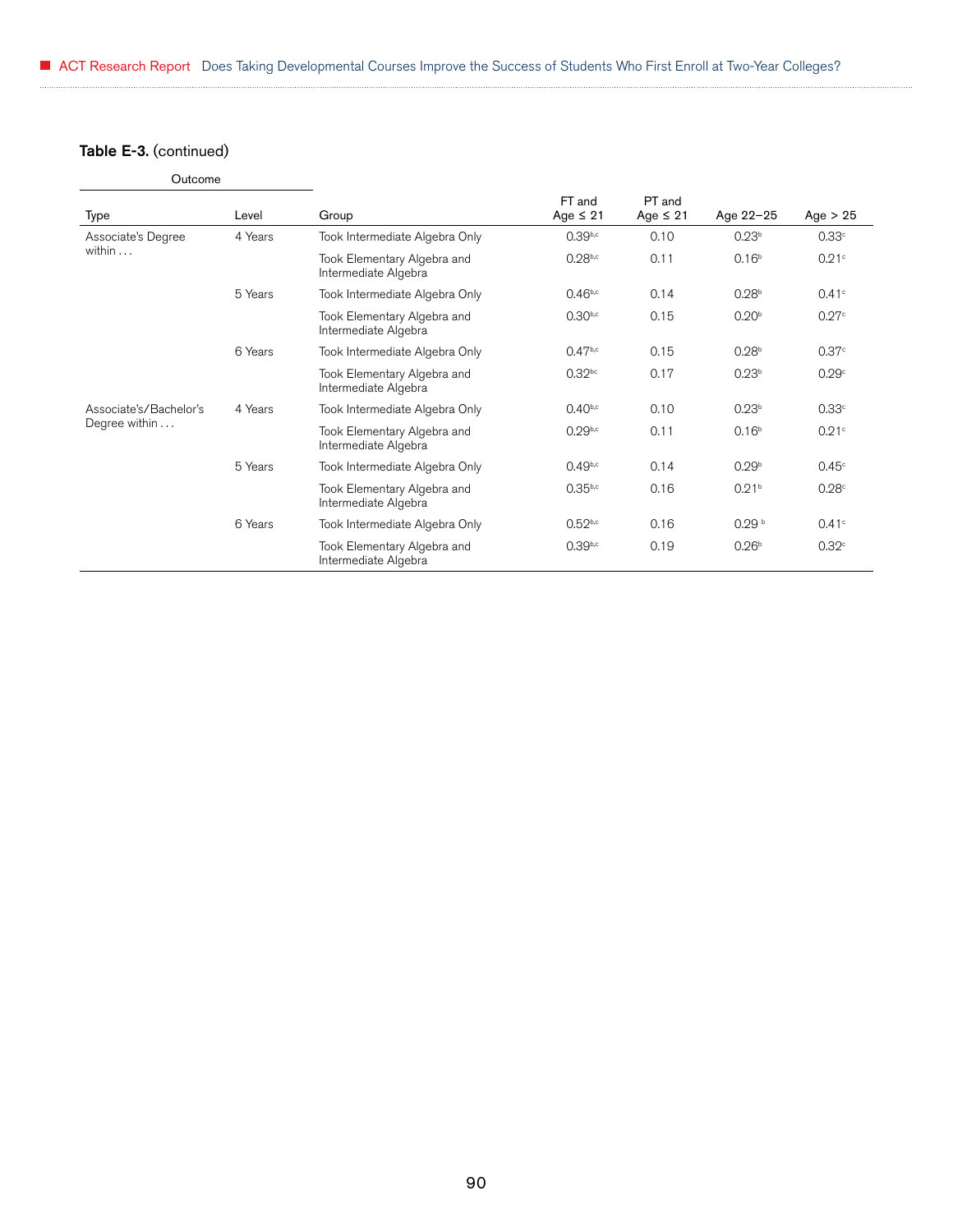**Table E-3.** (continued)

| Outcome | | | | | | |
|---|---|---|---|---|---|---|
| Type | Level | Group | FT and Age ≤ 21 | PT and Age ≤ 21 | Age 22–25 | Age > 25 |
| Associate's Degree within . . . | 4 Years | Took Intermediate Algebra Only | 0.39[b,c] | 0.10 | 0.23[b] | 0.33[c] |
| | | Took Elementary Algebra and Intermediate Algebra | 0.28[b,c] | 0.11 | 0.16[b] | 0.21[c] |
| | 5 Years | Took Intermediate Algebra Only | 0.46[b,c] | 0.14 | 0.28[b] | 0.41[c] |
| | | Took Elementary Algebra and Intermediate Algebra | 0.30[b,c] | 0.15 | 0.20[b] | 0.27[c] |
| | 6 Years | Took Intermediate Algebra Only | 0.47[b,c] | 0.15 | 0.28[b] | 0.37[c] |
| | | Took Elementary Algebra and Intermediate Algebra | 0.32[bc] | 0.17 | 0.23[b] | 0.29[c] |
| Associate's/Bachelor's Degree within . . . | 4 Years | Took Intermediate Algebra Only | 0.40[b,c] | 0.10 | 0.23[b] | 0.33[c] |
| | | Took Elementary Algebra and Intermediate Algebra | 0.29[b,c] | 0.11 | 0.16[b] | 0.21[c] |
| | 5 Years | Took Intermediate Algebra Only | 0.49[b,c] | 0.14 | 0.29[b] | 0.45[c] |
| | | Took Elementary Algebra and Intermediate Algebra | 0.35[b,c] | 0.16 | 0.21[b] | 0.28[c] |
| | 6 Years | Took Intermediate Algebra Only | 0.52[b,c] | 0.16 | 0.29[b] | 0.41[c] |
| | | Took Elementary Algebra and Intermediate Algebra | 0.39[b,c] | 0.19 | 0.26[b] | 0.32[c] |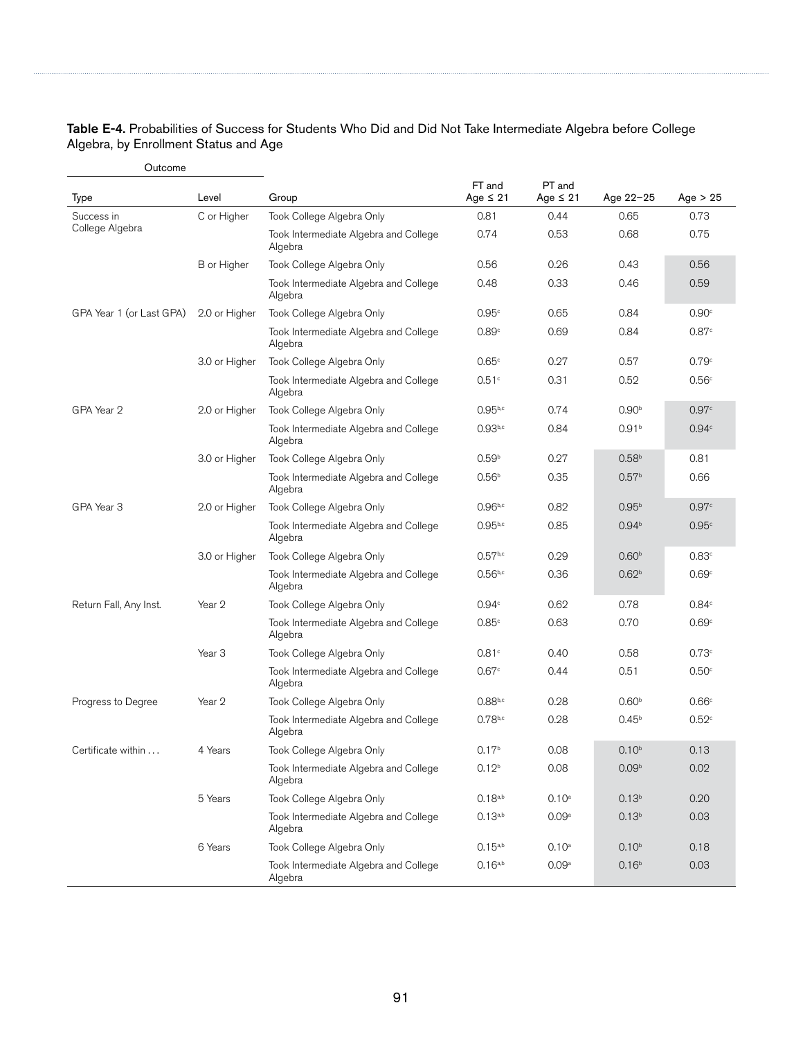**Table E-4.** Probabilities of Success for Students Who Did and Did Not Take Intermediate Algebra before College Algebra, by Enrollment Status and Age

| Outcome | | | | | | |
|---|---|---|---|---|---|---|
| Type | Level | Group | FT and Age ≤ 21 | PT and Age ≤ 21 | Age 22–25 | Age > 25 |
| Success in College Algebra | C or Higher | Took College Algebra Only | 0.81 | 0.44 | 0.65 | 0.73 |
| | | Took Intermediate Algebra and College Algebra | 0.74 | 0.53 | 0.68 | 0.75 |
| | B or Higher | Took College Algebra Only | 0.56 | 0.26 | 0.43 | 0.56 |
| | | Took Intermediate Algebra and College Algebra | 0.48 | 0.33 | 0.46 | 0.59 |
| GPA Year 1 (or Last GPA) | 2.0 or Higher | Took College Algebra Only | 0.95[c] | 0.65 | 0.84 | 0.90[c] |
| | | Took Intermediate Algebra and College Algebra | 0.89[c] | 0.69 | 0.84 | 0.87[c] |
| | 3.0 or Higher | Took College Algebra Only | 0.65[c] | 0.27 | 0.57 | 0.79[c] |
| | | Took Intermediate Algebra and College Algebra | 0.51[c] | 0.31 | 0.52 | 0.56[c] |
| GPA Year 2 | 2.0 or Higher | Took College Algebra Only | 0.95[b,c] | 0.74 | 0.90[b] | 0.97[c] |
| | | Took Intermediate Algebra and College Algebra | 0.93[b,c] | 0.84 | 0.91[b] | 0.94[c] |
| | 3.0 or Higher | Took College Algebra Only | 0.59[b] | 0.27 | 0.58[b] | 0.81 |
| | | Took Intermediate Algebra and College Algebra | 0.56[b] | 0.35 | 0.57[b] | 0.66 |
| GPA Year 3 | 2.0 or Higher | Took College Algebra Only | 0.96[b,c] | 0.82 | 0.95[b] | 0.97[c] |
| | | Took Intermediate Algebra and College Algebra | 0.95[b,c] | 0.85 | 0.94[b] | 0.95[c] |
| | 3.0 or Higher | Took College Algebra Only | 0.57[b,c] | 0.29 | 0.60[b] | 0.83[c] |
| | | Took Intermediate Algebra and College Algebra | 0.56[b,c] | 0.36 | 0.62[b] | 0.69[c] |
| Return Fall, Any Inst. | Year 2 | Took College Algebra Only | 0.94[c] | 0.62 | 0.78 | 0.84[c] |
| | | Took Intermediate Algebra and College Algebra | 0.85[c] | 0.63 | 0.70 | 0.69[c] |
| | Year 3 | Took College Algebra Only | 0.81[c] | 0.40 | 0.58 | 0.73[c] |
| | | Took Intermediate Algebra and College Algebra | 0.67[c] | 0.44 | 0.51 | 0.50[c] |
| Progress to Degree | Year 2 | Took College Algebra Only | 0.88[b,c] | 0.28 | 0.60[b] | 0.66[c] |
| | | Took Intermediate Algebra and College Algebra | 0.78[b,c] | 0.28 | 0.45[b] | 0.52[c] |
| Certificate within . . . | 4 Years | Took College Algebra Only | 0.17[b] | 0.08 | 0.10[b] | 0.13 |
| | | Took Intermediate Algebra and College Algebra | 0.12[b] | 0.08 | 0.09[b] | 0.02 |
| | 5 Years | Took College Algebra Only | 0.18[a,b] | 0.10[a] | 0.13[b] | 0.20 |
| | | Took Intermediate Algebra and College Algebra | 0.13[a,b] | 0.09[a] | 0.13[b] | 0.03 |
| | 6 Years | Took College Algebra Only | 0.15[a,b] | 0.10[a] | 0.10[b] | 0.18 |
| | | Took Intermediate Algebra and College Algebra | 0.16[a,b] | 0.09[a] | 0.16[b] | 0.03 |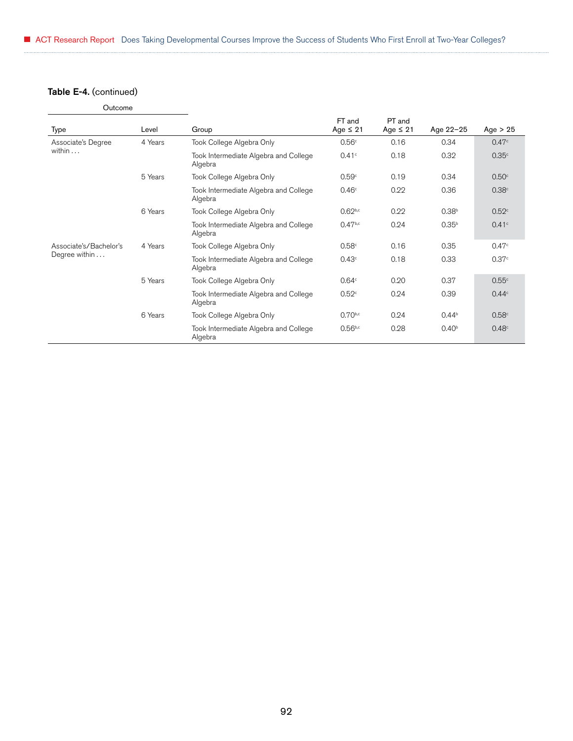**Table E-4.** (continued)

| Outcome | | | | | | |
|---|---|---|---|---|---|---|
| Type | Level | Group | FT and Age ≤ 21 | PT and Age ≤ 21 | Age 22–25 | Age > 25 |
| Associate's Degree within . . . | 4 Years | Took College Algebra Only | 0.56[c] | 0.16 | 0.34 | 0.47[c] |
| | | Took Intermediate Algebra and College Algebra | 0.41[c] | 0.18 | 0.32 | 0.35[c] |
| | 5 Years | Took College Algebra Only | 0.59[c] | 0.19 | 0.34 | 0.50[c] |
| | | Took Intermediate Algebra and College Algebra | 0.46[c] | 0.22 | 0.36 | 0.38[c] |
| | 6 Years | Took College Algebra Only | 0.62[b,c] | 0.22 | 0.38[b] | 0.52[c] |
| | | Took Intermediate Algebra and College Algebra | 0.47[b,c] | 0.24 | 0.35[b] | 0.41[c] |
| Associate's/Bachelor's Degree within . . . | 4 Years | Took College Algebra Only | 0.58[c] | 0.16 | 0.35 | 0.47[c] |
| | | Took Intermediate Algebra and College Algebra | 0.43[c] | 0.18 | 0.33 | 0.37[c] |
| | 5 Years | Took College Algebra Only | 0.64[c] | 0.20 | 0.37 | 0.55[c] |
| | | Took Intermediate Algebra and College Algebra | 0.52[c] | 0.24 | 0.39 | 0.44[c] |
| | 6 Years | Took College Algebra Only | 0.70[b,c] | 0.24 | 0.44[b] | 0.58[c] |
| | | Took Intermediate Algebra and College Algebra | 0.56[b,c] | 0.28 | 0.40[b] | 0.48[c] |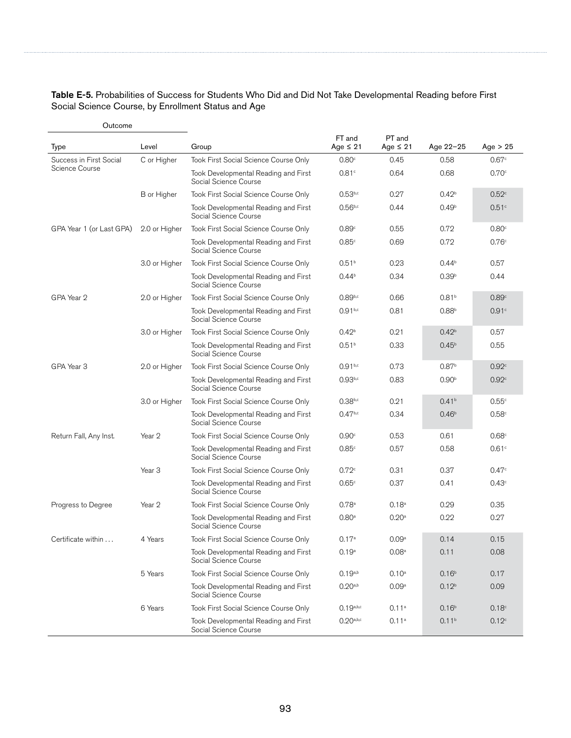**Table E-5.** Probabilities of Success for Students Who Did and Did Not Take Developmental Reading before First Social Science Course, by Enrollment Status and Age

| Outcome | | | | | | |
|---|---|---|---|---|---|---|
| Type | Level | Group | FT and Age ≤ 21 | PT and Age ≤ 21 | Age 22–25 | Age > 25 |
| Success in First Social Science Course | C or Higher | Took First Social Science Course Only | 0.80[c] | 0.45 | 0.58 | 0.67[c] |
| | | Took Developmental Reading and First Social Science Course | 0.81[c] | 0.64 | 0.68 | 0.70[c] |
| | B or Higher | Took First Social Science Course Only | 0.53[b,c] | 0.27 | 0.42[b] | 0.52[c] |
| | | Took Developmental Reading and First Social Science Course | 0.56[b,c] | 0.44 | 0.49[b] | 0.51[c] |
| GPA Year 1 (or Last GPA) | 2.0 or Higher | Took First Social Science Course Only | 0.89[c] | 0.55 | 0.72 | 0.80[c] |
| | | Took Developmental Reading and First Social Science Course | 0.85[c] | 0.69 | 0.72 | 0.76[c] |
| | 3.0 or Higher | Took First Social Science Course Only | 0.51[b] | 0.23 | 0.44[b] | 0.57 |
| | | Took Developmental Reading and First Social Science Course | 0.44[b] | 0.34 | 0.39[b] | 0.44 |
| GPA Year 2 | 2.0 or Higher | Took First Social Science Course Only | 0.89[b,c] | 0.66 | 0.81[b] | 0.89[c] |
| | | Took Developmental Reading and First Social Science Course | 0.91[b,c] | 0.81 | 0.88[b] | 0.91[c] |
| | 3.0 or Higher | Took First Social Science Course Only | 0.42[b] | 0.21 | 0.42[b] | 0.57 |
| | | Took Developmental Reading and First Social Science Course | 0.51[b] | 0.33 | 0.45[b] | 0.55 |
| GPA Year 3 | 2.0 or Higher | Took First Social Science Course Only | 0.91[b,c] | 0.73 | 0.87[b] | 0.92[c] |
| | | Took Developmental Reading and First Social Science Course | 0.93[b,c] | 0.83 | 0.90[b] | 0.92[c] |
| | 3.0 or Higher | Took First Social Science Course Only | 0.38[b,c] | 0.21 | 0.41[b] | 0.55[c] |
| | | Took Developmental Reading and First Social Science Course | 0.47[b,c] | 0.34 | 0.46[b] | 0.58[c] |
| Return Fall, Any Inst. | Year 2 | Took First Social Science Course Only | 0.90[c] | 0.53 | 0.61 | 0.68[c] |
| | | Took Developmental Reading and First Social Science Course | 0.85[c] | 0.57 | 0.58 | 0.61[c] |
| | Year 3 | Took First Social Science Course Only | 0.72[c] | 0.31 | 0.37 | 0.47[c] |
| | | Took Developmental Reading and First Social Science Course | 0.65[c] | 0.37 | 0.41 | 0.43[c] |
| Progress to Degree | Year 2 | Took First Social Science Course Only | 0.78[a] | 0.18[a] | 0.29 | 0.35 |
| | | Took Developmental Reading and First Social Science Course | 0.80[a] | 0.20[a] | 0.22 | 0.27 |
| Certificate within . . . | 4 Years | Took First Social Science Course Only | 0.17[a] | 0.09[a] | 0.14 | 0.15 |
| | | Took Developmental Reading and First Social Science Course | 0.19[a] | 0.08[a] | 0.11 | 0.08 |
| | 5 Years | Took First Social Science Course Only | 0.19[a,b] | 0.10[a] | 0.16[b] | 0.17 |
| | | Took Developmental Reading and First Social Science Course | 0.20[a,b] | 0.09[a] | 0.12[b] | 0.09 |
| | 6 Years | Took First Social Science Course Only | 0.19[a,b,c] | 0.11[a] | 0.16[b] | 0.18[c] |
| | | Took Developmental Reading and First Social Science Course | 0.20[a,b,c] | 0.11[a] | 0.11[b] | 0.12[c] |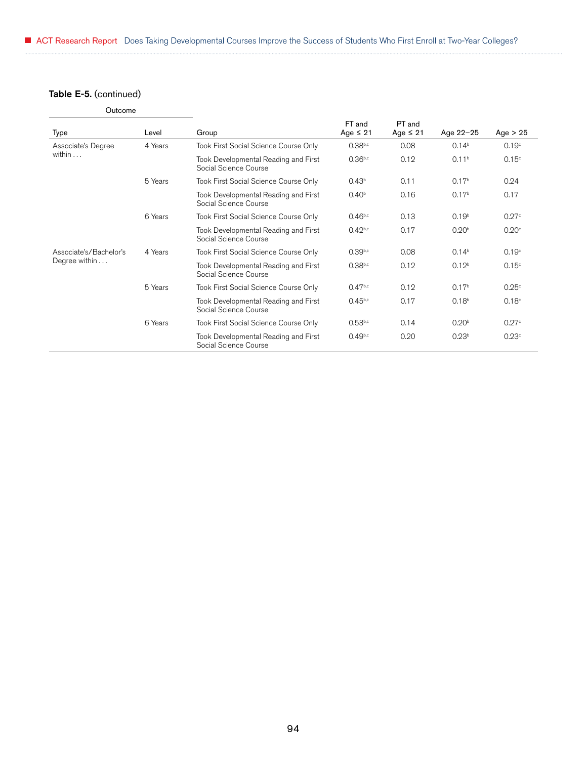**Table E-5.** (continued)

| Outcome | | | | | | |
|---|---|---|---|---|---|---|
| Type | Level | Group | FT and Age ≤ 21 | PT and Age ≤ 21 | Age 22–25 | Age > 25 |
| Associate's Degree within . . . | 4 Years | Took First Social Science Course Only | 0.38[b,c] | 0.08 | 0.14[b] | 0.19[c] |
| | | Took Developmental Reading and First Social Science Course | 0.36[b,c] | 0.12 | 0.11[b] | 0.15[c] |
| | 5 Years | Took First Social Science Course Only | 0.43[b] | 0.11 | 0.17[b] | 0.24 |
| | | Took Developmental Reading and First Social Science Course | 0.40[b] | 0.16 | 0.17[b] | 0.17 |
| | 6 Years | Took First Social Science Course Only | 0.46[b,c] | 0.13 | 0.19[b] | 0.27[c] |
| | | Took Developmental Reading and First Social Science Course | 0.42[b,c] | 0.17 | 0.20[b] | 0.20[c] |
| Associate's/Bachelor's Degree within . . . | 4 Years | Took First Social Science Course Only | 0.39[b,c] | 0.08 | 0.14[b] | 0.19[c] |
| | | Took Developmental Reading and First Social Science Course | 0.38[b,c] | 0.12 | 0.12[b] | 0.15[c] |
| | 5 Years | Took First Social Science Course Only | 0.47[b,c] | 0.12 | 0.17[b] | 0.25[c] |
| | | Took Developmental Reading and First Social Science Course | 0.45[b,c] | 0.17 | 0.18[b] | 0.18[c] |
| | 6 Years | Took First Social Science Course Only | 0.53[b,c] | 0.14 | 0.20[b] | 0.27[c] |
| | | Took Developmental Reading and First Social Science Course | 0.49[b,c] | 0.20 | 0.23[b] | 0.23[c] |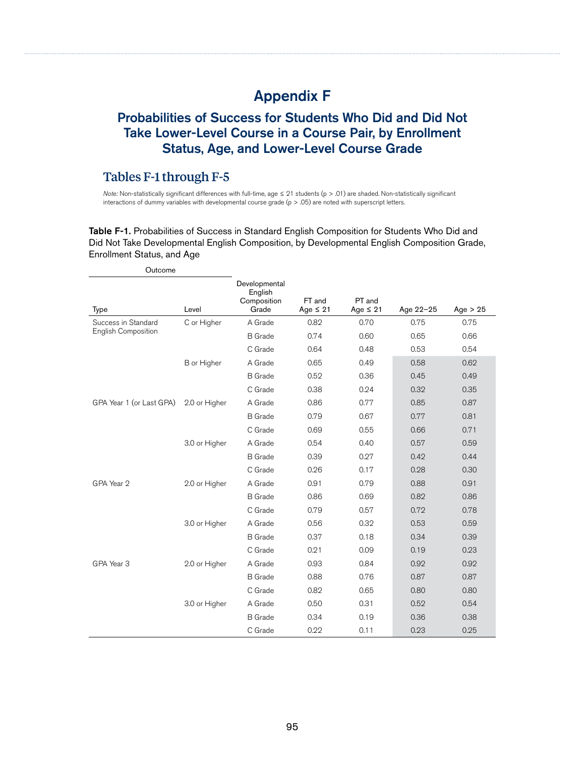# Appendix F

## Probabilities of Success for Students Who Did and Did Not Take Lower-Level Course in a Course Pair, by Enrollment Status, Age, and Lower-Level Course Grade

### Tables F-1 through F-5

*Note:* Non-statistically significant differences with full-time, age ≤ 21 students ($p > .01$) are shaded. Non-statistically significant interactions of dummy variables with developmental course grade ($p > .05$) are noted with superscript letters.

**Table F-1.** Probabilities of Success in Standard English Composition for Students Who Did and Did Not Take Developmental English Composition, by Developmental English Composition Grade, Enrollment Status, and Age

| Outcome: Type | Outcome: Level | Developmental English Composition Grade | FT and Age ≤ 21 | PT and Age ≤ 21 | Age 22–25 | Age > 25 |
|---|---|---|---|---|---|---|
| Success in Standard English Composition | C or Higher | A Grade | 0.82 | 0.70 | 0.75 | 0.75 |
| | | B Grade | 0.74 | 0.60 | 0.65 | 0.66 |
| | | C Grade | 0.64 | 0.48 | 0.53 | 0.54 |
| | B or Higher | A Grade | 0.65 | 0.49 | 0.58 | 0.62 |
| | | B Grade | 0.52 | 0.36 | 0.45 | 0.49 |
| | | C Grade | 0.38 | 0.24 | 0.32 | 0.35 |
| GPA Year 1 (or Last GPA) | 2.0 or Higher | A Grade | 0.86 | 0.77 | 0.85 | 0.87 |
| | | B Grade | 0.79 | 0.67 | 0.77 | 0.81 |
| | | C Grade | 0.69 | 0.55 | 0.66 | 0.71 |
| | 3.0 or Higher | A Grade | 0.54 | 0.40 | 0.57 | 0.59 |
| | | B Grade | 0.39 | 0.27 | 0.42 | 0.44 |
| | | C Grade | 0.26 | 0.17 | 0.28 | 0.30 |
| GPA Year 2 | 2.0 or Higher | A Grade | 0.91 | 0.79 | 0.88 | 0.91 |
| | | B Grade | 0.86 | 0.69 | 0.82 | 0.86 |
| | | C Grade | 0.79 | 0.57 | 0.72 | 0.78 |
| | 3.0 or Higher | A Grade | 0.56 | 0.32 | 0.53 | 0.59 |
| | | B Grade | 0.37 | 0.18 | 0.34 | 0.39 |
| | | C Grade | 0.21 | 0.09 | 0.19 | 0.23 |
| GPA Year 3 | 2.0 or Higher | A Grade | 0.93 | 0.84 | 0.92 | 0.92 |
| | | B Grade | 0.88 | 0.76 | 0.87 | 0.87 |
| | | C Grade | 0.82 | 0.65 | 0.80 | 0.80 |
| | 3.0 or Higher | A Grade | 0.50 | 0.31 | 0.52 | 0.54 |
| | | B Grade | 0.34 | 0.19 | 0.36 | 0.38 |
| | | C Grade | 0.22 | 0.11 | 0.23 | 0.25 |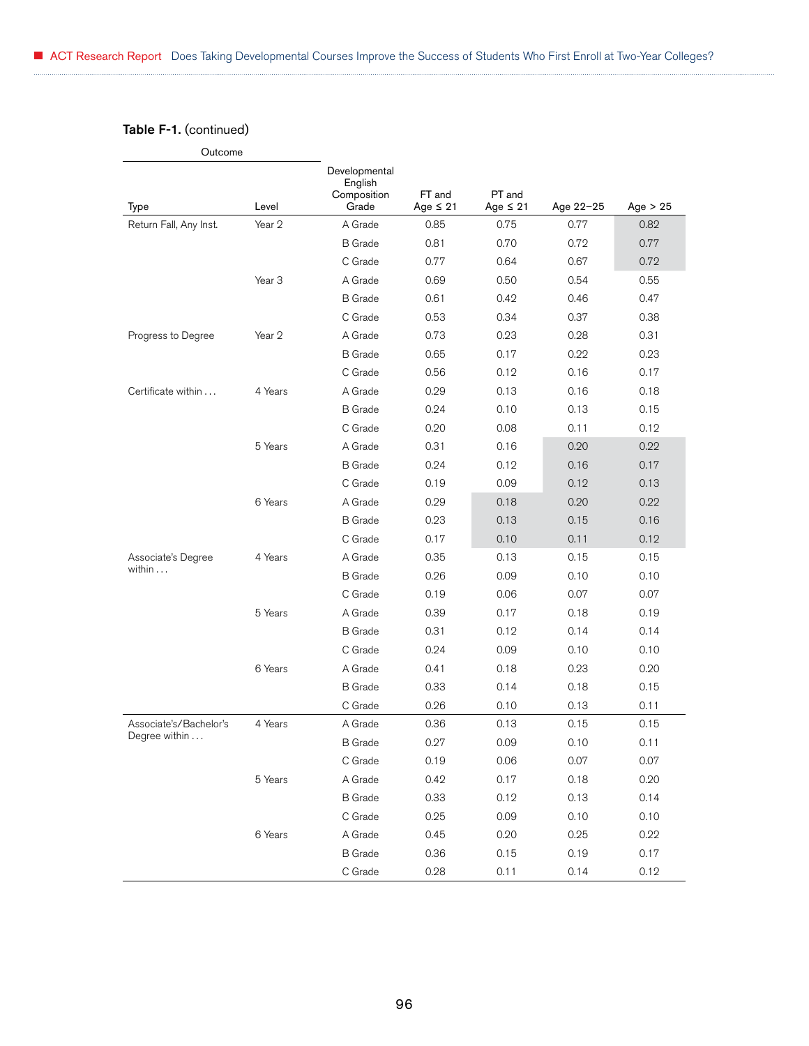**Table F-1.** (continued)

| Outcome | | Developmental English Composition Grade | FT and Age ≤ 21 | PT and Age ≤ 21 | Age 22–25 | Age > 25 |
|---|---|---|---|---|---|---|
| Type | Level | | | | | |
| Return Fall, Any Inst. | Year 2 | A Grade | 0.85 | 0.75 | 0.77 | 0.82 |
| | | B Grade | 0.81 | 0.70 | 0.72 | 0.77 |
| | | C Grade | 0.77 | 0.64 | 0.67 | 0.72 |
| | Year 3 | A Grade | 0.69 | 0.50 | 0.54 | 0.55 |
| | | B Grade | 0.61 | 0.42 | 0.46 | 0.47 |
| | | C Grade | 0.53 | 0.34 | 0.37 | 0.38 |
| Progress to Degree | Year 2 | A Grade | 0.73 | 0.23 | 0.28 | 0.31 |
| | | B Grade | 0.65 | 0.17 | 0.22 | 0.23 |
| | | C Grade | 0.56 | 0.12 | 0.16 | 0.17 |
| Certificate within . . . | 4 Years | A Grade | 0.29 | 0.13 | 0.16 | 0.18 |
| | | B Grade | 0.24 | 0.10 | 0.13 | 0.15 |
| | | C Grade | 0.20 | 0.08 | 0.11 | 0.12 |
| | 5 Years | A Grade | 0.31 | 0.16 | 0.20 | 0.22 |
| | | B Grade | 0.24 | 0.12 | 0.16 | 0.17 |
| | | C Grade | 0.19 | 0.09 | 0.12 | 0.13 |
| | 6 Years | A Grade | 0.29 | 0.18 | 0.20 | 0.22 |
| | | B Grade | 0.23 | 0.13 | 0.15 | 0.16 |
| | | C Grade | 0.17 | 0.10 | 0.11 | 0.12 |
| Associate's Degree within . . . | 4 Years | A Grade | 0.35 | 0.13 | 0.15 | 0.15 |
| | | B Grade | 0.26 | 0.09 | 0.10 | 0.10 |
| | | C Grade | 0.19 | 0.06 | 0.07 | 0.07 |
| | 5 Years | A Grade | 0.39 | 0.17 | 0.18 | 0.19 |
| | | B Grade | 0.31 | 0.12 | 0.14 | 0.14 |
| | | C Grade | 0.24 | 0.09 | 0.10 | 0.10 |
| | 6 Years | A Grade | 0.41 | 0.18 | 0.23 | 0.20 |
| | | B Grade | 0.33 | 0.14 | 0.18 | 0.15 |
| | | C Grade | 0.26 | 0.10 | 0.13 | 0.11 |
| Associate's/Bachelor's Degree within . . . | 4 Years | A Grade | 0.36 | 0.13 | 0.15 | 0.15 |
| | | B Grade | 0.27 | 0.09 | 0.10 | 0.11 |
| | | C Grade | 0.19 | 0.06 | 0.07 | 0.07 |
| | 5 Years | A Grade | 0.42 | 0.17 | 0.18 | 0.20 |
| | | B Grade | 0.33 | 0.12 | 0.13 | 0.14 |
| | | C Grade | 0.25 | 0.09 | 0.10 | 0.10 |
| | 6 Years | A Grade | 0.45 | 0.20 | 0.25 | 0.22 |
| | | B Grade | 0.36 | 0.15 | 0.19 | 0.17 |
| | | C Grade | 0.28 | 0.11 | 0.14 | 0.12 |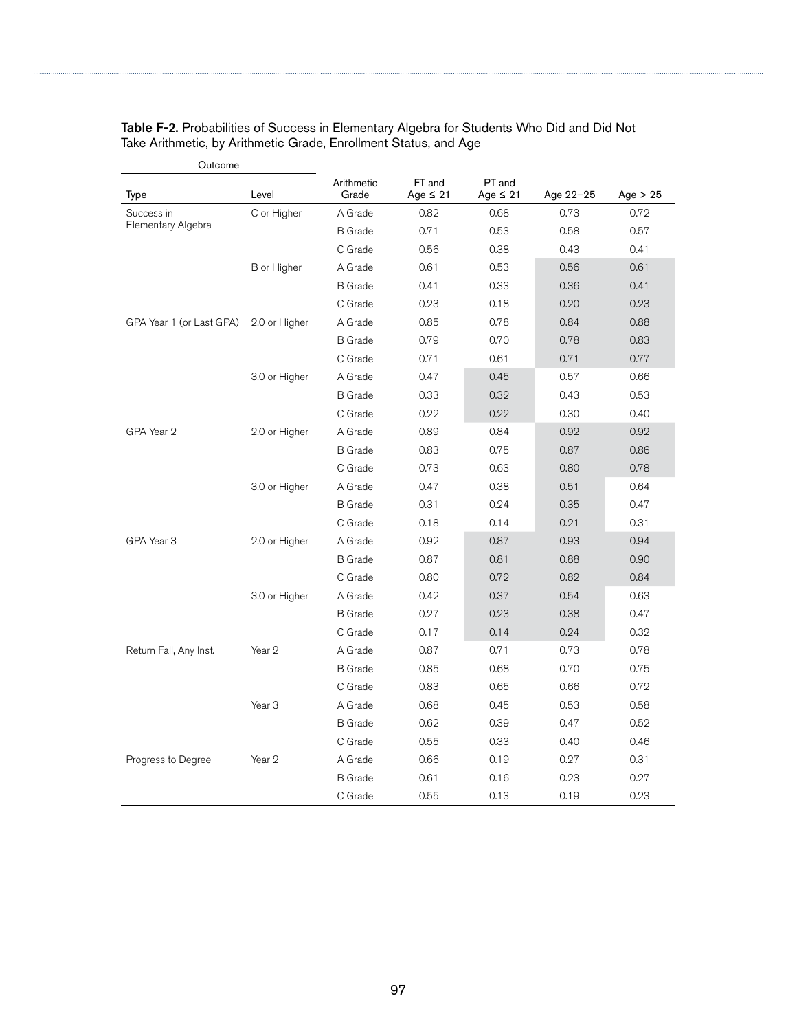**Table F-2.** Probabilities of Success in Elementary Algebra for Students Who Did and Did Not Take Arithmetic, by Arithmetic Grade, Enrollment Status, and Age

| Outcome | | | | | | |
|---|---|---|---|---|---|---|
| Type | Level | Arithmetic Grade | FT and Age ≤ 21 | PT and Age ≤ 21 | Age 22–25 | Age > 25 |
| Success in Elementary Algebra | C or Higher | A Grade | 0.82 | 0.68 | 0.73 | 0.72 |
| | | B Grade | 0.71 | 0.53 | 0.58 | 0.57 |
| | | C Grade | 0.56 | 0.38 | 0.43 | 0.41 |
| | B or Higher | A Grade | 0.61 | 0.53 | 0.56 | 0.61 |
| | | B Grade | 0.41 | 0.33 | 0.36 | 0.41 |
| | | C Grade | 0.23 | 0.18 | 0.20 | 0.23 |
| GPA Year 1 (or Last GPA) | 2.0 or Higher | A Grade | 0.85 | 0.78 | 0.84 | 0.88 |
| | | B Grade | 0.79 | 0.70 | 0.78 | 0.83 |
| | | C Grade | 0.71 | 0.61 | 0.71 | 0.77 |
| | 3.0 or Higher | A Grade | 0.47 | 0.45 | 0.57 | 0.66 |
| | | B Grade | 0.33 | 0.32 | 0.43 | 0.53 |
| | | C Grade | 0.22 | 0.22 | 0.30 | 0.40 |
| GPA Year 2 | 2.0 or Higher | A Grade | 0.89 | 0.84 | 0.92 | 0.92 |
| | | B Grade | 0.83 | 0.75 | 0.87 | 0.86 |
| | | C Grade | 0.73 | 0.63 | 0.80 | 0.78 |
| | 3.0 or Higher | A Grade | 0.47 | 0.38 | 0.51 | 0.64 |
| | | B Grade | 0.31 | 0.24 | 0.35 | 0.47 |
| | | C Grade | 0.18 | 0.14 | 0.21 | 0.31 |
| GPA Year 3 | 2.0 or Higher | A Grade | 0.92 | 0.87 | 0.93 | 0.94 |
| | | B Grade | 0.87 | 0.81 | 0.88 | 0.90 |
| | | C Grade | 0.80 | 0.72 | 0.82 | 0.84 |
| | 3.0 or Higher | A Grade | 0.42 | 0.37 | 0.54 | 0.63 |
| | | B Grade | 0.27 | 0.23 | 0.38 | 0.47 |
| | | C Grade | 0.17 | 0.14 | 0.24 | 0.32 |
| Return Fall, Any Inst. | Year 2 | A Grade | 0.87 | 0.71 | 0.73 | 0.78 |
| | | B Grade | 0.85 | 0.68 | 0.70 | 0.75 |
| | | C Grade | 0.83 | 0.65 | 0.66 | 0.72 |
| | Year 3 | A Grade | 0.68 | 0.45 | 0.53 | 0.58 |
| | | B Grade | 0.62 | 0.39 | 0.47 | 0.52 |
| | | C Grade | 0.55 | 0.33 | 0.40 | 0.46 |
| Progress to Degree | Year 2 | A Grade | 0.66 | 0.19 | 0.27 | 0.31 |
| | | B Grade | 0.61 | 0.16 | 0.23 | 0.27 |
| | | C Grade | 0.55 | 0.13 | 0.19 | 0.23 |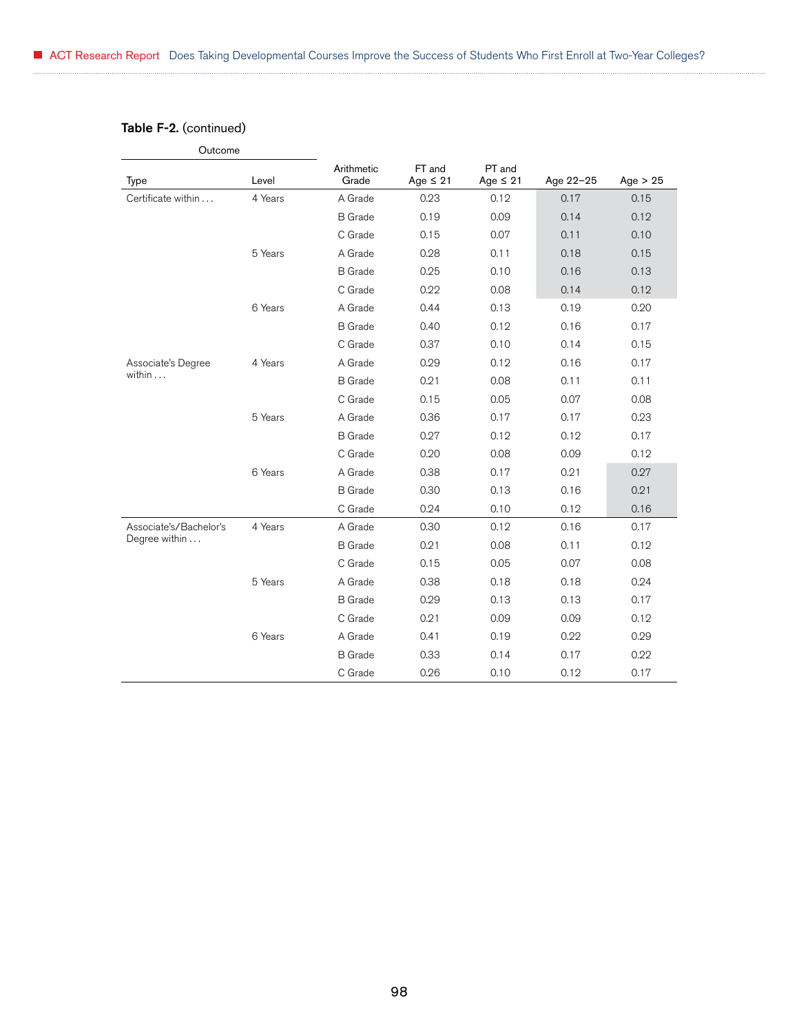**Table F-2.** (continued)

| Outcome | | Arithmetic Grade | FT and Age ≤ 21 | PT and Age ≤ 21 | Age 22–25 | Age > 25 |
|---|---|---|---|---|---|---|
| Type | Level | | | | | |
| Certificate within . . . | 4 Years | A Grade | 0.23 | 0.12 | 0.17 | 0.15 |
| | | B Grade | 0.19 | 0.09 | 0.14 | 0.12 |
| | | C Grade | 0.15 | 0.07 | 0.11 | 0.10 |
| | 5 Years | A Grade | 0.28 | 0.11 | 0.18 | 0.15 |
| | | B Grade | 0.25 | 0.10 | 0.16 | 0.13 |
| | | C Grade | 0.22 | 0.08 | 0.14 | 0.12 |
| | 6 Years | A Grade | 0.44 | 0.13 | 0.19 | 0.20 |
| | | B Grade | 0.40 | 0.12 | 0.16 | 0.17 |
| | | C Grade | 0.37 | 0.10 | 0.14 | 0.15 |
| Associate's Degree within . . . | 4 Years | A Grade | 0.29 | 0.12 | 0.16 | 0.17 |
| | | B Grade | 0.21 | 0.08 | 0.11 | 0.11 |
| | | C Grade | 0.15 | 0.05 | 0.07 | 0.08 |
| | 5 Years | A Grade | 0.36 | 0.17 | 0.17 | 0.23 |
| | | B Grade | 0.27 | 0.12 | 0.12 | 0.17 |
| | | C Grade | 0.20 | 0.08 | 0.09 | 0.12 |
| | 6 Years | A Grade | 0.38 | 0.17 | 0.21 | 0.27 |
| | | B Grade | 0.30 | 0.13 | 0.16 | 0.21 |
| | | C Grade | 0.24 | 0.10 | 0.12 | 0.16 |
| Associate's/Bachelor's Degree within . . . | 4 Years | A Grade | 0.30 | 0.12 | 0.16 | 0.17 |
| | | B Grade | 0.21 | 0.08 | 0.11 | 0.12 |
| | | C Grade | 0.15 | 0.05 | 0.07 | 0.08 |
| | 5 Years | A Grade | 0.38 | 0.18 | 0.18 | 0.24 |
| | | B Grade | 0.29 | 0.13 | 0.13 | 0.17 |
| | | C Grade | 0.21 | 0.09 | 0.09 | 0.12 |
| | 6 Years | A Grade | 0.41 | 0.19 | 0.22 | 0.29 |
| | | B Grade | 0.33 | 0.14 | 0.17 | 0.22 |
| | | C Grade | 0.26 | 0.10 | 0.12 | 0.17 |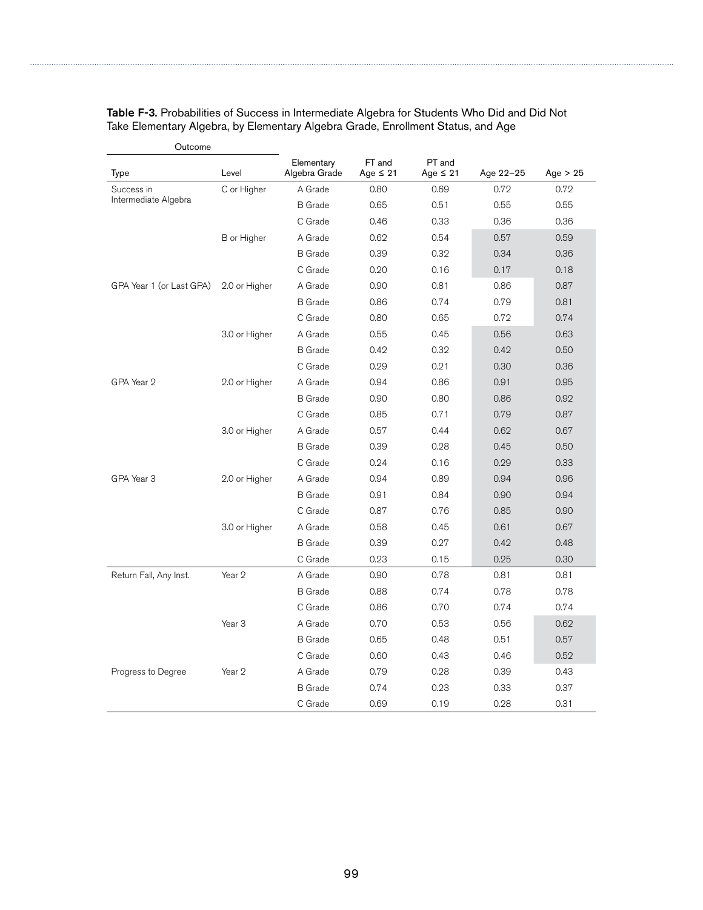**Table F-3.** Probabilities of Success in Intermediate Algebra for Students Who Did and Did Not Take Elementary Algebra, by Elementary Algebra Grade, Enrollment Status, and Age

| Outcome | | | | | | |
|---|---|---|---|---|---|---|
| Type | Level | Elementary Algebra Grade | FT and Age ≤ 21 | PT and Age ≤ 21 | Age 22–25 | Age > 25 |
| Success in Intermediate Algebra | C or Higher | A Grade | 0.80 | 0.69 | 0.72 | 0.72 |
| | | B Grade | 0.65 | 0.51 | 0.55 | 0.55 |
| | | C Grade | 0.46 | 0.33 | 0.36 | 0.36 |
| | B or Higher | A Grade | 0.62 | 0.54 | 0.57 | 0.59 |
| | | B Grade | 0.39 | 0.32 | 0.34 | 0.36 |
| | | C Grade | 0.20 | 0.16 | 0.17 | 0.18 |
| GPA Year 1 (or Last GPA) | 2.0 or Higher | A Grade | 0.90 | 0.81 | 0.86 | 0.87 |
| | | B Grade | 0.86 | 0.74 | 0.79 | 0.81 |
| | | C Grade | 0.80 | 0.65 | 0.72 | 0.74 |
| | 3.0 or Higher | A Grade | 0.55 | 0.45 | 0.56 | 0.63 |
| | | B Grade | 0.42 | 0.32 | 0.42 | 0.50 |
| | | C Grade | 0.29 | 0.21 | 0.30 | 0.36 |
| GPA Year 2 | 2.0 or Higher | A Grade | 0.94 | 0.86 | 0.91 | 0.95 |
| | | B Grade | 0.90 | 0.80 | 0.86 | 0.92 |
| | | C Grade | 0.85 | 0.71 | 0.79 | 0.87 |
| | 3.0 or Higher | A Grade | 0.57 | 0.44 | 0.62 | 0.67 |
| | | B Grade | 0.39 | 0.28 | 0.45 | 0.50 |
| | | C Grade | 0.24 | 0.16 | 0.29 | 0.33 |
| GPA Year 3 | 2.0 or Higher | A Grade | 0.94 | 0.89 | 0.94 | 0.96 |
| | | B Grade | 0.91 | 0.84 | 0.90 | 0.94 |
| | | C Grade | 0.87 | 0.76 | 0.85 | 0.90 |
| | 3.0 or Higher | A Grade | 0.58 | 0.45 | 0.61 | 0.67 |
| | | B Grade | 0.39 | 0.27 | 0.42 | 0.48 |
| | | C Grade | 0.23 | 0.15 | 0.25 | 0.30 |
| Return Fall, Any Inst. | Year 2 | A Grade | 0.90 | 0.78 | 0.81 | 0.81 |
| | | B Grade | 0.88 | 0.74 | 0.78 | 0.78 |
| | | C Grade | 0.86 | 0.70 | 0.74 | 0.74 |
| | Year 3 | A Grade | 0.70 | 0.53 | 0.56 | 0.62 |
| | | B Grade | 0.65 | 0.48 | 0.51 | 0.57 |
| | | C Grade | 0.60 | 0.43 | 0.46 | 0.52 |
| Progress to Degree | Year 2 | A Grade | 0.79 | 0.28 | 0.39 | 0.43 |
| | | B Grade | 0.74 | 0.23 | 0.33 | 0.37 |
| | | C Grade | 0.69 | 0.19 | 0.28 | 0.31 |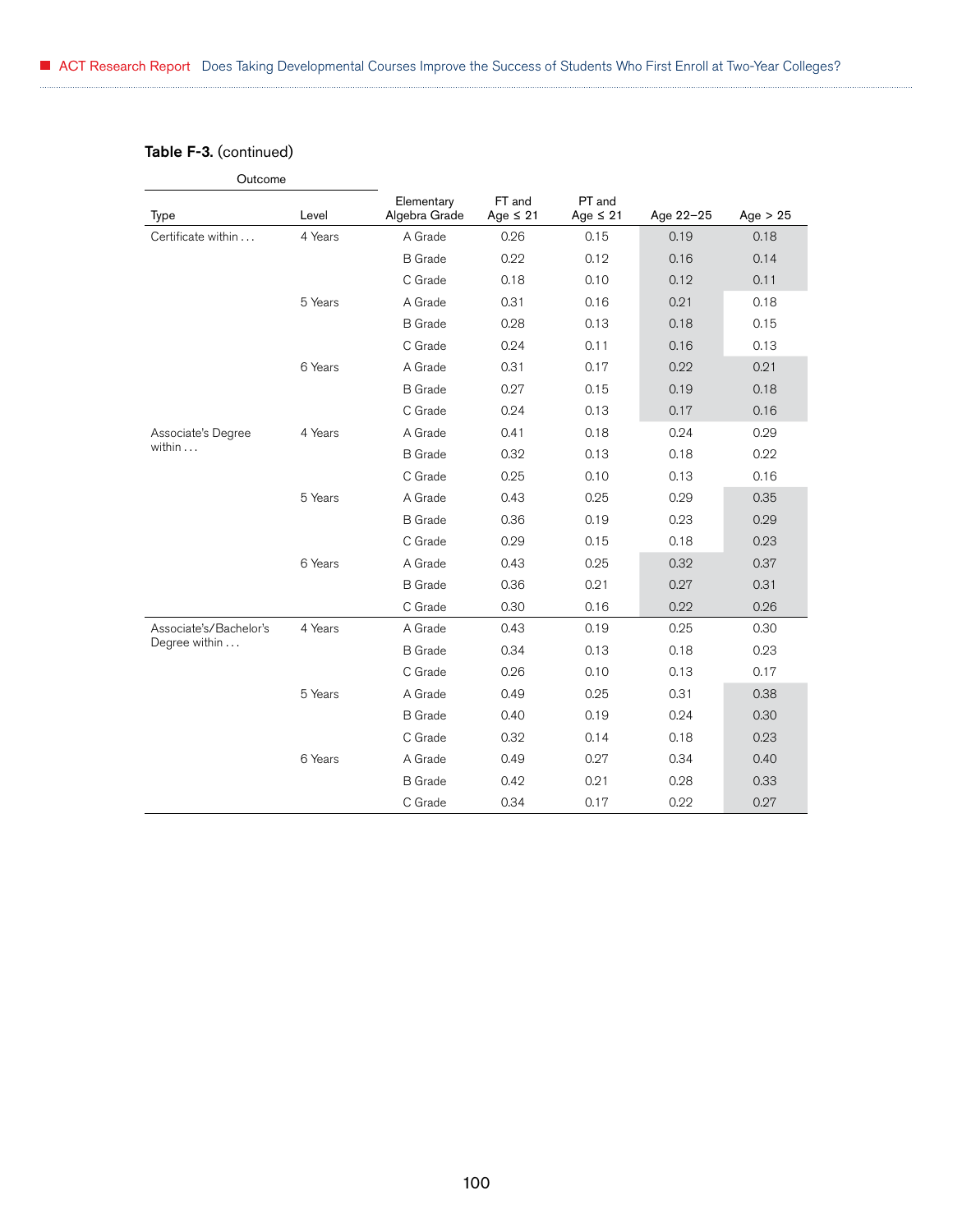**Table F-3.** (continued)

| Outcome | | Elementary Algebra Grade | FT and Age ≤ 21 | PT and Age ≤ 21 | Age 22–25 | Age > 25 |
|---|---|---|---|---|---|---|
| Type | Level | | | | | |
| Certificate within . . . | 4 Years | A Grade | 0.26 | 0.15 | 0.19 | 0.18 |
| | | B Grade | 0.22 | 0.12 | 0.16 | 0.14 |
| | | C Grade | 0.18 | 0.10 | 0.12 | 0.11 |
| | 5 Years | A Grade | 0.31 | 0.16 | 0.21 | 0.18 |
| | | B Grade | 0.28 | 0.13 | 0.18 | 0.15 |
| | | C Grade | 0.24 | 0.11 | 0.16 | 0.13 |
| | 6 Years | A Grade | 0.31 | 0.17 | 0.22 | 0.21 |
| | | B Grade | 0.27 | 0.15 | 0.19 | 0.18 |
| | | C Grade | 0.24 | 0.13 | 0.17 | 0.16 |
| Associate's Degree within . . . | 4 Years | A Grade | 0.41 | 0.18 | 0.24 | 0.29 |
| | | B Grade | 0.32 | 0.13 | 0.18 | 0.22 |
| | | C Grade | 0.25 | 0.10 | 0.13 | 0.16 |
| | 5 Years | A Grade | 0.43 | 0.25 | 0.29 | 0.35 |
| | | B Grade | 0.36 | 0.19 | 0.23 | 0.29 |
| | | C Grade | 0.29 | 0.15 | 0.18 | 0.23 |
| | 6 Years | A Grade | 0.43 | 0.25 | 0.32 | 0.37 |
| | | B Grade | 0.36 | 0.21 | 0.27 | 0.31 |
| | | C Grade | 0.30 | 0.16 | 0.22 | 0.26 |
| Associate's/Bachelor's Degree within . . . | 4 Years | A Grade | 0.43 | 0.19 | 0.25 | 0.30 |
| | | B Grade | 0.34 | 0.13 | 0.18 | 0.23 |
| | | C Grade | 0.26 | 0.10 | 0.13 | 0.17 |
| | 5 Years | A Grade | 0.49 | 0.25 | 0.31 | 0.38 |
| | | B Grade | 0.40 | 0.19 | 0.24 | 0.30 |
| | | C Grade | 0.32 | 0.14 | 0.18 | 0.23 |
| | 6 Years | A Grade | 0.49 | 0.27 | 0.34 | 0.40 |
| | | B Grade | 0.42 | 0.21 | 0.28 | 0.33 |
| | | C Grade | 0.34 | 0.17 | 0.22 | 0.27 |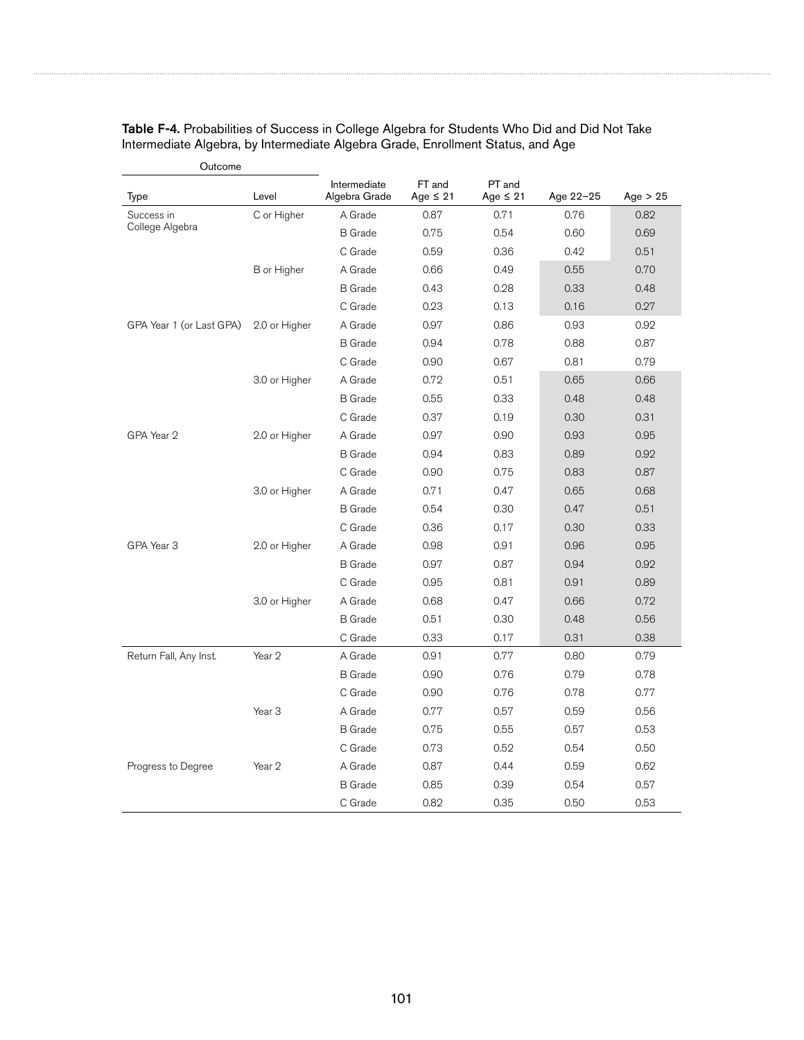**Table F-4.** Probabilities of Success in College Algebra for Students Who Did and Did Not Take Intermediate Algebra, by Intermediate Algebra Grade, Enrollment Status, and Age

| Outcome | | | | | | |
|---|---|---|---|---|---|---|
| Type | Level | Intermediate Algebra Grade | FT and Age ≤ 21 | PT and Age ≤ 21 | Age 22–25 | Age > 25 |
| Success in College Algebra | C or Higher | A Grade | 0.87 | 0.71 | 0.76 | 0.82 |
| | | B Grade | 0.75 | 0.54 | 0.60 | 0.69 |
| | | C Grade | 0.59 | 0.36 | 0.42 | 0.51 |
| | B or Higher | A Grade | 0.66 | 0.49 | 0.55 | 0.70 |
| | | B Grade | 0.43 | 0.28 | 0.33 | 0.48 |
| | | C Grade | 0.23 | 0.13 | 0.16 | 0.27 |
| GPA Year 1 (or Last GPA) | 2.0 or Higher | A Grade | 0.97 | 0.86 | 0.93 | 0.92 |
| | | B Grade | 0.94 | 0.78 | 0.88 | 0.87 |
| | | C Grade | 0.90 | 0.67 | 0.81 | 0.79 |
| | 3.0 or Higher | A Grade | 0.72 | 0.51 | 0.65 | 0.66 |
| | | B Grade | 0.55 | 0.33 | 0.48 | 0.48 |
| | | C Grade | 0.37 | 0.19 | 0.30 | 0.31 |
| GPA Year 2 | 2.0 or Higher | A Grade | 0.97 | 0.90 | 0.93 | 0.95 |
| | | B Grade | 0.94 | 0.83 | 0.89 | 0.92 |
| | | C Grade | 0.90 | 0.75 | 0.83 | 0.87 |
| | 3.0 or Higher | A Grade | 0.71 | 0.47 | 0.65 | 0.68 |
| | | B Grade | 0.54 | 0.30 | 0.47 | 0.51 |
| | | C Grade | 0.36 | 0.17 | 0.30 | 0.33 |
| GPA Year 3 | 2.0 or Higher | A Grade | 0.98 | 0.91 | 0.96 | 0.95 |
| | | B Grade | 0.97 | 0.87 | 0.94 | 0.92 |
| | | C Grade | 0.95 | 0.81 | 0.91 | 0.89 |
| | 3.0 or Higher | A Grade | 0.68 | 0.47 | 0.66 | 0.72 |
| | | B Grade | 0.51 | 0.30 | 0.48 | 0.56 |
| | | C Grade | 0.33 | 0.17 | 0.31 | 0.38 |
| Return Fall, Any Inst. | Year 2 | A Grade | 0.91 | 0.77 | 0.80 | 0.79 |
| | | B Grade | 0.90 | 0.76 | 0.79 | 0.78 |
| | | C Grade | 0.90 | 0.76 | 0.78 | 0.77 |
| | Year 3 | A Grade | 0.77 | 0.57 | 0.59 | 0.56 |
| | | B Grade | 0.75 | 0.55 | 0.57 | 0.53 |
| | | C Grade | 0.73 | 0.52 | 0.54 | 0.50 |
| Progress to Degree | Year 2 | A Grade | 0.87 | 0.44 | 0.59 | 0.62 |
| | | B Grade | 0.85 | 0.39 | 0.54 | 0.57 |
| | | C Grade | 0.82 | 0.35 | 0.50 | 0.53 |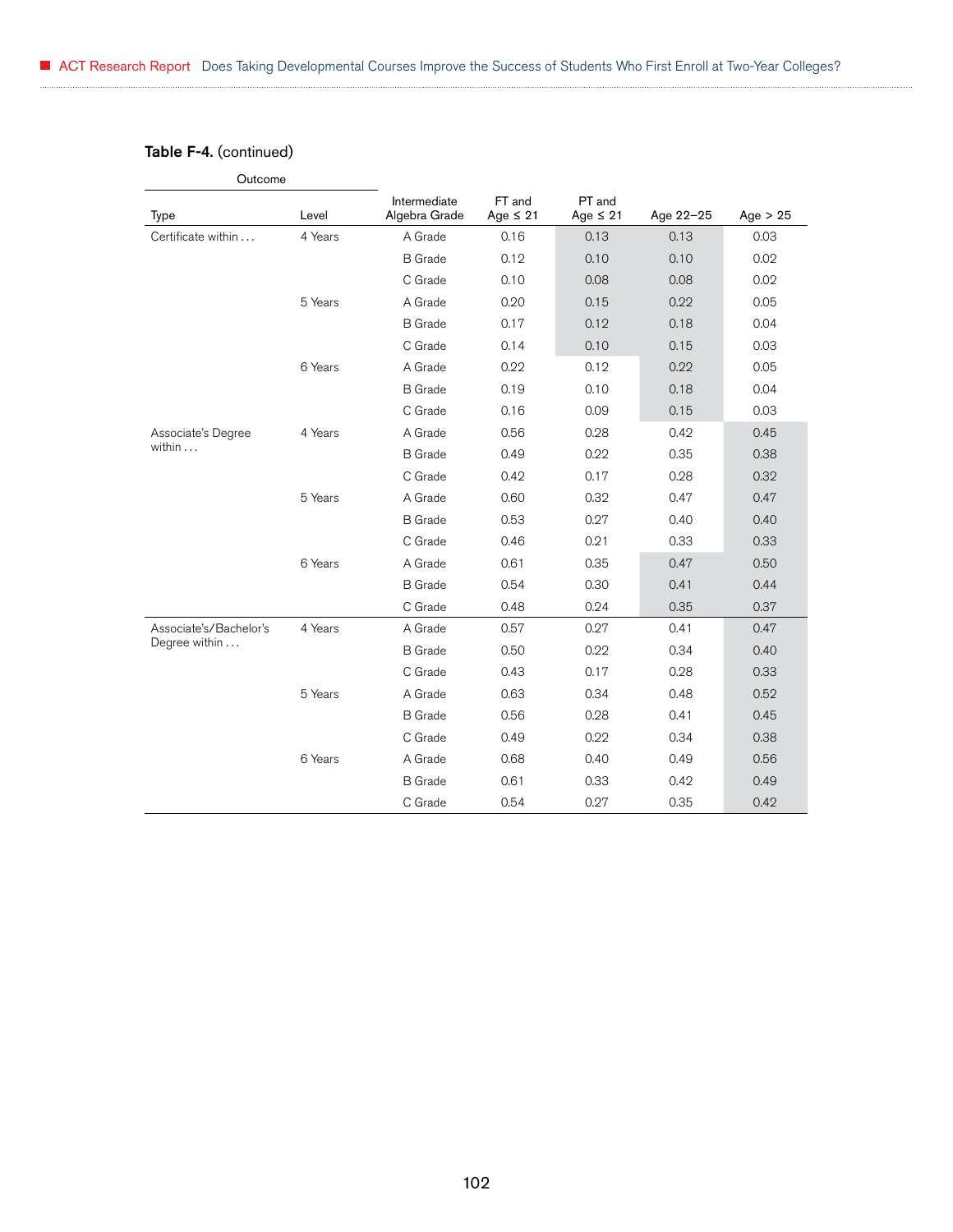**Table F-4.** (continued)

| Outcome | | Intermediate Algebra Grade | FT and Age ≤ 21 | PT and Age ≤ 21 | Age 22–25 | Age > 25 |
|---|---|---|---|---|---|---|
| Type | Level | | | | | |
| Certificate within . . . | 4 Years | A Grade | 0.16 | 0.13 | 0.13 | 0.03 |
| | | B Grade | 0.12 | 0.10 | 0.10 | 0.02 |
| | | C Grade | 0.10 | 0.08 | 0.08 | 0.02 |
| | 5 Years | A Grade | 0.20 | 0.15 | 0.22 | 0.05 |
| | | B Grade | 0.17 | 0.12 | 0.18 | 0.04 |
| | | C Grade | 0.14 | 0.10 | 0.15 | 0.03 |
| | 6 Years | A Grade | 0.22 | 0.12 | 0.22 | 0.05 |
| | | B Grade | 0.19 | 0.10 | 0.18 | 0.04 |
| | | C Grade | 0.16 | 0.09 | 0.15 | 0.03 |
| Associate's Degree within . . . | 4 Years | A Grade | 0.56 | 0.28 | 0.42 | 0.45 |
| | | B Grade | 0.49 | 0.22 | 0.35 | 0.38 |
| | | C Grade | 0.42 | 0.17 | 0.28 | 0.32 |
| | 5 Years | A Grade | 0.60 | 0.32 | 0.47 | 0.47 |
| | | B Grade | 0.53 | 0.27 | 0.40 | 0.40 |
| | | C Grade | 0.46 | 0.21 | 0.33 | 0.33 |
| | 6 Years | A Grade | 0.61 | 0.35 | 0.47 | 0.50 |
| | | B Grade | 0.54 | 0.30 | 0.41 | 0.44 |
| | | C Grade | 0.48 | 0.24 | 0.35 | 0.37 |
| Associate's/Bachelor's Degree within . . . | 4 Years | A Grade | 0.57 | 0.27 | 0.41 | 0.47 |
| | | B Grade | 0.50 | 0.22 | 0.34 | 0.40 |
| | | C Grade | 0.43 | 0.17 | 0.28 | 0.33 |
| | 5 Years | A Grade | 0.63 | 0.34 | 0.48 | 0.52 |
| | | B Grade | 0.56 | 0.28 | 0.41 | 0.45 |
| | | C Grade | 0.49 | 0.22 | 0.34 | 0.38 |
| | 6 Years | A Grade | 0.68 | 0.40 | 0.49 | 0.56 |
| | | B Grade | 0.61 | 0.33 | 0.42 | 0.49 |
| | | C Grade | 0.54 | 0.27 | 0.35 | 0.42 |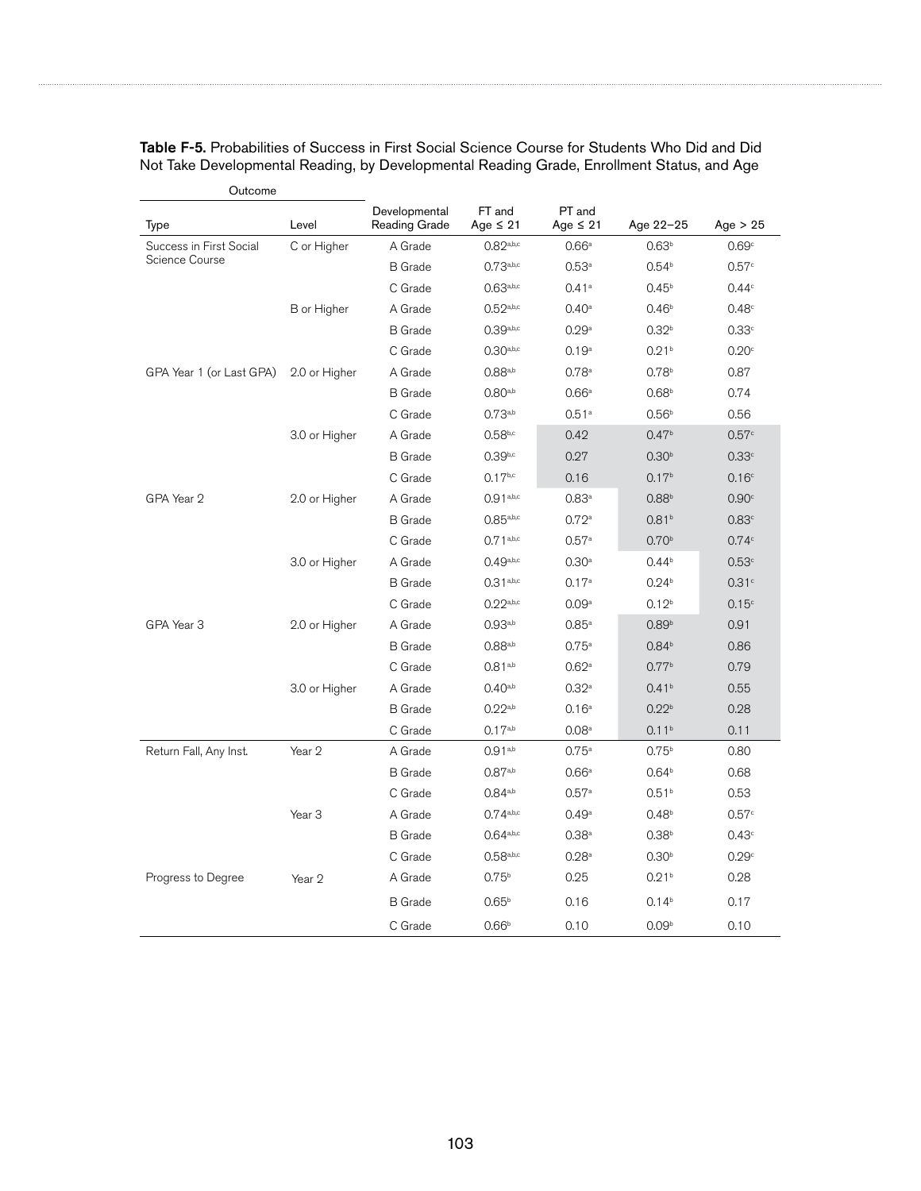**Table F-5.** Probabilities of Success in First Social Science Course for Students Who Did and Did Not Take Developmental Reading, by Developmental Reading Grade, Enrollment Status, and Age

| Outcome | | | | | | |
|---|---|---|---|---|---|---|
| Type | Level | Developmental Reading Grade | FT and Age ≤ 21 | PT and Age ≤ 21 | Age 22–25 | Age > 25 |
| Success in First Social Science Course | C or Higher | A Grade | 0.82[a,b,c] | 0.66[a] | 0.63[b] | 0.69[c] |
| | | B Grade | 0.73[a,b,c] | 0.53[a] | 0.54[b] | 0.57[c] |
| | | C Grade | 0.63[a,b,c] | 0.41[a] | 0.45[b] | 0.44[c] |
| | B or Higher | A Grade | 0.52[a,b,c] | 0.40[a] | 0.46[b] | 0.48[c] |
| | | B Grade | 0.39[a,b,c] | 0.29[a] | 0.32[b] | 0.33[c] |
| | | C Grade | 0.30[a,b,c] | 0.19[a] | 0.21[b] | 0.20[c] |
| GPA Year 1 (or Last GPA) | 2.0 or Higher | A Grade | 0.88[a,b] | 0.78[a] | 0.78[b] | 0.87 |
| | | B Grade | 0.80[a,b] | 0.66[a] | 0.68[b] | 0.74 |
| | | C Grade | 0.73[a,b] | 0.51[a] | 0.56[b] | 0.56 |
| | 3.0 or Higher | A Grade | 0.58[b,c] | 0.42 | 0.47[b] | 0.57[c] |
| | | B Grade | 0.39[b,c] | 0.27 | 0.30[b] | 0.33[c] |
| | | C Grade | 0.17[b,c] | 0.16 | 0.17[b] | 0.16[c] |
| GPA Year 2 | 2.0 or Higher | A Grade | 0.91[a,b,c] | 0.83[a] | 0.88[b] | 0.90[c] |
| | | B Grade | 0.85[a,b,c] | 0.72[a] | 0.81[b] | 0.83[c] |
| | | C Grade | 0.71[a,b,c] | 0.57[a] | 0.70[b] | 0.74[c] |
| | 3.0 or Higher | A Grade | 0.49[a,b,c] | 0.30[a] | 0.44[b] | 0.53[c] |
| | | B Grade | 0.31[a,b,c] | 0.17[a] | 0.24[b] | 0.31[c] |
| | | C Grade | 0.22[a,b,c] | 0.09[a] | 0.12[b] | 0.15[c] |
| GPA Year 3 | 2.0 or Higher | A Grade | 0.93[a,b] | 0.85[a] | 0.89[b] | 0.91 |
| | | B Grade | 0.88[a,b] | 0.75[a] | 0.84[b] | 0.86 |
| | | C Grade | 0.81[a,b] | 0.62[a] | 0.77[b] | 0.79 |
| | 3.0 or Higher | A Grade | 0.40[a,b] | 0.32[a] | 0.41[b] | 0.55 |
| | | B Grade | 0.22[a,b] | 0.16[a] | 0.22[b] | 0.28 |
| | | C Grade | 0.17[a,b] | 0.08[a] | 0.11[b] | 0.11 |
| Return Fall, Any Inst. | Year 2 | A Grade | 0.91[a,b] | 0.75[a] | 0.75[b] | 0.80 |
| | | B Grade | 0.87[a,b] | 0.66[a] | 0.64[b] | 0.68 |
| | | C Grade | 0.84[a,b] | 0.57[a] | 0.51[b] | 0.53 |
| | Year 3 | A Grade | 0.74[a,b,c] | 0.49[a] | 0.48[b] | 0.57[c] |
| | | B Grade | 0.64[a,b,c] | 0.38[a] | 0.38[b] | 0.43[c] |
| | | C Grade | 0.58[a,b,c] | 0.28[a] | 0.30[b] | 0.29[c] |
| Progress to Degree | Year 2 | A Grade | 0.75[b] | 0.25 | 0.21[b] | 0.28 |
| | | B Grade | 0.65[b] | 0.16 | 0.14[b] | 0.17 |
| | | C Grade | 0.66[b] | 0.10 | 0.09[b] | 0.10 |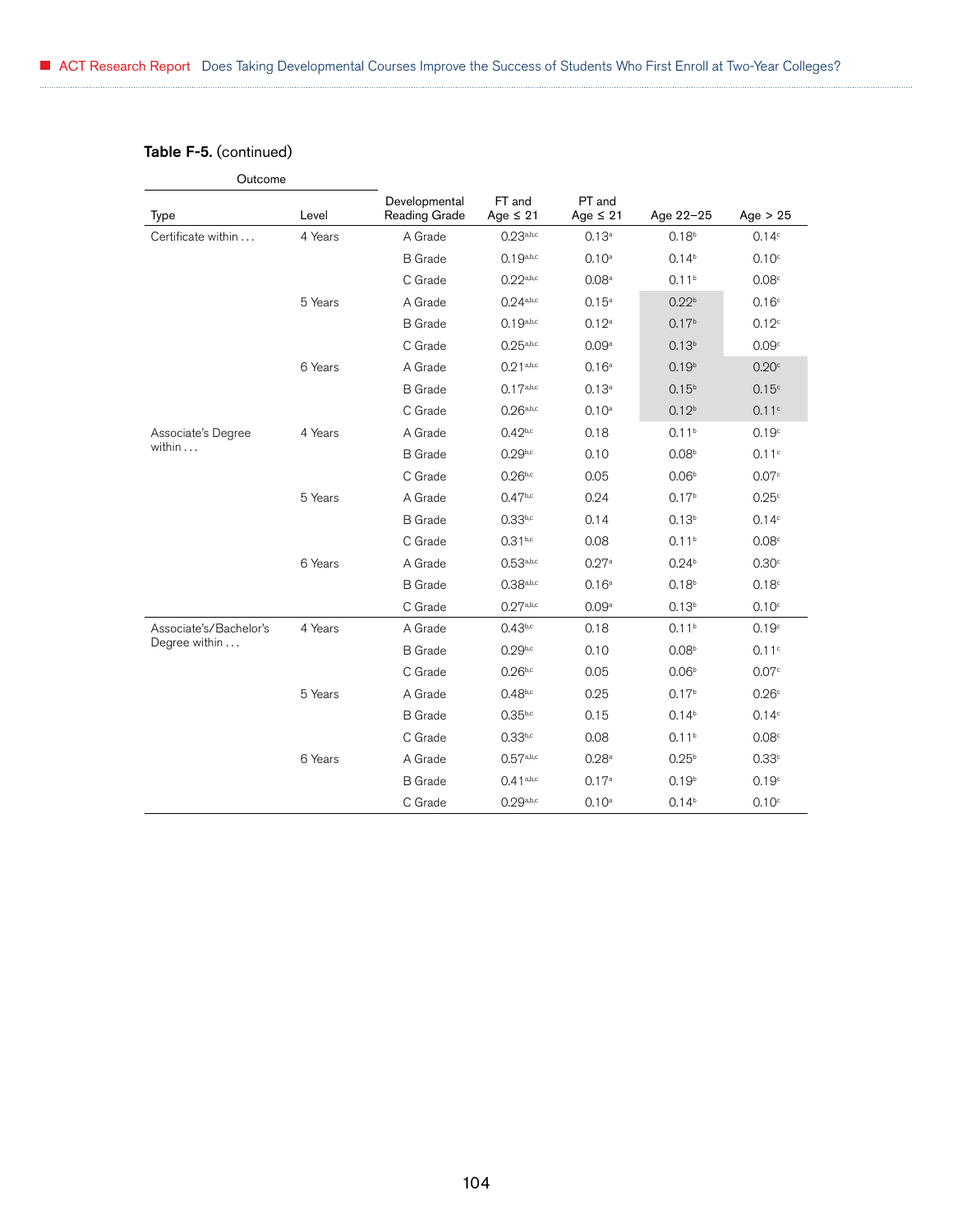**Table F-5.** (continued)

| Outcome | | | | | | |
|---|---|---|---|---|---|---|
| Type | Level | Developmental Reading Grade | FT and Age ≤ 21 | PT and Age ≤ 21 | Age 22–25 | Age > 25 |
| Certificate within . . . | 4 Years | A Grade | 0.23[a,b,c] | 0.13[a] | 0.18[b] | 0.14[c] |
| | | B Grade | 0.19[a,b,c] | 0.10[a] | 0.14[b] | 0.10[c] |
| | | C Grade | 0.22[a,b,c] | 0.08[a] | 0.11[b] | 0.08[c] |
| | 5 Years | A Grade | 0.24[a,b,c] | 0.15[a] | 0.22[b] | 0.16[c] |
| | | B Grade | 0.19[a,b,c] | 0.12[a] | 0.17[b] | 0.12[c] |
| | | C Grade | 0.25[a,b,c] | 0.09[a] | 0.13[b] | 0.09[c] |
| | 6 Years | A Grade | 0.21[a,b,c] | 0.16[a] | 0.19[b] | 0.20[c] |
| | | B Grade | 0.17[a,b,c] | 0.13[a] | 0.15[b] | 0.15[c] |
| | | C Grade | 0.26[a,b,c] | 0.10[a] | 0.12[b] | 0.11[c] |
| Associate's Degree within . . . | 4 Years | A Grade | 0.42[b,c] | 0.18 | 0.11[b] | 0.19[c] |
| | | B Grade | 0.29[b,c] | 0.10 | 0.08[b] | 0.11[c] |
| | | C Grade | 0.26[b,c] | 0.05 | 0.06[b] | 0.07[c] |
| | 5 Years | A Grade | 0.47[b,c] | 0.24 | 0.17[b] | 0.25[c] |
| | | B Grade | 0.33[b,c] | 0.14 | 0.13[b] | 0.14[c] |
| | | C Grade | 0.31[b,c] | 0.08 | 0.11[b] | 0.08[c] |
| | 6 Years | A Grade | 0.53[a,b,c] | 0.27[a] | 0.24[b] | 0.30[c] |
| | | B Grade | 0.38[a,b,c] | 0.16[a] | 0.18[b] | 0.18[c] |
| | | C Grade | 0.27[a,b,c] | 0.09[a] | 0.13[b] | 0.10[c] |
| Associate's/Bachelor's Degree within . . . | 4 Years | A Grade | 0.43[b,c] | 0.18 | 0.11[b] | 0.19[c] |
| | | B Grade | 0.29[b,c] | 0.10 | 0.08[b] | 0.11[c] |
| | | C Grade | 0.26[b,c] | 0.05 | 0.06[b] | 0.07[c] |
| | 5 Years | A Grade | 0.48[b,c] | 0.25 | 0.17[b] | 0.26[c] |
| | | B Grade | 0.35[b,c] | 0.15 | 0.14[b] | 0.14[c] |
| | | C Grade | 0.33[b,c] | 0.08 | 0.11[b] | 0.08[c] |
| | 6 Years | A Grade | 0.57[a,b,c] | 0.28[a] | 0.25[b] | 0.33[c] |
| | | B Grade | 0.41[a,b,c] | 0.17[a] | 0.19[b] | 0.19[c] |
| | | C Grade | 0.29[a,b,c] | 0.10[a] | 0.14[b] | 0.10[c] |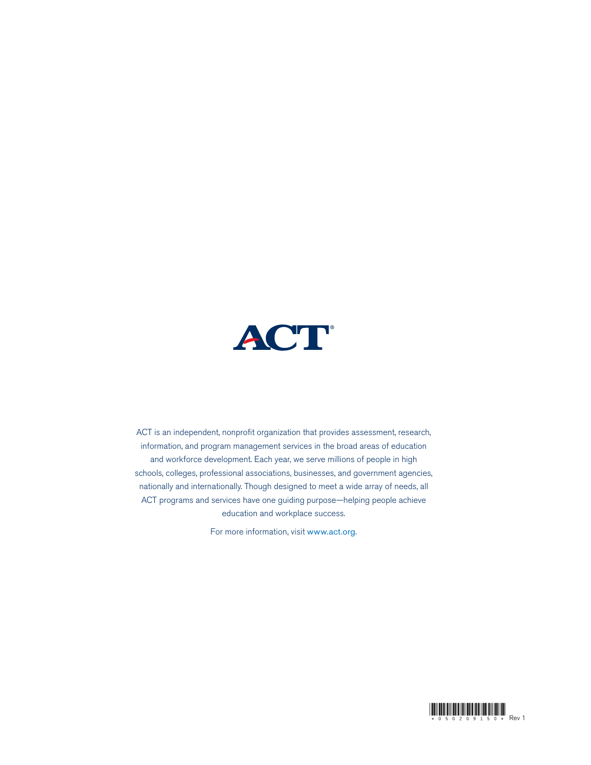ACT®

ACT is an independent, nonprofit organization that provides assessment, research, information, and program management services in the broad areas of education and workforce development. Each year, we serve millions of people in high schools, colleges, professional associations, businesses, and government agencies, nationally and internationally. Though designed to meet a wide array of needs, all ACT programs and services have one guiding purpose—helping people achieve education and workplace success.

For more information, visit www.act.org.

*050209150* Rev 1